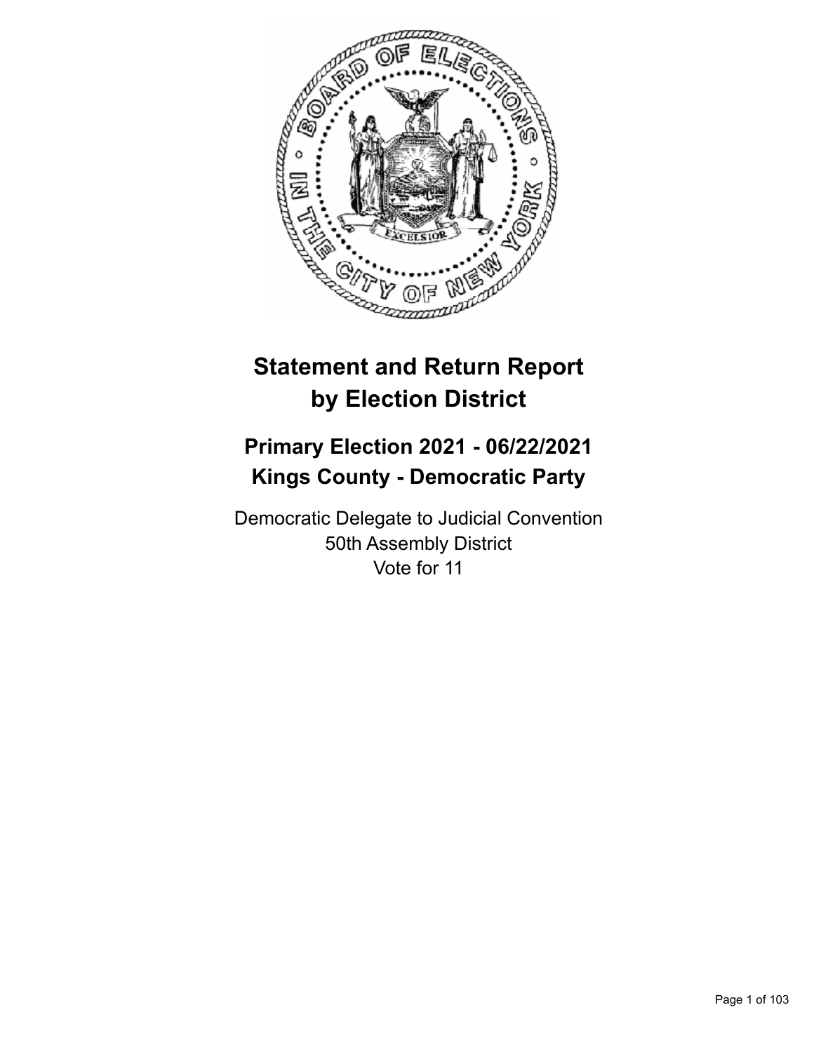# Statement and Return Report by Election District

## Primary Election 2021 - 06/22/2021
## Kings County - Democratic Party

Democratic Delegate to Judicial Convention
50th Assembly District
Vote for 11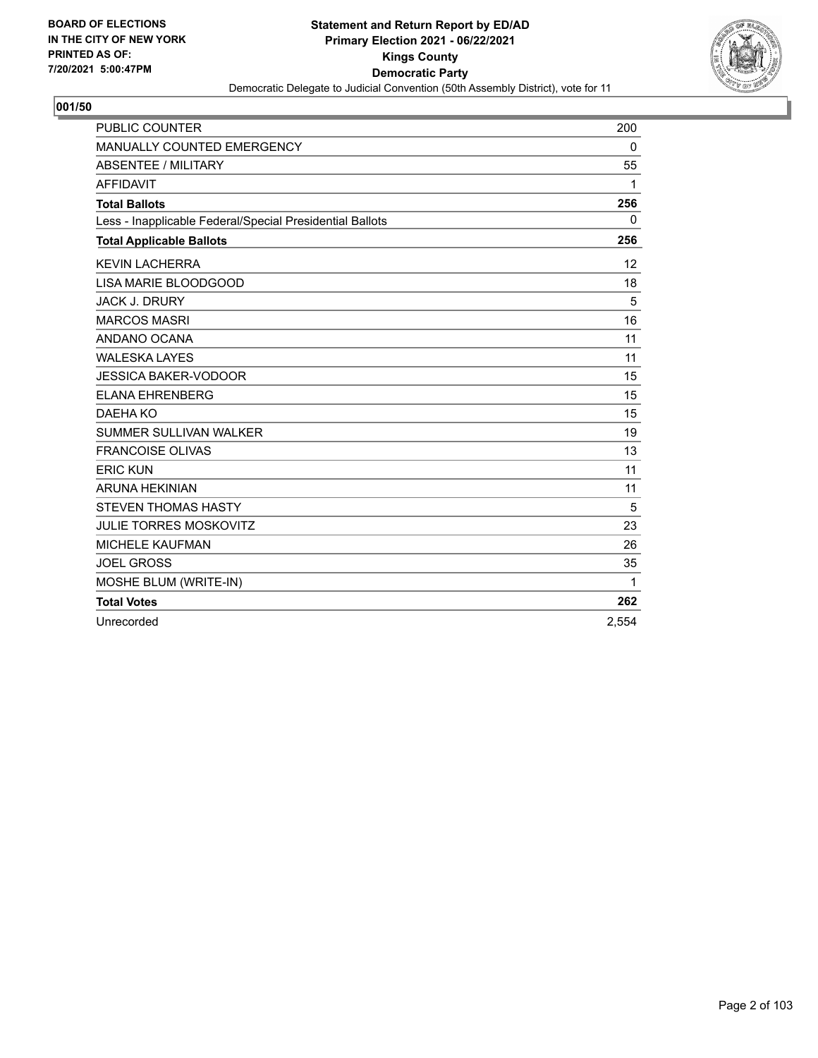BOARD OF ELECTIONS
IN THE CITY OF NEW YORK
PRINTED AS OF:
7/20/2021 5:00:47PM

**Statement and Return Report by ED/AD**
**Primary Election 2021 - 06/22/2021**
**Kings County**
**Democratic Party**
Democratic Delegate to Judicial Convention (50th Assembly District), vote for 11

## 001/50

| | |
|---|---|
| PUBLIC COUNTER | 200 |
| MANUALLY COUNTED EMERGENCY | 0 |
| ABSENTEE / MILITARY | 55 |
| AFFIDAVIT | 1 |
| **Total Ballots** | **256** |
| Less - Inapplicable Federal/Special Presidential Ballots | 0 |
| **Total Applicable Ballots** | **256** |
| KEVIN LACHERRA | 12 |
| LISA MARIE BLOODGOOD | 18 |
| JACK J. DRURY | 5 |
| MARCOS MASRI | 16 |
| ANDANO OCANA | 11 |
| WALESKA LAYES | 11 |
| JESSICA BAKER-VODOOR | 15 |
| ELANA EHRENBERG | 15 |
| DAEHA KO | 15 |
| SUMMER SULLIVAN WALKER | 19 |
| FRANCOISE OLIVAS | 13 |
| ERIC KUN | 11 |
| ARUNA HEKINIAN | 11 |
| STEVEN THOMAS HASTY | 5 |
| JULIE TORRES MOSKOVITZ | 23 |
| MICHELE KAUFMAN | 26 |
| JOEL GROSS | 35 |
| MOSHE BLUM (WRITE-IN) | 1 |
| **Total Votes** | **262** |
| Unrecorded | 2,554 |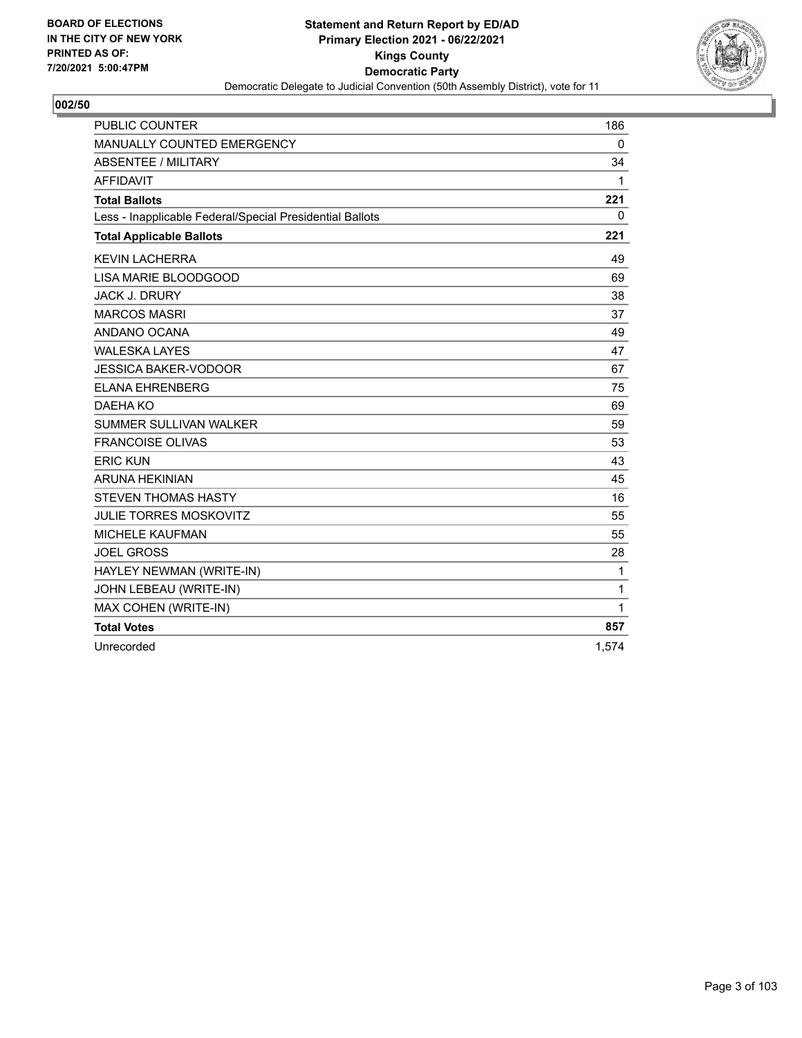BOARD OF ELECTIONS
IN THE CITY OF NEW YORK
PRINTED AS OF:
7/20/2021 5:00:47PM

**Statement and Return Report by ED/AD**
**Primary Election 2021 - 06/22/2021**
**Kings County**
**Democratic Party**
Democratic Delegate to Judicial Convention (50th Assembly District), vote for 11

## 002/50

| | |
|---|---|
| PUBLIC COUNTER | 186 |
| MANUALLY COUNTED EMERGENCY | 0 |
| ABSENTEE / MILITARY | 34 |
| AFFIDAVIT | 1 |
| **Total Ballots** | **221** |
| Less - Inapplicable Federal/Special Presidential Ballots | 0 |
| **Total Applicable Ballots** | **221** |
| KEVIN LACHERRA | 49 |
| LISA MARIE BLOODGOOD | 69 |
| JACK J. DRURY | 38 |
| MARCOS MASRI | 37 |
| ANDANO OCANA | 49 |
| WALESKA LAYES | 47 |
| JESSICA BAKER-VODOOR | 67 |
| ELANA EHRENBERG | 75 |
| DAEHA KO | 69 |
| SUMMER SULLIVAN WALKER | 59 |
| FRANCOISE OLIVAS | 53 |
| ERIC KUN | 43 |
| ARUNA HEKINIAN | 45 |
| STEVEN THOMAS HASTY | 16 |
| JULIE TORRES MOSKOVITZ | 55 |
| MICHELE KAUFMAN | 55 |
| JOEL GROSS | 28 |
| HAYLEY NEWMAN (WRITE-IN) | 1 |
| JOHN LEBEAU (WRITE-IN) | 1 |
| MAX COHEN (WRITE-IN) | 1 |
| **Total Votes** | **857** |
| Unrecorded | 1,574 |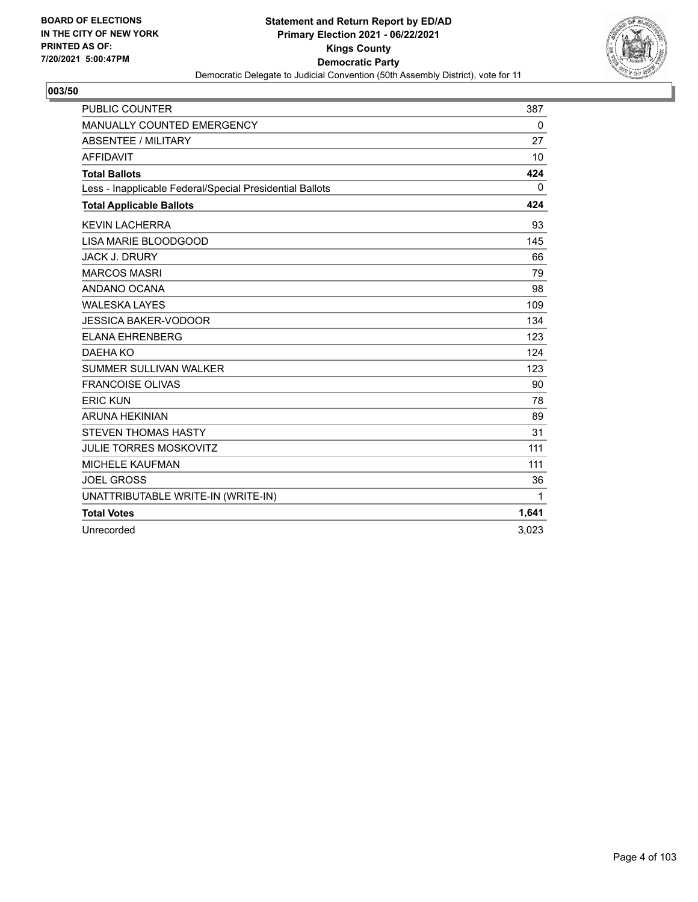BOARD OF ELECTIONS
IN THE CITY OF NEW YORK
PRINTED AS OF:
7/20/2021 5:00:47PM

**Statement and Return Report by ED/AD**
**Primary Election 2021 - 06/22/2021**
**Kings County**
**Democratic Party**
Democratic Delegate to Judicial Convention (50th Assembly District), vote for 11

**003/50**

| | |
|---|---|
| PUBLIC COUNTER | 387 |
| MANUALLY COUNTED EMERGENCY | 0 |
| ABSENTEE / MILITARY | 27 |
| AFFIDAVIT | 10 |
| **Total Ballots** | **424** |
| Less - Inapplicable Federal/Special Presidential Ballots | 0 |
| **Total Applicable Ballots** | **424** |
| KEVIN LACHERRA | 93 |
| LISA MARIE BLOODGOOD | 145 |
| JACK J. DRURY | 66 |
| MARCOS MASRI | 79 |
| ANDANO OCANA | 98 |
| WALESKA LAYES | 109 |
| JESSICA BAKER-VODOOR | 134 |
| ELANA EHRENBERG | 123 |
| DAEHA KO | 124 |
| SUMMER SULLIVAN WALKER | 123 |
| FRANCOISE OLIVAS | 90 |
| ERIC KUN | 78 |
| ARUNA HEKINIAN | 89 |
| STEVEN THOMAS HASTY | 31 |
| JULIE TORRES MOSKOVITZ | 111 |
| MICHELE KAUFMAN | 111 |
| JOEL GROSS | 36 |
| UNATTRIBUTABLE WRITE-IN (WRITE-IN) | 1 |
| **Total Votes** | **1,641** |
| Unrecorded | 3,023 |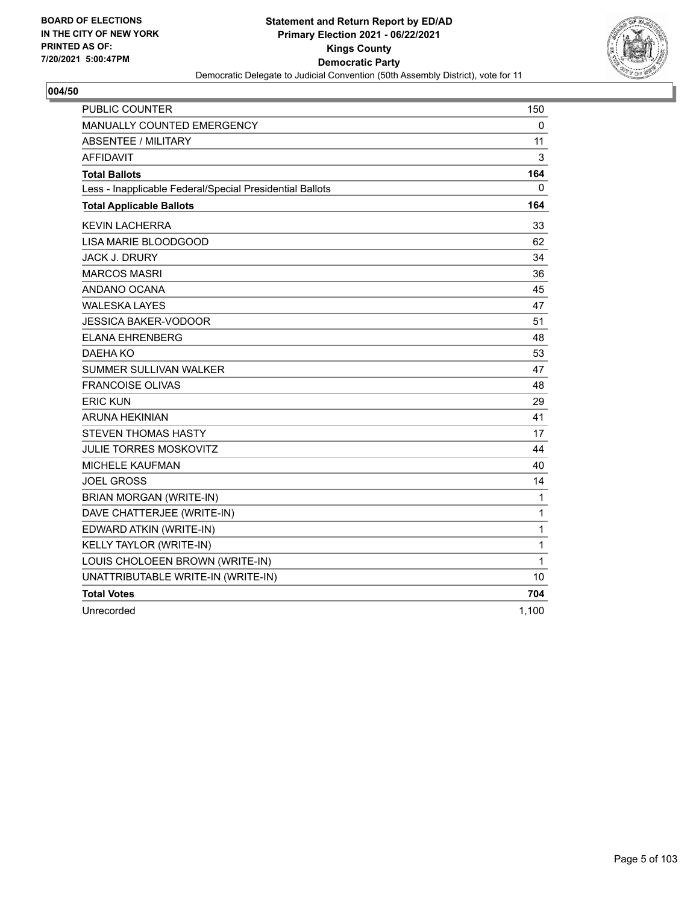BOARD OF ELECTIONS
IN THE CITY OF NEW YORK
PRINTED AS OF:
7/20/2021 5:00:47PM

**Statement and Return Report by ED/AD**
**Primary Election 2021 - 06/22/2021**
**Kings County**
**Democratic Party**
Democratic Delegate to Judicial Convention (50th Assembly District), vote for 11

## 004/50

| | |
|---|---|
| PUBLIC COUNTER | 150 |
| MANUALLY COUNTED EMERGENCY | 0 |
| ABSENTEE / MILITARY | 11 |
| AFFIDAVIT | 3 |
| **Total Ballots** | **164** |
| Less - Inapplicable Federal/Special Presidential Ballots | 0 |
| **Total Applicable Ballots** | **164** |
| KEVIN LACHERRA | 33 |
| LISA MARIE BLOODGOOD | 62 |
| JACK J. DRURY | 34 |
| MARCOS MASRI | 36 |
| ANDANO OCANA | 45 |
| WALESKA LAYES | 47 |
| JESSICA BAKER-VODOOR | 51 |
| ELANA EHRENBERG | 48 |
| DAEHA KO | 53 |
| SUMMER SULLIVAN WALKER | 47 |
| FRANCOISE OLIVAS | 48 |
| ERIC KUN | 29 |
| ARUNA HEKINIAN | 41 |
| STEVEN THOMAS HASTY | 17 |
| JULIE TORRES MOSKOVITZ | 44 |
| MICHELE KAUFMAN | 40 |
| JOEL GROSS | 14 |
| BRIAN MORGAN (WRITE-IN) | 1 |
| DAVE CHATTERJEE (WRITE-IN) | 1 |
| EDWARD ATKIN (WRITE-IN) | 1 |
| KELLY TAYLOR (WRITE-IN) | 1 |
| LOUIS CHOLOEEN BROWN (WRITE-IN) | 1 |
| UNATTRIBUTABLE WRITE-IN (WRITE-IN) | 10 |
| **Total Votes** | **704** |
| Unrecorded | 1,100 |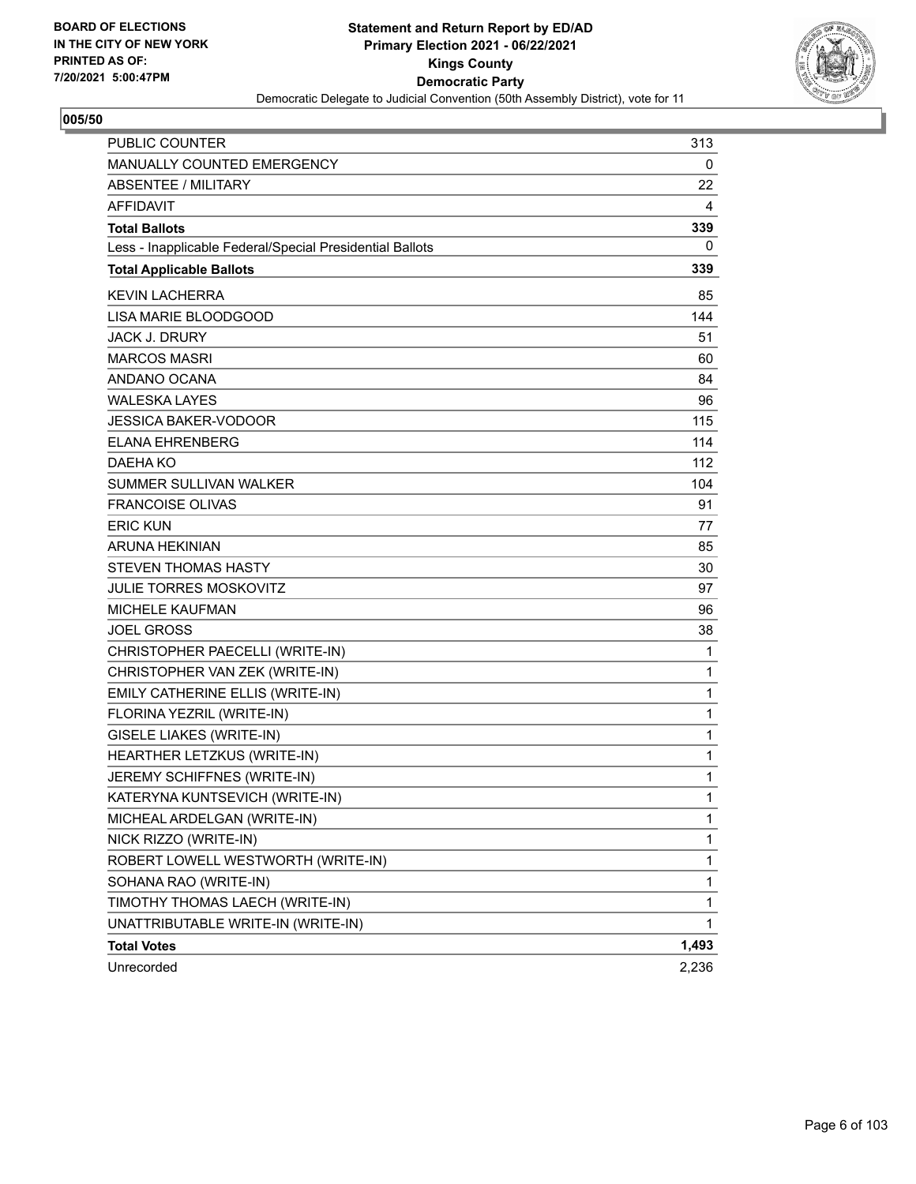BOARD OF ELECTIONS
IN THE CITY OF NEW YORK
PRINTED AS OF:
7/20/2021 5:00:47PM

**Statement and Return Report by ED/AD**
**Primary Election 2021 - 06/22/2021**
**Kings County**
**Democratic Party**
Democratic Delegate to Judicial Convention (50th Assembly District), vote for 11

**005/50**

| | |
|---|---|
| PUBLIC COUNTER | 313 |
| MANUALLY COUNTED EMERGENCY | 0 |
| ABSENTEE / MILITARY | 22 |
| AFFIDAVIT | 4 |
| **Total Ballots** | **339** |
| Less - Inapplicable Federal/Special Presidential Ballots | 0 |
| **Total Applicable Ballots** | **339** |
| KEVIN LACHERRA | 85 |
| LISA MARIE BLOODGOOD | 144 |
| JACK J. DRURY | 51 |
| MARCOS MASRI | 60 |
| ANDANO OCANA | 84 |
| WALESKA LAYES | 96 |
| JESSICA BAKER-VODOOR | 115 |
| ELANA EHRENBERG | 114 |
| DAEHA KO | 112 |
| SUMMER SULLIVAN WALKER | 104 |
| FRANCOISE OLIVAS | 91 |
| ERIC KUN | 77 |
| ARUNA HEKINIAN | 85 |
| STEVEN THOMAS HASTY | 30 |
| JULIE TORRES MOSKOVITZ | 97 |
| MICHELE KAUFMAN | 96 |
| JOEL GROSS | 38 |
| CHRISTOPHER PAECELLI (WRITE-IN) | 1 |
| CHRISTOPHER VAN ZEK (WRITE-IN) | 1 |
| EMILY CATHERINE ELLIS (WRITE-IN) | 1 |
| FLORINA YEZRIL (WRITE-IN) | 1 |
| GISELE LIAKES (WRITE-IN) | 1 |
| HEARTHER LETZKUS (WRITE-IN) | 1 |
| JEREMY SCHIFFNES (WRITE-IN) | 1 |
| KATERYNA KUNTSEVICH (WRITE-IN) | 1 |
| MICHEAL ARDELGAN (WRITE-IN) | 1 |
| NICK RIZZO (WRITE-IN) | 1 |
| ROBERT LOWELL WESTWORTH (WRITE-IN) | 1 |
| SOHANA RAO (WRITE-IN) | 1 |
| TIMOTHY THOMAS LAECH (WRITE-IN) | 1 |
| UNATTRIBUTABLE WRITE-IN (WRITE-IN) | 1 |
| **Total Votes** | **1,493** |
| Unrecorded | 2,236 |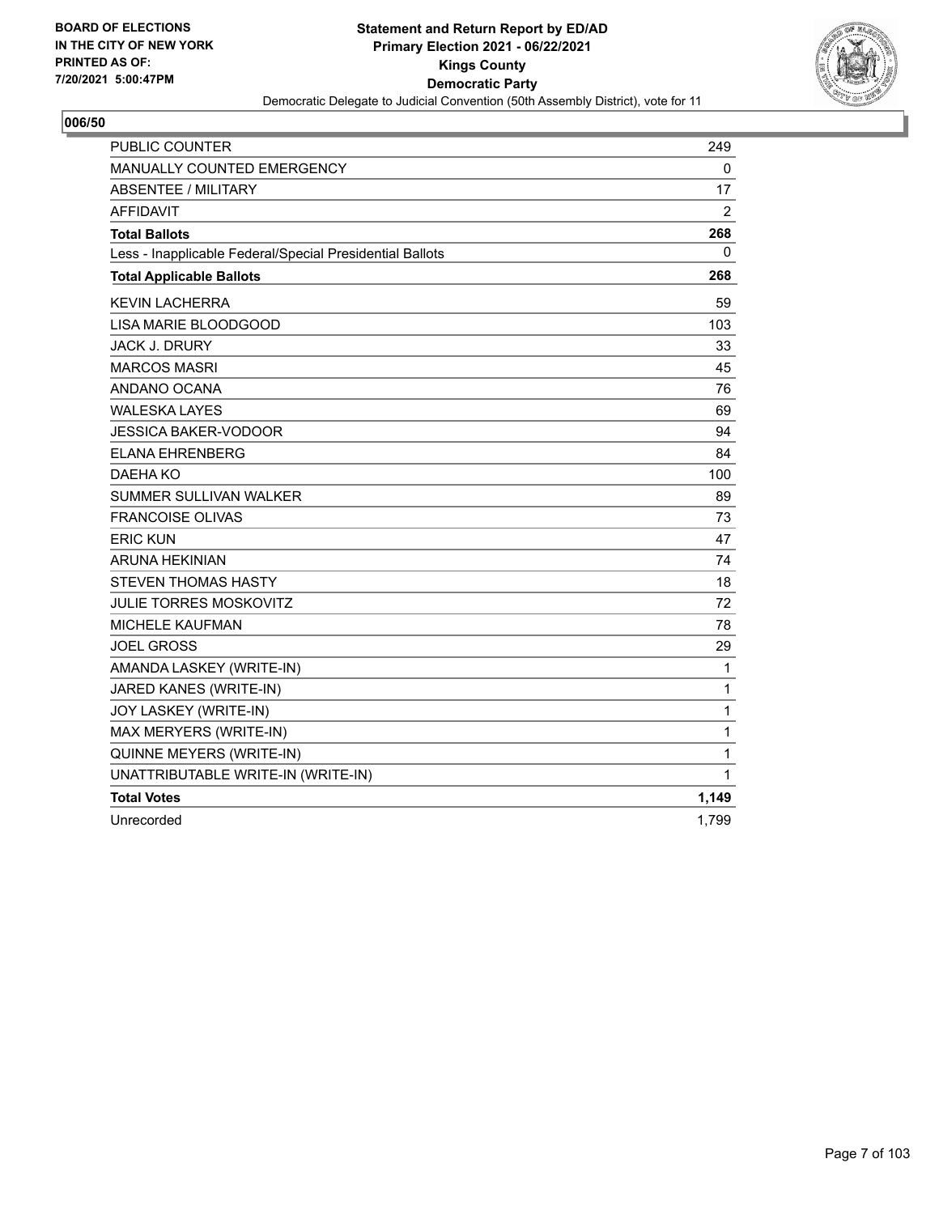**BOARD OF ELECTIONS IN THE CITY OF NEW YORK PRINTED AS OF: 7/20/2021 5:00:47PM**

# Statement and Return Report by ED/AD
## Primary Election 2021 - 06/22/2021
## Kings County
## Democratic Party
### Democratic Delegate to Judicial Convention (50th Assembly District), vote for 11

**006/50**

| | |
|---|---|
| PUBLIC COUNTER | 249 |
| MANUALLY COUNTED EMERGENCY | 0 |
| ABSENTEE / MILITARY | 17 |
| AFFIDAVIT | 2 |
| **Total Ballots** | **268** |
| Less - Inapplicable Federal/Special Presidential Ballots | 0 |
| **Total Applicable Ballots** | **268** |
| KEVIN LACHERRA | 59 |
| LISA MARIE BLOODGOOD | 103 |
| JACK J. DRURY | 33 |
| MARCOS MASRI | 45 |
| ANDANO OCANA | 76 |
| WALESKA LAYES | 69 |
| JESSICA BAKER-VODOOR | 94 |
| ELANA EHRENBERG | 84 |
| DAEHA KO | 100 |
| SUMMER SULLIVAN WALKER | 89 |
| FRANCOISE OLIVAS | 73 |
| ERIC KUN | 47 |
| ARUNA HEKINIAN | 74 |
| STEVEN THOMAS HASTY | 18 |
| JULIE TORRES MOSKOVITZ | 72 |
| MICHELE KAUFMAN | 78 |
| JOEL GROSS | 29 |
| AMANDA LASKEY (WRITE-IN) | 1 |
| JARED KANES (WRITE-IN) | 1 |
| JOY LASKEY (WRITE-IN) | 1 |
| MAX MERYERS (WRITE-IN) | 1 |
| QUINNE MEYERS (WRITE-IN) | 1 |
| UNATTRIBUTABLE WRITE-IN (WRITE-IN) | 1 |
| **Total Votes** | **1,149** |
| Unrecorded | 1,799 |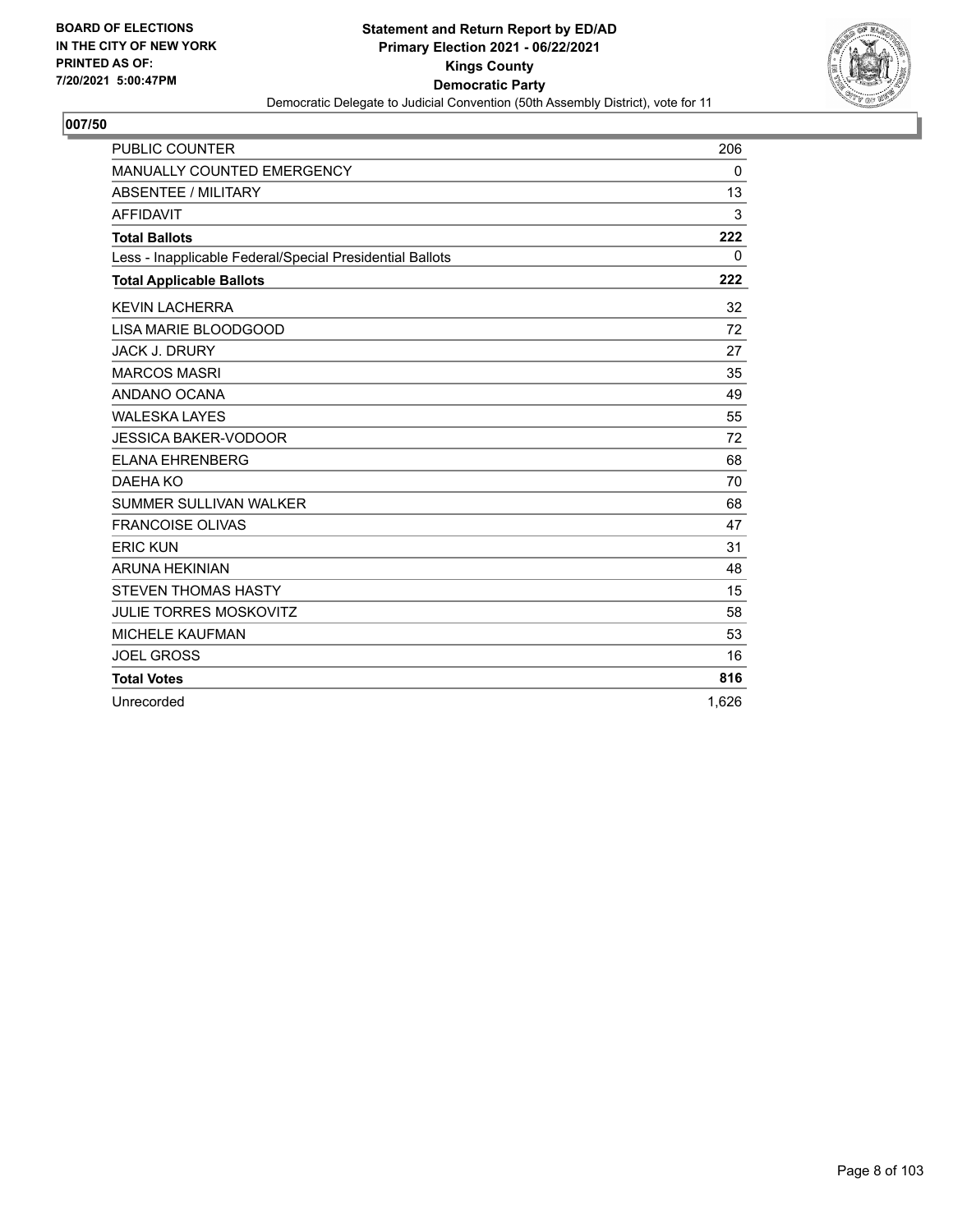BOARD OF ELECTIONS
IN THE CITY OF NEW YORK
PRINTED AS OF:
7/20/2021 5:00:47PM

**Statement and Return Report by ED/AD**
**Primary Election 2021 - 06/22/2021**
**Kings County**
**Democratic Party**
Democratic Delegate to Judicial Convention (50th Assembly District), vote for 11

## 007/50

| | |
|---|---|
| PUBLIC COUNTER | 206 |
| MANUALLY COUNTED EMERGENCY | 0 |
| ABSENTEE / MILITARY | 13 |
| AFFIDAVIT | 3 |
| **Total Ballots** | **222** |
| Less - Inapplicable Federal/Special Presidential Ballots | 0 |
| **Total Applicable Ballots** | **222** |
| KEVIN LACHERRA | 32 |
| LISA MARIE BLOODGOOD | 72 |
| JACK J. DRURY | 27 |
| MARCOS MASRI | 35 |
| ANDANO OCANA | 49 |
| WALESKA LAYES | 55 |
| JESSICA BAKER-VODOOR | 72 |
| ELANA EHRENBERG | 68 |
| DAEHA KO | 70 |
| SUMMER SULLIVAN WALKER | 68 |
| FRANCOISE OLIVAS | 47 |
| ERIC KUN | 31 |
| ARUNA HEKINIAN | 48 |
| STEVEN THOMAS HASTY | 15 |
| JULIE TORRES MOSKOVITZ | 58 |
| MICHELE KAUFMAN | 53 |
| JOEL GROSS | 16 |
| **Total Votes** | **816** |
| Unrecorded | 1,626 |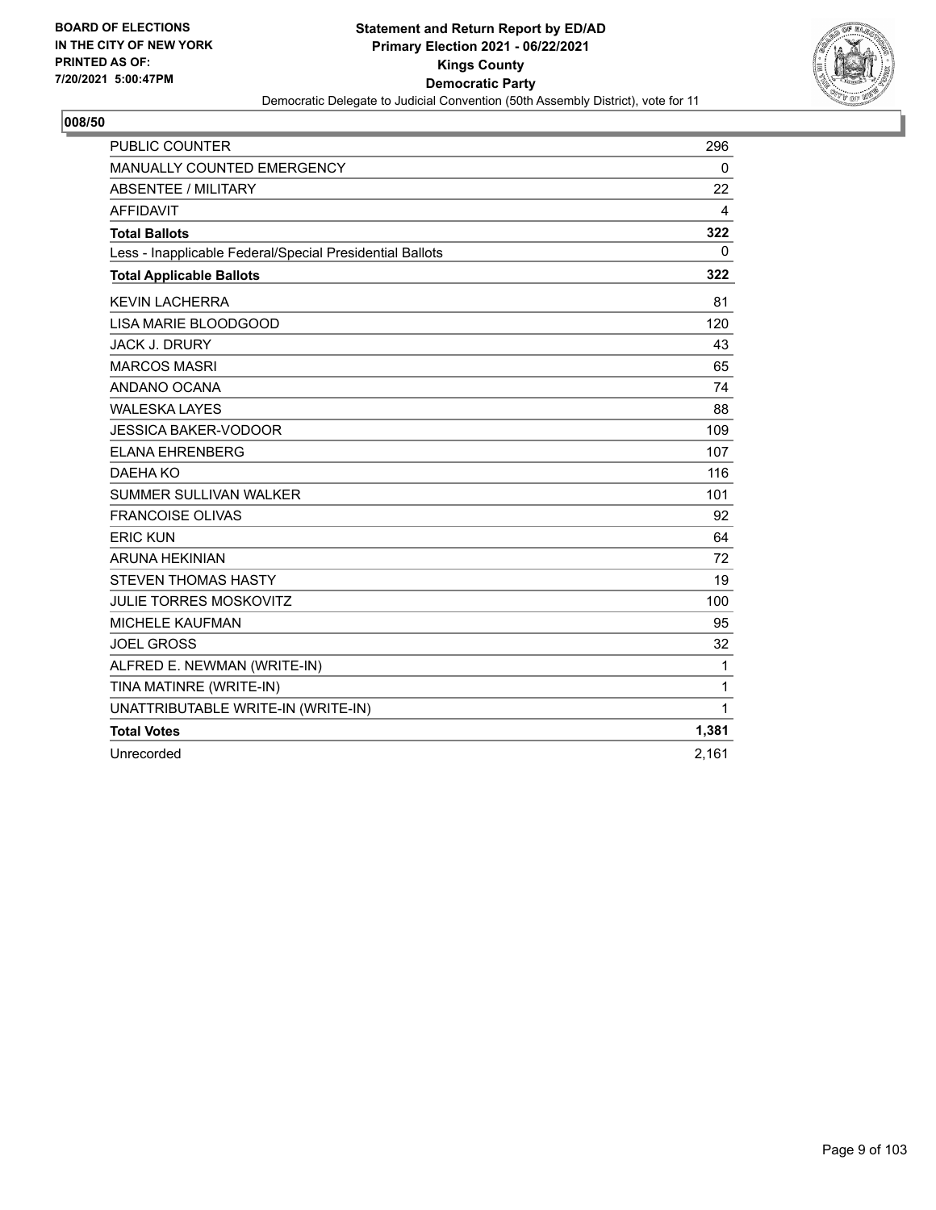BOARD OF ELECTIONS
IN THE CITY OF NEW YORK
PRINTED AS OF:
7/20/2021 5:00:47PM

**Statement and Return Report by ED/AD**
**Primary Election 2021 - 06/22/2021**
**Kings County**
**Democratic Party**
Democratic Delegate to Judicial Convention (50th Assembly District), vote for 11

**008/50**

| | |
|---|---|
| PUBLIC COUNTER | 296 |
| MANUALLY COUNTED EMERGENCY | 0 |
| ABSENTEE / MILITARY | 22 |
| AFFIDAVIT | 4 |
| **Total Ballots** | **322** |
| Less - Inapplicable Federal/Special Presidential Ballots | 0 |
| **Total Applicable Ballots** | **322** |
| KEVIN LACHERRA | 81 |
| LISA MARIE BLOODGOOD | 120 |
| JACK J. DRURY | 43 |
| MARCOS MASRI | 65 |
| ANDANO OCANA | 74 |
| WALESKA LAYES | 88 |
| JESSICA BAKER-VODOOR | 109 |
| ELANA EHRENBERG | 107 |
| DAEHA KO | 116 |
| SUMMER SULLIVAN WALKER | 101 |
| FRANCOISE OLIVAS | 92 |
| ERIC KUN | 64 |
| ARUNA HEKINIAN | 72 |
| STEVEN THOMAS HASTY | 19 |
| JULIE TORRES MOSKOVITZ | 100 |
| MICHELE KAUFMAN | 95 |
| JOEL GROSS | 32 |
| ALFRED E. NEWMAN (WRITE-IN) | 1 |
| TINA MATINRE (WRITE-IN) | 1 |
| UNATTRIBUTABLE WRITE-IN (WRITE-IN) | 1 |
| **Total Votes** | **1,381** |
| Unrecorded | 2,161 |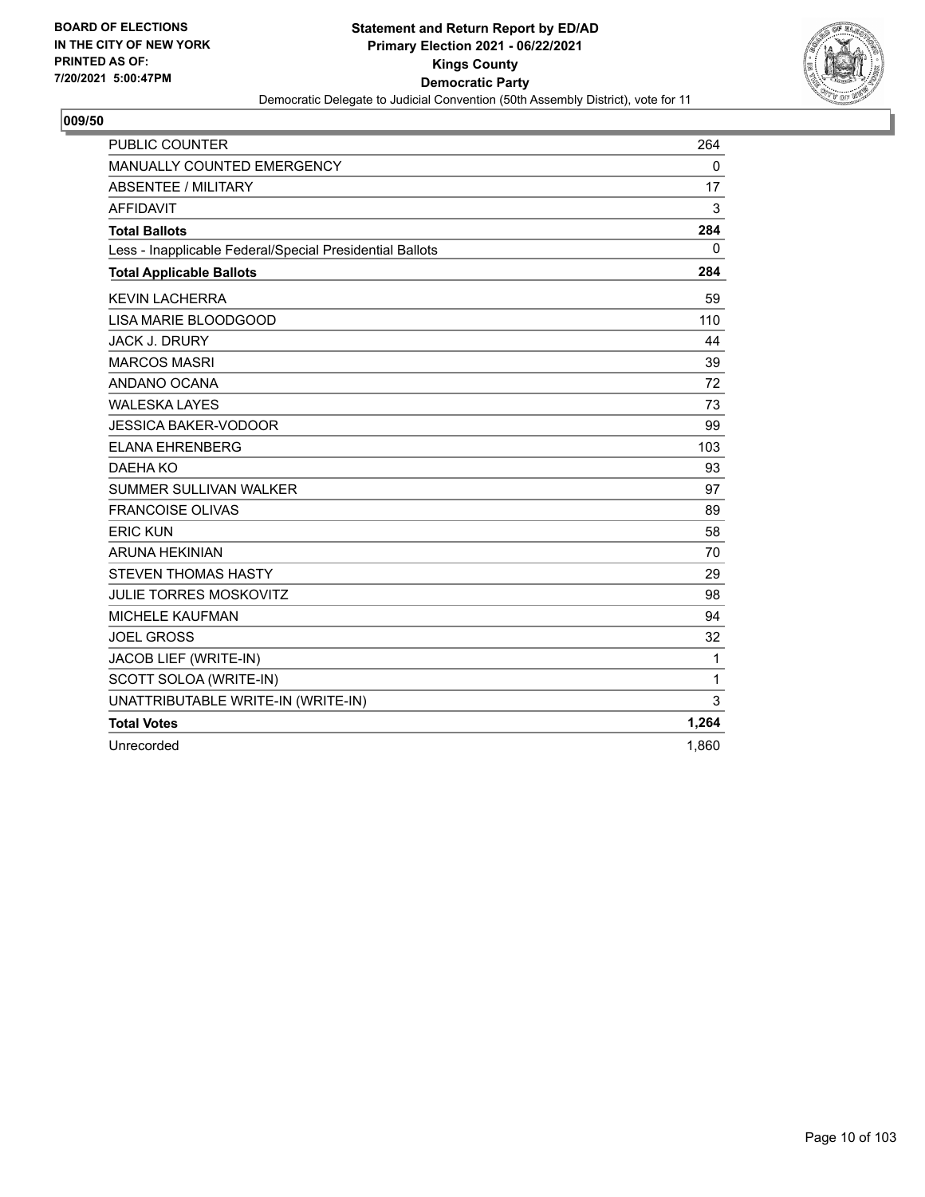**BOARD OF ELECTIONS IN THE CITY OF NEW YORK PRINTED AS OF: 7/20/2021 5:00:47PM**

**Statement and Return Report by ED/AD**
**Primary Election 2021 - 06/22/2021**
**Kings County**
**Democratic Party**
Democratic Delegate to Judicial Convention (50th Assembly District), vote for 11

## 009/50

| | |
|---|---|
| PUBLIC COUNTER | 264 |
| MANUALLY COUNTED EMERGENCY | 0 |
| ABSENTEE / MILITARY | 17 |
| AFFIDAVIT | 3 |
| **Total Ballots** | **284** |
| Less - Inapplicable Federal/Special Presidential Ballots | 0 |
| **Total Applicable Ballots** | **284** |
| KEVIN LACHERRA | 59 |
| LISA MARIE BLOODGOOD | 110 |
| JACK J. DRURY | 44 |
| MARCOS MASRI | 39 |
| ANDANO OCANA | 72 |
| WALESKA LAYES | 73 |
| JESSICA BAKER-VODOOR | 99 |
| ELANA EHRENBERG | 103 |
| DAEHA KO | 93 |
| SUMMER SULLIVAN WALKER | 97 |
| FRANCOISE OLIVAS | 89 |
| ERIC KUN | 58 |
| ARUNA HEKINIAN | 70 |
| STEVEN THOMAS HASTY | 29 |
| JULIE TORRES MOSKOVITZ | 98 |
| MICHELE KAUFMAN | 94 |
| JOEL GROSS | 32 |
| JACOB LIEF (WRITE-IN) | 1 |
| SCOTT SOLOA (WRITE-IN) | 1 |
| UNATTRIBUTABLE WRITE-IN (WRITE-IN) | 3 |
| **Total Votes** | **1,264** |
| Unrecorded | 1,860 |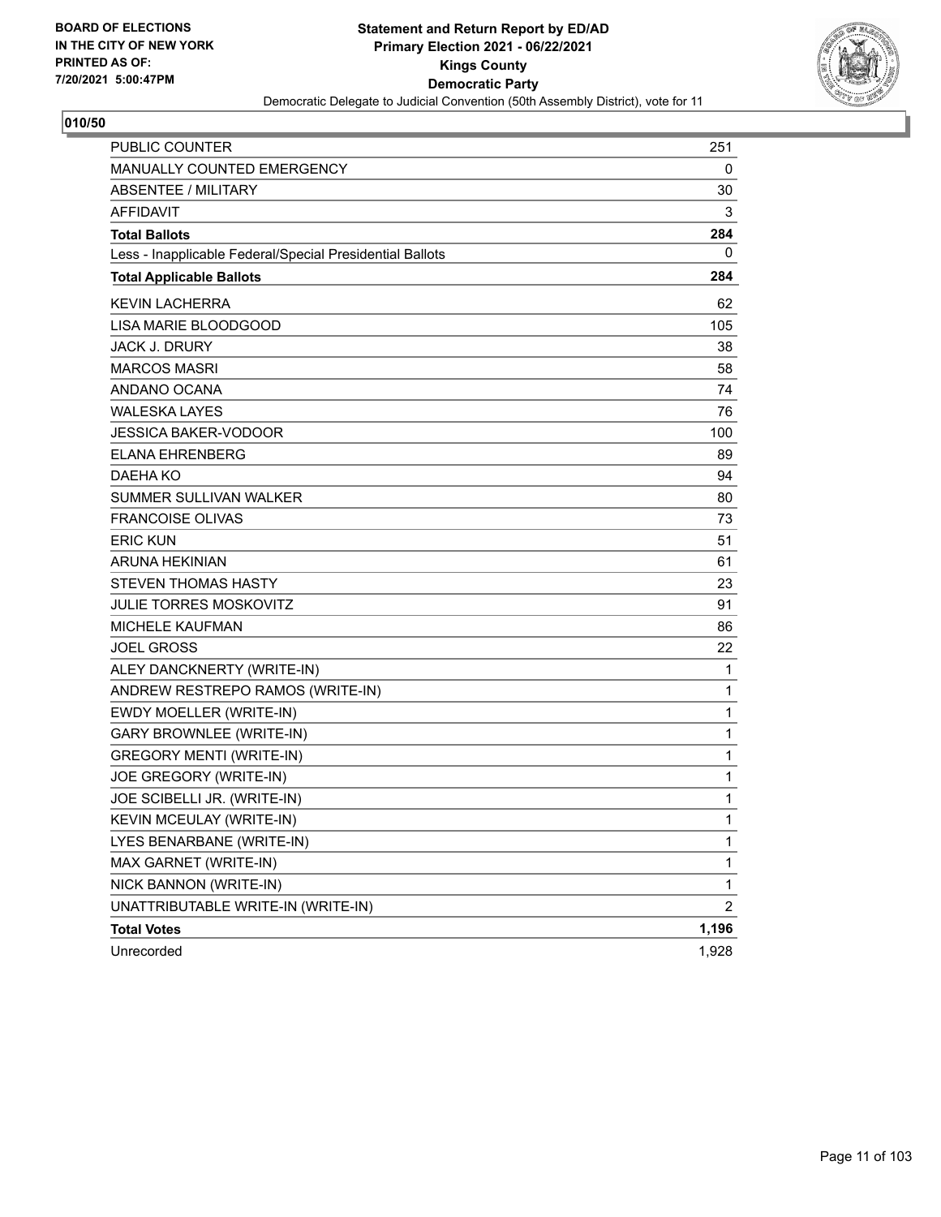BOARD OF ELECTIONS
IN THE CITY OF NEW YORK
PRINTED AS OF:
7/20/2021 5:00:47PM

**Statement and Return Report by ED/AD**
**Primary Election 2021 - 06/22/2021**
**Kings County**
**Democratic Party**
Democratic Delegate to Judicial Convention (50th Assembly District), vote for 11

## 010/50

| | |
|---|---|
| PUBLIC COUNTER | 251 |
| MANUALLY COUNTED EMERGENCY | 0 |
| ABSENTEE / MILITARY | 30 |
| AFFIDAVIT | 3 |
| **Total Ballots** | **284** |
| Less - Inapplicable Federal/Special Presidential Ballots | 0 |
| **Total Applicable Ballots** | **284** |
| KEVIN LACHERRA | 62 |
| LISA MARIE BLOODGOOD | 105 |
| JACK J. DRURY | 38 |
| MARCOS MASRI | 58 |
| ANDANO OCANA | 74 |
| WALESKA LAYES | 76 |
| JESSICA BAKER-VODOOR | 100 |
| ELANA EHRENBERG | 89 |
| DAEHA KO | 94 |
| SUMMER SULLIVAN WALKER | 80 |
| FRANCOISE OLIVAS | 73 |
| ERIC KUN | 51 |
| ARUNA HEKINIAN | 61 |
| STEVEN THOMAS HASTY | 23 |
| JULIE TORRES MOSKOVITZ | 91 |
| MICHELE KAUFMAN | 86 |
| JOEL GROSS | 22 |
| ALEY DANCKNERTY (WRITE-IN) | 1 |
| ANDREW RESTREPO RAMOS (WRITE-IN) | 1 |
| EWDY MOELLER (WRITE-IN) | 1 |
| GARY BROWNLEE (WRITE-IN) | 1 |
| GREGORY MENTI (WRITE-IN) | 1 |
| JOE GREGORY (WRITE-IN) | 1 |
| JOE SCIBELLI JR. (WRITE-IN) | 1 |
| KEVIN MCEULAY (WRITE-IN) | 1 |
| LYES BENARBANE (WRITE-IN) | 1 |
| MAX GARNET (WRITE-IN) | 1 |
| NICK BANNON (WRITE-IN) | 1 |
| UNATTRIBUTABLE WRITE-IN (WRITE-IN) | 2 |
| **Total Votes** | **1,196** |
| Unrecorded | 1,928 |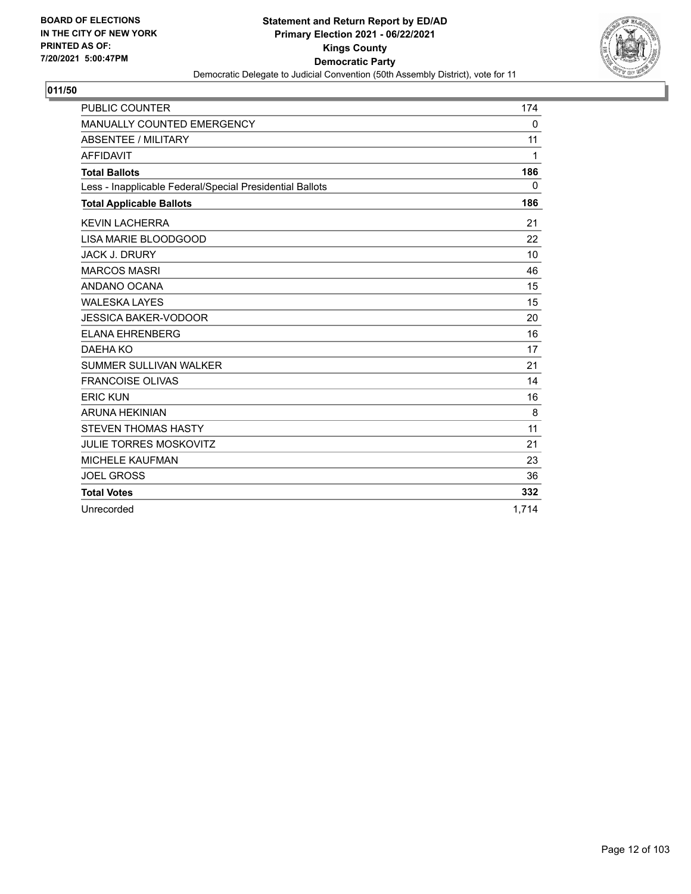BOARD OF ELECTIONS
IN THE CITY OF NEW YORK
PRINTED AS OF:
7/20/2021 5:00:47PM

**Statement and Return Report by ED/AD**
**Primary Election 2021 - 06/22/2021**
**Kings County**
**Democratic Party**
Democratic Delegate to Judicial Convention (50th Assembly District), vote for 11

**011/50**

| | |
|---|---|
| PUBLIC COUNTER | 174 |
| MANUALLY COUNTED EMERGENCY | 0 |
| ABSENTEE / MILITARY | 11 |
| AFFIDAVIT | 1 |
| **Total Ballots** | **186** |
| Less - Inapplicable Federal/Special Presidential Ballots | 0 |
| **Total Applicable Ballots** | **186** |
| KEVIN LACHERRA | 21 |
| LISA MARIE BLOODGOOD | 22 |
| JACK J. DRURY | 10 |
| MARCOS MASRI | 46 |
| ANDANO OCANA | 15 |
| WALESKA LAYES | 15 |
| JESSICA BAKER-VODOOR | 20 |
| ELANA EHRENBERG | 16 |
| DAEHA KO | 17 |
| SUMMER SULLIVAN WALKER | 21 |
| FRANCOISE OLIVAS | 14 |
| ERIC KUN | 16 |
| ARUNA HEKINIAN | 8 |
| STEVEN THOMAS HASTY | 11 |
| JULIE TORRES MOSKOVITZ | 21 |
| MICHELE KAUFMAN | 23 |
| JOEL GROSS | 36 |
| **Total Votes** | **332** |
| Unrecorded | 1,714 |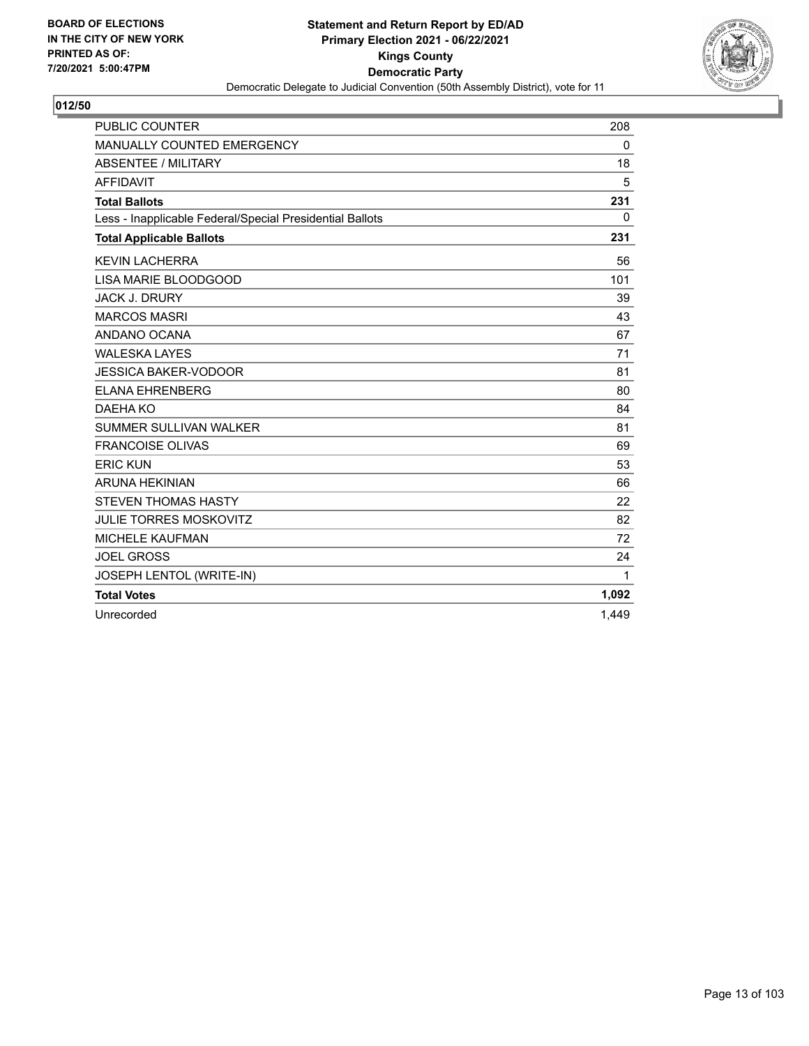BOARD OF ELECTIONS
IN THE CITY OF NEW YORK
PRINTED AS OF:
7/20/2021 5:00:47PM

**Statement and Return Report by ED/AD**
**Primary Election 2021 - 06/22/2021**
**Kings County**
**Democratic Party**
Democratic Delegate to Judicial Convention (50th Assembly District), vote for 11

## 012/50

| | |
|---|---|
| PUBLIC COUNTER | 208 |
| MANUALLY COUNTED EMERGENCY | 0 |
| ABSENTEE / MILITARY | 18 |
| AFFIDAVIT | 5 |
| **Total Ballots** | **231** |
| Less - Inapplicable Federal/Special Presidential Ballots | 0 |
| **Total Applicable Ballots** | **231** |
| KEVIN LACHERRA | 56 |
| LISA MARIE BLOODGOOD | 101 |
| JACK J. DRURY | 39 |
| MARCOS MASRI | 43 |
| ANDANO OCANA | 67 |
| WALESKA LAYES | 71 |
| JESSICA BAKER-VODOOR | 81 |
| ELANA EHRENBERG | 80 |
| DAEHA KO | 84 |
| SUMMER SULLIVAN WALKER | 81 |
| FRANCOISE OLIVAS | 69 |
| ERIC KUN | 53 |
| ARUNA HEKINIAN | 66 |
| STEVEN THOMAS HASTY | 22 |
| JULIE TORRES MOSKOVITZ | 82 |
| MICHELE KAUFMAN | 72 |
| JOEL GROSS | 24 |
| JOSEPH LENTOL (WRITE-IN) | 1 |
| **Total Votes** | **1,092** |
| Unrecorded | 1,449 |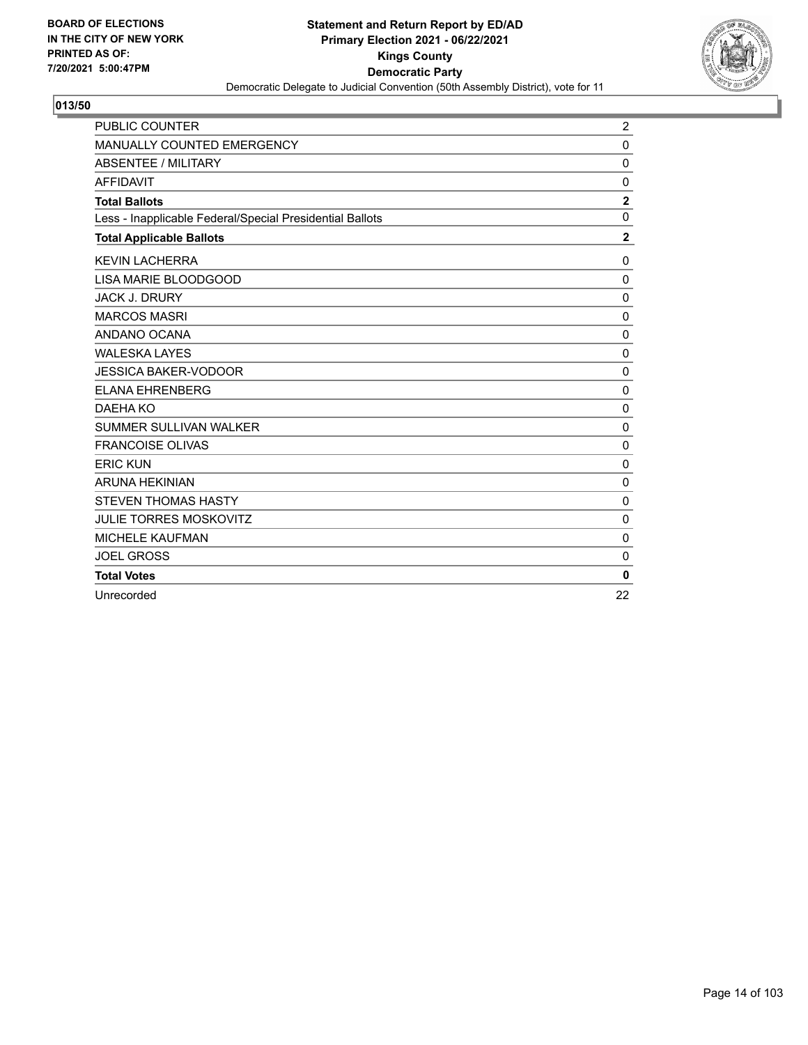BOARD OF ELECTIONS
IN THE CITY OF NEW YORK
PRINTED AS OF:
7/20/2021 5:00:47PM

**Statement and Return Report by ED/AD**
**Primary Election 2021 - 06/22/2021**
**Kings County**
**Democratic Party**
Democratic Delegate to Judicial Convention (50th Assembly District), vote for 11

## 013/50

| | |
|---|---|
| PUBLIC COUNTER | 2 |
| MANUALLY COUNTED EMERGENCY | 0 |
| ABSENTEE / MILITARY | 0 |
| AFFIDAVIT | 0 |
| **Total Ballots** | **2** |
| Less - Inapplicable Federal/Special Presidential Ballots | 0 |
| **Total Applicable Ballots** | **2** |
| KEVIN LACHERRA | 0 |
| LISA MARIE BLOODGOOD | 0 |
| JACK J. DRURY | 0 |
| MARCOS MASRI | 0 |
| ANDANO OCANA | 0 |
| WALESKA LAYES | 0 |
| JESSICA BAKER-VODOOR | 0 |
| ELANA EHRENBERG | 0 |
| DAEHA KO | 0 |
| SUMMER SULLIVAN WALKER | 0 |
| FRANCOISE OLIVAS | 0 |
| ERIC KUN | 0 |
| ARUNA HEKINIAN | 0 |
| STEVEN THOMAS HASTY | 0 |
| JULIE TORRES MOSKOVITZ | 0 |
| MICHELE KAUFMAN | 0 |
| JOEL GROSS | 0 |
| **Total Votes** | **0** |
| Unrecorded | 22 |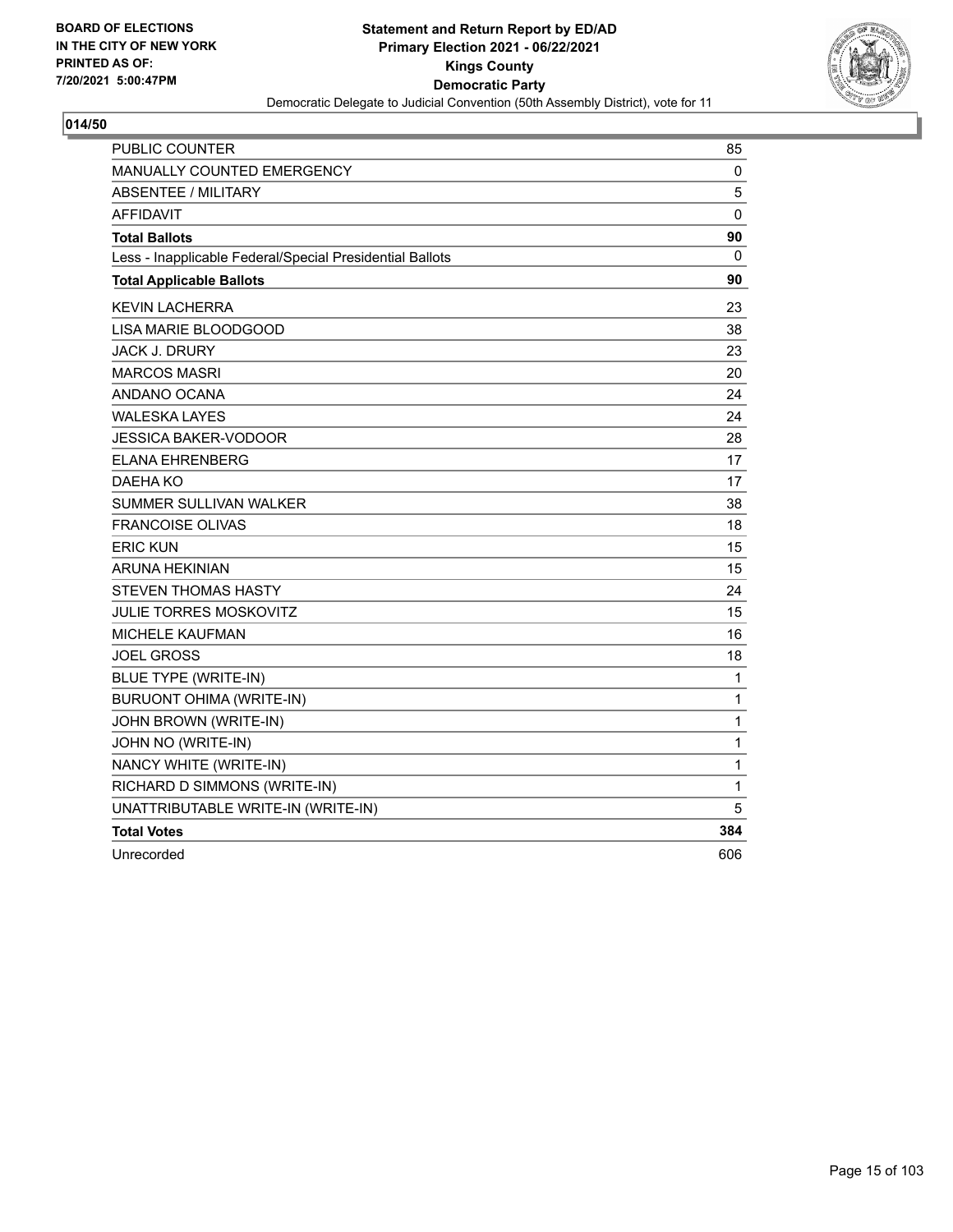BOARD OF ELECTIONS
IN THE CITY OF NEW YORK
PRINTED AS OF:
7/20/2021 5:00:47PM

**Statement and Return Report by ED/AD**
**Primary Election 2021 - 06/22/2021**
**Kings County**
**Democratic Party**
Democratic Delegate to Judicial Convention (50th Assembly District), vote for 11

**014/50**

| | |
|---|---|
| PUBLIC COUNTER | 85 |
| MANUALLY COUNTED EMERGENCY | 0 |
| ABSENTEE / MILITARY | 5 |
| AFFIDAVIT | 0 |
| **Total Ballots** | **90** |
| Less - Inapplicable Federal/Special Presidential Ballots | 0 |
| **Total Applicable Ballots** | **90** |
| KEVIN LACHERRA | 23 |
| LISA MARIE BLOODGOOD | 38 |
| JACK J. DRURY | 23 |
| MARCOS MASRI | 20 |
| ANDANO OCANA | 24 |
| WALESKA LAYES | 24 |
| JESSICA BAKER-VODOOR | 28 |
| ELANA EHRENBERG | 17 |
| DAEHA KO | 17 |
| SUMMER SULLIVAN WALKER | 38 |
| FRANCOISE OLIVAS | 18 |
| ERIC KUN | 15 |
| ARUNA HEKINIAN | 15 |
| STEVEN THOMAS HASTY | 24 |
| JULIE TORRES MOSKOVITZ | 15 |
| MICHELE KAUFMAN | 16 |
| JOEL GROSS | 18 |
| BLUE TYPE (WRITE-IN) | 1 |
| BURUONT OHIMA (WRITE-IN) | 1 |
| JOHN BROWN (WRITE-IN) | 1 |
| JOHN NO (WRITE-IN) | 1 |
| NANCY WHITE (WRITE-IN) | 1 |
| RICHARD D SIMMONS (WRITE-IN) | 1 |
| UNATTRIBUTABLE WRITE-IN (WRITE-IN) | 5 |
| **Total Votes** | **384** |
| Unrecorded | 606 |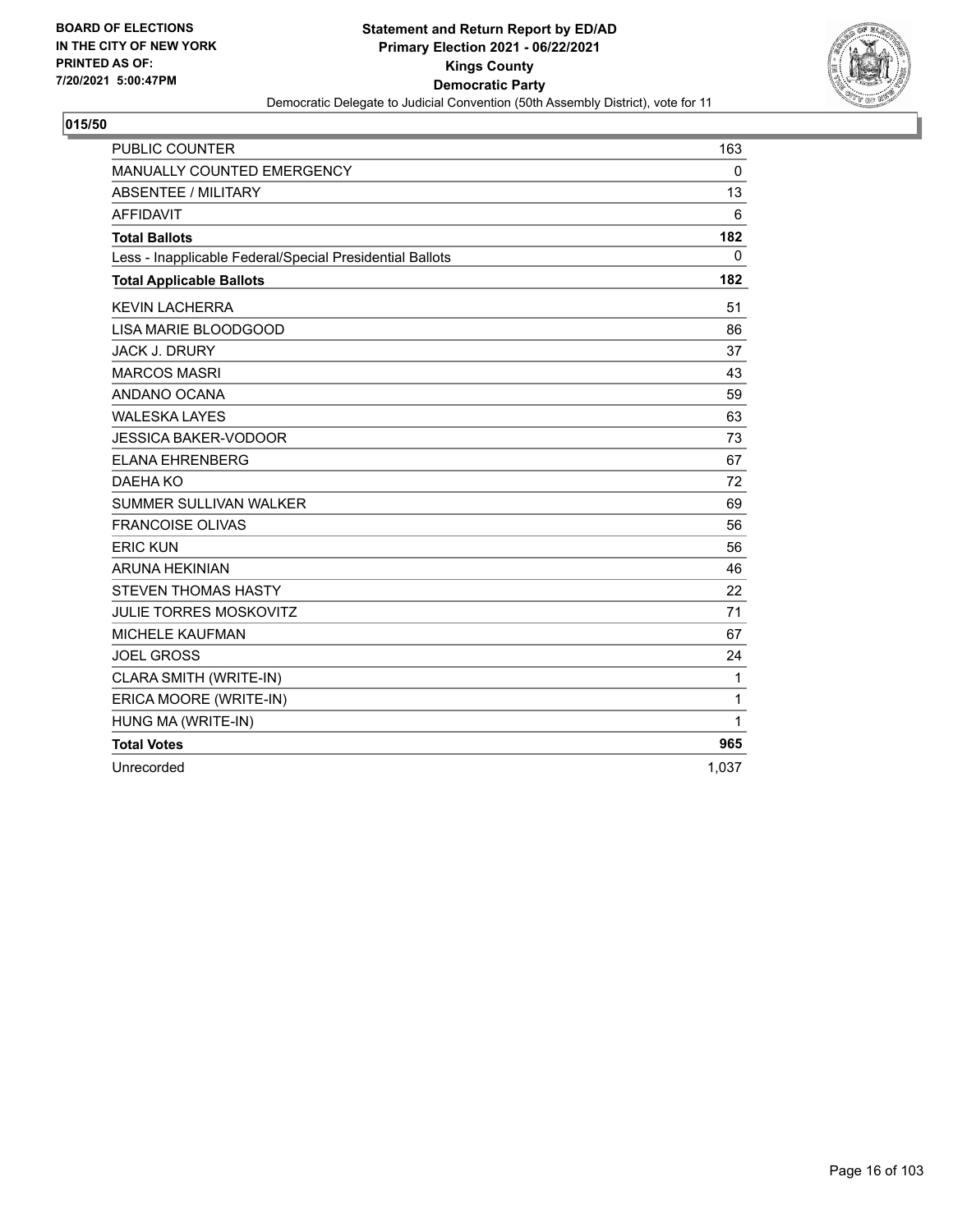BOARD OF ELECTIONS
IN THE CITY OF NEW YORK
PRINTED AS OF:
7/20/2021 5:00:47PM

**Statement and Return Report by ED/AD**
**Primary Election 2021 - 06/22/2021**
**Kings County**
**Democratic Party**
Democratic Delegate to Judicial Convention (50th Assembly District), vote for 11

## 015/50

| | |
|---|---|
| PUBLIC COUNTER | 163 |
| MANUALLY COUNTED EMERGENCY | 0 |
| ABSENTEE / MILITARY | 13 |
| AFFIDAVIT | 6 |
| **Total Ballots** | **182** |
| Less - Inapplicable Federal/Special Presidential Ballots | 0 |
| **Total Applicable Ballots** | **182** |
| KEVIN LACHERRA | 51 |
| LISA MARIE BLOODGOOD | 86 |
| JACK J. DRURY | 37 |
| MARCOS MASRI | 43 |
| ANDANO OCANA | 59 |
| WALESKA LAYES | 63 |
| JESSICA BAKER-VODOOR | 73 |
| ELANA EHRENBERG | 67 |
| DAEHA KO | 72 |
| SUMMER SULLIVAN WALKER | 69 |
| FRANCOISE OLIVAS | 56 |
| ERIC KUN | 56 |
| ARUNA HEKINIAN | 46 |
| STEVEN THOMAS HASTY | 22 |
| JULIE TORRES MOSKOVITZ | 71 |
| MICHELE KAUFMAN | 67 |
| JOEL GROSS | 24 |
| CLARA SMITH (WRITE-IN) | 1 |
| ERICA MOORE (WRITE-IN) | 1 |
| HUNG MA (WRITE-IN) | 1 |
| **Total Votes** | **965** |
| Unrecorded | 1,037 |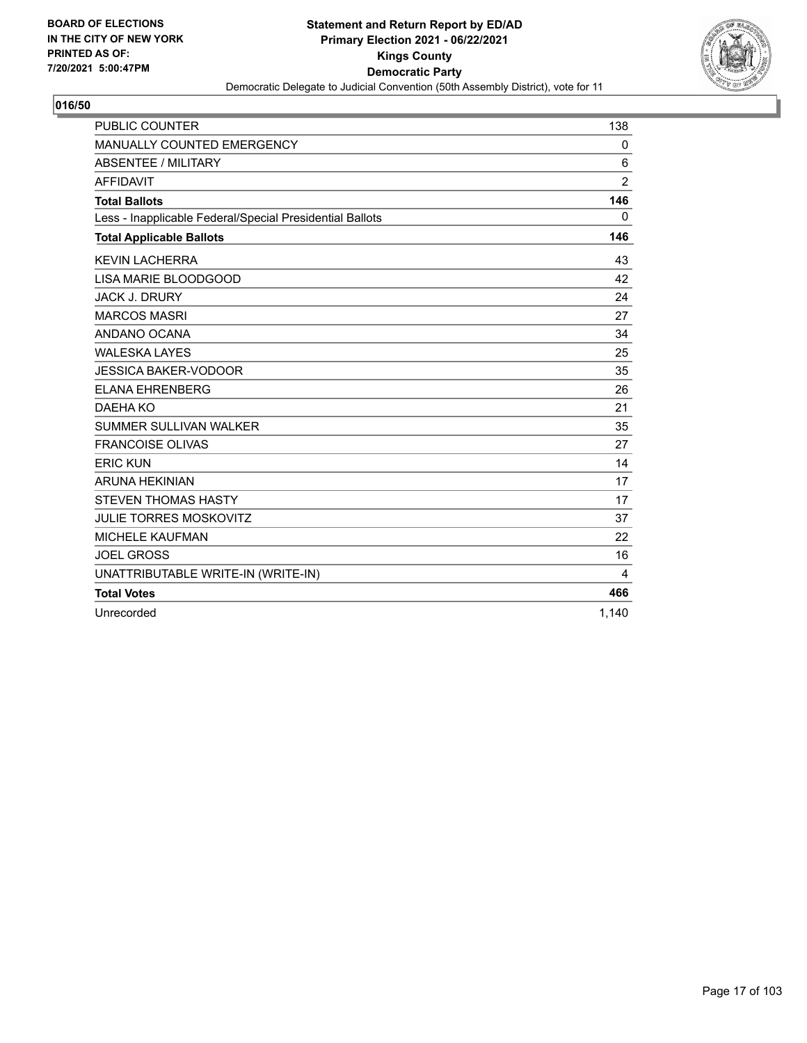BOARD OF ELECTIONS
IN THE CITY OF NEW YORK
PRINTED AS OF:
7/20/2021 5:00:47PM

**Statement and Return Report by ED/AD**
**Primary Election 2021 - 06/22/2021**
**Kings County**
**Democratic Party**
Democratic Delegate to Judicial Convention (50th Assembly District), vote for 11

## 016/50

| | |
|---|---|
| PUBLIC COUNTER | 138 |
| MANUALLY COUNTED EMERGENCY | 0 |
| ABSENTEE / MILITARY | 6 |
| AFFIDAVIT | 2 |
| **Total Ballots** | **146** |
| Less - Inapplicable Federal/Special Presidential Ballots | 0 |
| **Total Applicable Ballots** | **146** |
| KEVIN LACHERRA | 43 |
| LISA MARIE BLOODGOOD | 42 |
| JACK J. DRURY | 24 |
| MARCOS MASRI | 27 |
| ANDANO OCANA | 34 |
| WALESKA LAYES | 25 |
| JESSICA BAKER-VODOOR | 35 |
| ELANA EHRENBERG | 26 |
| DAEHA KO | 21 |
| SUMMER SULLIVAN WALKER | 35 |
| FRANCOISE OLIVAS | 27 |
| ERIC KUN | 14 |
| ARUNA HEKINIAN | 17 |
| STEVEN THOMAS HASTY | 17 |
| JULIE TORRES MOSKOVITZ | 37 |
| MICHELE KAUFMAN | 22 |
| JOEL GROSS | 16 |
| UNATTRIBUTABLE WRITE-IN (WRITE-IN) | 4 |
| **Total Votes** | **466** |
| Unrecorded | 1,140 |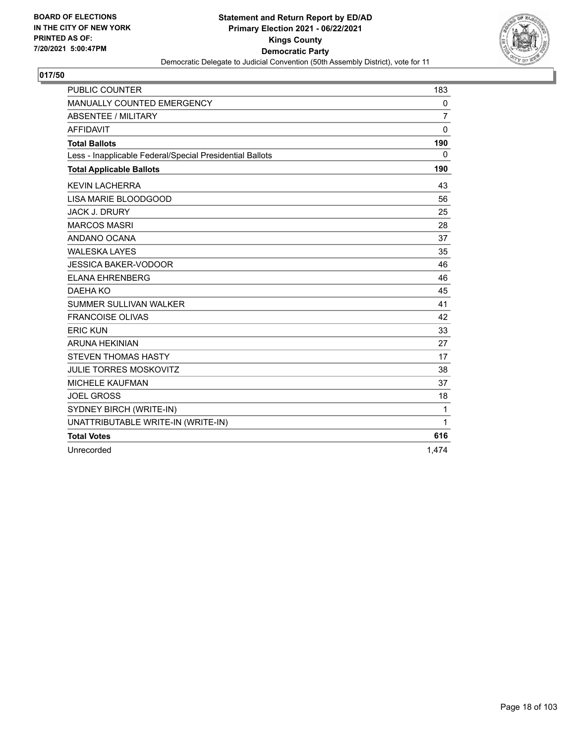BOARD OF ELECTIONS
IN THE CITY OF NEW YORK
PRINTED AS OF:
7/20/2021 5:00:47PM

**Statement and Return Report by ED/AD**
**Primary Election 2021 - 06/22/2021**
**Kings County**
**Democratic Party**
Democratic Delegate to Judicial Convention (50th Assembly District), vote for 11

## 017/50

| | |
|---|---|
| PUBLIC COUNTER | 183 |
| MANUALLY COUNTED EMERGENCY | 0 |
| ABSENTEE / MILITARY | 7 |
| AFFIDAVIT | 0 |
| **Total Ballots** | **190** |
| Less - Inapplicable Federal/Special Presidential Ballots | 0 |
| **Total Applicable Ballots** | **190** |
| KEVIN LACHERRA | 43 |
| LISA MARIE BLOODGOOD | 56 |
| JACK J. DRURY | 25 |
| MARCOS MASRI | 28 |
| ANDANO OCANA | 37 |
| WALESKA LAYES | 35 |
| JESSICA BAKER-VODOOR | 46 |
| ELANA EHRENBERG | 46 |
| DAEHA KO | 45 |
| SUMMER SULLIVAN WALKER | 41 |
| FRANCOISE OLIVAS | 42 |
| ERIC KUN | 33 |
| ARUNA HEKINIAN | 27 |
| STEVEN THOMAS HASTY | 17 |
| JULIE TORRES MOSKOVITZ | 38 |
| MICHELE KAUFMAN | 37 |
| JOEL GROSS | 18 |
| SYDNEY BIRCH (WRITE-IN) | 1 |
| UNATTRIBUTABLE WRITE-IN (WRITE-IN) | 1 |
| **Total Votes** | **616** |
| Unrecorded | 1,474 |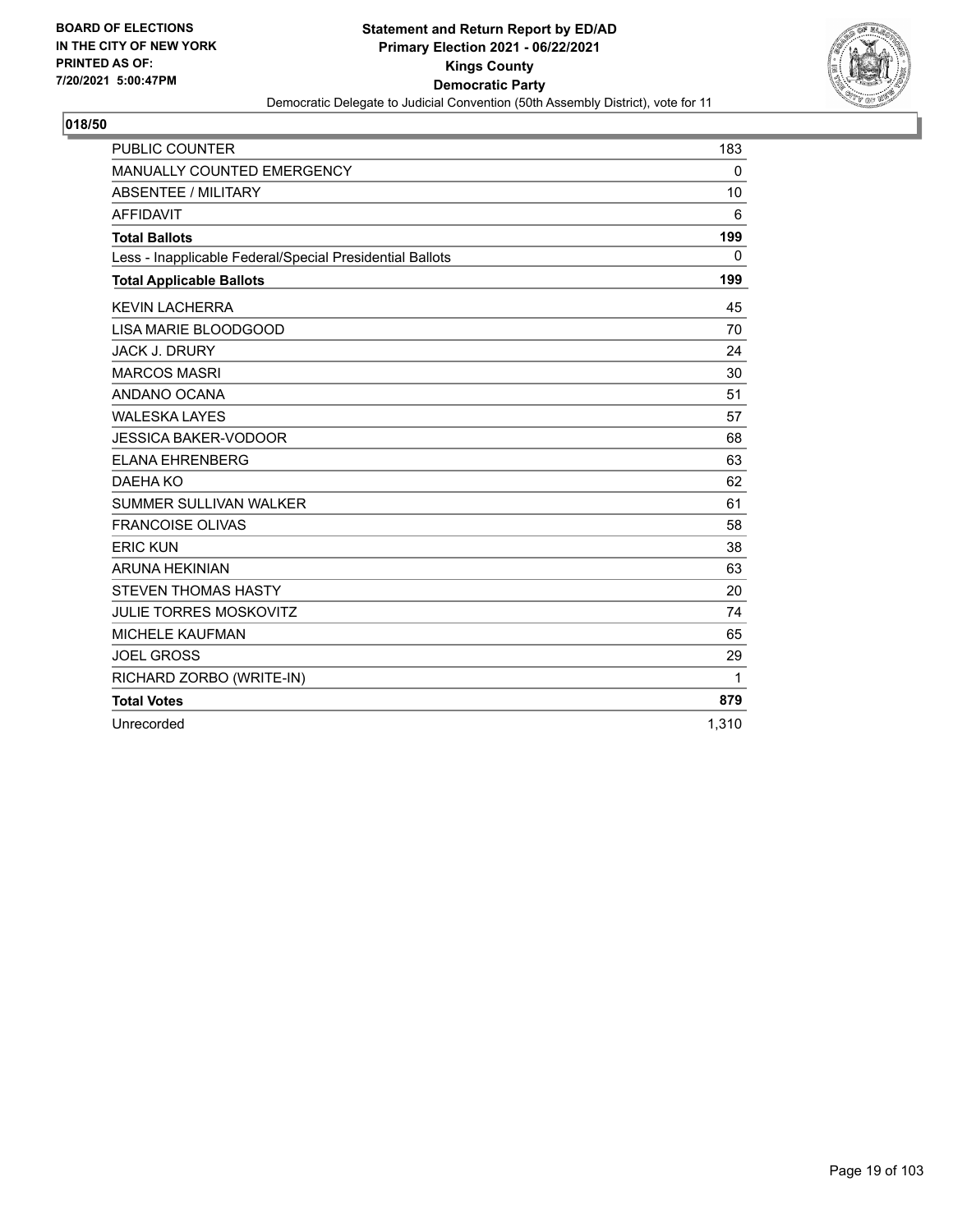BOARD OF ELECTIONS
IN THE CITY OF NEW YORK
PRINTED AS OF:
7/20/2021 5:00:47PM

**Statement and Return Report by ED/AD**
**Primary Election 2021 - 06/22/2021**
**Kings County**
**Democratic Party**
Democratic Delegate to Judicial Convention (50th Assembly District), vote for 11

**018/50**

| | |
|---|---|
| PUBLIC COUNTER | 183 |
| MANUALLY COUNTED EMERGENCY | 0 |
| ABSENTEE / MILITARY | 10 |
| AFFIDAVIT | 6 |
| **Total Ballots** | **199** |
| Less - Inapplicable Federal/Special Presidential Ballots | 0 |
| **Total Applicable Ballots** | **199** |
| KEVIN LACHERRA | 45 |
| LISA MARIE BLOODGOOD | 70 |
| JACK J. DRURY | 24 |
| MARCOS MASRI | 30 |
| ANDANO OCANA | 51 |
| WALESKA LAYES | 57 |
| JESSICA BAKER-VODOOR | 68 |
| ELANA EHRENBERG | 63 |
| DAEHA KO | 62 |
| SUMMER SULLIVAN WALKER | 61 |
| FRANCOISE OLIVAS | 58 |
| ERIC KUN | 38 |
| ARUNA HEKINIAN | 63 |
| STEVEN THOMAS HASTY | 20 |
| JULIE TORRES MOSKOVITZ | 74 |
| MICHELE KAUFMAN | 65 |
| JOEL GROSS | 29 |
| RICHARD ZORBO (WRITE-IN) | 1 |
| **Total Votes** | **879** |
| Unrecorded | 1,310 |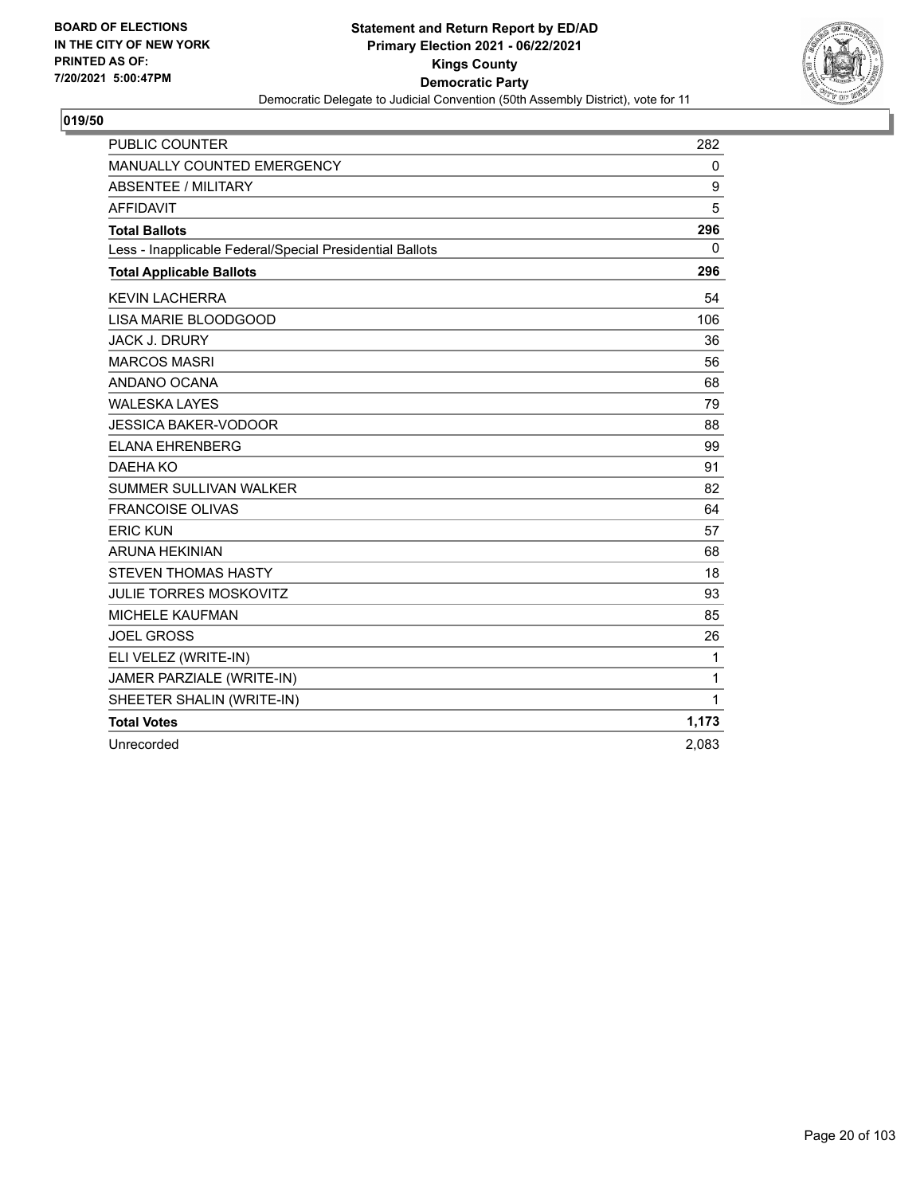BOARD OF ELECTIONS
IN THE CITY OF NEW YORK
PRINTED AS OF:
7/20/2021 5:00:47PM

**Statement and Return Report by ED/AD**
**Primary Election 2021 - 06/22/2021**
**Kings County**
**Democratic Party**
Democratic Delegate to Judicial Convention (50th Assembly District), vote for 11

## 019/50

| | |
|---|---|
| PUBLIC COUNTER | 282 |
| MANUALLY COUNTED EMERGENCY | 0 |
| ABSENTEE / MILITARY | 9 |
| AFFIDAVIT | 5 |
| **Total Ballots** | **296** |
| Less - Inapplicable Federal/Special Presidential Ballots | 0 |
| **Total Applicable Ballots** | **296** |
| KEVIN LACHERRA | 54 |
| LISA MARIE BLOODGOOD | 106 |
| JACK J. DRURY | 36 |
| MARCOS MASRI | 56 |
| ANDANO OCANA | 68 |
| WALESKA LAYES | 79 |
| JESSICA BAKER-VODOOR | 88 |
| ELANA EHRENBERG | 99 |
| DAEHA KO | 91 |
| SUMMER SULLIVAN WALKER | 82 |
| FRANCOISE OLIVAS | 64 |
| ERIC KUN | 57 |
| ARUNA HEKINIAN | 68 |
| STEVEN THOMAS HASTY | 18 |
| JULIE TORRES MOSKOVITZ | 93 |
| MICHELE KAUFMAN | 85 |
| JOEL GROSS | 26 |
| ELI VELEZ (WRITE-IN) | 1 |
| JAMER PARZIALE (WRITE-IN) | 1 |
| SHEETER SHALIN (WRITE-IN) | 1 |
| **Total Votes** | **1,173** |
| Unrecorded | 2,083 |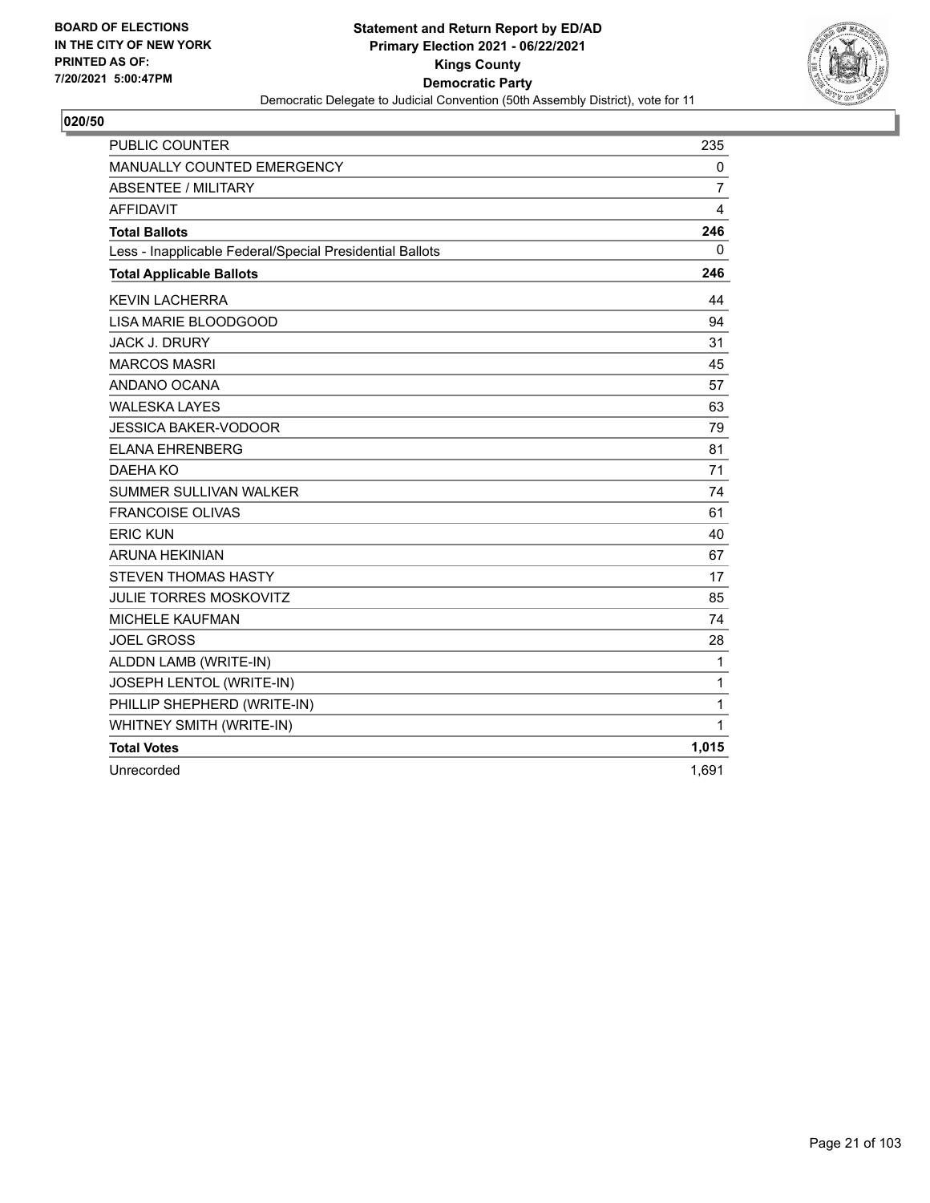BOARD OF ELECTIONS
IN THE CITY OF NEW YORK
PRINTED AS OF:
7/20/2021 5:00:47PM

**Statement and Return Report by ED/AD**
**Primary Election 2021 - 06/22/2021**
**Kings County**
**Democratic Party**
Democratic Delegate to Judicial Convention (50th Assembly District), vote for 11

**020/50**

| | |
|---|---|
| PUBLIC COUNTER | 235 |
| MANUALLY COUNTED EMERGENCY | 0 |
| ABSENTEE / MILITARY | 7 |
| AFFIDAVIT | 4 |
| **Total Ballots** | **246** |
| Less - Inapplicable Federal/Special Presidential Ballots | 0 |
| **Total Applicable Ballots** | **246** |
| KEVIN LACHERRA | 44 |
| LISA MARIE BLOODGOOD | 94 |
| JACK J. DRURY | 31 |
| MARCOS MASRI | 45 |
| ANDANO OCANA | 57 |
| WALESKA LAYES | 63 |
| JESSICA BAKER-VODOOR | 79 |
| ELANA EHRENBERG | 81 |
| DAEHA KO | 71 |
| SUMMER SULLIVAN WALKER | 74 |
| FRANCOISE OLIVAS | 61 |
| ERIC KUN | 40 |
| ARUNA HEKINIAN | 67 |
| STEVEN THOMAS HASTY | 17 |
| JULIE TORRES MOSKOVITZ | 85 |
| MICHELE KAUFMAN | 74 |
| JOEL GROSS | 28 |
| ALDDN LAMB (WRITE-IN) | 1 |
| JOSEPH LENTOL (WRITE-IN) | 1 |
| PHILLIP SHEPHERD (WRITE-IN) | 1 |
| WHITNEY SMITH (WRITE-IN) | 1 |
| **Total Votes** | **1,015** |
| Unrecorded | 1,691 |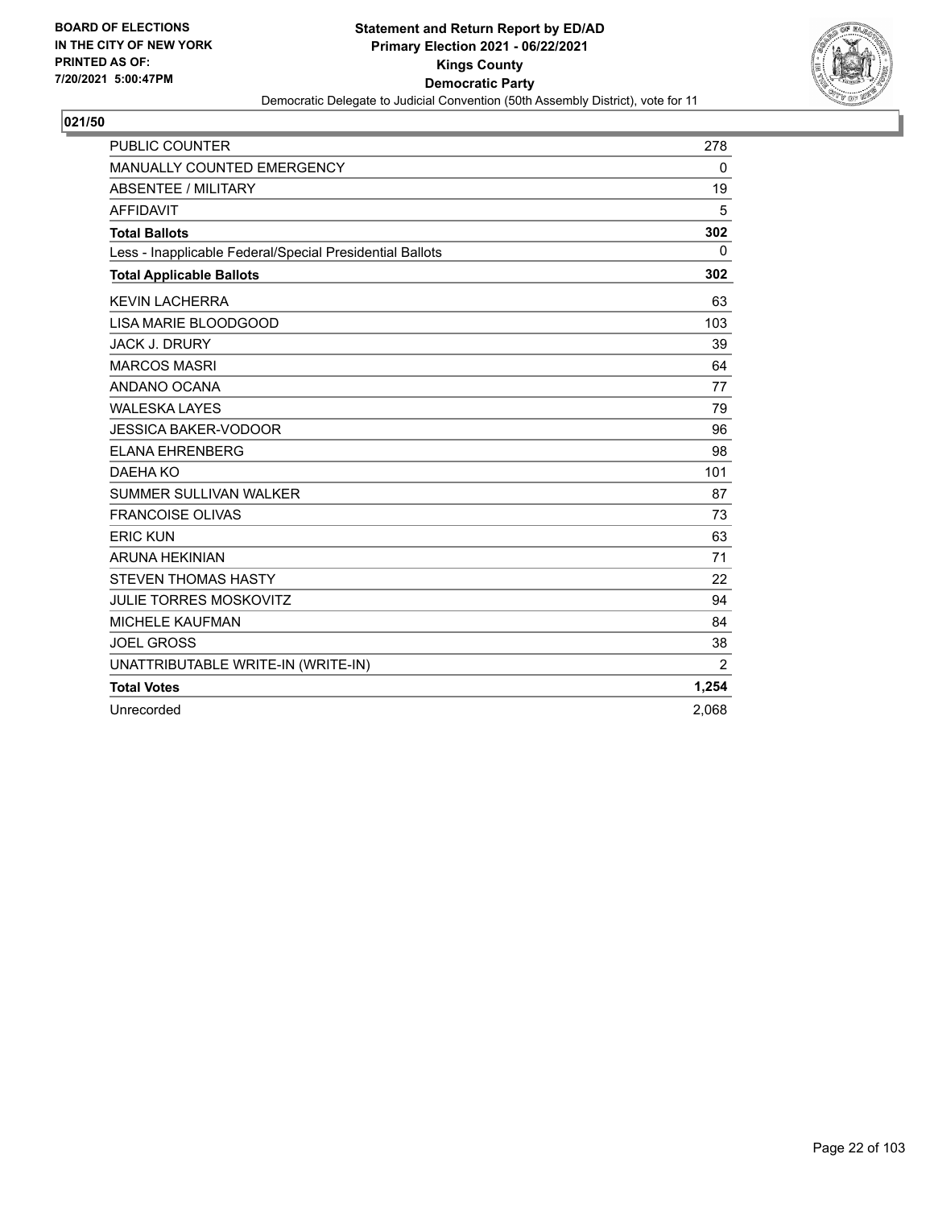BOARD OF ELECTIONS
IN THE CITY OF NEW YORK
PRINTED AS OF:
7/20/2021 5:00:47PM

**Statement and Return Report by ED/AD**
**Primary Election 2021 - 06/22/2021**
**Kings County**
**Democratic Party**
Democratic Delegate to Judicial Convention (50th Assembly District), vote for 11

**021/50**

| | |
|---|---|
| PUBLIC COUNTER | 278 |
| MANUALLY COUNTED EMERGENCY | 0 |
| ABSENTEE / MILITARY | 19 |
| AFFIDAVIT | 5 |
| **Total Ballots** | **302** |
| Less - Inapplicable Federal/Special Presidential Ballots | 0 |
| **Total Applicable Ballots** | **302** |
| KEVIN LACHERRA | 63 |
| LISA MARIE BLOODGOOD | 103 |
| JACK J. DRURY | 39 |
| MARCOS MASRI | 64 |
| ANDANO OCANA | 77 |
| WALESKA LAYES | 79 |
| JESSICA BAKER-VODOOR | 96 |
| ELANA EHRENBERG | 98 |
| DAEHA KO | 101 |
| SUMMER SULLIVAN WALKER | 87 |
| FRANCOISE OLIVAS | 73 |
| ERIC KUN | 63 |
| ARUNA HEKINIAN | 71 |
| STEVEN THOMAS HASTY | 22 |
| JULIE TORRES MOSKOVITZ | 94 |
| MICHELE KAUFMAN | 84 |
| JOEL GROSS | 38 |
| UNATTRIBUTABLE WRITE-IN (WRITE-IN) | 2 |
| **Total Votes** | **1,254** |
| Unrecorded | 2,068 |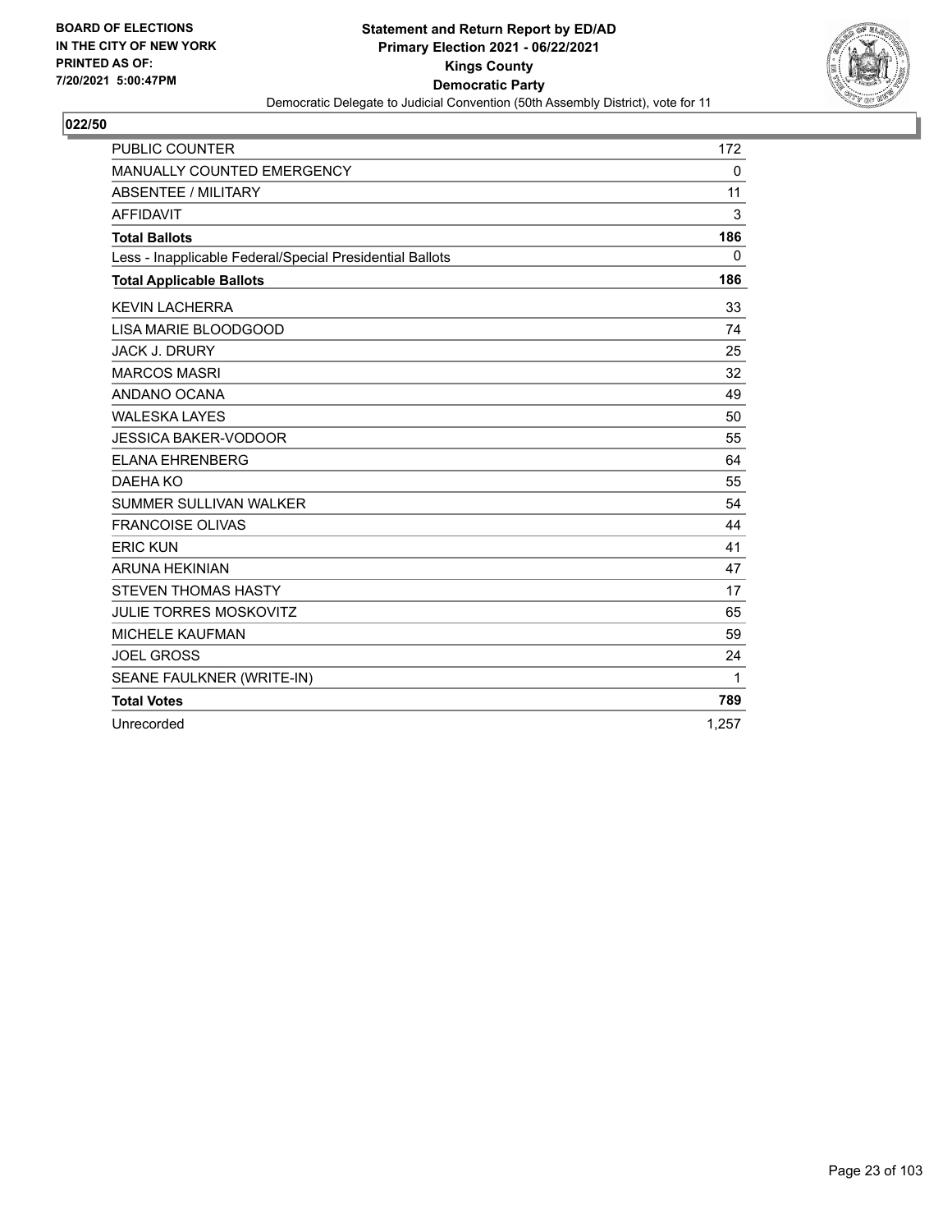BOARD OF ELECTIONS
IN THE CITY OF NEW YORK
PRINTED AS OF:
7/20/2021 5:00:47PM

**Statement and Return Report by ED/AD**
**Primary Election 2021 - 06/22/2021**
**Kings County**
**Democratic Party**
Democratic Delegate to Judicial Convention (50th Assembly District), vote for 11

## 022/50

| | |
|---|---|
| PUBLIC COUNTER | 172 |
| MANUALLY COUNTED EMERGENCY | 0 |
| ABSENTEE / MILITARY | 11 |
| AFFIDAVIT | 3 |
| **Total Ballots** | **186** |
| Less - Inapplicable Federal/Special Presidential Ballots | 0 |
| **Total Applicable Ballots** | **186** |
| KEVIN LACHERRA | 33 |
| LISA MARIE BLOODGOOD | 74 |
| JACK J. DRURY | 25 |
| MARCOS MASRI | 32 |
| ANDANO OCANA | 49 |
| WALESKA LAYES | 50 |
| JESSICA BAKER-VODOOR | 55 |
| ELANA EHRENBERG | 64 |
| DAEHA KO | 55 |
| SUMMER SULLIVAN WALKER | 54 |
| FRANCOISE OLIVAS | 44 |
| ERIC KUN | 41 |
| ARUNA HEKINIAN | 47 |
| STEVEN THOMAS HASTY | 17 |
| JULIE TORRES MOSKOVITZ | 65 |
| MICHELE KAUFMAN | 59 |
| JOEL GROSS | 24 |
| SEANE FAULKNER (WRITE-IN) | 1 |
| **Total Votes** | **789** |
| Unrecorded | 1,257 |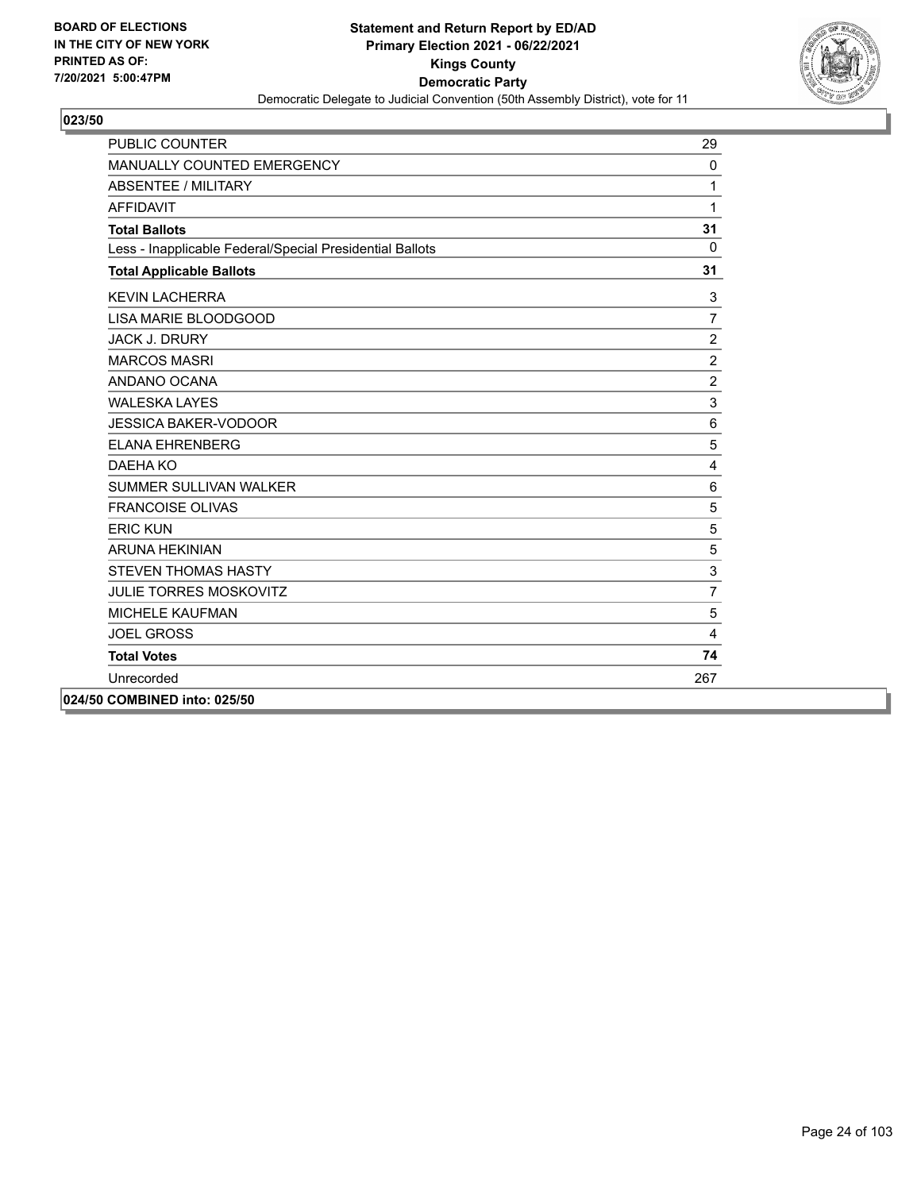**Statement and Return Report by ED/AD**
**Primary Election 2021 - 06/22/2021**
**Kings County**
**Democratic Party**
Democratic Delegate to Judicial Convention (50th Assembly District), vote for 11

BOARD OF ELECTIONS
IN THE CITY OF NEW YORK
PRINTED AS OF:
7/20/2021 5:00:47PM

**023/50**

| | |
|---|---|
| PUBLIC COUNTER | 29 |
| MANUALLY COUNTED EMERGENCY | 0 |
| ABSENTEE / MILITARY | 1 |
| AFFIDAVIT | 1 |
| **Total Ballots** | **31** |
| Less - Inapplicable Federal/Special Presidential Ballots | 0 |
| **Total Applicable Ballots** | **31** |
| KEVIN LACHERRA | 3 |
| LISA MARIE BLOODGOOD | 7 |
| JACK J. DRURY | 2 |
| MARCOS MASRI | 2 |
| ANDANO OCANA | 2 |
| WALESKA LAYES | 3 |
| JESSICA BAKER-VODOOR | 6 |
| ELANA EHRENBERG | 5 |
| DAEHA KO | 4 |
| SUMMER SULLIVAN WALKER | 6 |
| FRANCOISE OLIVAS | 5 |
| ERIC KUN | 5 |
| ARUNA HEKINIAN | 5 |
| STEVEN THOMAS HASTY | 3 |
| JULIE TORRES MOSKOVITZ | 7 |
| MICHELE KAUFMAN | 5 |
| JOEL GROSS | 4 |
| **Total Votes** | **74** |
| Unrecorded | 267 |

**024/50 COMBINED into: 025/50**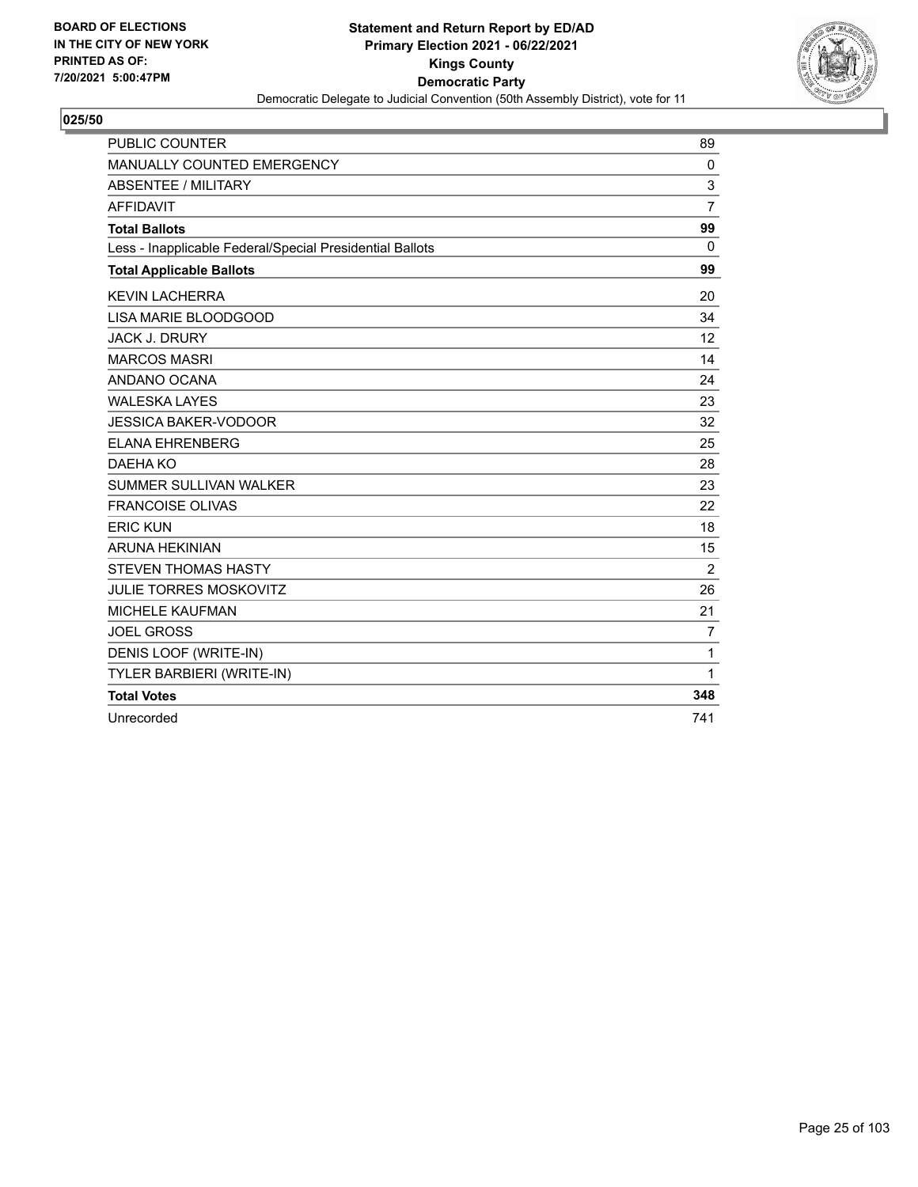BOARD OF ELECTIONS
IN THE CITY OF NEW YORK
PRINTED AS OF:
7/20/2021 5:00:47PM

**Statement and Return Report by ED/AD**
**Primary Election 2021 - 06/22/2021**
**Kings County**
**Democratic Party**
Democratic Delegate to Judicial Convention (50th Assembly District), vote for 11

**025/50**

| | |
|---|---|
| PUBLIC COUNTER | 89 |
| MANUALLY COUNTED EMERGENCY | 0 |
| ABSENTEE / MILITARY | 3 |
| AFFIDAVIT | 7 |
| **Total Ballots** | **99** |
| Less - Inapplicable Federal/Special Presidential Ballots | 0 |
| **Total Applicable Ballots** | **99** |
| KEVIN LACHERRA | 20 |
| LISA MARIE BLOODGOOD | 34 |
| JACK J. DRURY | 12 |
| MARCOS MASRI | 14 |
| ANDANO OCANA | 24 |
| WALESKA LAYES | 23 |
| JESSICA BAKER-VODOOR | 32 |
| ELANA EHRENBERG | 25 |
| DAEHA KO | 28 |
| SUMMER SULLIVAN WALKER | 23 |
| FRANCOISE OLIVAS | 22 |
| ERIC KUN | 18 |
| ARUNA HEKINIAN | 15 |
| STEVEN THOMAS HASTY | 2 |
| JULIE TORRES MOSKOVITZ | 26 |
| MICHELE KAUFMAN | 21 |
| JOEL GROSS | 7 |
| DENIS LOOF (WRITE-IN) | 1 |
| TYLER BARBIERI (WRITE-IN) | 1 |
| **Total Votes** | **348** |
| Unrecorded | 741 |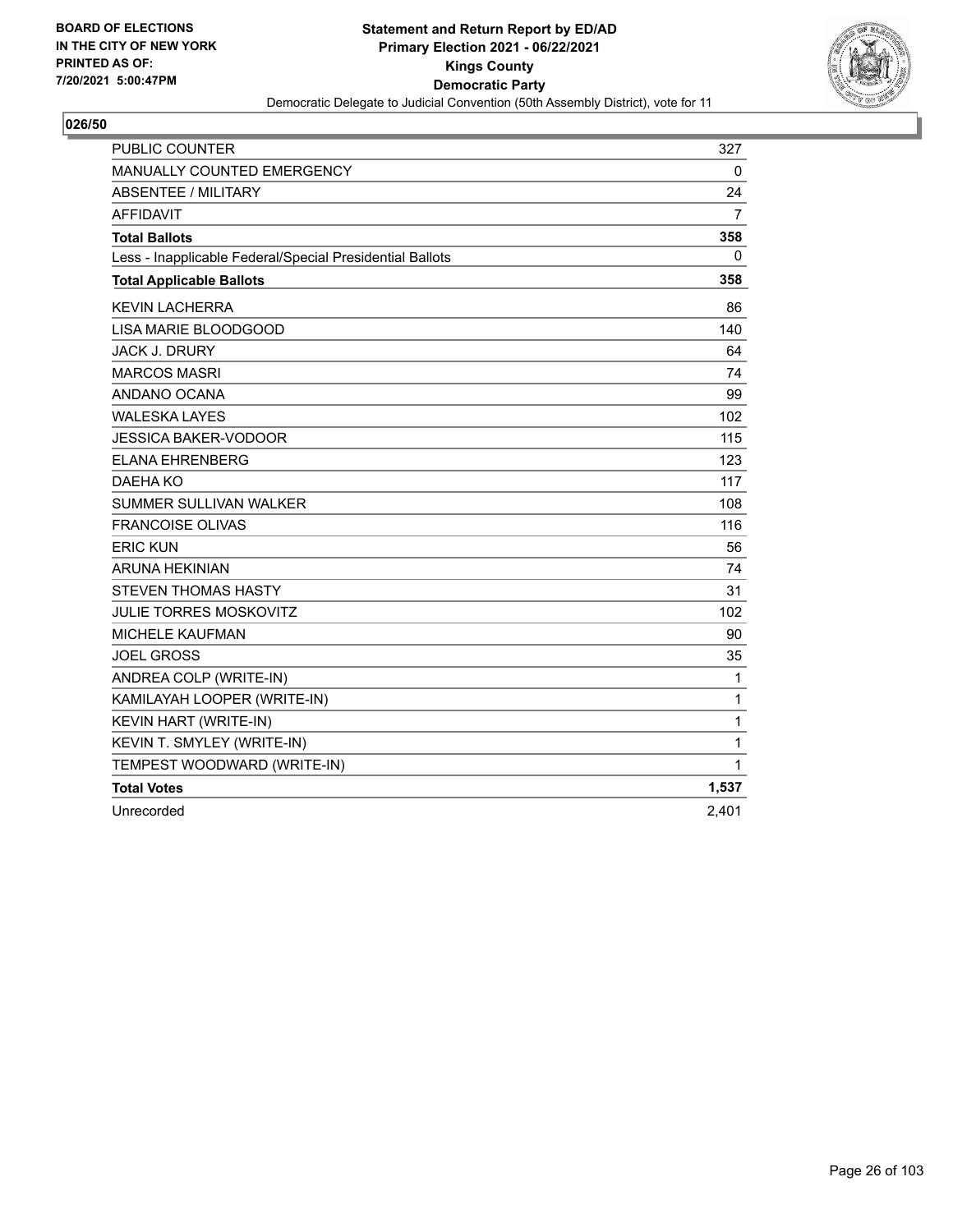BOARD OF ELECTIONS
IN THE CITY OF NEW YORK
PRINTED AS OF:
7/20/2021 5:00:47PM

**Statement and Return Report by ED/AD**
**Primary Election 2021 - 06/22/2021**
**Kings County**
**Democratic Party**
Democratic Delegate to Judicial Convention (50th Assembly District), vote for 11

## 026/50

| | |
|---|---|
| PUBLIC COUNTER | 327 |
| MANUALLY COUNTED EMERGENCY | 0 |
| ABSENTEE / MILITARY | 24 |
| AFFIDAVIT | 7 |
| **Total Ballots** | **358** |
| Less - Inapplicable Federal/Special Presidential Ballots | 0 |
| **Total Applicable Ballots** | **358** |
| KEVIN LACHERRA | 86 |
| LISA MARIE BLOODGOOD | 140 |
| JACK J. DRURY | 64 |
| MARCOS MASRI | 74 |
| ANDANO OCANA | 99 |
| WALESKA LAYES | 102 |
| JESSICA BAKER-VODOOR | 115 |
| ELANA EHRENBERG | 123 |
| DAEHA KO | 117 |
| SUMMER SULLIVAN WALKER | 108 |
| FRANCOISE OLIVAS | 116 |
| ERIC KUN | 56 |
| ARUNA HEKINIAN | 74 |
| STEVEN THOMAS HASTY | 31 |
| JULIE TORRES MOSKOVITZ | 102 |
| MICHELE KAUFMAN | 90 |
| JOEL GROSS | 35 |
| ANDREA COLP (WRITE-IN) | 1 |
| KAMILAYAH LOOPER (WRITE-IN) | 1 |
| KEVIN HART (WRITE-IN) | 1 |
| KEVIN T. SMYLEY (WRITE-IN) | 1 |
| TEMPEST WOODWARD (WRITE-IN) | 1 |
| **Total Votes** | **1,537** |
| Unrecorded | 2,401 |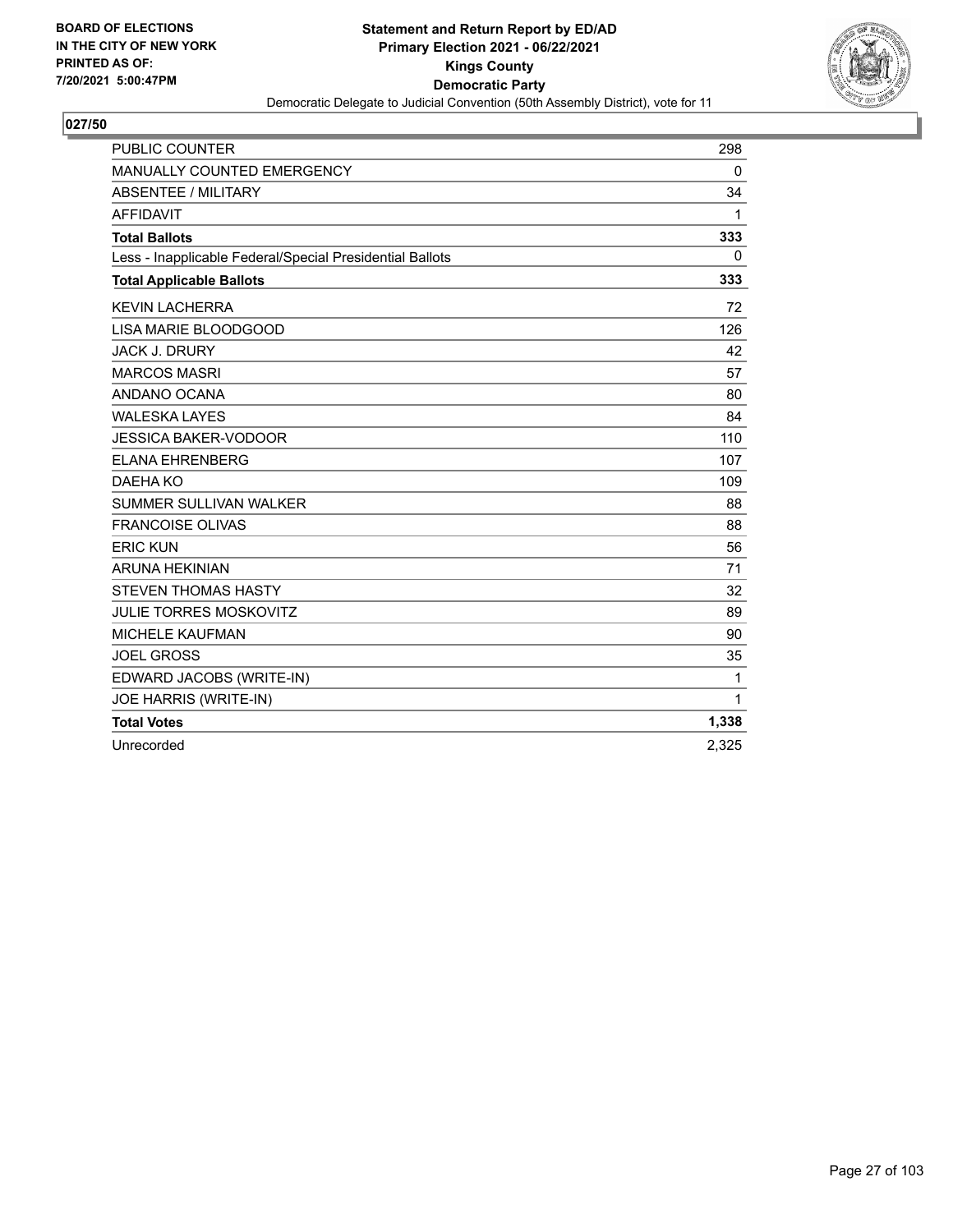BOARD OF ELECTIONS
IN THE CITY OF NEW YORK
PRINTED AS OF:
7/20/2021 5:00:47PM

**Statement and Return Report by ED/AD**
**Primary Election 2021 - 06/22/2021**
**Kings County**
**Democratic Party**
Democratic Delegate to Judicial Convention (50th Assembly District), vote for 11

**027/50**

| | |
|---|---|
| PUBLIC COUNTER | 298 |
| MANUALLY COUNTED EMERGENCY | 0 |
| ABSENTEE / MILITARY | 34 |
| AFFIDAVIT | 1 |
| **Total Ballots** | **333** |
| Less - Inapplicable Federal/Special Presidential Ballots | 0 |
| **Total Applicable Ballots** | **333** |
| KEVIN LACHERRA | 72 |
| LISA MARIE BLOODGOOD | 126 |
| JACK J. DRURY | 42 |
| MARCOS MASRI | 57 |
| ANDANO OCANA | 80 |
| WALESKA LAYES | 84 |
| JESSICA BAKER-VODOOR | 110 |
| ELANA EHRENBERG | 107 |
| DAEHA KO | 109 |
| SUMMER SULLIVAN WALKER | 88 |
| FRANCOISE OLIVAS | 88 |
| ERIC KUN | 56 |
| ARUNA HEKINIAN | 71 |
| STEVEN THOMAS HASTY | 32 |
| JULIE TORRES MOSKOVITZ | 89 |
| MICHELE KAUFMAN | 90 |
| JOEL GROSS | 35 |
| EDWARD JACOBS (WRITE-IN) | 1 |
| JOE HARRIS (WRITE-IN) | 1 |
| **Total Votes** | **1,338** |
| Unrecorded | 2,325 |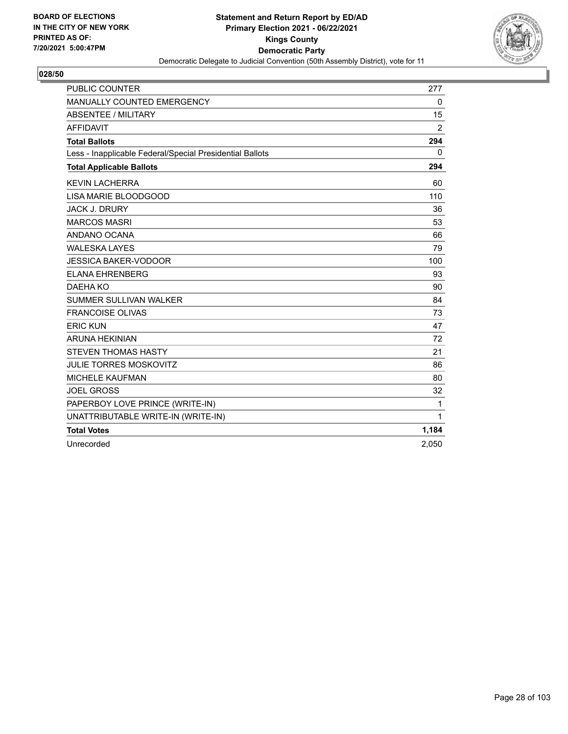BOARD OF ELECTIONS
IN THE CITY OF NEW YORK
PRINTED AS OF:
7/20/2021 5:00:47PM

**Statement and Return Report by ED/AD**
**Primary Election 2021 - 06/22/2021**
**Kings County**
**Democratic Party**
Democratic Delegate to Judicial Convention (50th Assembly District), vote for 11

**028/50**

| | |
|---|---|
| PUBLIC COUNTER | 277 |
| MANUALLY COUNTED EMERGENCY | 0 |
| ABSENTEE / MILITARY | 15 |
| AFFIDAVIT | 2 |
| **Total Ballots** | **294** |
| Less - Inapplicable Federal/Special Presidential Ballots | 0 |
| **Total Applicable Ballots** | **294** |
| KEVIN LACHERRA | 60 |
| LISA MARIE BLOODGOOD | 110 |
| JACK J. DRURY | 36 |
| MARCOS MASRI | 53 |
| ANDANO OCANA | 66 |
| WALESKA LAYES | 79 |
| JESSICA BAKER-VODOOR | 100 |
| ELANA EHRENBERG | 93 |
| DAEHA KO | 90 |
| SUMMER SULLIVAN WALKER | 84 |
| FRANCOISE OLIVAS | 73 |
| ERIC KUN | 47 |
| ARUNA HEKINIAN | 72 |
| STEVEN THOMAS HASTY | 21 |
| JULIE TORRES MOSKOVITZ | 86 |
| MICHELE KAUFMAN | 80 |
| JOEL GROSS | 32 |
| PAPERBOY LOVE PRINCE (WRITE-IN) | 1 |
| UNATTRIBUTABLE WRITE-IN (WRITE-IN) | 1 |
| **Total Votes** | **1,184** |
| Unrecorded | 2,050 |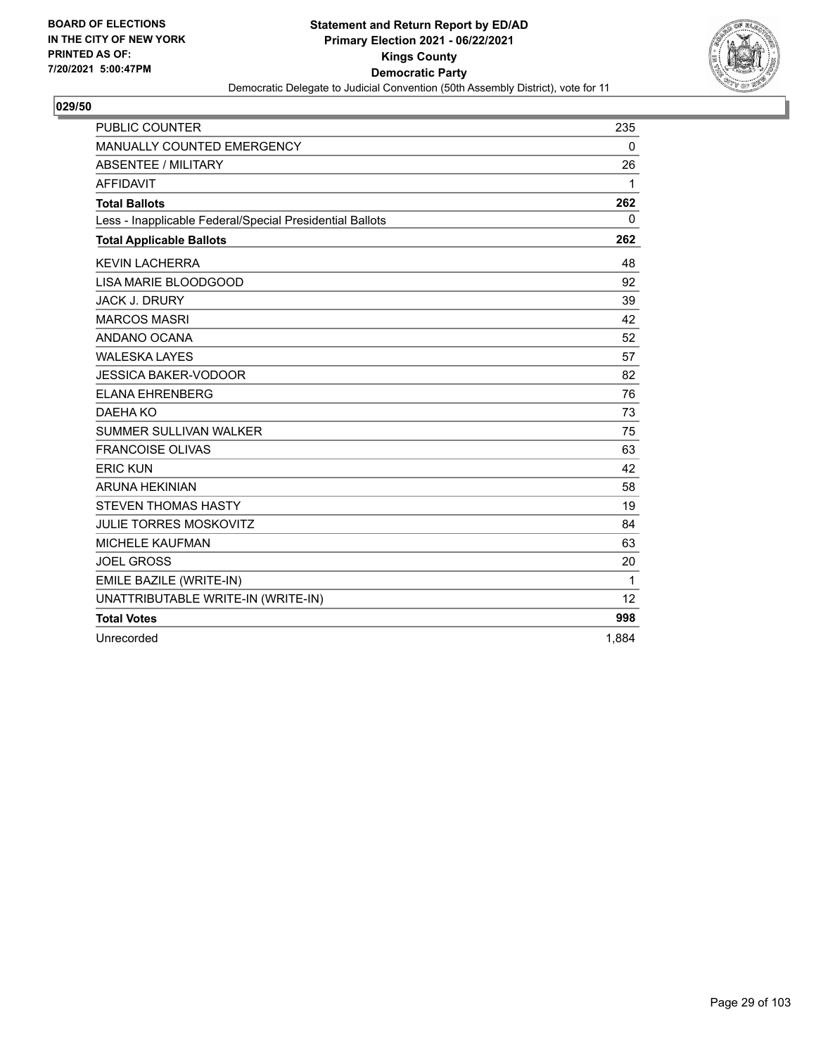BOARD OF ELECTIONS
IN THE CITY OF NEW YORK
PRINTED AS OF:
7/20/2021 5:00:47PM

**Statement and Return Report by ED/AD**
**Primary Election 2021 - 06/22/2021**
**Kings County**
**Democratic Party**
Democratic Delegate to Judicial Convention (50th Assembly District), vote for 11

**029/50**

| | |
|---|---|
| PUBLIC COUNTER | 235 |
| MANUALLY COUNTED EMERGENCY | 0 |
| ABSENTEE / MILITARY | 26 |
| AFFIDAVIT | 1 |
| **Total Ballots** | **262** |
| Less - Inapplicable Federal/Special Presidential Ballots | 0 |
| **Total Applicable Ballots** | **262** |
| KEVIN LACHERRA | 48 |
| LISA MARIE BLOODGOOD | 92 |
| JACK J. DRURY | 39 |
| MARCOS MASRI | 42 |
| ANDANO OCANA | 52 |
| WALESKA LAYES | 57 |
| JESSICA BAKER-VODOOR | 82 |
| ELANA EHRENBERG | 76 |
| DAEHA KO | 73 |
| SUMMER SULLIVAN WALKER | 75 |
| FRANCOISE OLIVAS | 63 |
| ERIC KUN | 42 |
| ARUNA HEKINIAN | 58 |
| STEVEN THOMAS HASTY | 19 |
| JULIE TORRES MOSKOVITZ | 84 |
| MICHELE KAUFMAN | 63 |
| JOEL GROSS | 20 |
| EMILE BAZILE (WRITE-IN) | 1 |
| UNATTRIBUTABLE WRITE-IN (WRITE-IN) | 12 |
| **Total Votes** | **998** |
| Unrecorded | 1,884 |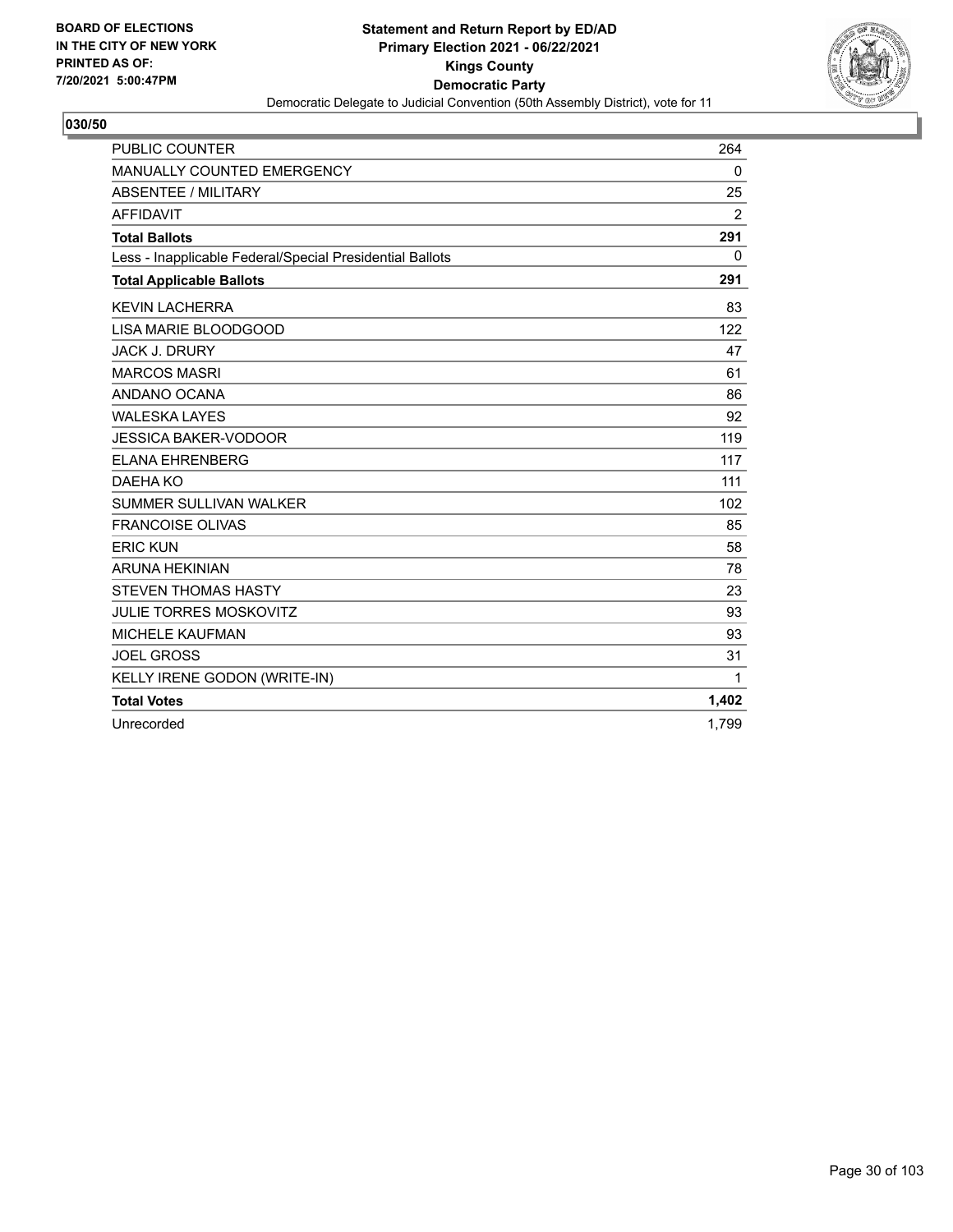BOARD OF ELECTIONS
IN THE CITY OF NEW YORK
PRINTED AS OF:
7/20/2021 5:00:47PM

**Statement and Return Report by ED/AD**
**Primary Election 2021 - 06/22/2021**
**Kings County**
**Democratic Party**
Democratic Delegate to Judicial Convention (50th Assembly District), vote for 11

## 030/50

| | |
|---|---|
| PUBLIC COUNTER | 264 |
| MANUALLY COUNTED EMERGENCY | 0 |
| ABSENTEE / MILITARY | 25 |
| AFFIDAVIT | 2 |
| **Total Ballots** | **291** |
| Less - Inapplicable Federal/Special Presidential Ballots | 0 |
| **Total Applicable Ballots** | **291** |
| KEVIN LACHERRA | 83 |
| LISA MARIE BLOODGOOD | 122 |
| JACK J. DRURY | 47 |
| MARCOS MASRI | 61 |
| ANDANO OCANA | 86 |
| WALESKA LAYES | 92 |
| JESSICA BAKER-VODOOR | 119 |
| ELANA EHRENBERG | 117 |
| DAEHA KO | 111 |
| SUMMER SULLIVAN WALKER | 102 |
| FRANCOISE OLIVAS | 85 |
| ERIC KUN | 58 |
| ARUNA HEKINIAN | 78 |
| STEVEN THOMAS HASTY | 23 |
| JULIE TORRES MOSKOVITZ | 93 |
| MICHELE KAUFMAN | 93 |
| JOEL GROSS | 31 |
| KELLY IRENE GODON (WRITE-IN) | 1 |
| **Total Votes** | **1,402** |
| Unrecorded | 1,799 |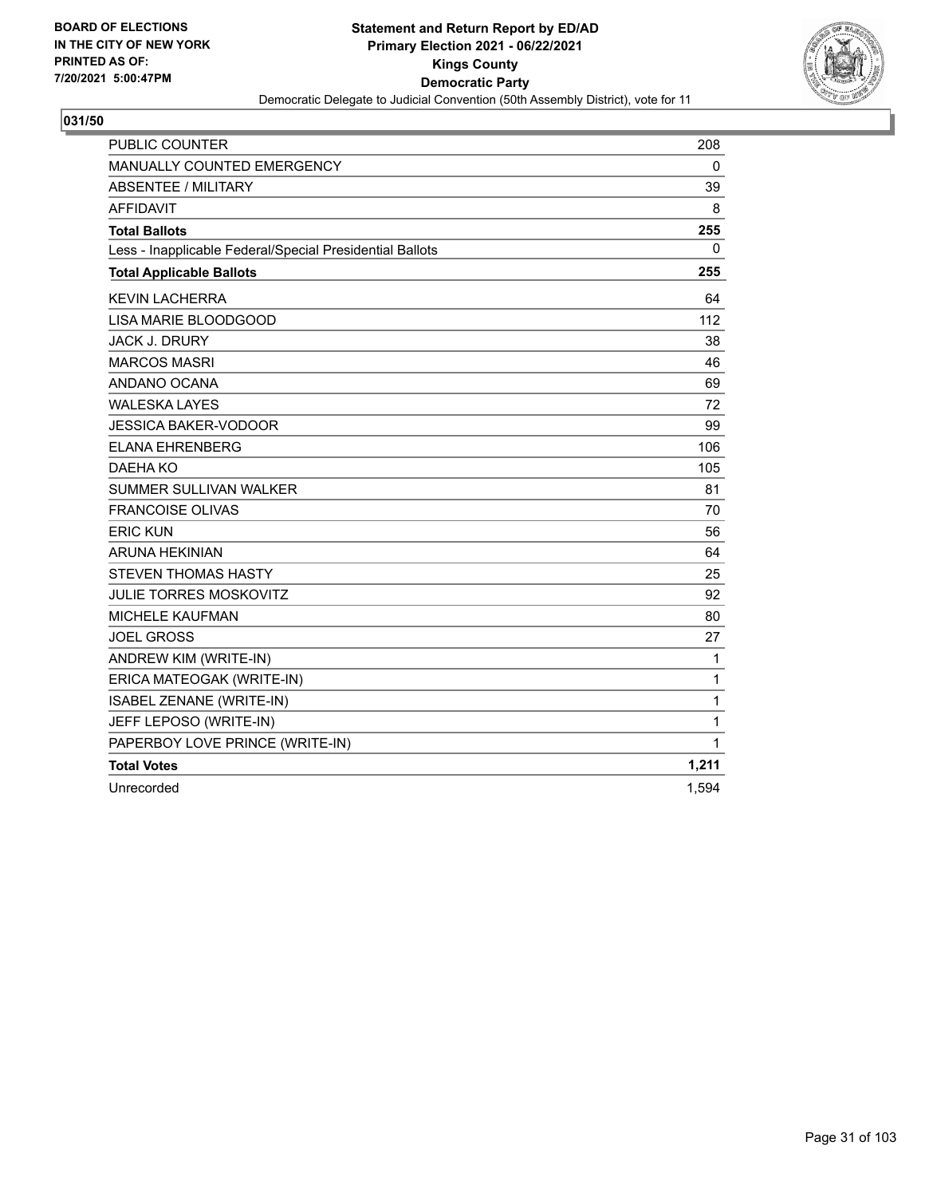**BOARD OF ELECTIONS IN THE CITY OF NEW YORK PRINTED AS OF: 7/20/2021 5:00:47PM**

**Statement and Return Report by ED/AD Primary Election 2021 - 06/22/2021 Kings County Democratic Party**

Democratic Delegate to Judicial Convention (50th Assembly District), vote for 11

**031/50**

| | |
|---|---|
| PUBLIC COUNTER | 208 |
| MANUALLY COUNTED EMERGENCY | 0 |
| ABSENTEE / MILITARY | 39 |
| AFFIDAVIT | 8 |
| **Total Ballots** | **255** |
| Less - Inapplicable Federal/Special Presidential Ballots | 0 |
| **Total Applicable Ballots** | **255** |
| KEVIN LACHERRA | 64 |
| LISA MARIE BLOODGOOD | 112 |
| JACK J. DRURY | 38 |
| MARCOS MASRI | 46 |
| ANDANO OCANA | 69 |
| WALESKA LAYES | 72 |
| JESSICA BAKER-VODOOR | 99 |
| ELANA EHRENBERG | 106 |
| DAEHA KO | 105 |
| SUMMER SULLIVAN WALKER | 81 |
| FRANCOISE OLIVAS | 70 |
| ERIC KUN | 56 |
| ARUNA HEKINIAN | 64 |
| STEVEN THOMAS HASTY | 25 |
| JULIE TORRES MOSKOVITZ | 92 |
| MICHELE KAUFMAN | 80 |
| JOEL GROSS | 27 |
| ANDREW KIM (WRITE-IN) | 1 |
| ERICA MATEOGAK (WRITE-IN) | 1 |
| ISABEL ZENANE (WRITE-IN) | 1 |
| JEFF LEPOSO (WRITE-IN) | 1 |
| PAPERBOY LOVE PRINCE (WRITE-IN) | 1 |
| **Total Votes** | **1,211** |
| Unrecorded | 1,594 |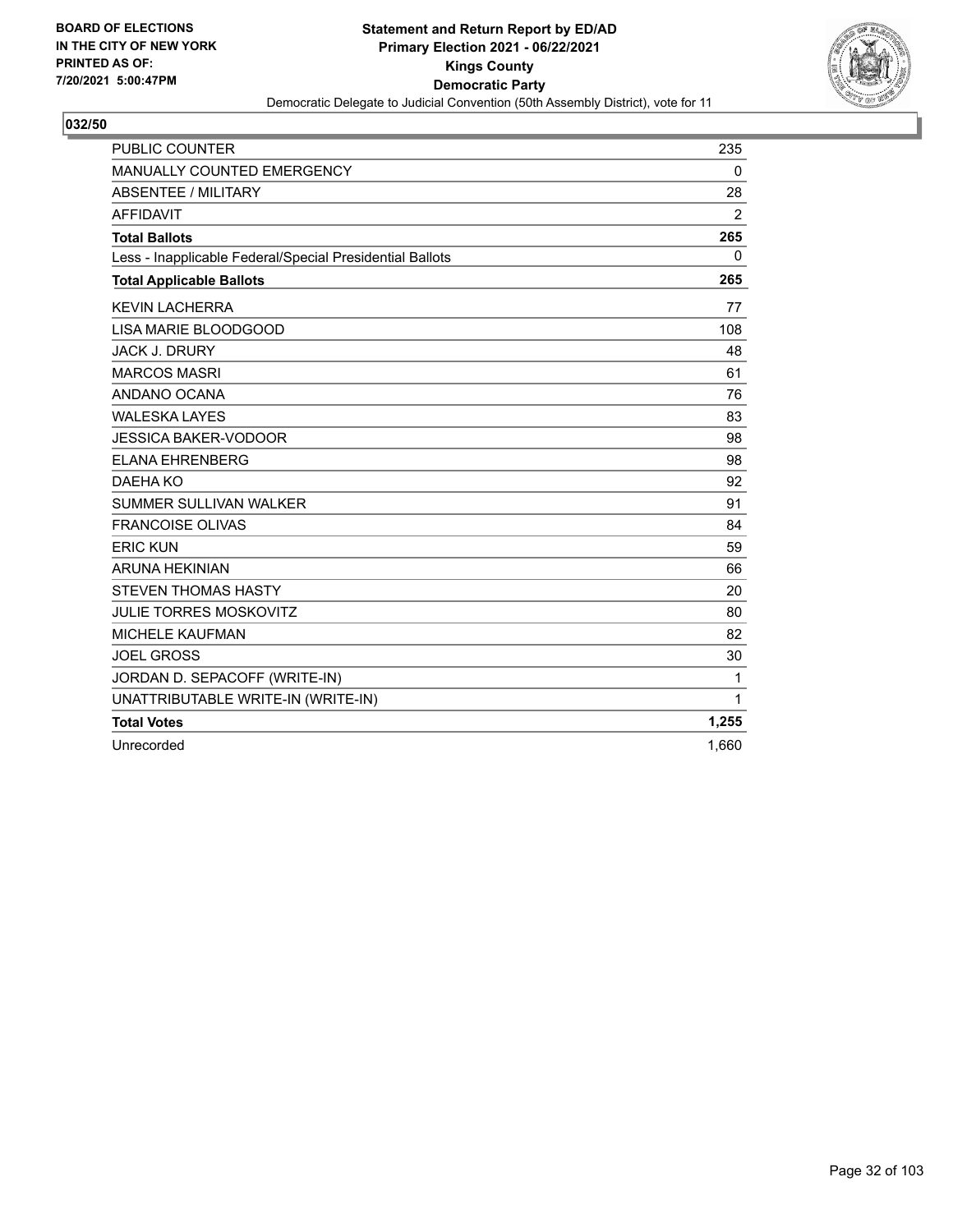BOARD OF ELECTIONS
IN THE CITY OF NEW YORK
PRINTED AS OF:
7/20/2021 5:00:47PM

**Statement and Return Report by ED/AD**
**Primary Election 2021 - 06/22/2021**
**Kings County**
**Democratic Party**
Democratic Delegate to Judicial Convention (50th Assembly District), vote for 11

## 032/50

| | |
|---|---|
| PUBLIC COUNTER | 235 |
| MANUALLY COUNTED EMERGENCY | 0 |
| ABSENTEE / MILITARY | 28 |
| AFFIDAVIT | 2 |
| **Total Ballots** | **265** |
| Less - Inapplicable Federal/Special Presidential Ballots | 0 |
| **Total Applicable Ballots** | **265** |
| KEVIN LACHERRA | 77 |
| LISA MARIE BLOODGOOD | 108 |
| JACK J. DRURY | 48 |
| MARCOS MASRI | 61 |
| ANDANO OCANA | 76 |
| WALESKA LAYES | 83 |
| JESSICA BAKER-VODOOR | 98 |
| ELANA EHRENBERG | 98 |
| DAEHA KO | 92 |
| SUMMER SULLIVAN WALKER | 91 |
| FRANCOISE OLIVAS | 84 |
| ERIC KUN | 59 |
| ARUNA HEKINIAN | 66 |
| STEVEN THOMAS HASTY | 20 |
| JULIE TORRES MOSKOVITZ | 80 |
| MICHELE KAUFMAN | 82 |
| JOEL GROSS | 30 |
| JORDAN D. SEPACOFF (WRITE-IN) | 1 |
| UNATTRIBUTABLE WRITE-IN (WRITE-IN) | 1 |
| **Total Votes** | **1,255** |
| Unrecorded | 1,660 |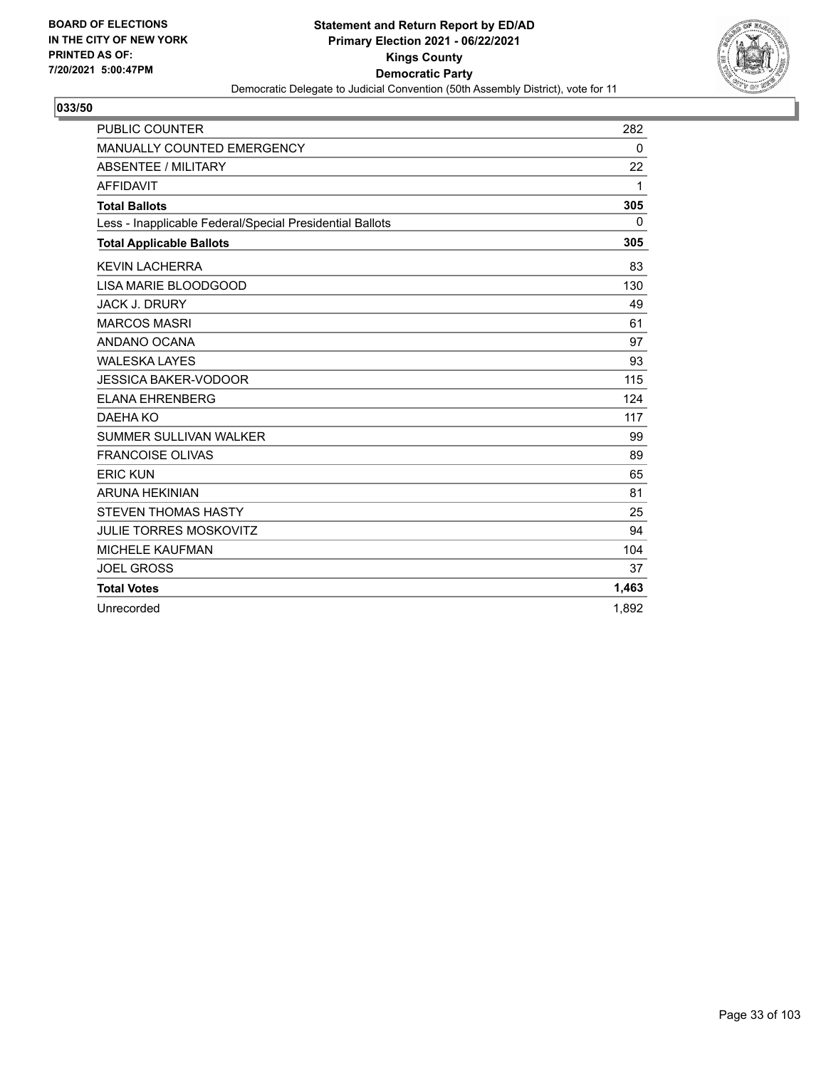BOARD OF ELECTIONS
IN THE CITY OF NEW YORK
PRINTED AS OF:
7/20/2021 5:00:47PM

**Statement and Return Report by ED/AD**
**Primary Election 2021 - 06/22/2021**
**Kings County**
**Democratic Party**
Democratic Delegate to Judicial Convention (50th Assembly District), vote for 11

## 033/50

| | |
|---|---|
| PUBLIC COUNTER | 282 |
| MANUALLY COUNTED EMERGENCY | 0 |
| ABSENTEE / MILITARY | 22 |
| AFFIDAVIT | 1 |
| **Total Ballots** | **305** |
| Less - Inapplicable Federal/Special Presidential Ballots | 0 |
| **Total Applicable Ballots** | **305** |
| KEVIN LACHERRA | 83 |
| LISA MARIE BLOODGOOD | 130 |
| JACK J. DRURY | 49 |
| MARCOS MASRI | 61 |
| ANDANO OCANA | 97 |
| WALESKA LAYES | 93 |
| JESSICA BAKER-VODOOR | 115 |
| ELANA EHRENBERG | 124 |
| DAEHA KO | 117 |
| SUMMER SULLIVAN WALKER | 99 |
| FRANCOISE OLIVAS | 89 |
| ERIC KUN | 65 |
| ARUNA HEKINIAN | 81 |
| STEVEN THOMAS HASTY | 25 |
| JULIE TORRES MOSKOVITZ | 94 |
| MICHELE KAUFMAN | 104 |
| JOEL GROSS | 37 |
| **Total Votes** | **1,463** |
| Unrecorded | 1,892 |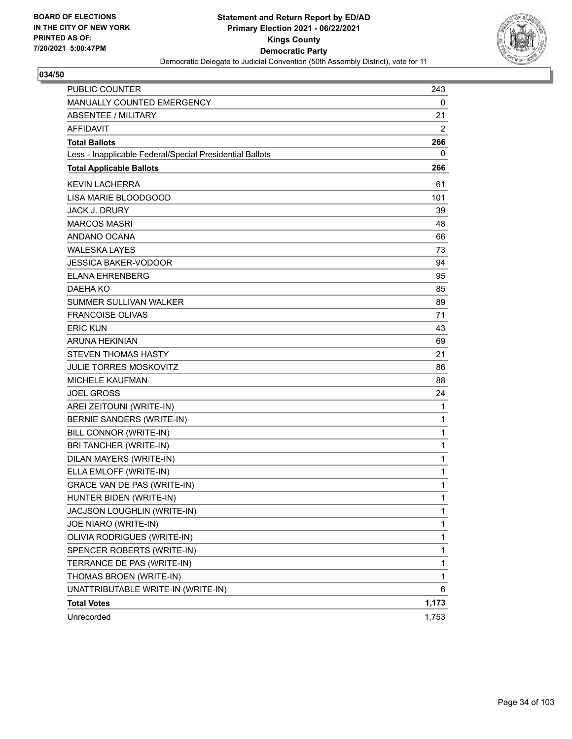BOARD OF ELECTIONS
IN THE CITY OF NEW YORK
PRINTED AS OF:
7/20/2021 5:00:47PM

**Statement and Return Report by ED/AD**
**Primary Election 2021 - 06/22/2021**
**Kings County**
**Democratic Party**
Democratic Delegate to Judicial Convention (50th Assembly District), vote for 11

## 034/50

| | |
|---|---|
| PUBLIC COUNTER | 243 |
| MANUALLY COUNTED EMERGENCY | 0 |
| ABSENTEE / MILITARY | 21 |
| AFFIDAVIT | 2 |
| **Total Ballots** | **266** |
| Less - Inapplicable Federal/Special Presidential Ballots | 0 |
| **Total Applicable Ballots** | **266** |
| KEVIN LACHERRA | 61 |
| LISA MARIE BLOODGOOD | 101 |
| JACK J. DRURY | 39 |
| MARCOS MASRI | 48 |
| ANDANO OCANA | 66 |
| WALESKA LAYES | 73 |
| JESSICA BAKER-VODOOR | 94 |
| ELANA EHRENBERG | 95 |
| DAEHA KO | 85 |
| SUMMER SULLIVAN WALKER | 89 |
| FRANCOISE OLIVAS | 71 |
| ERIC KUN | 43 |
| ARUNA HEKINIAN | 69 |
| STEVEN THOMAS HASTY | 21 |
| JULIE TORRES MOSKOVITZ | 86 |
| MICHELE KAUFMAN | 88 |
| JOEL GROSS | 24 |
| AREI ZEITOUNI (WRITE-IN) | 1 |
| BERNIE SANDERS (WRITE-IN) | 1 |
| BILL CONNOR (WRITE-IN) | 1 |
| BRI TANCHER (WRITE-IN) | 1 |
| DILAN MAYERS (WRITE-IN) | 1 |
| ELLA EMLOFF (WRITE-IN) | 1 |
| GRACE VAN DE PAS (WRITE-IN) | 1 |
| HUNTER BIDEN (WRITE-IN) | 1 |
| JACJSON LOUGHLIN (WRITE-IN) | 1 |
| JOE NIARO (WRITE-IN) | 1 |
| OLIVIA RODRIGUES (WRITE-IN) | 1 |
| SPENCER ROBERTS (WRITE-IN) | 1 |
| TERRANCE DE PAS (WRITE-IN) | 1 |
| THOMAS BROEN (WRITE-IN) | 1 |
| UNATTRIBUTABLE WRITE-IN (WRITE-IN) | 6 |
| **Total Votes** | **1,173** |
| Unrecorded | 1,753 |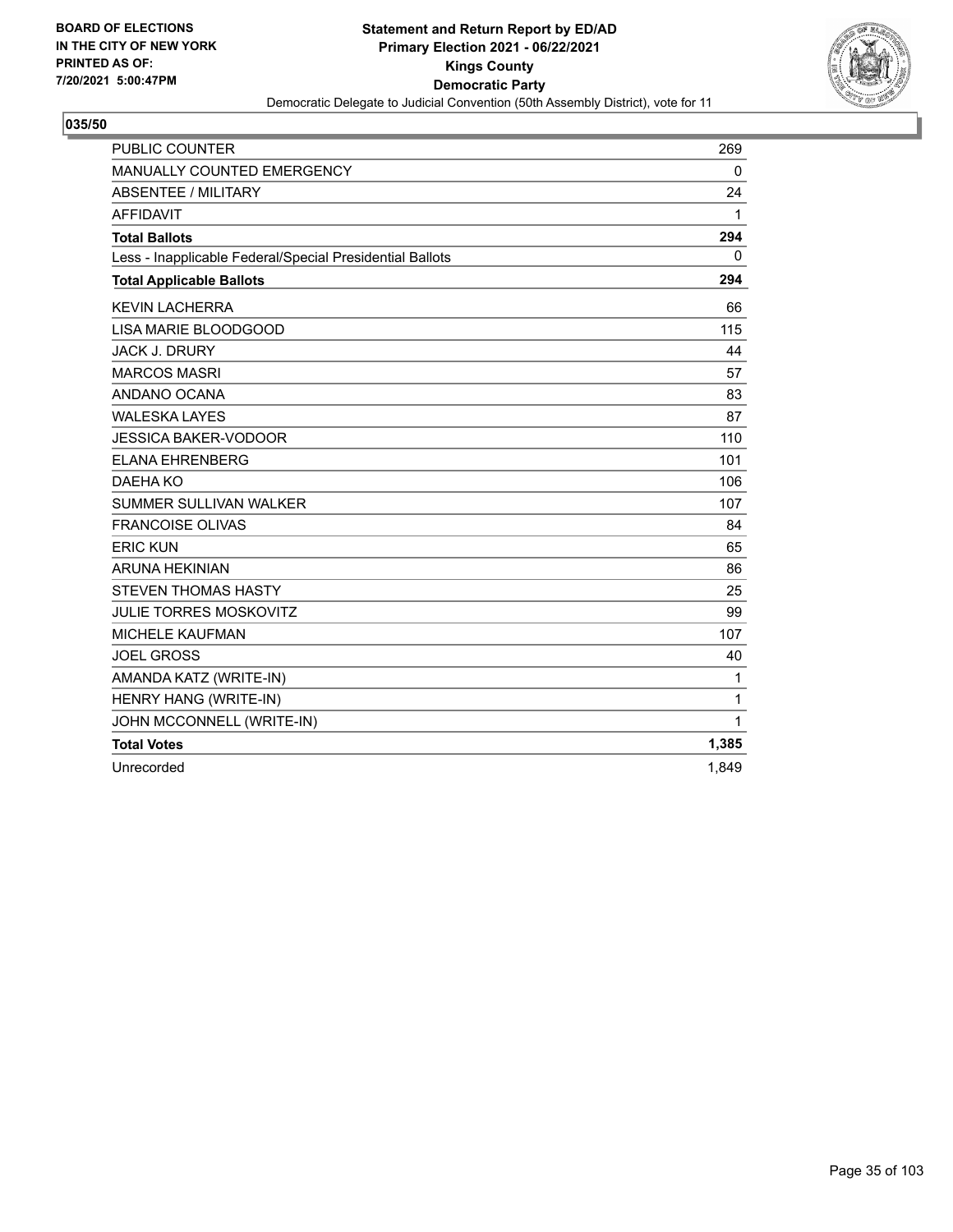BOARD OF ELECTIONS
IN THE CITY OF NEW YORK
PRINTED AS OF:
7/20/2021 5:00:47PM

**Statement and Return Report by ED/AD**
**Primary Election 2021 - 06/22/2021**
**Kings County**
**Democratic Party**
Democratic Delegate to Judicial Convention (50th Assembly District), vote for 11

**035/50**

| | |
|---|---|
| PUBLIC COUNTER | 269 |
| MANUALLY COUNTED EMERGENCY | 0 |
| ABSENTEE / MILITARY | 24 |
| AFFIDAVIT | 1 |
| **Total Ballots** | **294** |
| Less - Inapplicable Federal/Special Presidential Ballots | 0 |
| **Total Applicable Ballots** | **294** |
| KEVIN LACHERRA | 66 |
| LISA MARIE BLOODGOOD | 115 |
| JACK J. DRURY | 44 |
| MARCOS MASRI | 57 |
| ANDANO OCANA | 83 |
| WALESKA LAYES | 87 |
| JESSICA BAKER-VODOOR | 110 |
| ELANA EHRENBERG | 101 |
| DAEHA KO | 106 |
| SUMMER SULLIVAN WALKER | 107 |
| FRANCOISE OLIVAS | 84 |
| ERIC KUN | 65 |
| ARUNA HEKINIAN | 86 |
| STEVEN THOMAS HASTY | 25 |
| JULIE TORRES MOSKOVITZ | 99 |
| MICHELE KAUFMAN | 107 |
| JOEL GROSS | 40 |
| AMANDA KATZ (WRITE-IN) | 1 |
| HENRY HANG (WRITE-IN) | 1 |
| JOHN MCCONNELL (WRITE-IN) | 1 |
| **Total Votes** | **1,385** |
| Unrecorded | 1,849 |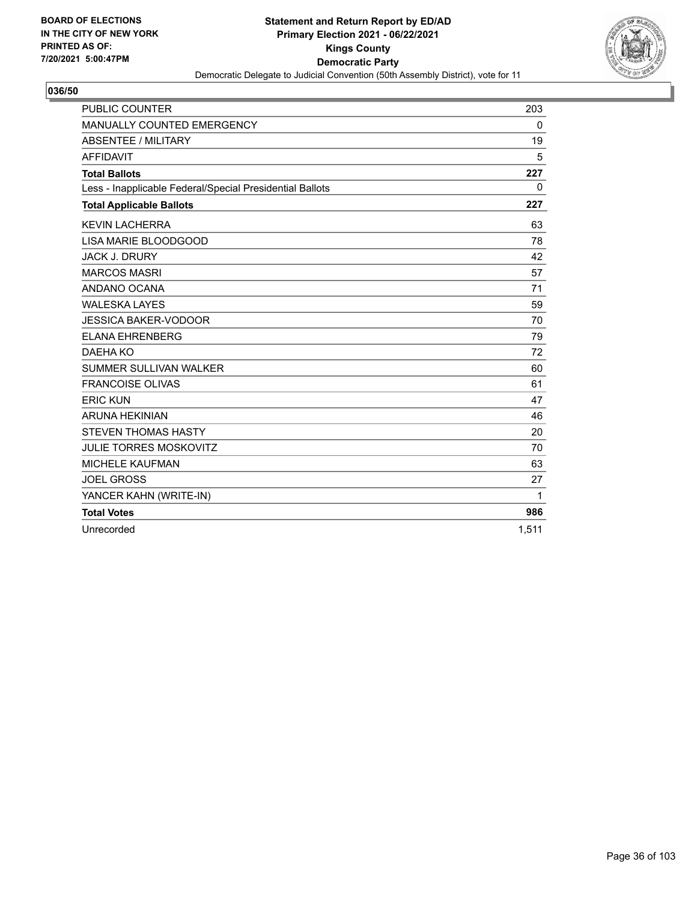BOARD OF ELECTIONS
IN THE CITY OF NEW YORK
PRINTED AS OF:
7/20/2021 5:00:47PM

**Statement and Return Report by ED/AD**
**Primary Election 2021 - 06/22/2021**
**Kings County**
**Democratic Party**
Democratic Delegate to Judicial Convention (50th Assembly District), vote for 11

**036/50**

| | |
|---|---|
| PUBLIC COUNTER | 203 |
| MANUALLY COUNTED EMERGENCY | 0 |
| ABSENTEE / MILITARY | 19 |
| AFFIDAVIT | 5 |
| **Total Ballots** | **227** |
| Less - Inapplicable Federal/Special Presidential Ballots | 0 |
| **Total Applicable Ballots** | **227** |
| KEVIN LACHERRA | 63 |
| LISA MARIE BLOODGOOD | 78 |
| JACK J. DRURY | 42 |
| MARCOS MASRI | 57 |
| ANDANO OCANA | 71 |
| WALESKA LAYES | 59 |
| JESSICA BAKER-VODOOR | 70 |
| ELANA EHRENBERG | 79 |
| DAEHA KO | 72 |
| SUMMER SULLIVAN WALKER | 60 |
| FRANCOISE OLIVAS | 61 |
| ERIC KUN | 47 |
| ARUNA HEKINIAN | 46 |
| STEVEN THOMAS HASTY | 20 |
| JULIE TORRES MOSKOVITZ | 70 |
| MICHELE KAUFMAN | 63 |
| JOEL GROSS | 27 |
| YANCER KAHN (WRITE-IN) | 1 |
| **Total Votes** | **986** |
| Unrecorded | 1,511 |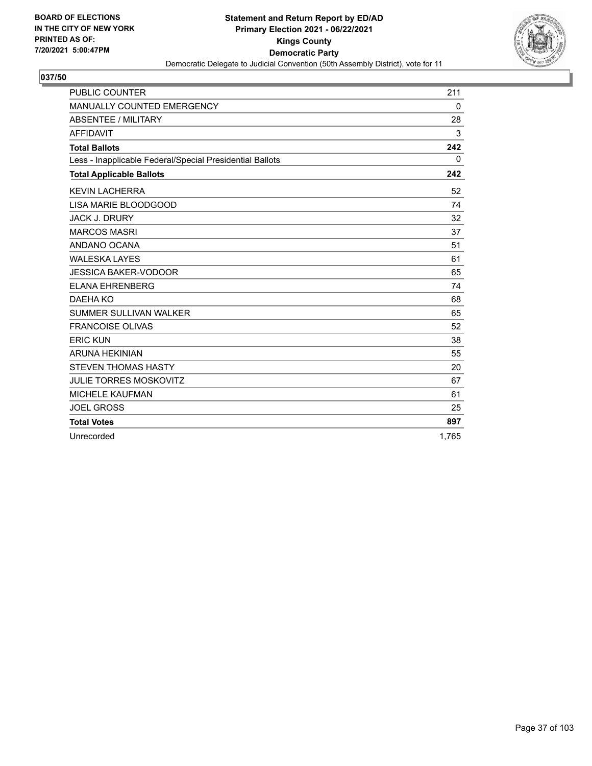BOARD OF ELECTIONS
IN THE CITY OF NEW YORK
PRINTED AS OF:
7/20/2021 5:00:47PM

**Statement and Return Report by ED/AD**
**Primary Election 2021 - 06/22/2021**
**Kings County**
**Democratic Party**
Democratic Delegate to Judicial Convention (50th Assembly District), vote for 11

## 037/50

| | |
|---|---|
| PUBLIC COUNTER | 211 |
| MANUALLY COUNTED EMERGENCY | 0 |
| ABSENTEE / MILITARY | 28 |
| AFFIDAVIT | 3 |
| **Total Ballots** | **242** |
| Less - Inapplicable Federal/Special Presidential Ballots | 0 |
| **Total Applicable Ballots** | **242** |
| KEVIN LACHERRA | 52 |
| LISA MARIE BLOODGOOD | 74 |
| JACK J. DRURY | 32 |
| MARCOS MASRI | 37 |
| ANDANO OCANA | 51 |
| WALESKA LAYES | 61 |
| JESSICA BAKER-VODOOR | 65 |
| ELANA EHRENBERG | 74 |
| DAEHA KO | 68 |
| SUMMER SULLIVAN WALKER | 65 |
| FRANCOISE OLIVAS | 52 |
| ERIC KUN | 38 |
| ARUNA HEKINIAN | 55 |
| STEVEN THOMAS HASTY | 20 |
| JULIE TORRES MOSKOVITZ | 67 |
| MICHELE KAUFMAN | 61 |
| JOEL GROSS | 25 |
| **Total Votes** | **897** |
| Unrecorded | 1,765 |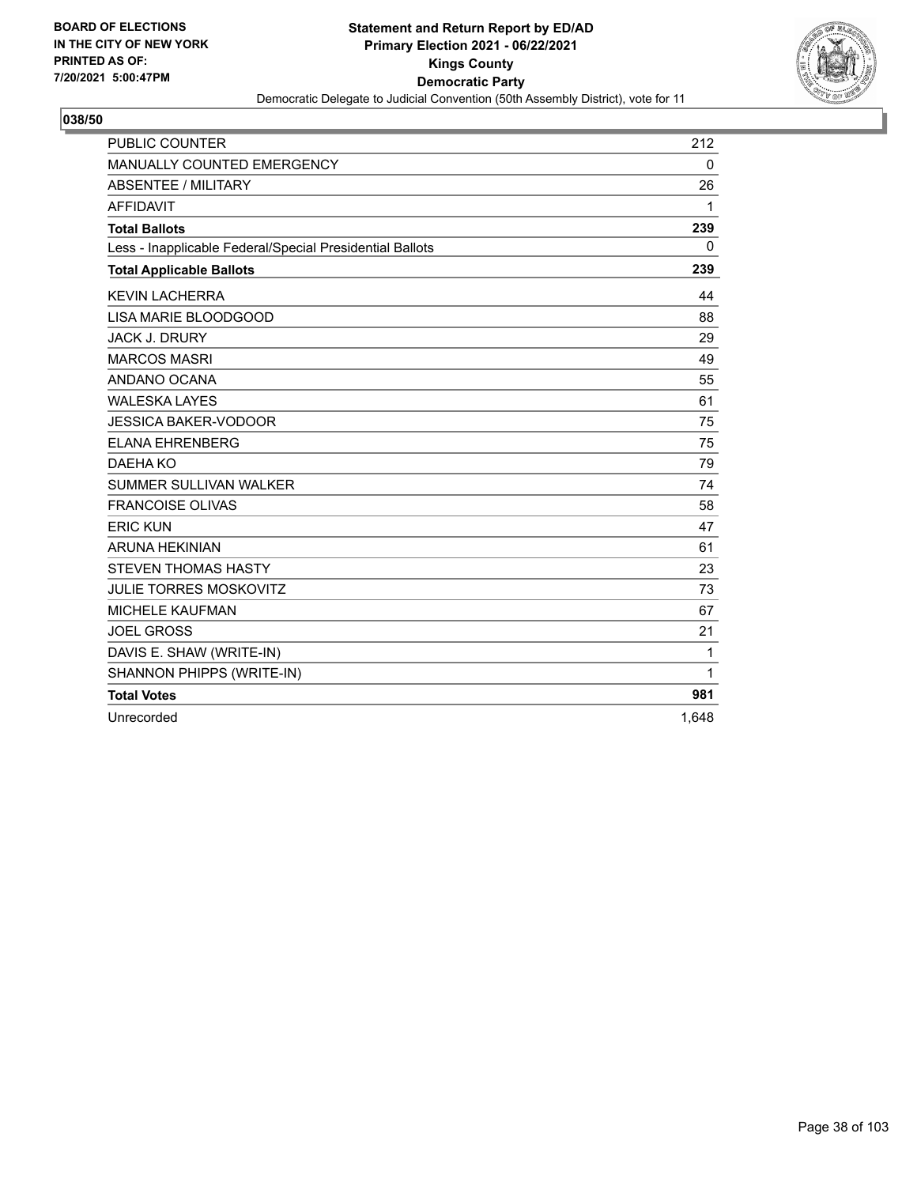BOARD OF ELECTIONS
IN THE CITY OF NEW YORK
PRINTED AS OF:
7/20/2021 5:00:47PM

**Statement and Return Report by ED/AD**
**Primary Election 2021 - 06/22/2021**
**Kings County**
**Democratic Party**
Democratic Delegate to Judicial Convention (50th Assembly District), vote for 11

**038/50**

| | |
|---|---|
| PUBLIC COUNTER | 212 |
| MANUALLY COUNTED EMERGENCY | 0 |
| ABSENTEE / MILITARY | 26 |
| AFFIDAVIT | 1 |
| **Total Ballots** | **239** |
| Less - Inapplicable Federal/Special Presidential Ballots | 0 |
| **Total Applicable Ballots** | **239** |
| KEVIN LACHERRA | 44 |
| LISA MARIE BLOODGOOD | 88 |
| JACK J. DRURY | 29 |
| MARCOS MASRI | 49 |
| ANDANO OCANA | 55 |
| WALESKA LAYES | 61 |
| JESSICA BAKER-VODOOR | 75 |
| ELANA EHRENBERG | 75 |
| DAEHA KO | 79 |
| SUMMER SULLIVAN WALKER | 74 |
| FRANCOISE OLIVAS | 58 |
| ERIC KUN | 47 |
| ARUNA HEKINIAN | 61 |
| STEVEN THOMAS HASTY | 23 |
| JULIE TORRES MOSKOVITZ | 73 |
| MICHELE KAUFMAN | 67 |
| JOEL GROSS | 21 |
| DAVIS E. SHAW (WRITE-IN) | 1 |
| SHANNON PHIPPS (WRITE-IN) | 1 |
| **Total Votes** | **981** |
| Unrecorded | 1,648 |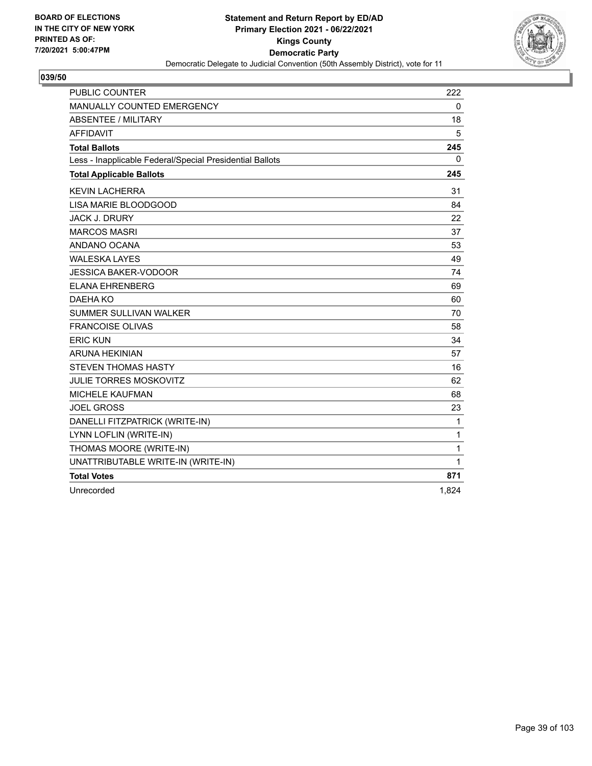BOARD OF ELECTIONS
IN THE CITY OF NEW YORK
PRINTED AS OF:
7/20/2021 5:00:47PM

**Statement and Return Report by ED/AD**
**Primary Election 2021 - 06/22/2021**
**Kings County**
**Democratic Party**
Democratic Delegate to Judicial Convention (50th Assembly District), vote for 11

## 039/50

| | |
|---|---|
| PUBLIC COUNTER | 222 |
| MANUALLY COUNTED EMERGENCY | 0 |
| ABSENTEE / MILITARY | 18 |
| AFFIDAVIT | 5 |
| **Total Ballots** | **245** |
| Less - Inapplicable Federal/Special Presidential Ballots | 0 |
| **Total Applicable Ballots** | **245** |
| KEVIN LACHERRA | 31 |
| LISA MARIE BLOODGOOD | 84 |
| JACK J. DRURY | 22 |
| MARCOS MASRI | 37 |
| ANDANO OCANA | 53 |
| WALESKA LAYES | 49 |
| JESSICA BAKER-VODOOR | 74 |
| ELANA EHRENBERG | 69 |
| DAEHA KO | 60 |
| SUMMER SULLIVAN WALKER | 70 |
| FRANCOISE OLIVAS | 58 |
| ERIC KUN | 34 |
| ARUNA HEKINIAN | 57 |
| STEVEN THOMAS HASTY | 16 |
| JULIE TORRES MOSKOVITZ | 62 |
| MICHELE KAUFMAN | 68 |
| JOEL GROSS | 23 |
| DANELLI FITZPATRICK (WRITE-IN) | 1 |
| LYNN LOFLIN (WRITE-IN) | 1 |
| THOMAS MOORE (WRITE-IN) | 1 |
| UNATTRIBUTABLE WRITE-IN (WRITE-IN) | 1 |
| **Total Votes** | **871** |
| Unrecorded | 1,824 |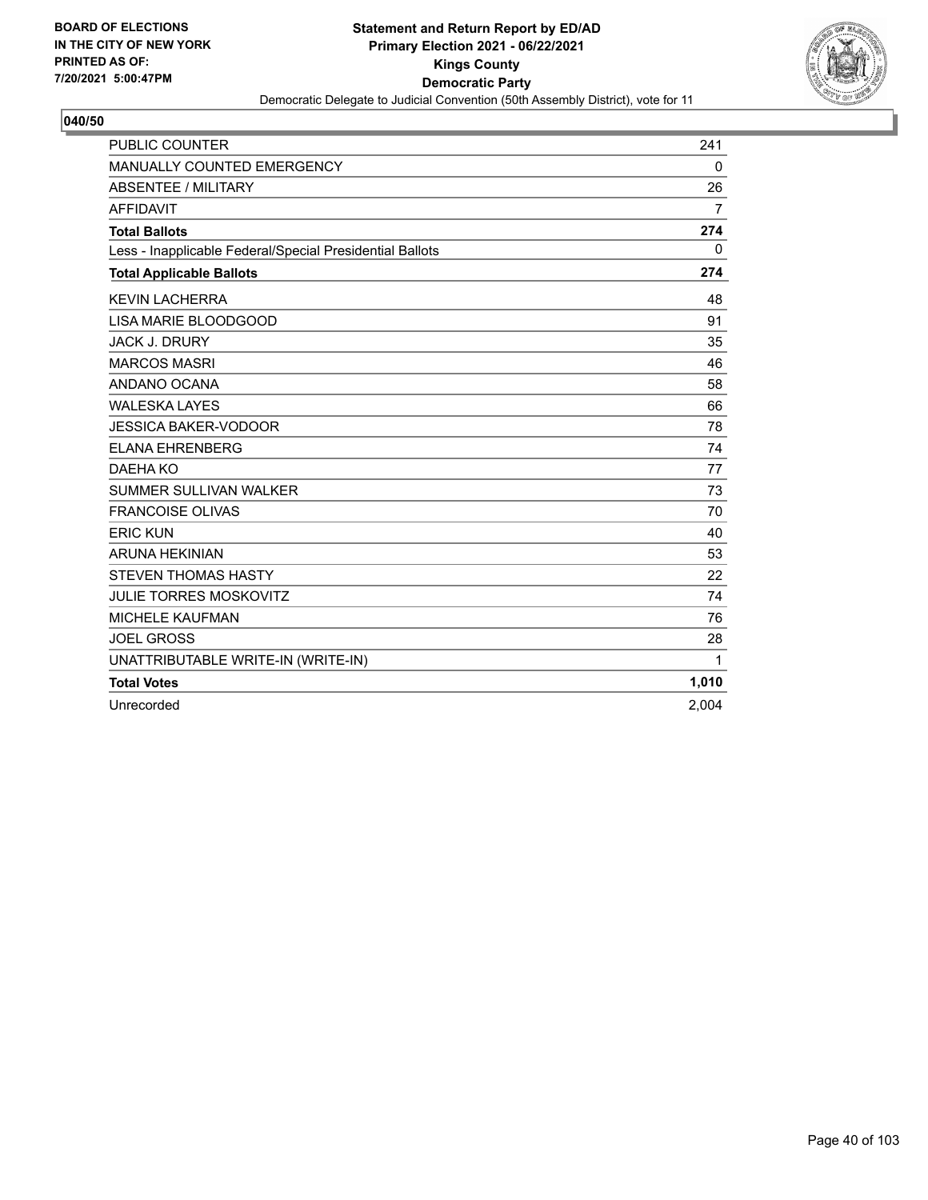BOARD OF ELECTIONS
IN THE CITY OF NEW YORK
PRINTED AS OF:
7/20/2021 5:00:47PM

**Statement and Return Report by ED/AD**
**Primary Election 2021 - 06/22/2021**
**Kings County**
**Democratic Party**
Democratic Delegate to Judicial Convention (50th Assembly District), vote for 11

**040/50**

| | |
|---|---|
| PUBLIC COUNTER | 241 |
| MANUALLY COUNTED EMERGENCY | 0 |
| ABSENTEE / MILITARY | 26 |
| AFFIDAVIT | 7 |
| **Total Ballots** | **274** |
| Less - Inapplicable Federal/Special Presidential Ballots | 0 |
| **Total Applicable Ballots** | **274** |
| KEVIN LACHERRA | 48 |
| LISA MARIE BLOODGOOD | 91 |
| JACK J. DRURY | 35 |
| MARCOS MASRI | 46 |
| ANDANO OCANA | 58 |
| WALESKA LAYES | 66 |
| JESSICA BAKER-VODOOR | 78 |
| ELANA EHRENBERG | 74 |
| DAEHA KO | 77 |
| SUMMER SULLIVAN WALKER | 73 |
| FRANCOISE OLIVAS | 70 |
| ERIC KUN | 40 |
| ARUNA HEKINIAN | 53 |
| STEVEN THOMAS HASTY | 22 |
| JULIE TORRES MOSKOVITZ | 74 |
| MICHELE KAUFMAN | 76 |
| JOEL GROSS | 28 |
| UNATTRIBUTABLE WRITE-IN (WRITE-IN) | 1 |
| **Total Votes** | **1,010** |
| Unrecorded | 2,004 |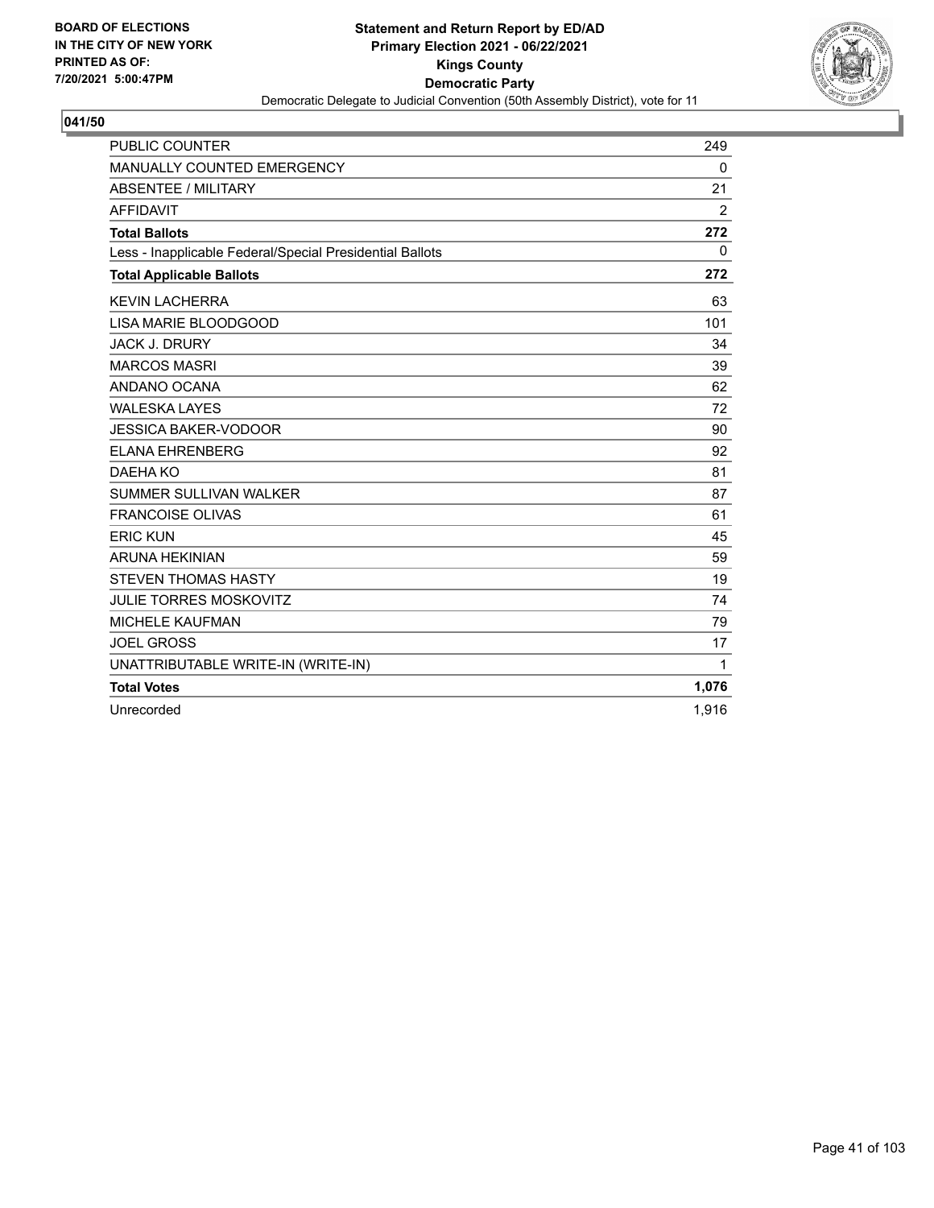BOARD OF ELECTIONS IN THE CITY OF NEW YORK PRINTED AS OF: 7/20/2021 5:00:47PM

**Statement and Return Report by ED/AD**
**Primary Election 2021 - 06/22/2021**
**Kings County**
**Democratic Party**
Democratic Delegate to Judicial Convention (50th Assembly District), vote for 11

**041/50**

| | |
|---|---|
| PUBLIC COUNTER | 249 |
| MANUALLY COUNTED EMERGENCY | 0 |
| ABSENTEE / MILITARY | 21 |
| AFFIDAVIT | 2 |
| **Total Ballots** | **272** |
| Less - Inapplicable Federal/Special Presidential Ballots | 0 |
| **Total Applicable Ballots** | **272** |
| KEVIN LACHERRA | 63 |
| LISA MARIE BLOODGOOD | 101 |
| JACK J. DRURY | 34 |
| MARCOS MASRI | 39 |
| ANDANO OCANA | 62 |
| WALESKA LAYES | 72 |
| JESSICA BAKER-VODOOR | 90 |
| ELANA EHRENBERG | 92 |
| DAEHA KO | 81 |
| SUMMER SULLIVAN WALKER | 87 |
| FRANCOISE OLIVAS | 61 |
| ERIC KUN | 45 |
| ARUNA HEKINIAN | 59 |
| STEVEN THOMAS HASTY | 19 |
| JULIE TORRES MOSKOVITZ | 74 |
| MICHELE KAUFMAN | 79 |
| JOEL GROSS | 17 |
| UNATTRIBUTABLE WRITE-IN (WRITE-IN) | 1 |
| **Total Votes** | **1,076** |
| Unrecorded | 1,916 |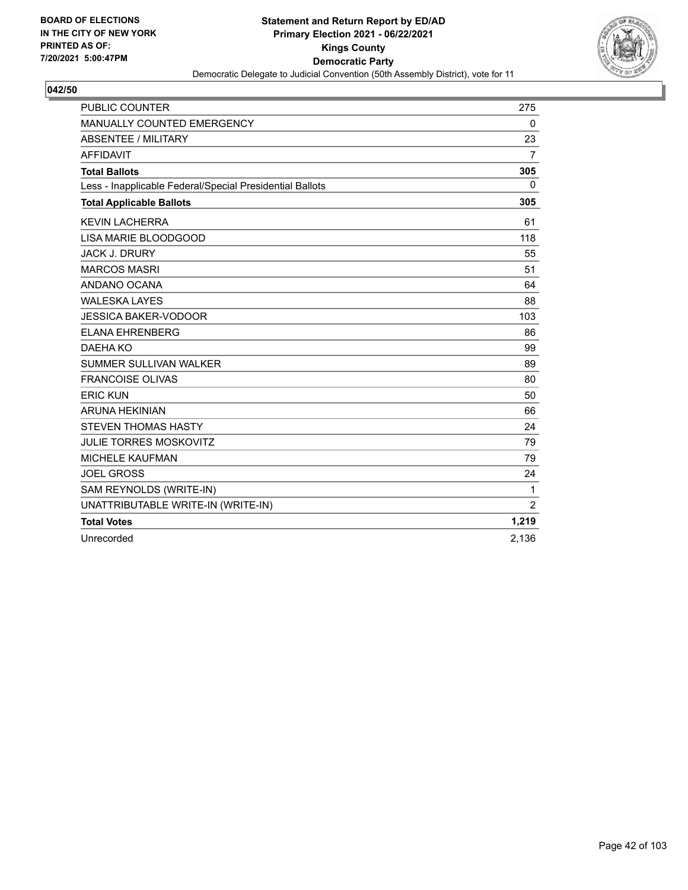BOARD OF ELECTIONS
IN THE CITY OF NEW YORK
PRINTED AS OF:
7/20/2021 5:00:47PM

**Statement and Return Report by ED/AD**
**Primary Election 2021 - 06/22/2021**
**Kings County**
**Democratic Party**
Democratic Delegate to Judicial Convention (50th Assembly District), vote for 11

**042/50**

| | |
|---|---|
| PUBLIC COUNTER | 275 |
| MANUALLY COUNTED EMERGENCY | 0 |
| ABSENTEE / MILITARY | 23 |
| AFFIDAVIT | 7 |
| **Total Ballots** | **305** |
| Less - Inapplicable Federal/Special Presidential Ballots | 0 |
| **Total Applicable Ballots** | **305** |
| KEVIN LACHERRA | 61 |
| LISA MARIE BLOODGOOD | 118 |
| JACK J. DRURY | 55 |
| MARCOS MASRI | 51 |
| ANDANO OCANA | 64 |
| WALESKA LAYES | 88 |
| JESSICA BAKER-VODOOR | 103 |
| ELANA EHRENBERG | 86 |
| DAEHA KO | 99 |
| SUMMER SULLIVAN WALKER | 89 |
| FRANCOISE OLIVAS | 80 |
| ERIC KUN | 50 |
| ARUNA HEKINIAN | 66 |
| STEVEN THOMAS HASTY | 24 |
| JULIE TORRES MOSKOVITZ | 79 |
| MICHELE KAUFMAN | 79 |
| JOEL GROSS | 24 |
| SAM REYNOLDS (WRITE-IN) | 1 |
| UNATTRIBUTABLE WRITE-IN (WRITE-IN) | 2 |
| **Total Votes** | **1,219** |
| Unrecorded | 2,136 |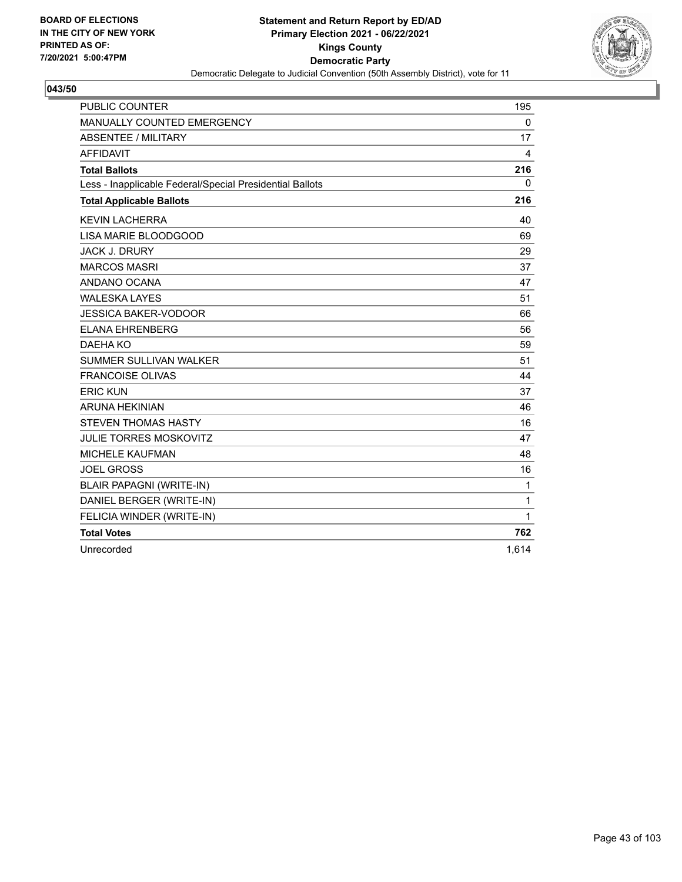**BOARD OF ELECTIONS IN THE CITY OF NEW YORK PRINTED AS OF: 7/20/2021 5:00:47PM**

# Statement and Return Report by ED/AD
## Primary Election 2021 - 06/22/2021
## Kings County
## Democratic Party
### Democratic Delegate to Judicial Convention (50th Assembly District), vote for 11

**043/50**

| | |
|---|---|
| PUBLIC COUNTER | 195 |
| MANUALLY COUNTED EMERGENCY | 0 |
| ABSENTEE / MILITARY | 17 |
| AFFIDAVIT | 4 |
| **Total Ballots** | **216** |
| Less - Inapplicable Federal/Special Presidential Ballots | 0 |
| **Total Applicable Ballots** | **216** |
| KEVIN LACHERRA | 40 |
| LISA MARIE BLOODGOOD | 69 |
| JACK J. DRURY | 29 |
| MARCOS MASRI | 37 |
| ANDANO OCANA | 47 |
| WALESKA LAYES | 51 |
| JESSICA BAKER-VODOOR | 66 |
| ELANA EHRENBERG | 56 |
| DAEHA KO | 59 |
| SUMMER SULLIVAN WALKER | 51 |
| FRANCOISE OLIVAS | 44 |
| ERIC KUN | 37 |
| ARUNA HEKINIAN | 46 |
| STEVEN THOMAS HASTY | 16 |
| JULIE TORRES MOSKOVITZ | 47 |
| MICHELE KAUFMAN | 48 |
| JOEL GROSS | 16 |
| BLAIR PAPAGNI (WRITE-IN) | 1 |
| DANIEL BERGER (WRITE-IN) | 1 |
| FELICIA WINDER (WRITE-IN) | 1 |
| **Total Votes** | **762** |
| Unrecorded | 1,614 |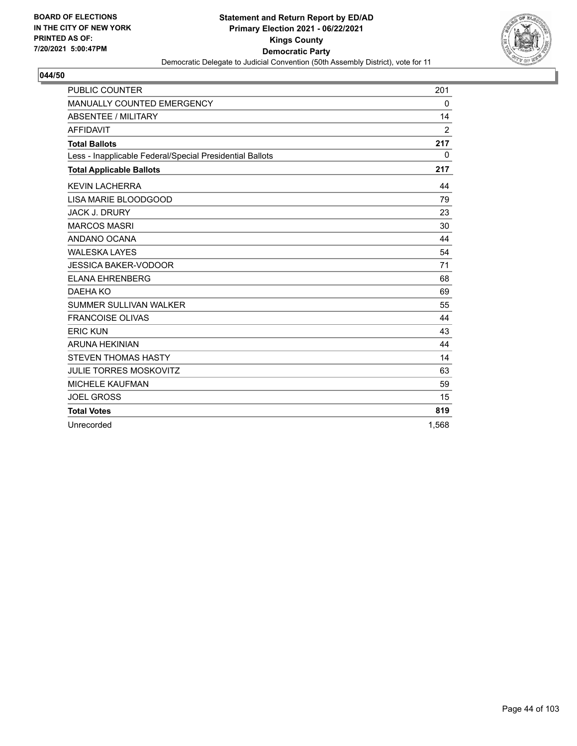BOARD OF ELECTIONS
IN THE CITY OF NEW YORK
PRINTED AS OF:
7/20/2021 5:00:47PM

**Statement and Return Report by ED/AD**
**Primary Election 2021 - 06/22/2021**
**Kings County**
**Democratic Party**
Democratic Delegate to Judicial Convention (50th Assembly District), vote for 11

**044/50**

| | |
|---|---|
| PUBLIC COUNTER | 201 |
| MANUALLY COUNTED EMERGENCY | 0 |
| ABSENTEE / MILITARY | 14 |
| AFFIDAVIT | 2 |
| **Total Ballots** | **217** |
| Less - Inapplicable Federal/Special Presidential Ballots | 0 |
| **Total Applicable Ballots** | **217** |
| KEVIN LACHERRA | 44 |
| LISA MARIE BLOODGOOD | 79 |
| JACK J. DRURY | 23 |
| MARCOS MASRI | 30 |
| ANDANO OCANA | 44 |
| WALESKA LAYES | 54 |
| JESSICA BAKER-VODOOR | 71 |
| ELANA EHRENBERG | 68 |
| DAEHA KO | 69 |
| SUMMER SULLIVAN WALKER | 55 |
| FRANCOISE OLIVAS | 44 |
| ERIC KUN | 43 |
| ARUNA HEKINIAN | 44 |
| STEVEN THOMAS HASTY | 14 |
| JULIE TORRES MOSKOVITZ | 63 |
| MICHELE KAUFMAN | 59 |
| JOEL GROSS | 15 |
| **Total Votes** | **819** |
| Unrecorded | 1,568 |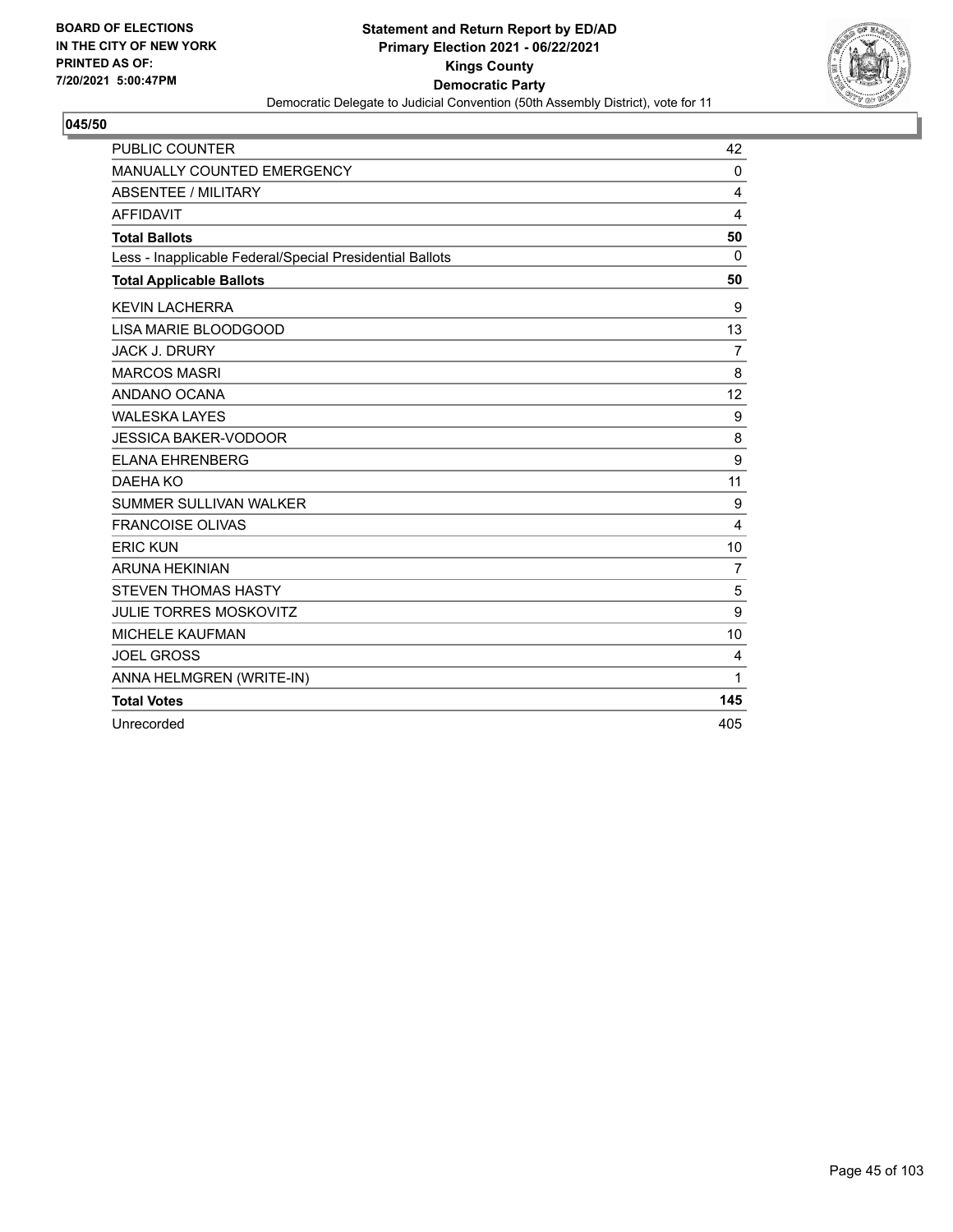BOARD OF ELECTIONS
IN THE CITY OF NEW YORK
PRINTED AS OF:
7/20/2021 5:00:47PM

**Statement and Return Report by ED/AD**
**Primary Election 2021 - 06/22/2021**
**Kings County**
**Democratic Party**
Democratic Delegate to Judicial Convention (50th Assembly District), vote for 11

**045/50**

| | |
|---|---|
| PUBLIC COUNTER | 42 |
| MANUALLY COUNTED EMERGENCY | 0 |
| ABSENTEE / MILITARY | 4 |
| AFFIDAVIT | 4 |
| **Total Ballots** | **50** |
| Less - Inapplicable Federal/Special Presidential Ballots | 0 |
| **Total Applicable Ballots** | **50** |
| KEVIN LACHERRA | 9 |
| LISA MARIE BLOODGOOD | 13 |
| JACK J. DRURY | 7 |
| MARCOS MASRI | 8 |
| ANDANO OCANA | 12 |
| WALESKA LAYES | 9 |
| JESSICA BAKER-VODOOR | 8 |
| ELANA EHRENBERG | 9 |
| DAEHA KO | 11 |
| SUMMER SULLIVAN WALKER | 9 |
| FRANCOISE OLIVAS | 4 |
| ERIC KUN | 10 |
| ARUNA HEKINIAN | 7 |
| STEVEN THOMAS HASTY | 5 |
| JULIE TORRES MOSKOVITZ | 9 |
| MICHELE KAUFMAN | 10 |
| JOEL GROSS | 4 |
| ANNA HELMGREN (WRITE-IN) | 1 |
| **Total Votes** | **145** |
| Unrecorded | 405 |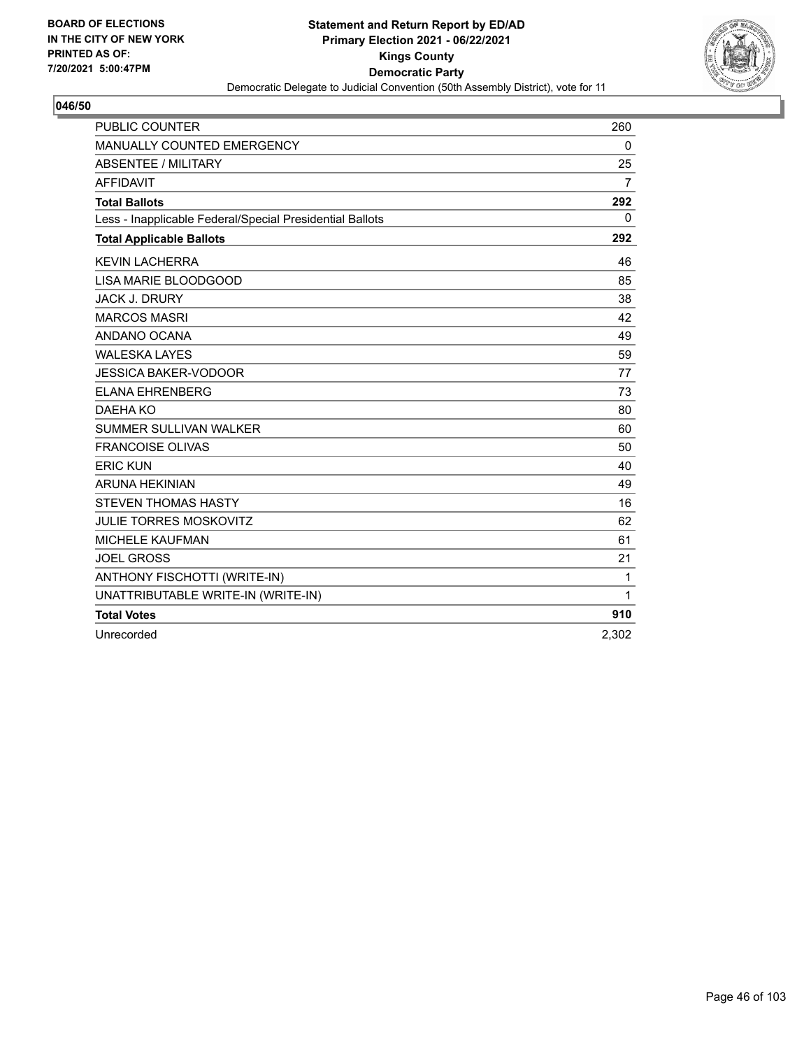BOARD OF ELECTIONS
IN THE CITY OF NEW YORK
PRINTED AS OF:
7/20/2021 5:00:47PM

**Statement and Return Report by ED/AD**
**Primary Election 2021 - 06/22/2021**
**Kings County**
**Democratic Party**
Democratic Delegate to Judicial Convention (50th Assembly District), vote for 11

## 046/50

| | |
|---|---|
| PUBLIC COUNTER | 260 |
| MANUALLY COUNTED EMERGENCY | 0 |
| ABSENTEE / MILITARY | 25 |
| AFFIDAVIT | 7 |
| **Total Ballots** | **292** |
| Less - Inapplicable Federal/Special Presidential Ballots | 0 |
| **Total Applicable Ballots** | **292** |
| KEVIN LACHERRA | 46 |
| LISA MARIE BLOODGOOD | 85 |
| JACK J. DRURY | 38 |
| MARCOS MASRI | 42 |
| ANDANO OCANA | 49 |
| WALESKA LAYES | 59 |
| JESSICA BAKER-VODOOR | 77 |
| ELANA EHRENBERG | 73 |
| DAEHA KO | 80 |
| SUMMER SULLIVAN WALKER | 60 |
| FRANCOISE OLIVAS | 50 |
| ERIC KUN | 40 |
| ARUNA HEKINIAN | 49 |
| STEVEN THOMAS HASTY | 16 |
| JULIE TORRES MOSKOVITZ | 62 |
| MICHELE KAUFMAN | 61 |
| JOEL GROSS | 21 |
| ANTHONY FISCHOTTI (WRITE-IN) | 1 |
| UNATTRIBUTABLE WRITE-IN (WRITE-IN) | 1 |
| **Total Votes** | **910** |
| Unrecorded | 2,302 |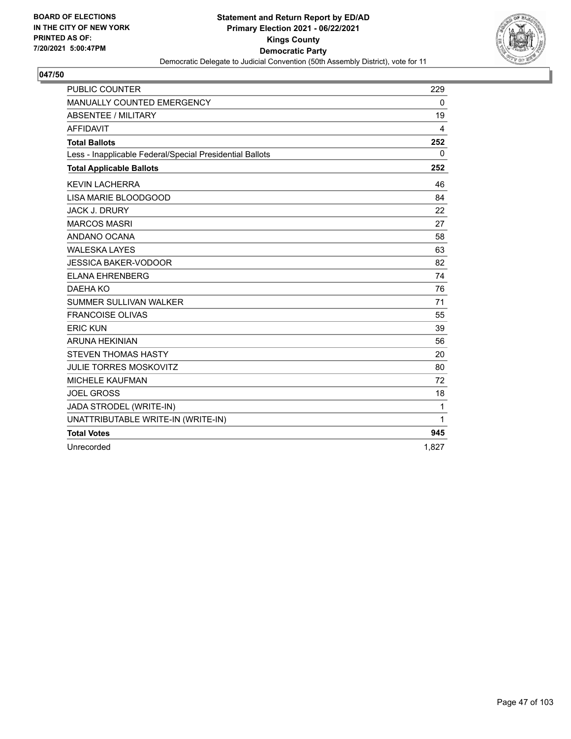BOARD OF ELECTIONS
IN THE CITY OF NEW YORK
PRINTED AS OF:
7/20/2021 5:00:47PM

**Statement and Return Report by ED/AD**
**Primary Election 2021 - 06/22/2021**
**Kings County**
**Democratic Party**
Democratic Delegate to Judicial Convention (50th Assembly District), vote for 11

## 047/50

| | |
|---|---|
| PUBLIC COUNTER | 229 |
| MANUALLY COUNTED EMERGENCY | 0 |
| ABSENTEE / MILITARY | 19 |
| AFFIDAVIT | 4 |
| **Total Ballots** | **252** |
| Less - Inapplicable Federal/Special Presidential Ballots | 0 |
| **Total Applicable Ballots** | **252** |
| KEVIN LACHERRA | 46 |
| LISA MARIE BLOODGOOD | 84 |
| JACK J. DRURY | 22 |
| MARCOS MASRI | 27 |
| ANDANO OCANA | 58 |
| WALESKA LAYES | 63 |
| JESSICA BAKER-VODOOR | 82 |
| ELANA EHRENBERG | 74 |
| DAEHA KO | 76 |
| SUMMER SULLIVAN WALKER | 71 |
| FRANCOISE OLIVAS | 55 |
| ERIC KUN | 39 |
| ARUNA HEKINIAN | 56 |
| STEVEN THOMAS HASTY | 20 |
| JULIE TORRES MOSKOVITZ | 80 |
| MICHELE KAUFMAN | 72 |
| JOEL GROSS | 18 |
| JADA STRODEL (WRITE-IN) | 1 |
| UNATTRIBUTABLE WRITE-IN (WRITE-IN) | 1 |
| **Total Votes** | **945** |
| Unrecorded | 1,827 |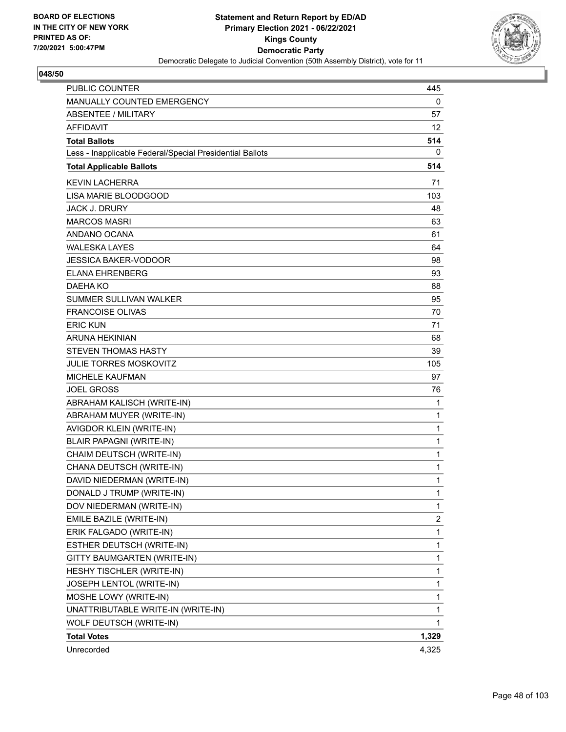BOARD OF ELECTIONS
IN THE CITY OF NEW YORK
PRINTED AS OF:
7/20/2021 5:00:47PM

**Statement and Return Report by ED/AD**
**Primary Election 2021 - 06/22/2021**
**Kings County**
**Democratic Party**
Democratic Delegate to Judicial Convention (50th Assembly District), vote for 11

**048/50**

| | |
|---|---|
| PUBLIC COUNTER | 445 |
| MANUALLY COUNTED EMERGENCY | 0 |
| ABSENTEE / MILITARY | 57 |
| AFFIDAVIT | 12 |
| **Total Ballots** | **514** |
| Less - Inapplicable Federal/Special Presidential Ballots | 0 |
| **Total Applicable Ballots** | **514** |
| KEVIN LACHERRA | 71 |
| LISA MARIE BLOODGOOD | 103 |
| JACK J. DRURY | 48 |
| MARCOS MASRI | 63 |
| ANDANO OCANA | 61 |
| WALESKA LAYES | 64 |
| JESSICA BAKER-VODOOR | 98 |
| ELANA EHRENBERG | 93 |
| DAEHA KO | 88 |
| SUMMER SULLIVAN WALKER | 95 |
| FRANCOISE OLIVAS | 70 |
| ERIC KUN | 71 |
| ARUNA HEKINIAN | 68 |
| STEVEN THOMAS HASTY | 39 |
| JULIE TORRES MOSKOVITZ | 105 |
| MICHELE KAUFMAN | 97 |
| JOEL GROSS | 76 |
| ABRAHAM KALISCH (WRITE-IN) | 1 |
| ABRAHAM MUYER (WRITE-IN) | 1 |
| AVIGDOR KLEIN (WRITE-IN) | 1 |
| BLAIR PAPAGNI (WRITE-IN) | 1 |
| CHAIM DEUTSCH (WRITE-IN) | 1 |
| CHANA DEUTSCH (WRITE-IN) | 1 |
| DAVID NIEDERMAN (WRITE-IN) | 1 |
| DONALD J TRUMP (WRITE-IN) | 1 |
| DOV NIEDERMAN (WRITE-IN) | 1 |
| EMILE BAZILE (WRITE-IN) | 2 |
| ERIK FALGADO (WRITE-IN) | 1 |
| ESTHER DEUTSCH (WRITE-IN) | 1 |
| GITTY BAUMGARTEN (WRITE-IN) | 1 |
| HESHY TISCHLER (WRITE-IN) | 1 |
| JOSEPH LENTOL (WRITE-IN) | 1 |
| MOSHE LOWY (WRITE-IN) | 1 |
| UNATTRIBUTABLE WRITE-IN (WRITE-IN) | 1 |
| WOLF DEUTSCH (WRITE-IN) | 1 |
| **Total Votes** | **1,329** |
| Unrecorded | 4,325 |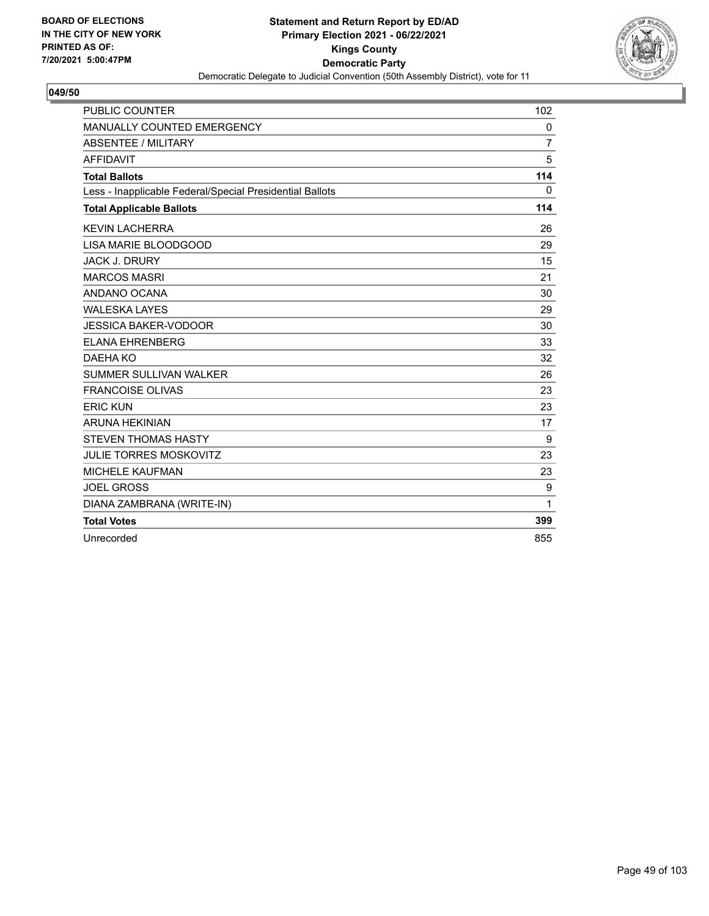BOARD OF ELECTIONS
IN THE CITY OF NEW YORK
PRINTED AS OF:
7/20/2021 5:00:47PM

**Statement and Return Report by ED/AD**
**Primary Election 2021 - 06/22/2021**
**Kings County**
**Democratic Party**
Democratic Delegate to Judicial Convention (50th Assembly District), vote for 11

**049/50**

| | |
|---|---|
| PUBLIC COUNTER | 102 |
| MANUALLY COUNTED EMERGENCY | 0 |
| ABSENTEE / MILITARY | 7 |
| AFFIDAVIT | 5 |
| **Total Ballots** | **114** |
| Less - Inapplicable Federal/Special Presidential Ballots | 0 |
| **Total Applicable Ballots** | **114** |
| KEVIN LACHERRA | 26 |
| LISA MARIE BLOODGOOD | 29 |
| JACK J. DRURY | 15 |
| MARCOS MASRI | 21 |
| ANDANO OCANA | 30 |
| WALESKA LAYES | 29 |
| JESSICA BAKER-VODOOR | 30 |
| ELANA EHRENBERG | 33 |
| DAEHA KO | 32 |
| SUMMER SULLIVAN WALKER | 26 |
| FRANCOISE OLIVAS | 23 |
| ERIC KUN | 23 |
| ARUNA HEKINIAN | 17 |
| STEVEN THOMAS HASTY | 9 |
| JULIE TORRES MOSKOVITZ | 23 |
| MICHELE KAUFMAN | 23 |
| JOEL GROSS | 9 |
| DIANA ZAMBRANA (WRITE-IN) | 1 |
| **Total Votes** | **399** |
| Unrecorded | 855 |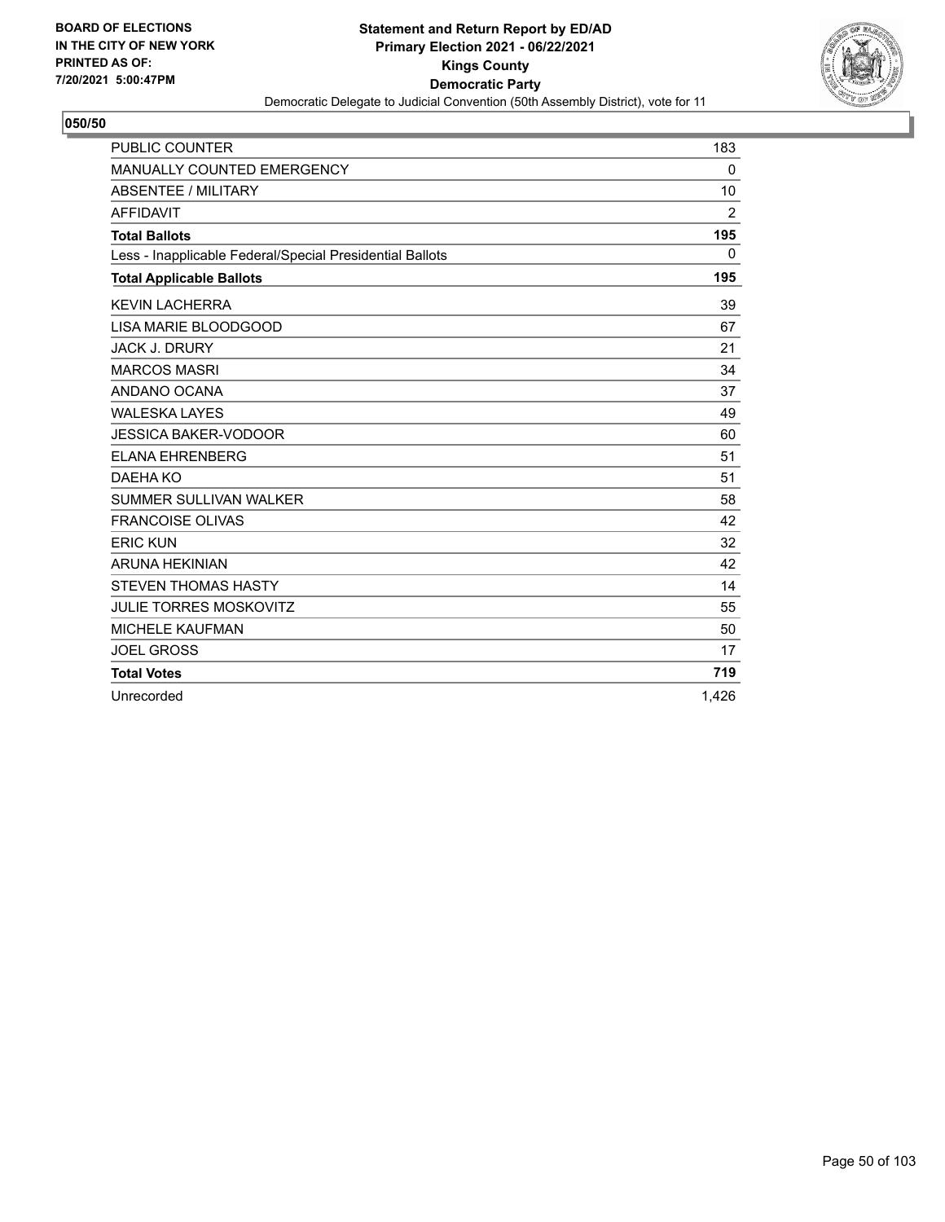**BOARD OF ELECTIONS IN THE CITY OF NEW YORK PRINTED AS OF: 7/20/2021 5:00:47PM**

**Statement and Return Report by ED/AD**
**Primary Election 2021 - 06/22/2021**
**Kings County**
**Democratic Party**
Democratic Delegate to Judicial Convention (50th Assembly District), vote for 11

**050/50**

| | |
|---|---|
| PUBLIC COUNTER | 183 |
| MANUALLY COUNTED EMERGENCY | 0 |
| ABSENTEE / MILITARY | 10 |
| AFFIDAVIT | 2 |
| **Total Ballots** | **195** |
| Less - Inapplicable Federal/Special Presidential Ballots | 0 |
| **Total Applicable Ballots** | **195** |
| KEVIN LACHERRA | 39 |
| LISA MARIE BLOODGOOD | 67 |
| JACK J. DRURY | 21 |
| MARCOS MASRI | 34 |
| ANDANO OCANA | 37 |
| WALESKA LAYES | 49 |
| JESSICA BAKER-VODOOR | 60 |
| ELANA EHRENBERG | 51 |
| DAEHA KO | 51 |
| SUMMER SULLIVAN WALKER | 58 |
| FRANCOISE OLIVAS | 42 |
| ERIC KUN | 32 |
| ARUNA HEKINIAN | 42 |
| STEVEN THOMAS HASTY | 14 |
| JULIE TORRES MOSKOVITZ | 55 |
| MICHELE KAUFMAN | 50 |
| JOEL GROSS | 17 |
| **Total Votes** | **719** |
| Unrecorded | 1,426 |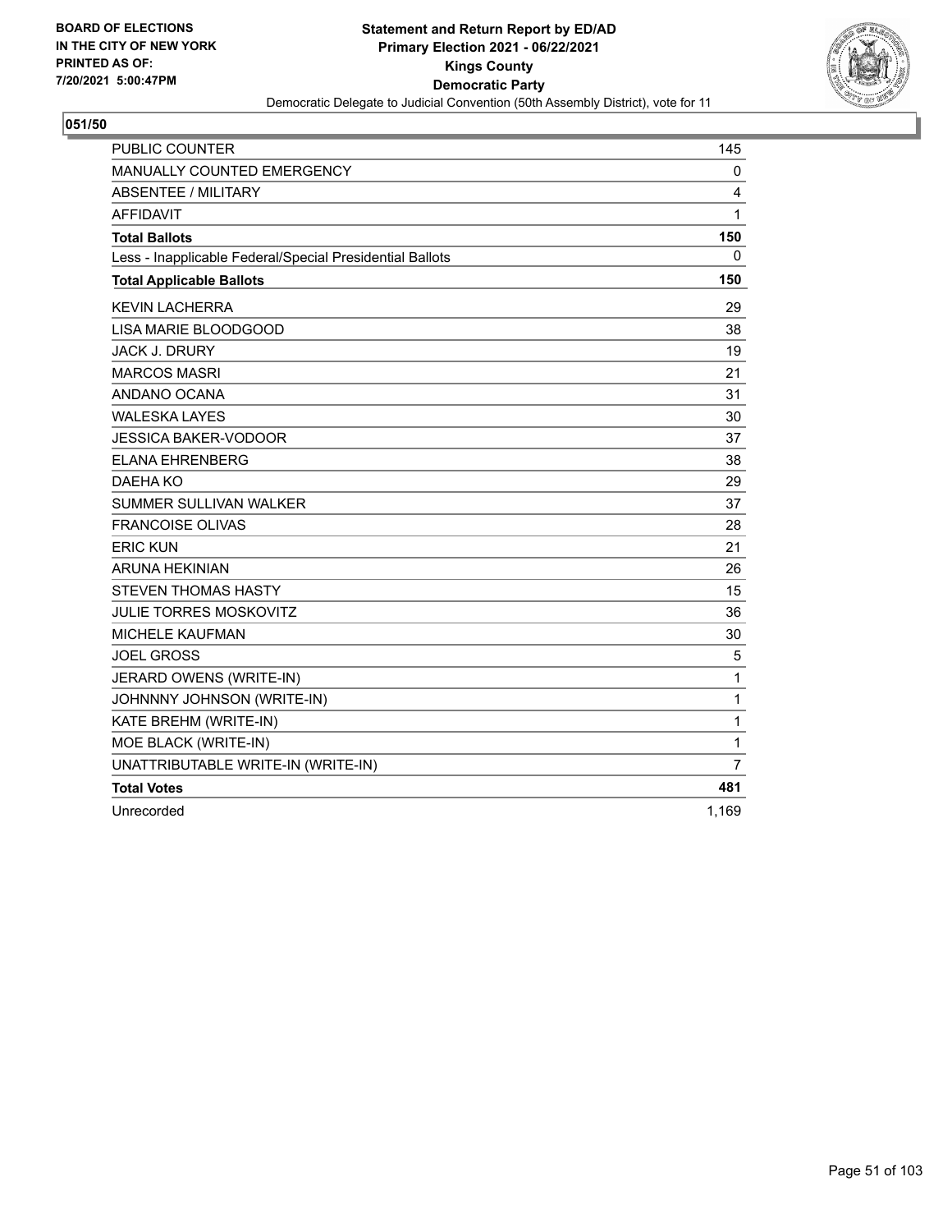**BOARD OF ELECTIONS IN THE CITY OF NEW YORK PRINTED AS OF: 7/20/2021 5:00:47PM**

**Statement and Return Report by ED/AD**
**Primary Election 2021 - 06/22/2021**
**Kings County**
**Democratic Party**
Democratic Delegate to Judicial Convention (50th Assembly District), vote for 11

## 051/50

| | |
|---|---|
| PUBLIC COUNTER | 145 |
| MANUALLY COUNTED EMERGENCY | 0 |
| ABSENTEE / MILITARY | 4 |
| AFFIDAVIT | 1 |
| **Total Ballots** | **150** |
| Less - Inapplicable Federal/Special Presidential Ballots | 0 |
| **Total Applicable Ballots** | **150** |
| KEVIN LACHERRA | 29 |
| LISA MARIE BLOODGOOD | 38 |
| JACK J. DRURY | 19 |
| MARCOS MASRI | 21 |
| ANDANO OCANA | 31 |
| WALESKA LAYES | 30 |
| JESSICA BAKER-VODOOR | 37 |
| ELANA EHRENBERG | 38 |
| DAEHA KO | 29 |
| SUMMER SULLIVAN WALKER | 37 |
| FRANCOISE OLIVAS | 28 |
| ERIC KUN | 21 |
| ARUNA HEKINIAN | 26 |
| STEVEN THOMAS HASTY | 15 |
| JULIE TORRES MOSKOVITZ | 36 |
| MICHELE KAUFMAN | 30 |
| JOEL GROSS | 5 |
| JERARD OWENS (WRITE-IN) | 1 |
| JOHNNNY JOHNSON (WRITE-IN) | 1 |
| KATE BREHM (WRITE-IN) | 1 |
| MOE BLACK (WRITE-IN) | 1 |
| UNATTRIBUTABLE WRITE-IN (WRITE-IN) | 7 |
| **Total Votes** | **481** |
| Unrecorded | 1,169 |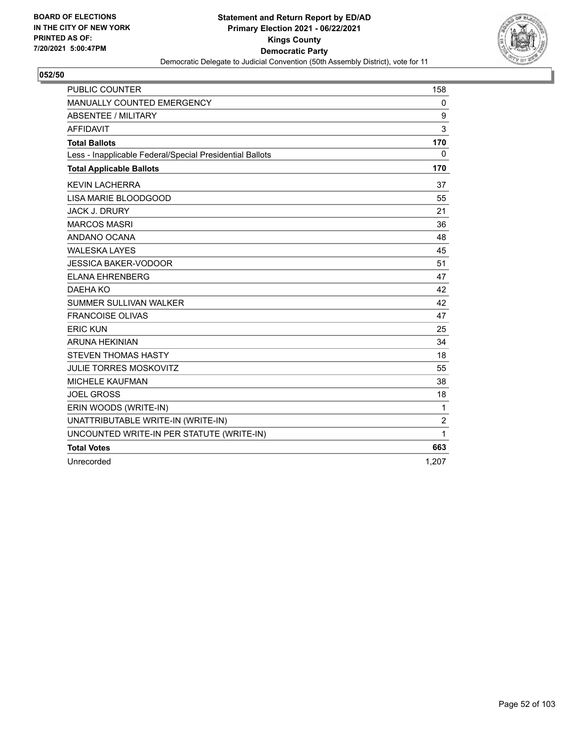BOARD OF ELECTIONS
IN THE CITY OF NEW YORK
PRINTED AS OF:
7/20/2021 5:00:47PM

**Statement and Return Report by ED/AD**
**Primary Election 2021 - 06/22/2021**
**Kings County**
**Democratic Party**
Democratic Delegate to Judicial Convention (50th Assembly District), vote for 11

## 052/50

| | |
|---|---|
| PUBLIC COUNTER | 158 |
| MANUALLY COUNTED EMERGENCY | 0 |
| ABSENTEE / MILITARY | 9 |
| AFFIDAVIT | 3 |
| **Total Ballots** | **170** |
| Less - Inapplicable Federal/Special Presidential Ballots | 0 |
| **Total Applicable Ballots** | **170** |
| KEVIN LACHERRA | 37 |
| LISA MARIE BLOODGOOD | 55 |
| JACK J. DRURY | 21 |
| MARCOS MASRI | 36 |
| ANDANO OCANA | 48 |
| WALESKA LAYES | 45 |
| JESSICA BAKER-VODOOR | 51 |
| ELANA EHRENBERG | 47 |
| DAEHA KO | 42 |
| SUMMER SULLIVAN WALKER | 42 |
| FRANCOISE OLIVAS | 47 |
| ERIC KUN | 25 |
| ARUNA HEKINIAN | 34 |
| STEVEN THOMAS HASTY | 18 |
| JULIE TORRES MOSKOVITZ | 55 |
| MICHELE KAUFMAN | 38 |
| JOEL GROSS | 18 |
| ERIN WOODS (WRITE-IN) | 1 |
| UNATTRIBUTABLE WRITE-IN (WRITE-IN) | 2 |
| UNCOUNTED WRITE-IN PER STATUTE (WRITE-IN) | 1 |
| **Total Votes** | **663** |
| Unrecorded | 1,207 |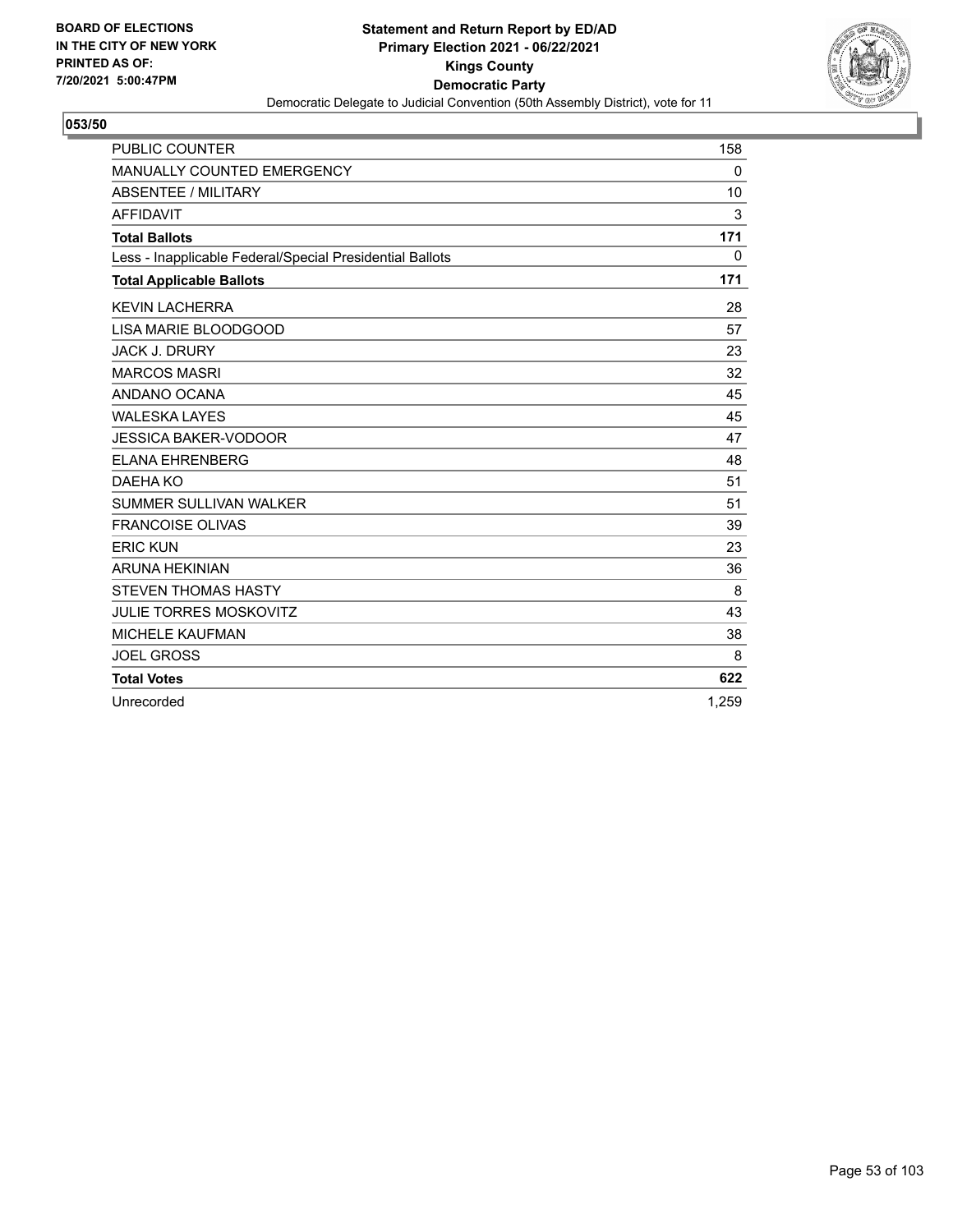BOARD OF ELECTIONS
IN THE CITY OF NEW YORK
PRINTED AS OF:
7/20/2021 5:00:47PM

**Statement and Return Report by ED/AD**
**Primary Election 2021 - 06/22/2021**
**Kings County**
**Democratic Party**
Democratic Delegate to Judicial Convention (50th Assembly District), vote for 11

## 053/50

| | |
|---|---|
| PUBLIC COUNTER | 158 |
| MANUALLY COUNTED EMERGENCY | 0 |
| ABSENTEE / MILITARY | 10 |
| AFFIDAVIT | 3 |
| **Total Ballots** | **171** |
| Less - Inapplicable Federal/Special Presidential Ballots | 0 |
| **Total Applicable Ballots** | **171** |
| KEVIN LACHERRA | 28 |
| LISA MARIE BLOODGOOD | 57 |
| JACK J. DRURY | 23 |
| MARCOS MASRI | 32 |
| ANDANO OCANA | 45 |
| WALESKA LAYES | 45 |
| JESSICA BAKER-VODOOR | 47 |
| ELANA EHRENBERG | 48 |
| DAEHA KO | 51 |
| SUMMER SULLIVAN WALKER | 51 |
| FRANCOISE OLIVAS | 39 |
| ERIC KUN | 23 |
| ARUNA HEKINIAN | 36 |
| STEVEN THOMAS HASTY | 8 |
| JULIE TORRES MOSKOVITZ | 43 |
| MICHELE KAUFMAN | 38 |
| JOEL GROSS | 8 |
| **Total Votes** | **622** |
| Unrecorded | 1,259 |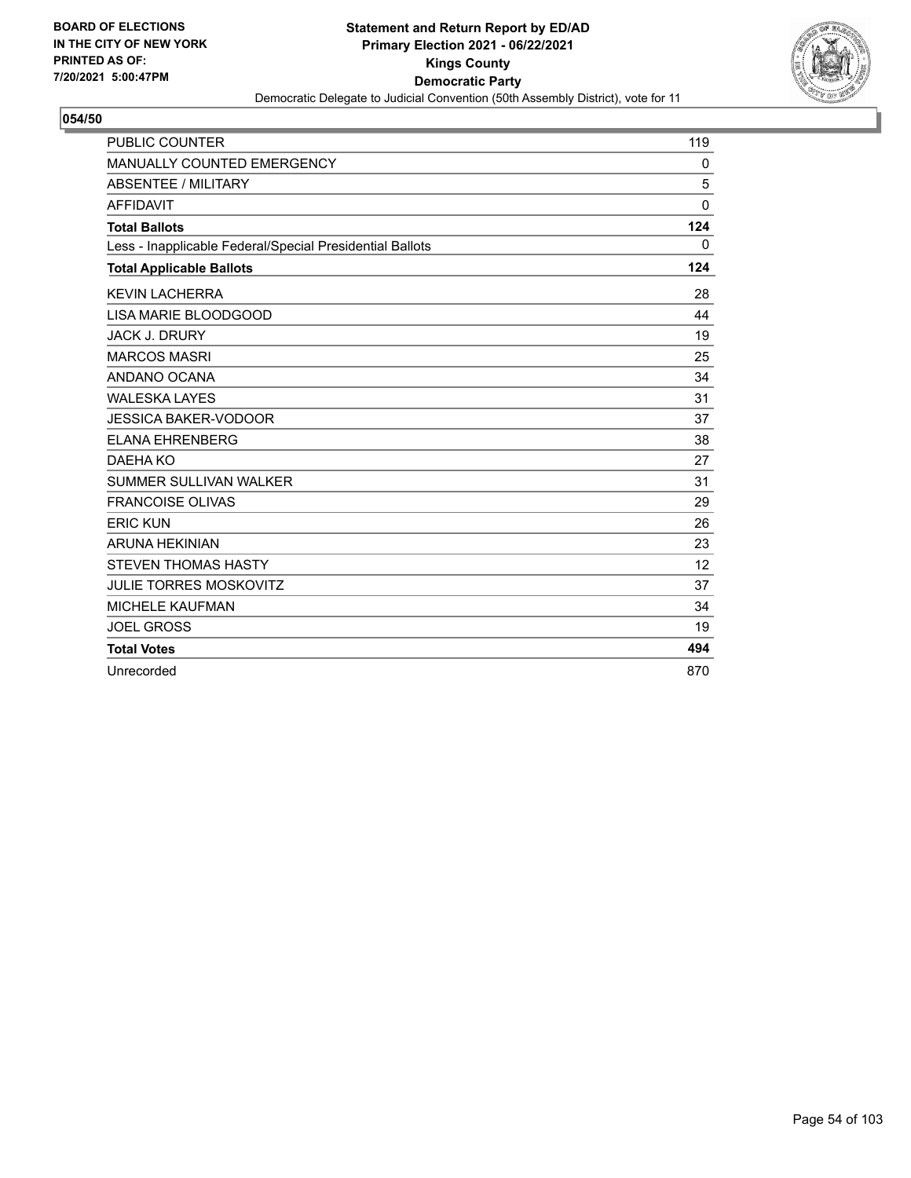BOARD OF ELECTIONS
IN THE CITY OF NEW YORK
PRINTED AS OF:
7/20/2021 5:00:47PM

**Statement and Return Report by ED/AD**
**Primary Election 2021 - 06/22/2021**
**Kings County**
**Democratic Party**
Democratic Delegate to Judicial Convention (50th Assembly District), vote for 11

## 054/50

| | |
|---|---|
| PUBLIC COUNTER | 119 |
| MANUALLY COUNTED EMERGENCY | 0 |
| ABSENTEE / MILITARY | 5 |
| AFFIDAVIT | 0 |
| **Total Ballots** | **124** |
| Less - Inapplicable Federal/Special Presidential Ballots | 0 |
| **Total Applicable Ballots** | **124** |
| KEVIN LACHERRA | 28 |
| LISA MARIE BLOODGOOD | 44 |
| JACK J. DRURY | 19 |
| MARCOS MASRI | 25 |
| ANDANO OCANA | 34 |
| WALESKA LAYES | 31 |
| JESSICA BAKER-VODOOR | 37 |
| ELANA EHRENBERG | 38 |
| DAEHA KO | 27 |
| SUMMER SULLIVAN WALKER | 31 |
| FRANCOISE OLIVAS | 29 |
| ERIC KUN | 26 |
| ARUNA HEKINIAN | 23 |
| STEVEN THOMAS HASTY | 12 |
| JULIE TORRES MOSKOVITZ | 37 |
| MICHELE KAUFMAN | 34 |
| JOEL GROSS | 19 |
| **Total Votes** | **494** |
| Unrecorded | 870 |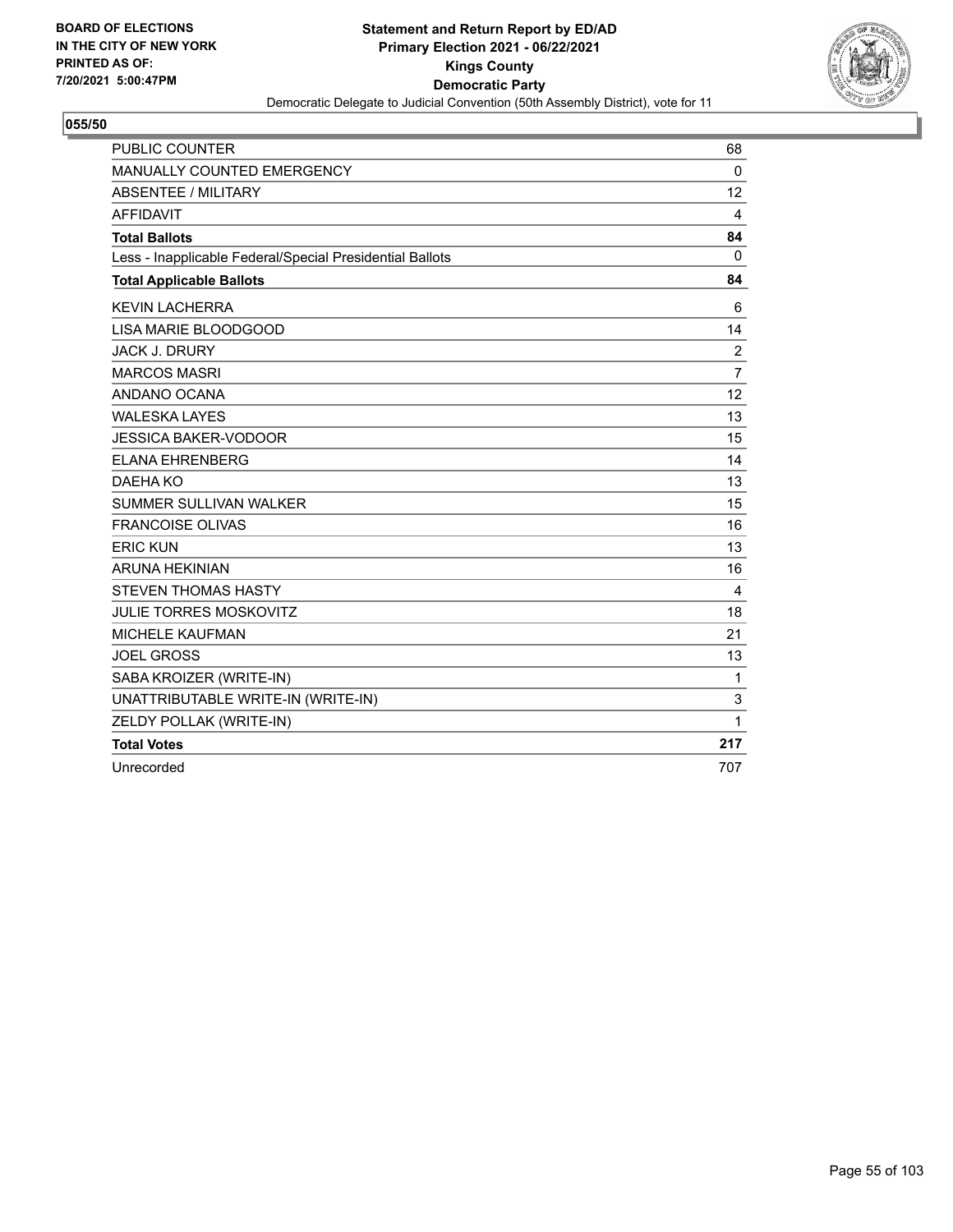BOARD OF ELECTIONS
IN THE CITY OF NEW YORK
PRINTED AS OF:
7/20/2021 5:00:47PM

**Statement and Return Report by ED/AD**
**Primary Election 2021 - 06/22/2021**
**Kings County**
**Democratic Party**
Democratic Delegate to Judicial Convention (50th Assembly District), vote for 11

**055/50**

| | |
|---|---|
| PUBLIC COUNTER | 68 |
| MANUALLY COUNTED EMERGENCY | 0 |
| ABSENTEE / MILITARY | 12 |
| AFFIDAVIT | 4 |
| **Total Ballots** | **84** |
| Less - Inapplicable Federal/Special Presidential Ballots | 0 |
| **Total Applicable Ballots** | **84** |
| KEVIN LACHERRA | 6 |
| LISA MARIE BLOODGOOD | 14 |
| JACK J. DRURY | 2 |
| MARCOS MASRI | 7 |
| ANDANO OCANA | 12 |
| WALESKA LAYES | 13 |
| JESSICA BAKER-VODOOR | 15 |
| ELANA EHRENBERG | 14 |
| DAEHA KO | 13 |
| SUMMER SULLIVAN WALKER | 15 |
| FRANCOISE OLIVAS | 16 |
| ERIC KUN | 13 |
| ARUNA HEKINIAN | 16 |
| STEVEN THOMAS HASTY | 4 |
| JULIE TORRES MOSKOVITZ | 18 |
| MICHELE KAUFMAN | 21 |
| JOEL GROSS | 13 |
| SABA KROIZER (WRITE-IN) | 1 |
| UNATTRIBUTABLE WRITE-IN (WRITE-IN) | 3 |
| ZELDY POLLAK (WRITE-IN) | 1 |
| **Total Votes** | **217** |
| Unrecorded | 707 |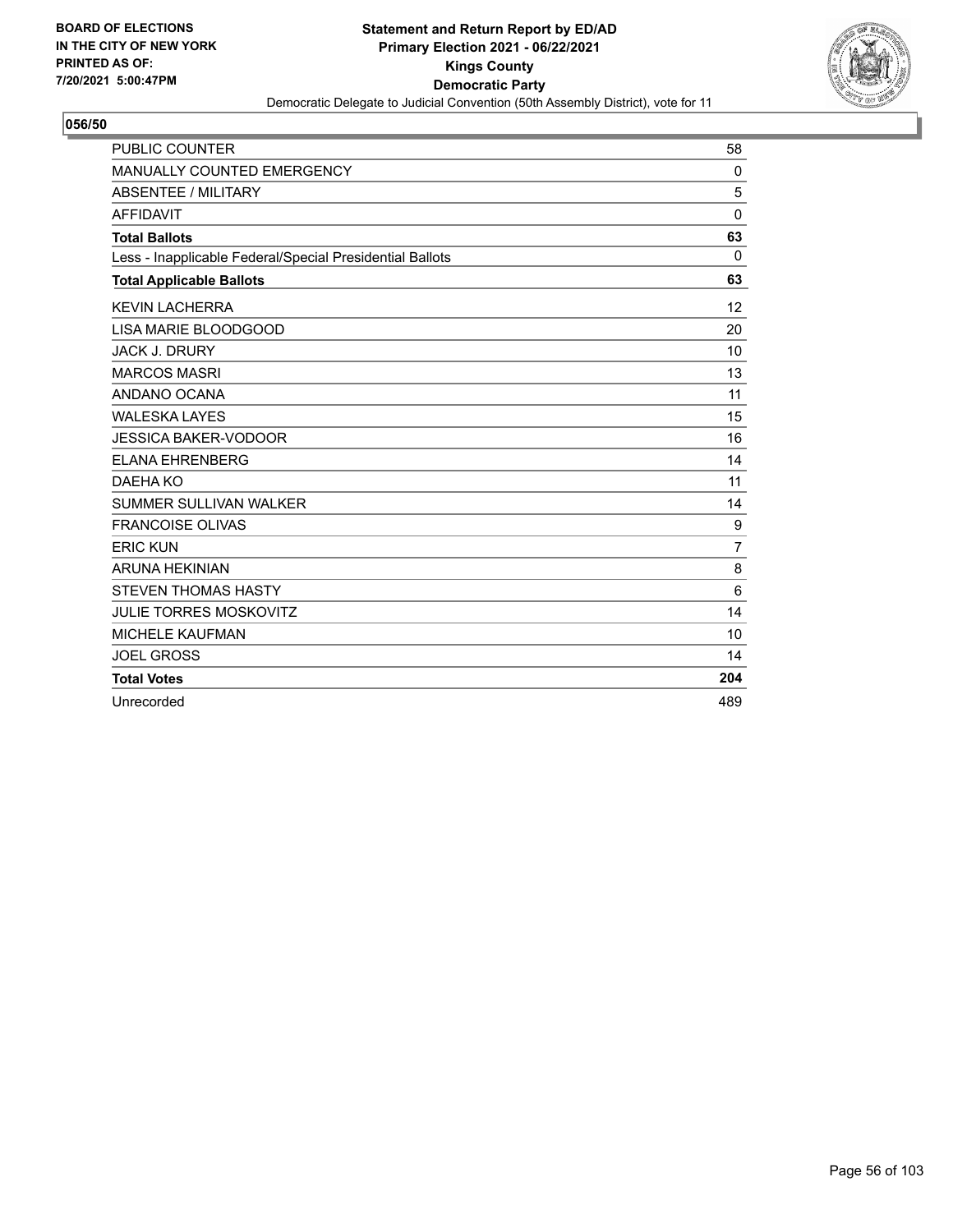BOARD OF ELECTIONS
IN THE CITY OF NEW YORK
PRINTED AS OF:
7/20/2021 5:00:47PM

**Statement and Return Report by ED/AD**
**Primary Election 2021 - 06/22/2021**
**Kings County**
**Democratic Party**
Democratic Delegate to Judicial Convention (50th Assembly District), vote for 11

**056/50**

| | |
|---|---|
| PUBLIC COUNTER | 58 |
| MANUALLY COUNTED EMERGENCY | 0 |
| ABSENTEE / MILITARY | 5 |
| AFFIDAVIT | 0 |
| **Total Ballots** | **63** |
| Less - Inapplicable Federal/Special Presidential Ballots | 0 |
| **Total Applicable Ballots** | **63** |
| KEVIN LACHERRA | 12 |
| LISA MARIE BLOODGOOD | 20 |
| JACK J. DRURY | 10 |
| MARCOS MASRI | 13 |
| ANDANO OCANA | 11 |
| WALESKA LAYES | 15 |
| JESSICA BAKER-VODOOR | 16 |
| ELANA EHRENBERG | 14 |
| DAEHA KO | 11 |
| SUMMER SULLIVAN WALKER | 14 |
| FRANCOISE OLIVAS | 9 |
| ERIC KUN | 7 |
| ARUNA HEKINIAN | 8 |
| STEVEN THOMAS HASTY | 6 |
| JULIE TORRES MOSKOVITZ | 14 |
| MICHELE KAUFMAN | 10 |
| JOEL GROSS | 14 |
| **Total Votes** | **204** |
| Unrecorded | 489 |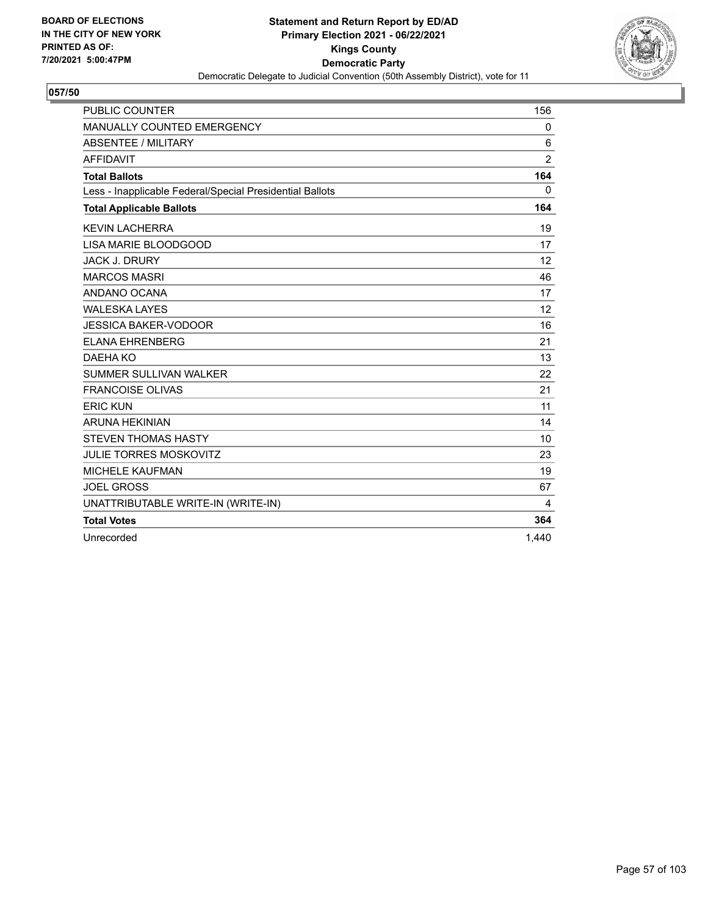BOARD OF ELECTIONS
IN THE CITY OF NEW YORK
PRINTED AS OF:
7/20/2021 5:00:47PM

**Statement and Return Report by ED/AD**
**Primary Election 2021 - 06/22/2021**
**Kings County**
**Democratic Party**
Democratic Delegate to Judicial Convention (50th Assembly District), vote for 11

**057/50**

| | |
|---|---|
| PUBLIC COUNTER | 156 |
| MANUALLY COUNTED EMERGENCY | 0 |
| ABSENTEE / MILITARY | 6 |
| AFFIDAVIT | 2 |
| **Total Ballots** | **164** |
| Less - Inapplicable Federal/Special Presidential Ballots | 0 |
| **Total Applicable Ballots** | **164** |
| KEVIN LACHERRA | 19 |
| LISA MARIE BLOODGOOD | 17 |
| JACK J. DRURY | 12 |
| MARCOS MASRI | 46 |
| ANDANO OCANA | 17 |
| WALESKA LAYES | 12 |
| JESSICA BAKER-VODOOR | 16 |
| ELANA EHRENBERG | 21 |
| DAEHA KO | 13 |
| SUMMER SULLIVAN WALKER | 22 |
| FRANCOISE OLIVAS | 21 |
| ERIC KUN | 11 |
| ARUNA HEKINIAN | 14 |
| STEVEN THOMAS HASTY | 10 |
| JULIE TORRES MOSKOVITZ | 23 |
| MICHELE KAUFMAN | 19 |
| JOEL GROSS | 67 |
| UNATTRIBUTABLE WRITE-IN (WRITE-IN) | 4 |
| **Total Votes** | **364** |
| Unrecorded | 1,440 |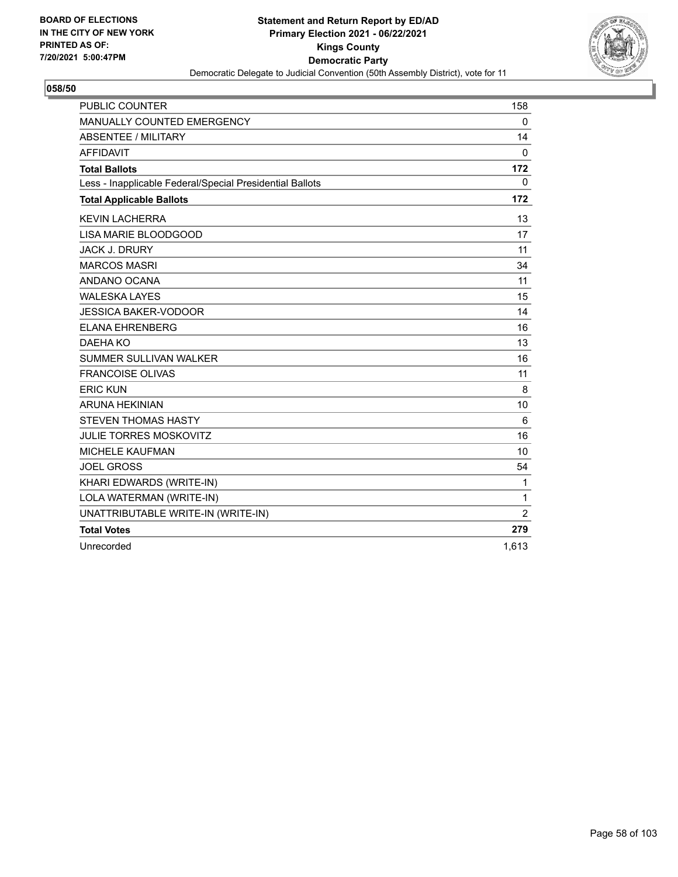BOARD OF ELECTIONS
IN THE CITY OF NEW YORK
PRINTED AS OF:
7/20/2021 5:00:47PM

**Statement and Return Report by ED/AD**
**Primary Election 2021 - 06/22/2021**
**Kings County**
**Democratic Party**
Democratic Delegate to Judicial Convention (50th Assembly District), vote for 11

## 058/50

| | |
|---|---|
| PUBLIC COUNTER | 158 |
| MANUALLY COUNTED EMERGENCY | 0 |
| ABSENTEE / MILITARY | 14 |
| AFFIDAVIT | 0 |
| **Total Ballots** | **172** |
| Less - Inapplicable Federal/Special Presidential Ballots | 0 |
| **Total Applicable Ballots** | **172** |
| KEVIN LACHERRA | 13 |
| LISA MARIE BLOODGOOD | 17 |
| JACK J. DRURY | 11 |
| MARCOS MASRI | 34 |
| ANDANO OCANA | 11 |
| WALESKA LAYES | 15 |
| JESSICA BAKER-VODOOR | 14 |
| ELANA EHRENBERG | 16 |
| DAEHA KO | 13 |
| SUMMER SULLIVAN WALKER | 16 |
| FRANCOISE OLIVAS | 11 |
| ERIC KUN | 8 |
| ARUNA HEKINIAN | 10 |
| STEVEN THOMAS HASTY | 6 |
| JULIE TORRES MOSKOVITZ | 16 |
| MICHELE KAUFMAN | 10 |
| JOEL GROSS | 54 |
| KHARI EDWARDS (WRITE-IN) | 1 |
| LOLA WATERMAN (WRITE-IN) | 1 |
| UNATTRIBUTABLE WRITE-IN (WRITE-IN) | 2 |
| **Total Votes** | **279** |
| Unrecorded | 1,613 |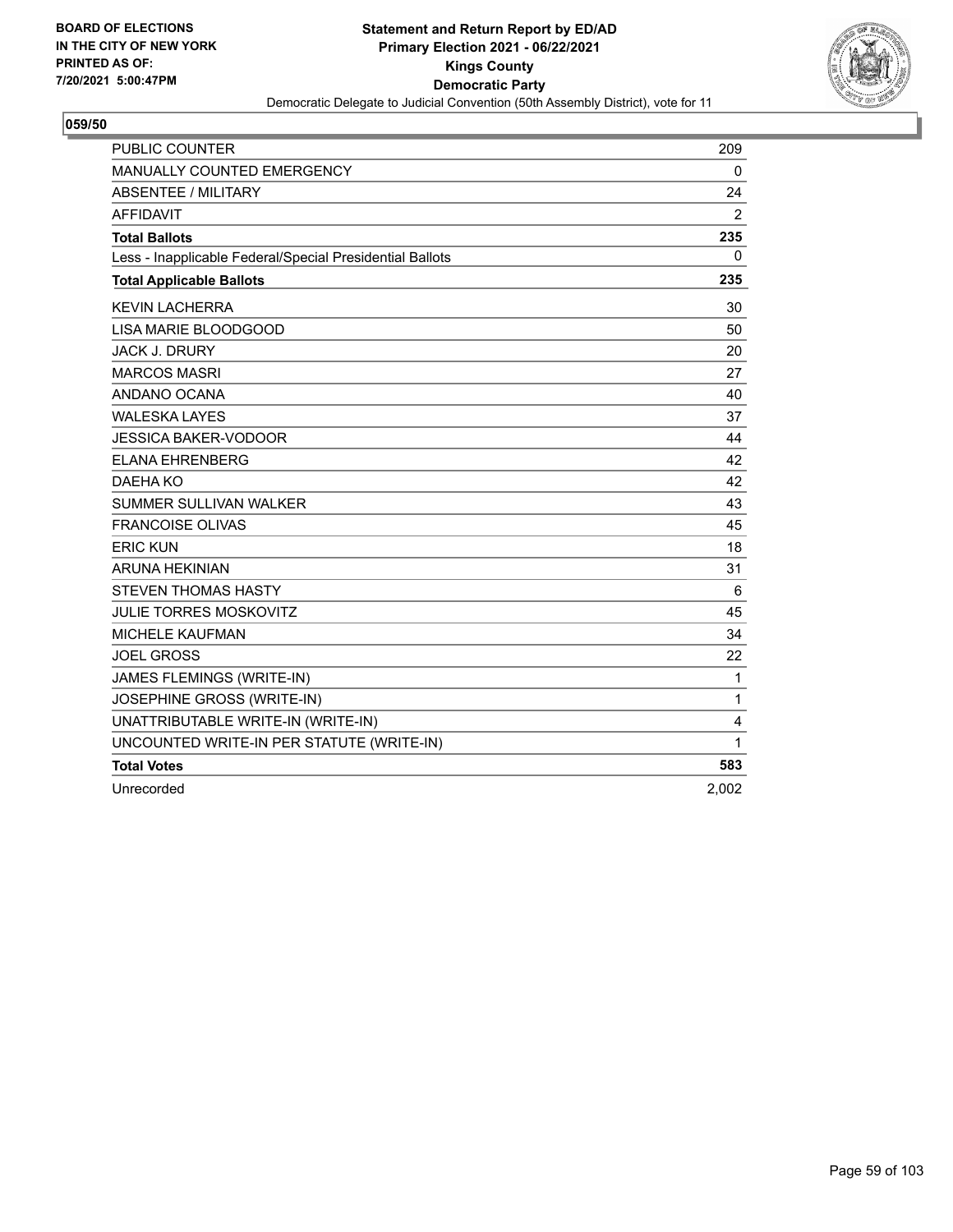**BOARD OF ELECTIONS IN THE CITY OF NEW YORK PRINTED AS OF: 7/20/2021 5:00:47PM**

**Statement and Return Report by ED/AD**
**Primary Election 2021 - 06/22/2021**
**Kings County**
**Democratic Party**
Democratic Delegate to Judicial Convention (50th Assembly District), vote for 11

**059/50**

| | |
|---|---|
| PUBLIC COUNTER | 209 |
| MANUALLY COUNTED EMERGENCY | 0 |
| ABSENTEE / MILITARY | 24 |
| AFFIDAVIT | 2 |
| **Total Ballots** | **235** |
| Less - Inapplicable Federal/Special Presidential Ballots | 0 |
| **Total Applicable Ballots** | **235** |
| KEVIN LACHERRA | 30 |
| LISA MARIE BLOODGOOD | 50 |
| JACK J. DRURY | 20 |
| MARCOS MASRI | 27 |
| ANDANO OCANA | 40 |
| WALESKA LAYES | 37 |
| JESSICA BAKER-VODOOR | 44 |
| ELANA EHRENBERG | 42 |
| DAEHA KO | 42 |
| SUMMER SULLIVAN WALKER | 43 |
| FRANCOISE OLIVAS | 45 |
| ERIC KUN | 18 |
| ARUNA HEKINIAN | 31 |
| STEVEN THOMAS HASTY | 6 |
| JULIE TORRES MOSKOVITZ | 45 |
| MICHELE KAUFMAN | 34 |
| JOEL GROSS | 22 |
| JAMES FLEMINGS (WRITE-IN) | 1 |
| JOSEPHINE GROSS (WRITE-IN) | 1 |
| UNATTRIBUTABLE WRITE-IN (WRITE-IN) | 4 |
| UNCOUNTED WRITE-IN PER STATUTE (WRITE-IN) | 1 |
| **Total Votes** | **583** |
| Unrecorded | 2,002 |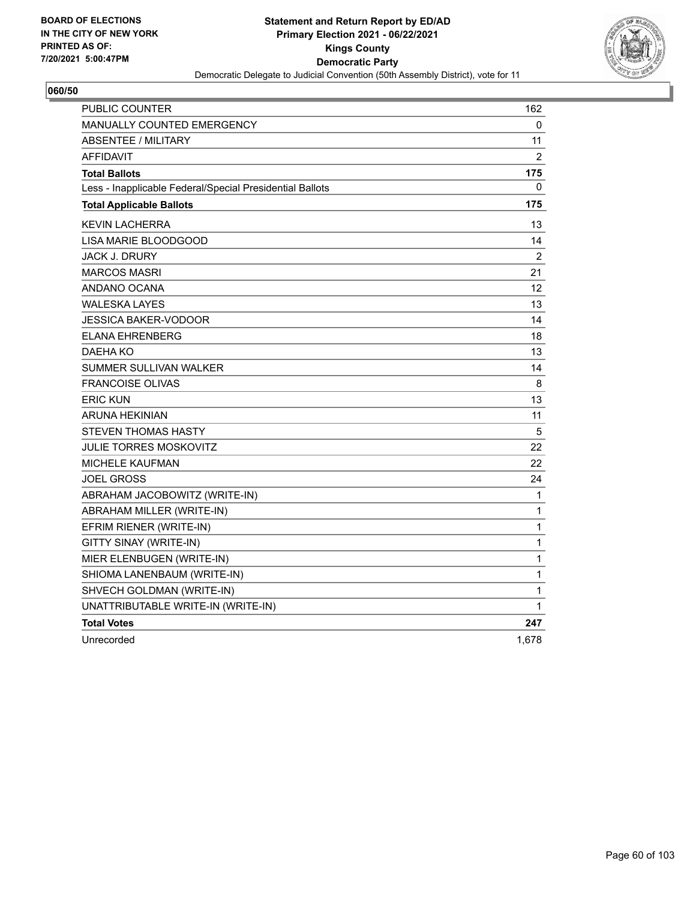BOARD OF ELECTIONS
IN THE CITY OF NEW YORK
PRINTED AS OF:
7/20/2021 5:00:47PM

**Statement and Return Report by ED/AD**
**Primary Election 2021 - 06/22/2021**
**Kings County**
**Democratic Party**
Democratic Delegate to Judicial Convention (50th Assembly District), vote for 11

**060/50**

| | |
|---|---|
| PUBLIC COUNTER | 162 |
| MANUALLY COUNTED EMERGENCY | 0 |
| ABSENTEE / MILITARY | 11 |
| AFFIDAVIT | 2 |
| **Total Ballots** | **175** |
| Less - Inapplicable Federal/Special Presidential Ballots | 0 |
| **Total Applicable Ballots** | **175** |
| KEVIN LACHERRA | 13 |
| LISA MARIE BLOODGOOD | 14 |
| JACK J. DRURY | 2 |
| MARCOS MASRI | 21 |
| ANDANO OCANA | 12 |
| WALESKA LAYES | 13 |
| JESSICA BAKER-VODOOR | 14 |
| ELANA EHRENBERG | 18 |
| DAEHA KO | 13 |
| SUMMER SULLIVAN WALKER | 14 |
| FRANCOISE OLIVAS | 8 |
| ERIC KUN | 13 |
| ARUNA HEKINIAN | 11 |
| STEVEN THOMAS HASTY | 5 |
| JULIE TORRES MOSKOVITZ | 22 |
| MICHELE KAUFMAN | 22 |
| JOEL GROSS | 24 |
| ABRAHAM JACOBOWITZ (WRITE-IN) | 1 |
| ABRAHAM MILLER (WRITE-IN) | 1 |
| EFRIM RIENER (WRITE-IN) | 1 |
| GITTY SINAY (WRITE-IN) | 1 |
| MIER ELENBUGEN (WRITE-IN) | 1 |
| SHIOMA LANENBAUM (WRITE-IN) | 1 |
| SHVECH GOLDMAN (WRITE-IN) | 1 |
| UNATTRIBUTABLE WRITE-IN (WRITE-IN) | 1 |
| **Total Votes** | **247** |
| Unrecorded | 1,678 |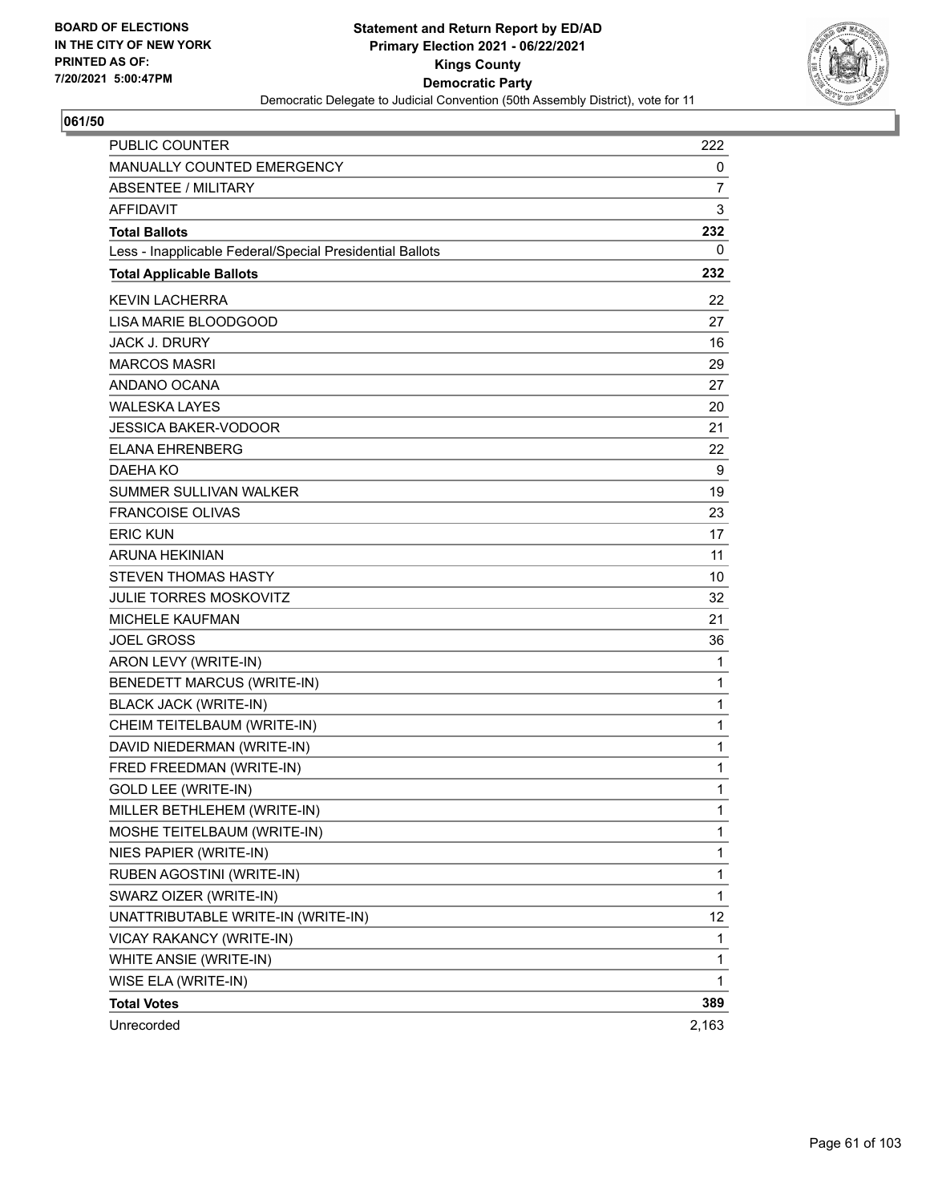BOARD OF ELECTIONS
IN THE CITY OF NEW YORK
PRINTED AS OF:
7/20/2021 5:00:47PM

**Statement and Return Report by ED/AD**
**Primary Election 2021 - 06/22/2021**
**Kings County**
**Democratic Party**
Democratic Delegate to Judicial Convention (50th Assembly District), vote for 11

**061/50**

| | |
|---|---|
| PUBLIC COUNTER | 222 |
| MANUALLY COUNTED EMERGENCY | 0 |
| ABSENTEE / MILITARY | 7 |
| AFFIDAVIT | 3 |
| **Total Ballots** | **232** |
| Less - Inapplicable Federal/Special Presidential Ballots | 0 |
| **Total Applicable Ballots** | **232** |
| KEVIN LACHERRA | 22 |
| LISA MARIE BLOODGOOD | 27 |
| JACK J. DRURY | 16 |
| MARCOS MASRI | 29 |
| ANDANO OCANA | 27 |
| WALESKA LAYES | 20 |
| JESSICA BAKER-VODOOR | 21 |
| ELANA EHRENBERG | 22 |
| DAEHA KO | 9 |
| SUMMER SULLIVAN WALKER | 19 |
| FRANCOISE OLIVAS | 23 |
| ERIC KUN | 17 |
| ARUNA HEKINIAN | 11 |
| STEVEN THOMAS HASTY | 10 |
| JULIE TORRES MOSKOVITZ | 32 |
| MICHELE KAUFMAN | 21 |
| JOEL GROSS | 36 |
| ARON LEVY (WRITE-IN) | 1 |
| BENEDETT MARCUS (WRITE-IN) | 1 |
| BLACK JACK (WRITE-IN) | 1 |
| CHEIM TEITELBAUM (WRITE-IN) | 1 |
| DAVID NIEDERMAN (WRITE-IN) | 1 |
| FRED FREEDMAN (WRITE-IN) | 1 |
| GOLD LEE (WRITE-IN) | 1 |
| MILLER BETHLEHEM (WRITE-IN) | 1 |
| MOSHE TEITELBAUM (WRITE-IN) | 1 |
| NIES PAPIER (WRITE-IN) | 1 |
| RUBEN AGOSTINI (WRITE-IN) | 1 |
| SWARZ OIZER (WRITE-IN) | 1 |
| UNATTRIBUTABLE WRITE-IN (WRITE-IN) | 12 |
| VICAY RAKANCY (WRITE-IN) | 1 |
| WHITE ANSIE (WRITE-IN) | 1 |
| WISE ELA (WRITE-IN) | 1 |
| **Total Votes** | **389** |
| Unrecorded | 2,163 |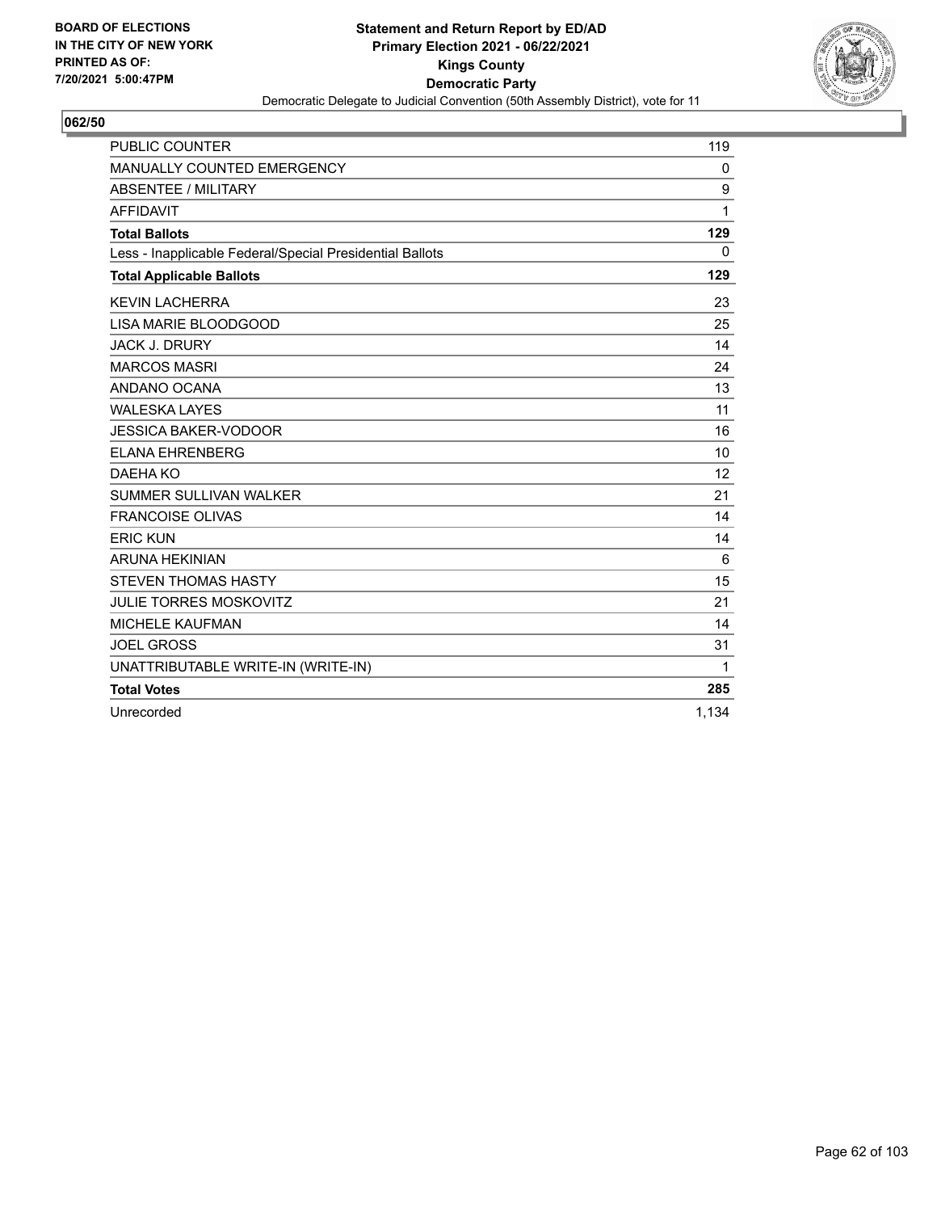BOARD OF ELECTIONS
IN THE CITY OF NEW YORK
PRINTED AS OF:
7/20/2021 5:00:47PM

**Statement and Return Report by ED/AD**
**Primary Election 2021 - 06/22/2021**
**Kings County**
**Democratic Party**
Democratic Delegate to Judicial Convention (50th Assembly District), vote for 11

## 062/50

| | |
|---|---|
| PUBLIC COUNTER | 119 |
| MANUALLY COUNTED EMERGENCY | 0 |
| ABSENTEE / MILITARY | 9 |
| AFFIDAVIT | 1 |
| **Total Ballots** | **129** |
| Less - Inapplicable Federal/Special Presidential Ballots | 0 |
| **Total Applicable Ballots** | **129** |
| KEVIN LACHERRA | 23 |
| LISA MARIE BLOODGOOD | 25 |
| JACK J. DRURY | 14 |
| MARCOS MASRI | 24 |
| ANDANO OCANA | 13 |
| WALESKA LAYES | 11 |
| JESSICA BAKER-VODOOR | 16 |
| ELANA EHRENBERG | 10 |
| DAEHA KO | 12 |
| SUMMER SULLIVAN WALKER | 21 |
| FRANCOISE OLIVAS | 14 |
| ERIC KUN | 14 |
| ARUNA HEKINIAN | 6 |
| STEVEN THOMAS HASTY | 15 |
| JULIE TORRES MOSKOVITZ | 21 |
| MICHELE KAUFMAN | 14 |
| JOEL GROSS | 31 |
| UNATTRIBUTABLE WRITE-IN (WRITE-IN) | 1 |
| **Total Votes** | **285** |
| Unrecorded | 1,134 |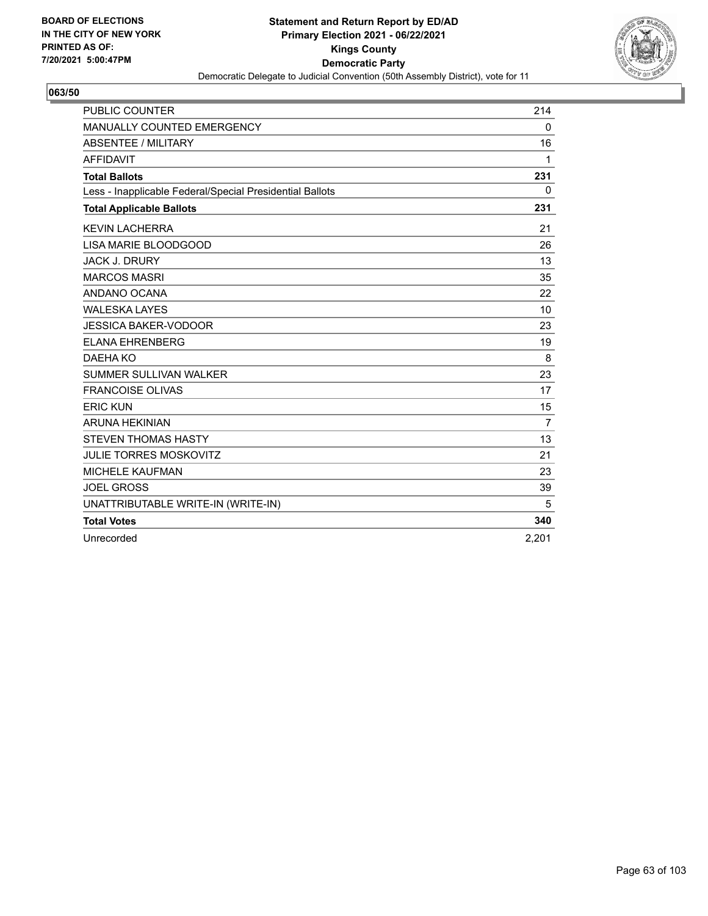BOARD OF ELECTIONS
IN THE CITY OF NEW YORK
PRINTED AS OF:
7/20/2021 5:00:47PM

**Statement and Return Report by ED/AD**
**Primary Election 2021 - 06/22/2021**
**Kings County**
**Democratic Party**
Democratic Delegate to Judicial Convention (50th Assembly District), vote for 11

## 063/50

| | |
|---|---|
| PUBLIC COUNTER | 214 |
| MANUALLY COUNTED EMERGENCY | 0 |
| ABSENTEE / MILITARY | 16 |
| AFFIDAVIT | 1 |
| **Total Ballots** | **231** |
| Less - Inapplicable Federal/Special Presidential Ballots | 0 |
| **Total Applicable Ballots** | **231** |
| KEVIN LACHERRA | 21 |
| LISA MARIE BLOODGOOD | 26 |
| JACK J. DRURY | 13 |
| MARCOS MASRI | 35 |
| ANDANO OCANA | 22 |
| WALESKA LAYES | 10 |
| JESSICA BAKER-VODOOR | 23 |
| ELANA EHRENBERG | 19 |
| DAEHA KO | 8 |
| SUMMER SULLIVAN WALKER | 23 |
| FRANCOISE OLIVAS | 17 |
| ERIC KUN | 15 |
| ARUNA HEKINIAN | 7 |
| STEVEN THOMAS HASTY | 13 |
| JULIE TORRES MOSKOVITZ | 21 |
| MICHELE KAUFMAN | 23 |
| JOEL GROSS | 39 |
| UNATTRIBUTABLE WRITE-IN (WRITE-IN) | 5 |
| **Total Votes** | **340** |
| Unrecorded | 2,201 |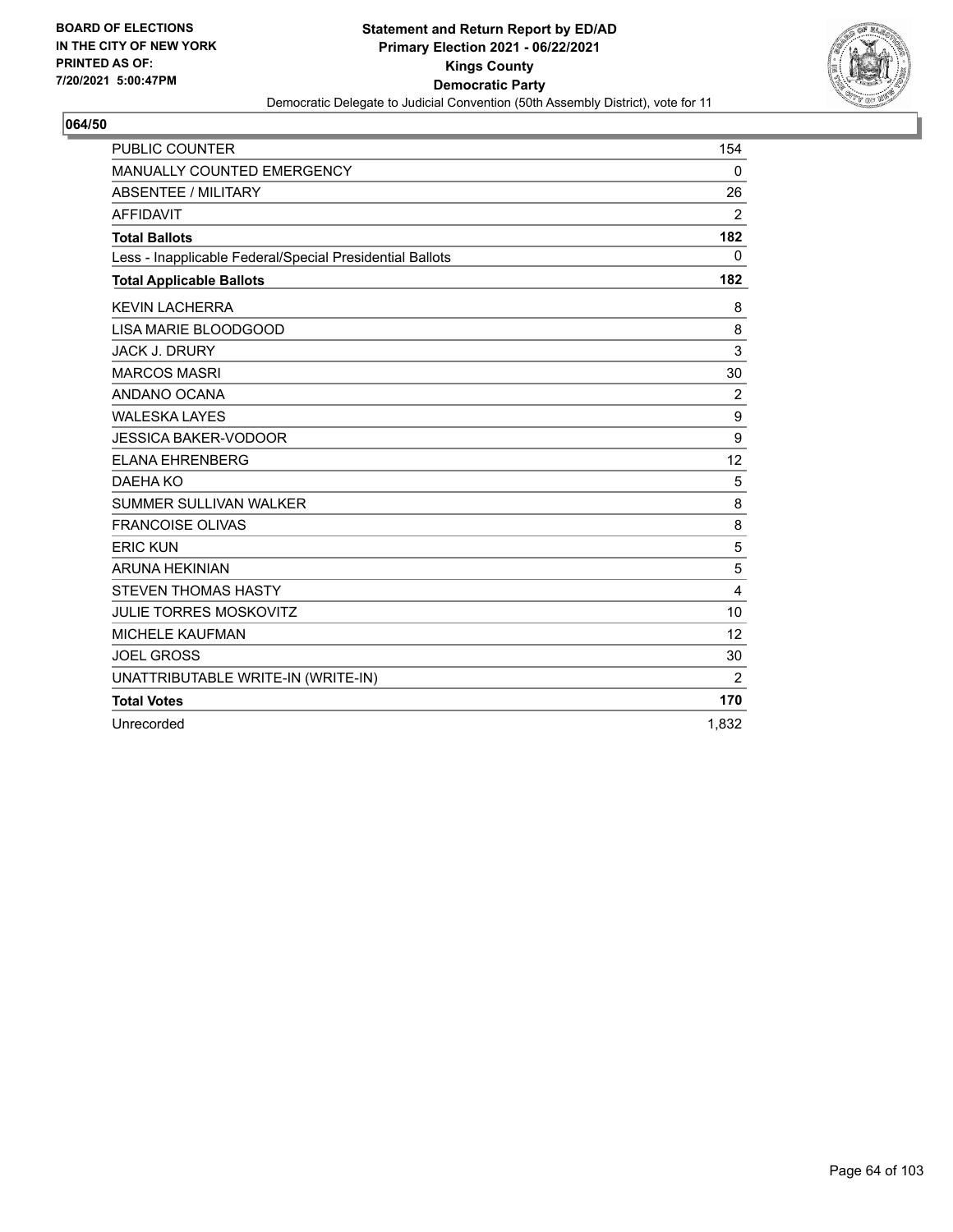BOARD OF ELECTIONS
IN THE CITY OF NEW YORK
PRINTED AS OF:
7/20/2021 5:00:47PM

**Statement and Return Report by ED/AD**
**Primary Election 2021 - 06/22/2021**
**Kings County**
**Democratic Party**
Democratic Delegate to Judicial Convention (50th Assembly District), vote for 11

**064/50**

| | |
|---|---|
| PUBLIC COUNTER | 154 |
| MANUALLY COUNTED EMERGENCY | 0 |
| ABSENTEE / MILITARY | 26 |
| AFFIDAVIT | 2 |
| **Total Ballots** | **182** |
| Less - Inapplicable Federal/Special Presidential Ballots | 0 |
| **Total Applicable Ballots** | **182** |
| KEVIN LACHERRA | 8 |
| LISA MARIE BLOODGOOD | 8 |
| JACK J. DRURY | 3 |
| MARCOS MASRI | 30 |
| ANDANO OCANA | 2 |
| WALESKA LAYES | 9 |
| JESSICA BAKER-VODOOR | 9 |
| ELANA EHRENBERG | 12 |
| DAEHA KO | 5 |
| SUMMER SULLIVAN WALKER | 8 |
| FRANCOISE OLIVAS | 8 |
| ERIC KUN | 5 |
| ARUNA HEKINIAN | 5 |
| STEVEN THOMAS HASTY | 4 |
| JULIE TORRES MOSKOVITZ | 10 |
| MICHELE KAUFMAN | 12 |
| JOEL GROSS | 30 |
| UNATTRIBUTABLE WRITE-IN (WRITE-IN) | 2 |
| **Total Votes** | **170** |
| Unrecorded | 1,832 |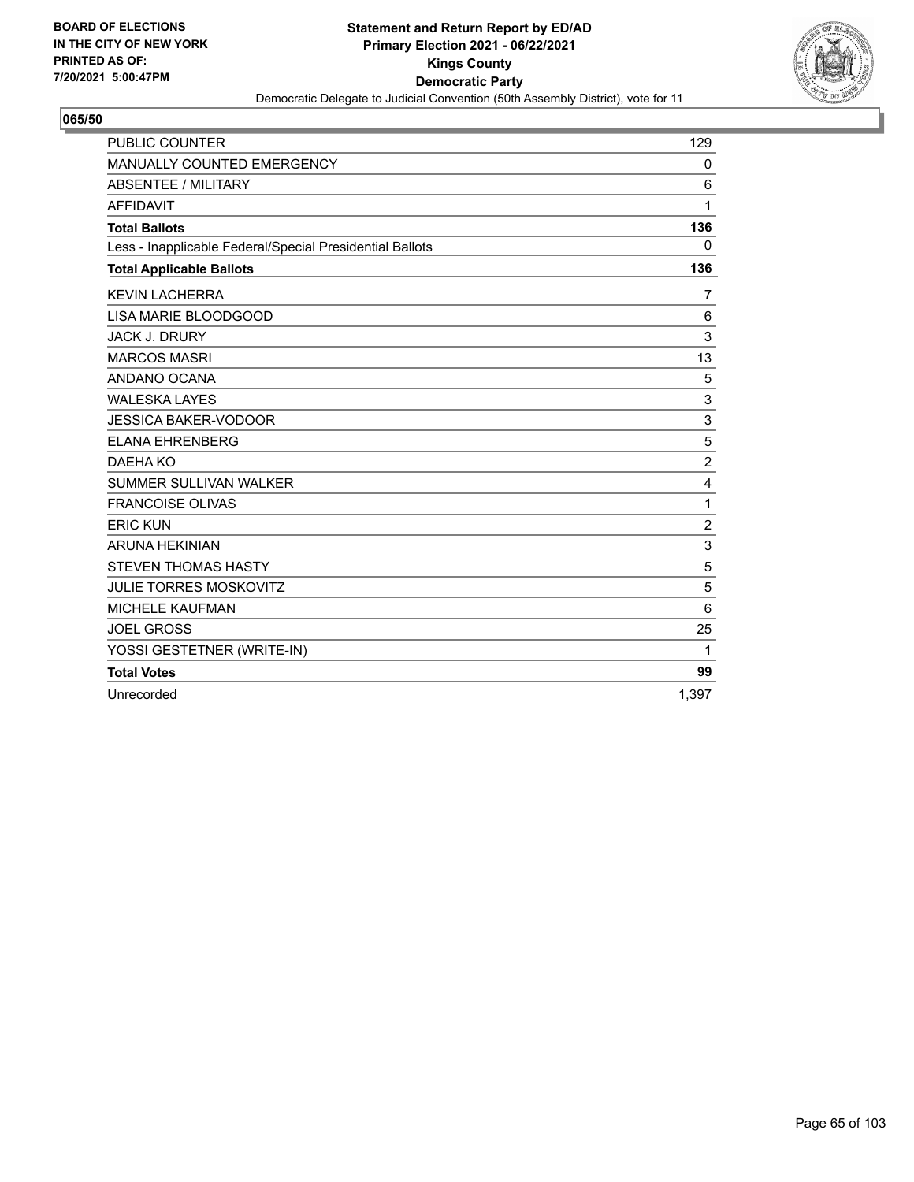BOARD OF ELECTIONS
IN THE CITY OF NEW YORK
PRINTED AS OF:
7/20/2021 5:00:47PM

**Statement and Return Report by ED/AD**
**Primary Election 2021 - 06/22/2021**
**Kings County**
**Democratic Party**
Democratic Delegate to Judicial Convention (50th Assembly District), vote for 11

## 065/50

| | |
|---|---|
| PUBLIC COUNTER | 129 |
| MANUALLY COUNTED EMERGENCY | 0 |
| ABSENTEE / MILITARY | 6 |
| AFFIDAVIT | 1 |
| **Total Ballots** | **136** |
| Less - Inapplicable Federal/Special Presidential Ballots | 0 |
| **Total Applicable Ballots** | **136** |
| KEVIN LACHERRA | 7 |
| LISA MARIE BLOODGOOD | 6 |
| JACK J. DRURY | 3 |
| MARCOS MASRI | 13 |
| ANDANO OCANA | 5 |
| WALESKA LAYES | 3 |
| JESSICA BAKER-VODOOR | 3 |
| ELANA EHRENBERG | 5 |
| DAEHA KO | 2 |
| SUMMER SULLIVAN WALKER | 4 |
| FRANCOISE OLIVAS | 1 |
| ERIC KUN | 2 |
| ARUNA HEKINIAN | 3 |
| STEVEN THOMAS HASTY | 5 |
| JULIE TORRES MOSKOVITZ | 5 |
| MICHELE KAUFMAN | 6 |
| JOEL GROSS | 25 |
| YOSSI GESTETNER (WRITE-IN) | 1 |
| **Total Votes** | **99** |
| Unrecorded | 1,397 |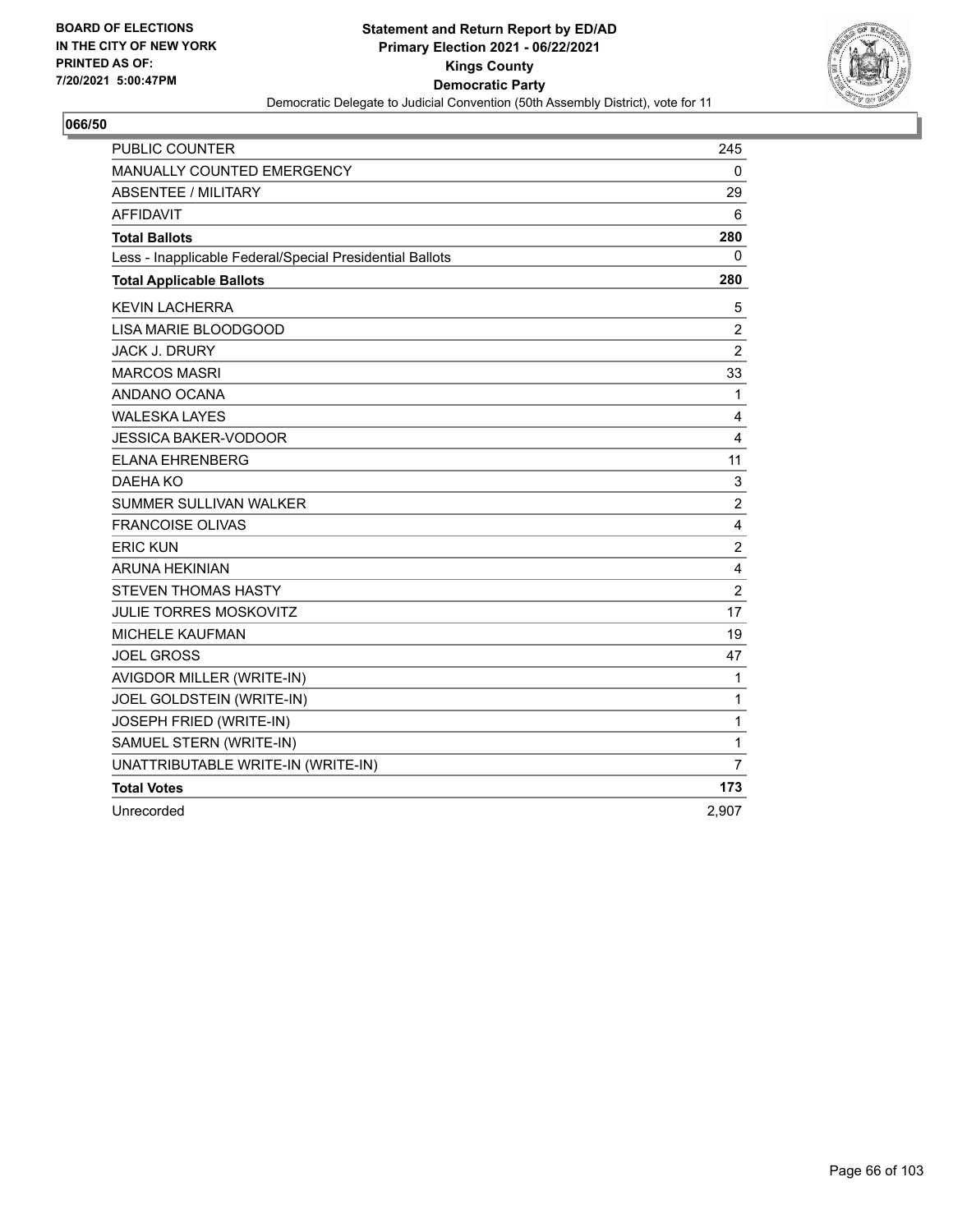BOARD OF ELECTIONS
IN THE CITY OF NEW YORK
PRINTED AS OF:
7/20/2021 5:00:47PM

**Statement and Return Report by ED/AD**
**Primary Election 2021 - 06/22/2021**
**Kings County**
**Democratic Party**
Democratic Delegate to Judicial Convention (50th Assembly District), vote for 11

## 066/50

| | |
|---|---|
| PUBLIC COUNTER | 245 |
| MANUALLY COUNTED EMERGENCY | 0 |
| ABSENTEE / MILITARY | 29 |
| AFFIDAVIT | 6 |
| **Total Ballots** | **280** |
| Less - Inapplicable Federal/Special Presidential Ballots | 0 |
| **Total Applicable Ballots** | **280** |
| KEVIN LACHERRA | 5 |
| LISA MARIE BLOODGOOD | 2 |
| JACK J. DRURY | 2 |
| MARCOS MASRI | 33 |
| ANDANO OCANA | 1 |
| WALESKA LAYES | 4 |
| JESSICA BAKER-VODOOR | 4 |
| ELANA EHRENBERG | 11 |
| DAEHA KO | 3 |
| SUMMER SULLIVAN WALKER | 2 |
| FRANCOISE OLIVAS | 4 |
| ERIC KUN | 2 |
| ARUNA HEKINIAN | 4 |
| STEVEN THOMAS HASTY | 2 |
| JULIE TORRES MOSKOVITZ | 17 |
| MICHELE KAUFMAN | 19 |
| JOEL GROSS | 47 |
| AVIGDOR MILLER (WRITE-IN) | 1 |
| JOEL GOLDSTEIN (WRITE-IN) | 1 |
| JOSEPH FRIED (WRITE-IN) | 1 |
| SAMUEL STERN (WRITE-IN) | 1 |
| UNATTRIBUTABLE WRITE-IN (WRITE-IN) | 7 |
| **Total Votes** | **173** |
| Unrecorded | 2,907 |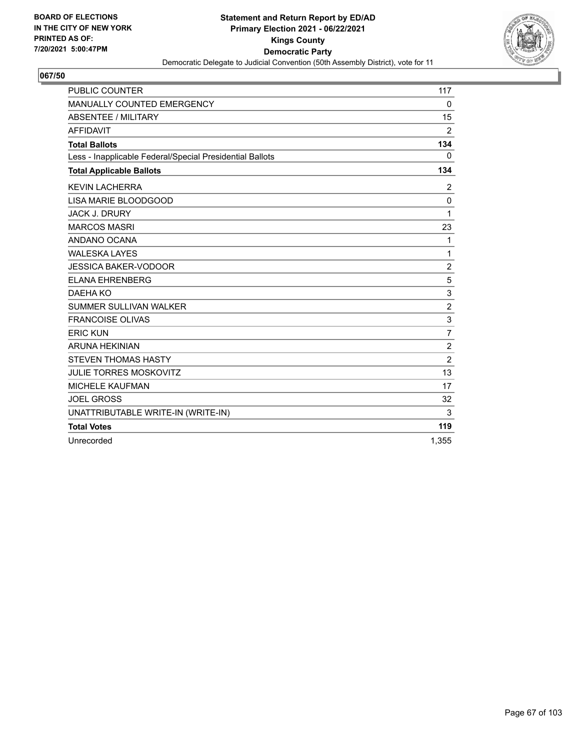BOARD OF ELECTIONS
IN THE CITY OF NEW YORK
PRINTED AS OF:
7/20/2021 5:00:47PM

**Statement and Return Report by ED/AD**
**Primary Election 2021 - 06/22/2021**
**Kings County**
**Democratic Party**
Democratic Delegate to Judicial Convention (50th Assembly District), vote for 11

## 067/50

| | |
|---|---|
| PUBLIC COUNTER | 117 |
| MANUALLY COUNTED EMERGENCY | 0 |
| ABSENTEE / MILITARY | 15 |
| AFFIDAVIT | 2 |
| **Total Ballots** | **134** |
| Less - Inapplicable Federal/Special Presidential Ballots | 0 |
| **Total Applicable Ballots** | **134** |
| KEVIN LACHERRA | 2 |
| LISA MARIE BLOODGOOD | 0 |
| JACK J. DRURY | 1 |
| MARCOS MASRI | 23 |
| ANDANO OCANA | 1 |
| WALESKA LAYES | 1 |
| JESSICA BAKER-VODOOR | 2 |
| ELANA EHRENBERG | 5 |
| DAEHA KO | 3 |
| SUMMER SULLIVAN WALKER | 2 |
| FRANCOISE OLIVAS | 3 |
| ERIC KUN | 7 |
| ARUNA HEKINIAN | 2 |
| STEVEN THOMAS HASTY | 2 |
| JULIE TORRES MOSKOVITZ | 13 |
| MICHELE KAUFMAN | 17 |
| JOEL GROSS | 32 |
| UNATTRIBUTABLE WRITE-IN (WRITE-IN) | 3 |
| **Total Votes** | **119** |
| Unrecorded | 1,355 |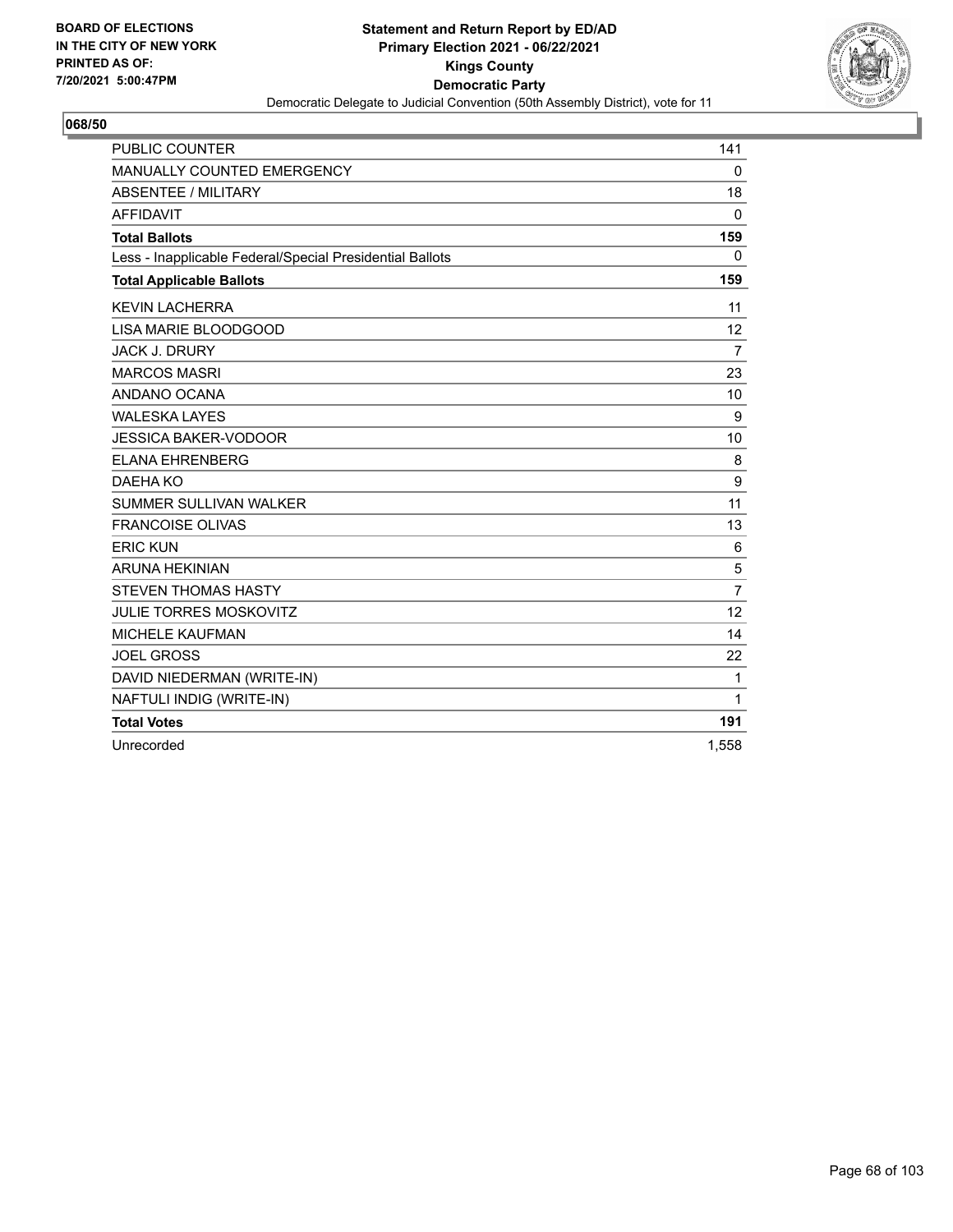BOARD OF ELECTIONS
IN THE CITY OF NEW YORK
PRINTED AS OF:
7/20/2021 5:00:47PM

**Statement and Return Report by ED/AD**
**Primary Election 2021 - 06/22/2021**
**Kings County**
**Democratic Party**
Democratic Delegate to Judicial Convention (50th Assembly District), vote for 11

## 068/50

| | |
|---|---|
| PUBLIC COUNTER | 141 |
| MANUALLY COUNTED EMERGENCY | 0 |
| ABSENTEE / MILITARY | 18 |
| AFFIDAVIT | 0 |
| **Total Ballots** | **159** |
| Less - Inapplicable Federal/Special Presidential Ballots | 0 |
| **Total Applicable Ballots** | **159** |
| KEVIN LACHERRA | 11 |
| LISA MARIE BLOODGOOD | 12 |
| JACK J. DRURY | 7 |
| MARCOS MASRI | 23 |
| ANDANO OCANA | 10 |
| WALESKA LAYES | 9 |
| JESSICA BAKER-VODOOR | 10 |
| ELANA EHRENBERG | 8 |
| DAEHA KO | 9 |
| SUMMER SULLIVAN WALKER | 11 |
| FRANCOISE OLIVAS | 13 |
| ERIC KUN | 6 |
| ARUNA HEKINIAN | 5 |
| STEVEN THOMAS HASTY | 7 |
| JULIE TORRES MOSKOVITZ | 12 |
| MICHELE KAUFMAN | 14 |
| JOEL GROSS | 22 |
| DAVID NIEDERMAN (WRITE-IN) | 1 |
| NAFTULI INDIG (WRITE-IN) | 1 |
| **Total Votes** | **191** |
| Unrecorded | 1,558 |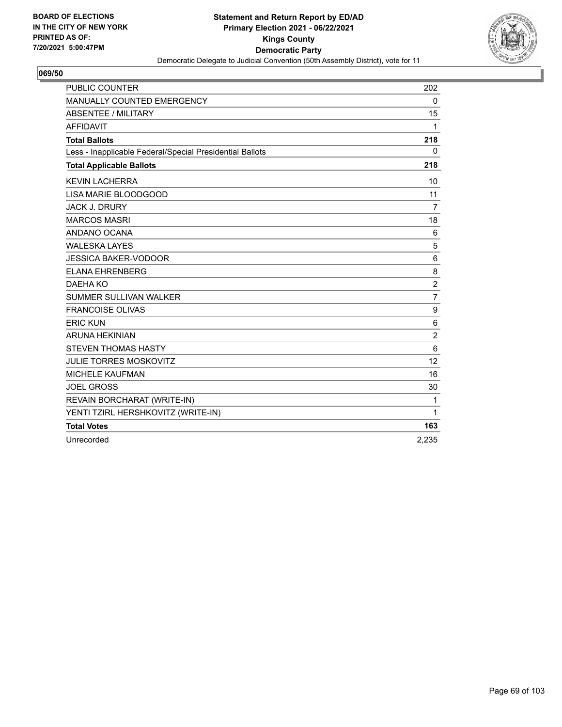BOARD OF ELECTIONS
IN THE CITY OF NEW YORK
PRINTED AS OF:
7/20/2021 5:00:47PM

**Statement and Return Report by ED/AD**
**Primary Election 2021 - 06/22/2021**
**Kings County**
**Democratic Party**
Democratic Delegate to Judicial Convention (50th Assembly District), vote for 11

## 069/50

| | |
|---|---|
| PUBLIC COUNTER | 202 |
| MANUALLY COUNTED EMERGENCY | 0 |
| ABSENTEE / MILITARY | 15 |
| AFFIDAVIT | 1 |
| **Total Ballots** | **218** |
| Less - Inapplicable Federal/Special Presidential Ballots | 0 |
| **Total Applicable Ballots** | **218** |
| KEVIN LACHERRA | 10 |
| LISA MARIE BLOODGOOD | 11 |
| JACK J. DRURY | 7 |
| MARCOS MASRI | 18 |
| ANDANO OCANA | 6 |
| WALESKA LAYES | 5 |
| JESSICA BAKER-VODOOR | 6 |
| ELANA EHRENBERG | 8 |
| DAEHA KO | 2 |
| SUMMER SULLIVAN WALKER | 7 |
| FRANCOISE OLIVAS | 9 |
| ERIC KUN | 6 |
| ARUNA HEKINIAN | 2 |
| STEVEN THOMAS HASTY | 6 |
| JULIE TORRES MOSKOVITZ | 12 |
| MICHELE KAUFMAN | 16 |
| JOEL GROSS | 30 |
| REVAIN BORCHARAT (WRITE-IN) | 1 |
| YENTI TZIRL HERSHKOVITZ (WRITE-IN) | 1 |
| **Total Votes** | **163** |
| Unrecorded | 2,235 |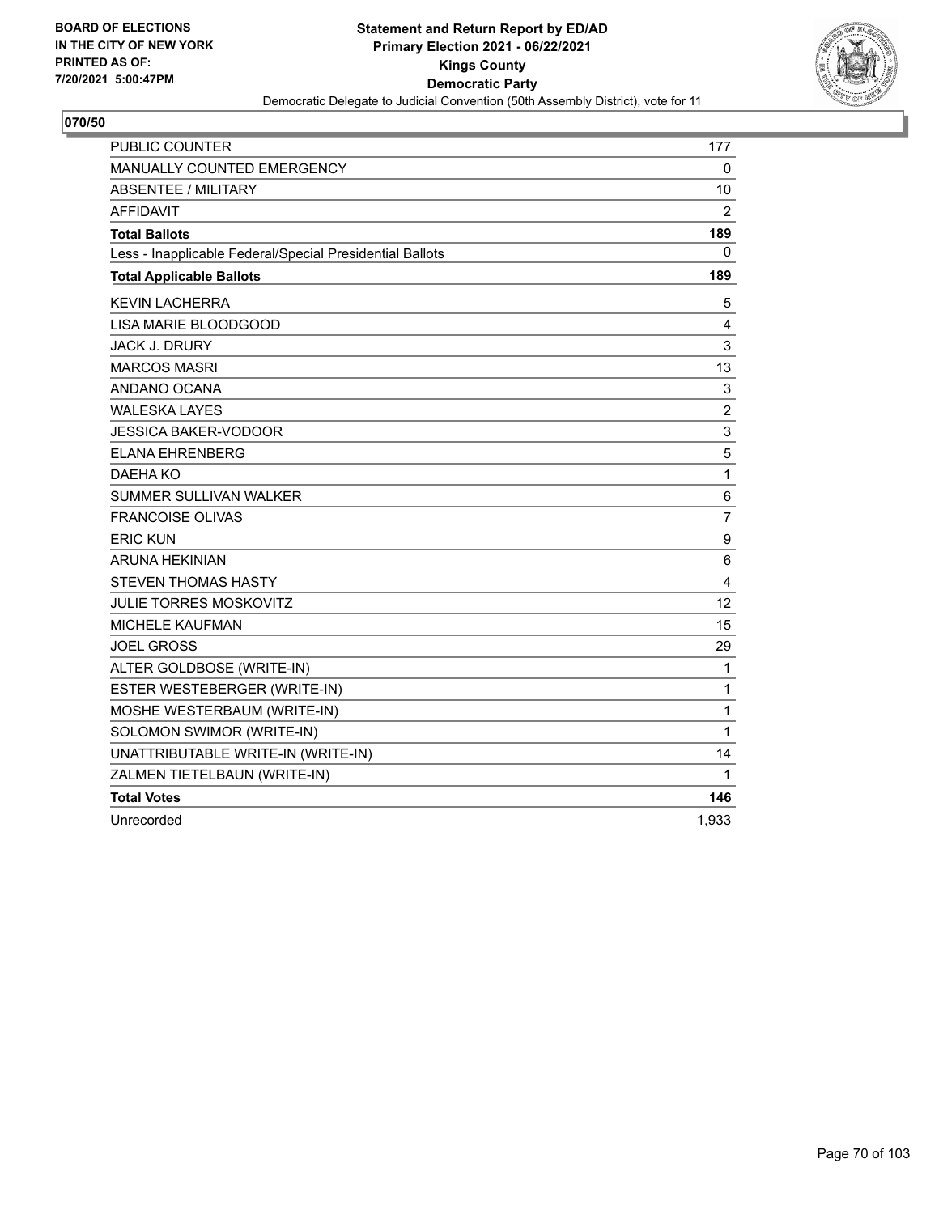**BOARD OF ELECTIONS IN THE CITY OF NEW YORK PRINTED AS OF: 7/20/2021 5:00:47PM**

**Statement and Return Report by ED/AD**
**Primary Election 2021 - 06/22/2021**
**Kings County**
**Democratic Party**
Democratic Delegate to Judicial Convention (50th Assembly District), vote for 11

**070/50**

| | |
|---|---|
| PUBLIC COUNTER | 177 |
| MANUALLY COUNTED EMERGENCY | 0 |
| ABSENTEE / MILITARY | 10 |
| AFFIDAVIT | 2 |
| **Total Ballots** | **189** |
| Less - Inapplicable Federal/Special Presidential Ballots | 0 |
| **Total Applicable Ballots** | **189** |
| KEVIN LACHERRA | 5 |
| LISA MARIE BLOODGOOD | 4 |
| JACK J. DRURY | 3 |
| MARCOS MASRI | 13 |
| ANDANO OCANA | 3 |
| WALESKA LAYES | 2 |
| JESSICA BAKER-VODOOR | 3 |
| ELANA EHRENBERG | 5 |
| DAEHA KO | 1 |
| SUMMER SULLIVAN WALKER | 6 |
| FRANCOISE OLIVAS | 7 |
| ERIC KUN | 9 |
| ARUNA HEKINIAN | 6 |
| STEVEN THOMAS HASTY | 4 |
| JULIE TORRES MOSKOVITZ | 12 |
| MICHELE KAUFMAN | 15 |
| JOEL GROSS | 29 |
| ALTER GOLDBOSE (WRITE-IN) | 1 |
| ESTER WESTEBERGER (WRITE-IN) | 1 |
| MOSHE WESTERBAUM (WRITE-IN) | 1 |
| SOLOMON SWIMOR (WRITE-IN) | 1 |
| UNATTRIBUTABLE WRITE-IN (WRITE-IN) | 14 |
| ZALMEN TIETELBAUN (WRITE-IN) | 1 |
| **Total Votes** | **146** |
| Unrecorded | 1,933 |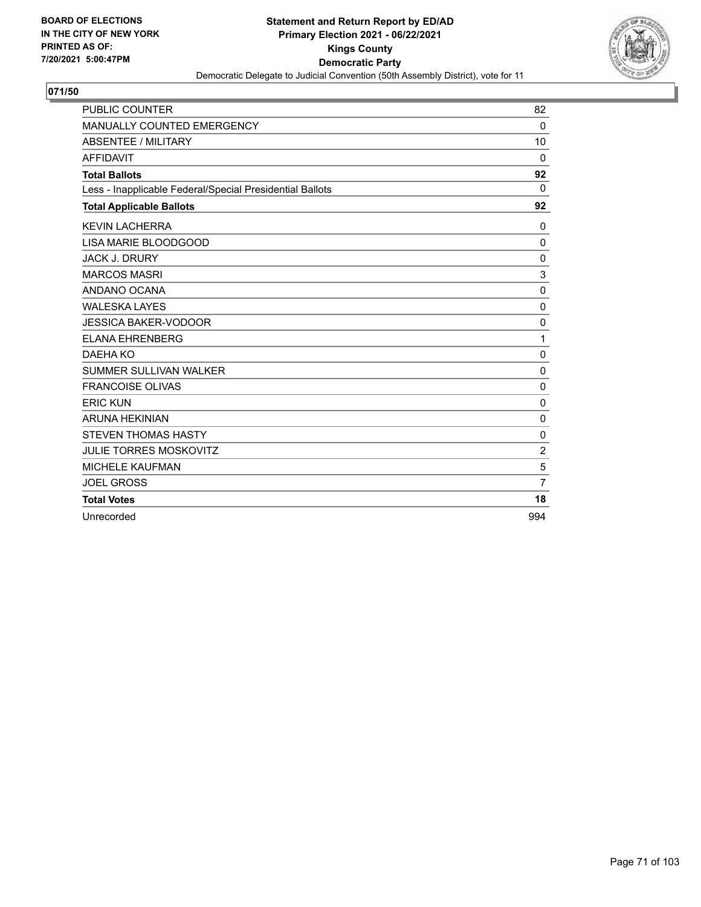**BOARD OF ELECTIONS IN THE CITY OF NEW YORK PRINTED AS OF: 7/20/2021 5:00:47PM**

**Statement and Return Report by ED/AD Primary Election 2021 - 06/22/2021 Kings County Democratic Party**

Democratic Delegate to Judicial Convention (50th Assembly District), vote for 11

**071/50**

| | |
|---|---|
| PUBLIC COUNTER | 82 |
| MANUALLY COUNTED EMERGENCY | 0 |
| ABSENTEE / MILITARY | 10 |
| AFFIDAVIT | 0 |
| **Total Ballots** | **92** |
| Less - Inapplicable Federal/Special Presidential Ballots | 0 |
| **Total Applicable Ballots** | **92** |
| KEVIN LACHERRA | 0 |
| LISA MARIE BLOODGOOD | 0 |
| JACK J. DRURY | 0 |
| MARCOS MASRI | 3 |
| ANDANO OCANA | 0 |
| WALESKA LAYES | 0 |
| JESSICA BAKER-VODOOR | 0 |
| ELANA EHRENBERG | 1 |
| DAEHA KO | 0 |
| SUMMER SULLIVAN WALKER | 0 |
| FRANCOISE OLIVAS | 0 |
| ERIC KUN | 0 |
| ARUNA HEKINIAN | 0 |
| STEVEN THOMAS HASTY | 0 |
| JULIE TORRES MOSKOVITZ | 2 |
| MICHELE KAUFMAN | 5 |
| JOEL GROSS | 7 |
| **Total Votes** | **18** |
| Unrecorded | 994 |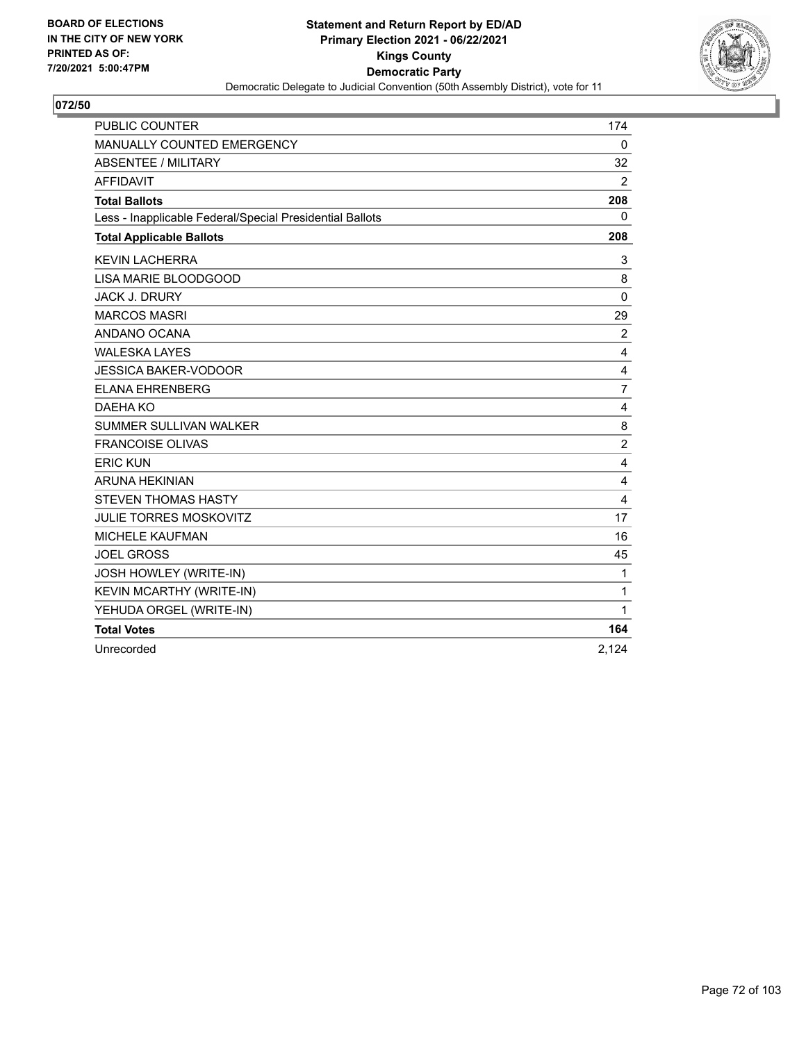BOARD OF ELECTIONS
IN THE CITY OF NEW YORK
PRINTED AS OF:
7/20/2021 5:00:47PM

**Statement and Return Report by ED/AD**
**Primary Election 2021 - 06/22/2021**
**Kings County**
**Democratic Party**
Democratic Delegate to Judicial Convention (50th Assembly District), vote for 11

## 072/50

| | |
|---|---|
| PUBLIC COUNTER | 174 |
| MANUALLY COUNTED EMERGENCY | 0 |
| ABSENTEE / MILITARY | 32 |
| AFFIDAVIT | 2 |
| **Total Ballots** | **208** |
| Less - Inapplicable Federal/Special Presidential Ballots | 0 |
| **Total Applicable Ballots** | **208** |
| KEVIN LACHERRA | 3 |
| LISA MARIE BLOODGOOD | 8 |
| JACK J. DRURY | 0 |
| MARCOS MASRI | 29 |
| ANDANO OCANA | 2 |
| WALESKA LAYES | 4 |
| JESSICA BAKER-VODOOR | 4 |
| ELANA EHRENBERG | 7 |
| DAEHA KO | 4 |
| SUMMER SULLIVAN WALKER | 8 |
| FRANCOISE OLIVAS | 2 |
| ERIC KUN | 4 |
| ARUNA HEKINIAN | 4 |
| STEVEN THOMAS HASTY | 4 |
| JULIE TORRES MOSKOVITZ | 17 |
| MICHELE KAUFMAN | 16 |
| JOEL GROSS | 45 |
| JOSH HOWLEY (WRITE-IN) | 1 |
| KEVIN MCARTHY (WRITE-IN) | 1 |
| YEHUDA ORGEL (WRITE-IN) | 1 |
| **Total Votes** | **164** |
| Unrecorded | 2,124 |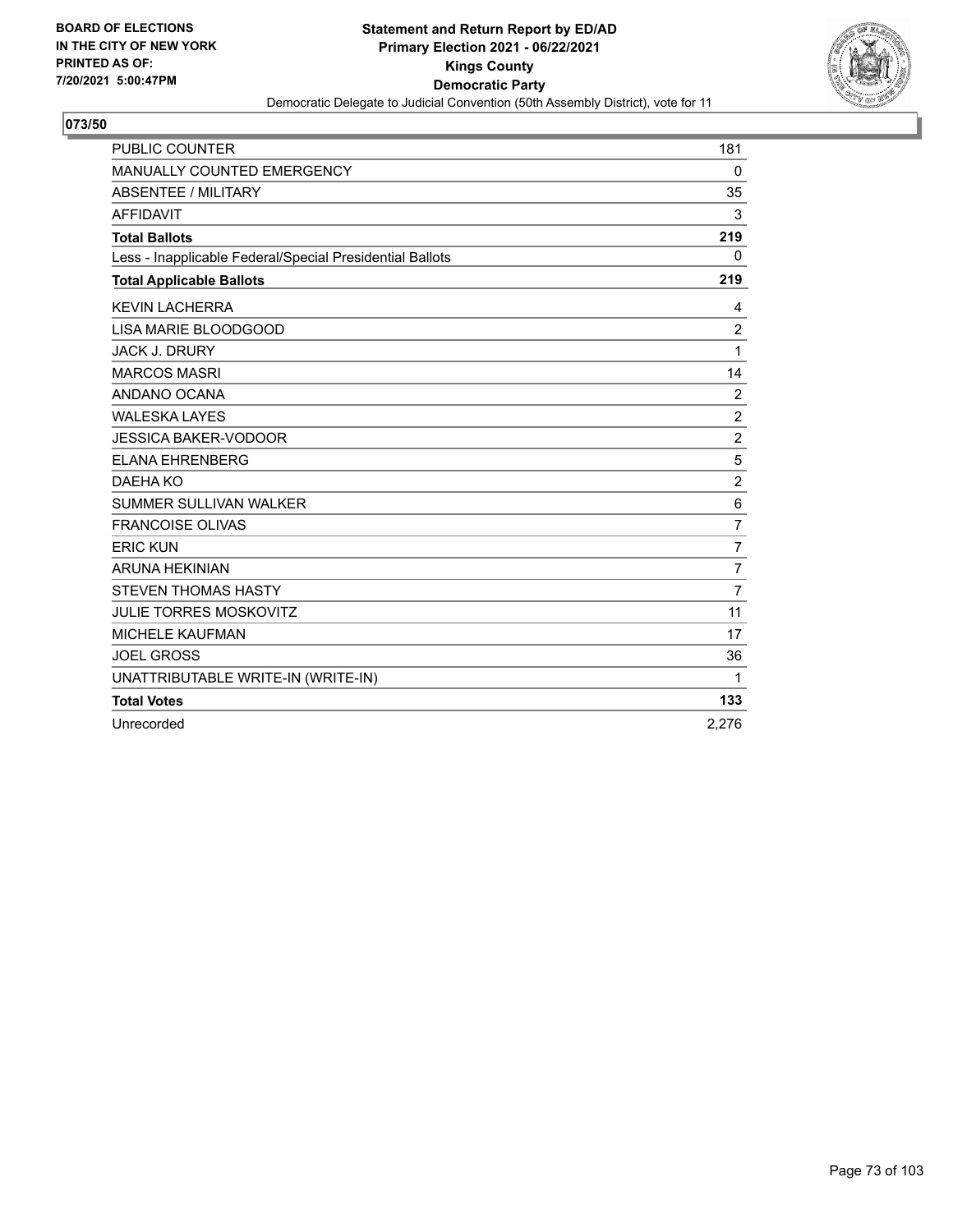BOARD OF ELECTIONS
IN THE CITY OF NEW YORK
PRINTED AS OF:
7/20/2021 5:00:47PM

**Statement and Return Report by ED/AD**
**Primary Election 2021 - 06/22/2021**
**Kings County**
**Democratic Party**
Democratic Delegate to Judicial Convention (50th Assembly District), vote for 11

## 073/50

| | |
|---|---|
| PUBLIC COUNTER | 181 |
| MANUALLY COUNTED EMERGENCY | 0 |
| ABSENTEE / MILITARY | 35 |
| AFFIDAVIT | 3 |
| **Total Ballots** | **219** |
| Less - Inapplicable Federal/Special Presidential Ballots | 0 |
| **Total Applicable Ballots** | **219** |
| KEVIN LACHERRA | 4 |
| LISA MARIE BLOODGOOD | 2 |
| JACK J. DRURY | 1 |
| MARCOS MASRI | 14 |
| ANDANO OCANA | 2 |
| WALESKA LAYES | 2 |
| JESSICA BAKER-VODOOR | 2 |
| ELANA EHRENBERG | 5 |
| DAEHA KO | 2 |
| SUMMER SULLIVAN WALKER | 6 |
| FRANCOISE OLIVAS | 7 |
| ERIC KUN | 7 |
| ARUNA HEKINIAN | 7 |
| STEVEN THOMAS HASTY | 7 |
| JULIE TORRES MOSKOVITZ | 11 |
| MICHELE KAUFMAN | 17 |
| JOEL GROSS | 36 |
| UNATTRIBUTABLE WRITE-IN (WRITE-IN) | 1 |
| **Total Votes** | **133** |
| Unrecorded | 2,276 |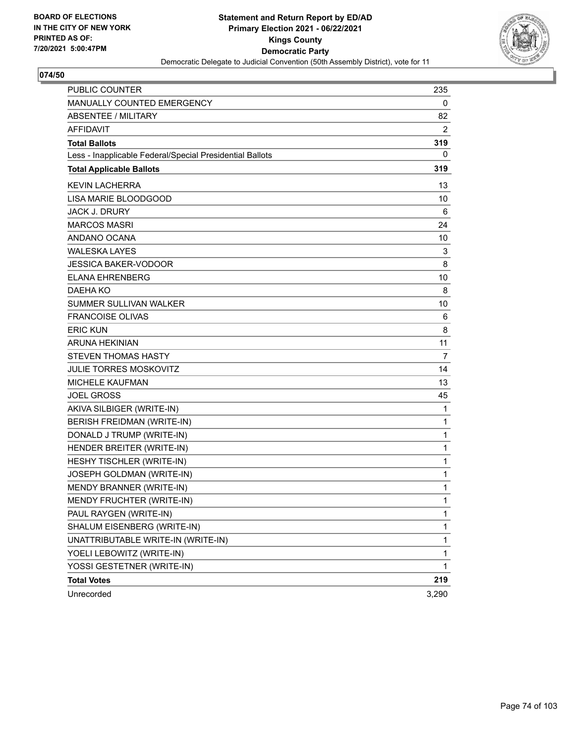**BOARD OF ELECTIONS IN THE CITY OF NEW YORK PRINTED AS OF: 7/20/2021 5:00:47PM**

# Statement and Return Report by ED/AD
## Primary Election 2021 - 06/22/2021
## Kings County
## Democratic Party
### Democratic Delegate to Judicial Convention (50th Assembly District), vote for 11

**074/50**

| | |
|---|---|
| PUBLIC COUNTER | 235 |
| MANUALLY COUNTED EMERGENCY | 0 |
| ABSENTEE / MILITARY | 82 |
| AFFIDAVIT | 2 |
| **Total Ballots** | **319** |
| Less - Inapplicable Federal/Special Presidential Ballots | 0 |
| **Total Applicable Ballots** | **319** |
| KEVIN LACHERRA | 13 |
| LISA MARIE BLOODGOOD | 10 |
| JACK J. DRURY | 6 |
| MARCOS MASRI | 24 |
| ANDANO OCANA | 10 |
| WALESKA LAYES | 3 |
| JESSICA BAKER-VODOOR | 8 |
| ELANA EHRENBERG | 10 |
| DAEHA KO | 8 |
| SUMMER SULLIVAN WALKER | 10 |
| FRANCOISE OLIVAS | 6 |
| ERIC KUN | 8 |
| ARUNA HEKINIAN | 11 |
| STEVEN THOMAS HASTY | 7 |
| JULIE TORRES MOSKOVITZ | 14 |
| MICHELE KAUFMAN | 13 |
| JOEL GROSS | 45 |
| AKIVA SILBIGER (WRITE-IN) | 1 |
| BERISH FREIDMAN (WRITE-IN) | 1 |
| DONALD J TRUMP (WRITE-IN) | 1 |
| HENDER BREITER (WRITE-IN) | 1 |
| HESHY TISCHLER (WRITE-IN) | 1 |
| JOSEPH GOLDMAN (WRITE-IN) | 1 |
| MENDY BRANNER (WRITE-IN) | 1 |
| MENDY FRUCHTER (WRITE-IN) | 1 |
| PAUL RAYGEN (WRITE-IN) | 1 |
| SHALUM EISENBERG (WRITE-IN) | 1 |
| UNATTRIBUTABLE WRITE-IN (WRITE-IN) | 1 |
| YOELI LEBOWITZ (WRITE-IN) | 1 |
| YOSSI GESTETNER (WRITE-IN) | 1 |
| **Total Votes** | **219** |
| Unrecorded | 3,290 |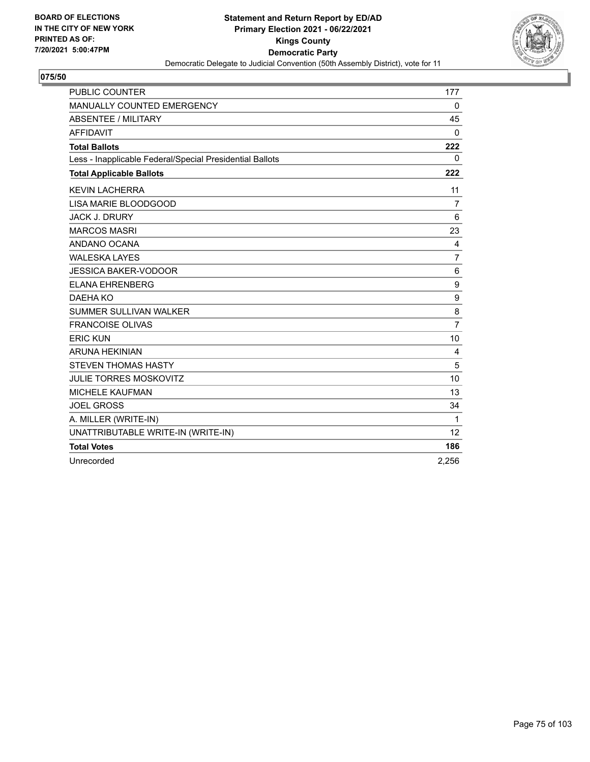BOARD OF ELECTIONS
IN THE CITY OF NEW YORK
PRINTED AS OF:
7/20/2021 5:00:47PM

**Statement and Return Report by ED/AD**
**Primary Election 2021 - 06/22/2021**
**Kings County**
**Democratic Party**
Democratic Delegate to Judicial Convention (50th Assembly District), vote for 11

## 075/50

| | |
|---|---|
| PUBLIC COUNTER | 177 |
| MANUALLY COUNTED EMERGENCY | 0 |
| ABSENTEE / MILITARY | 45 |
| AFFIDAVIT | 0 |
| **Total Ballots** | **222** |
| Less - Inapplicable Federal/Special Presidential Ballots | 0 |
| **Total Applicable Ballots** | **222** |
| KEVIN LACHERRA | 11 |
| LISA MARIE BLOODGOOD | 7 |
| JACK J. DRURY | 6 |
| MARCOS MASRI | 23 |
| ANDANO OCANA | 4 |
| WALESKA LAYES | 7 |
| JESSICA BAKER-VODOOR | 6 |
| ELANA EHRENBERG | 9 |
| DAEHA KO | 9 |
| SUMMER SULLIVAN WALKER | 8 |
| FRANCOISE OLIVAS | 7 |
| ERIC KUN | 10 |
| ARUNA HEKINIAN | 4 |
| STEVEN THOMAS HASTY | 5 |
| JULIE TORRES MOSKOVITZ | 10 |
| MICHELE KAUFMAN | 13 |
| JOEL GROSS | 34 |
| A. MILLER (WRITE-IN) | 1 |
| UNATTRIBUTABLE WRITE-IN (WRITE-IN) | 12 |
| **Total Votes** | **186** |
| Unrecorded | 2,256 |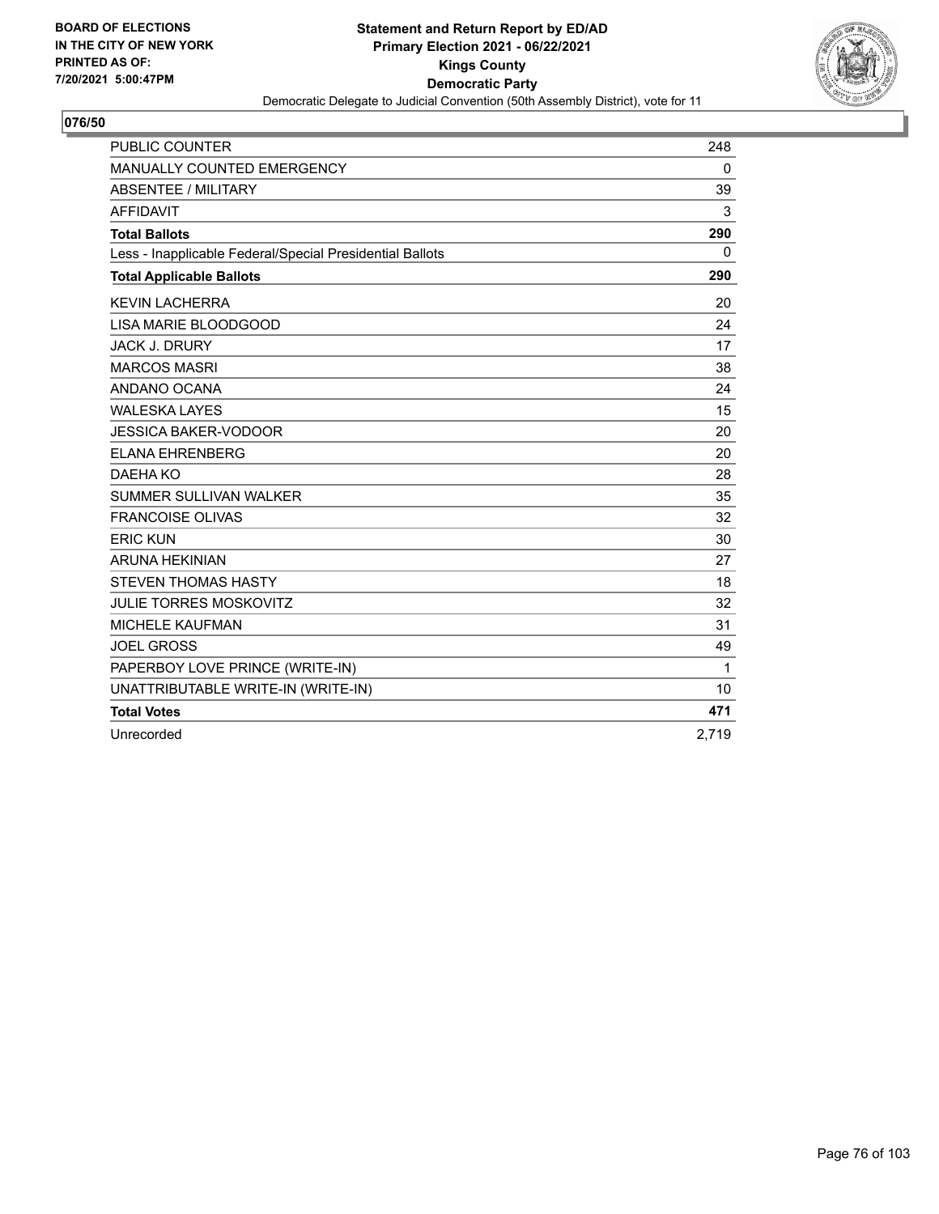BOARD OF ELECTIONS
IN THE CITY OF NEW YORK
PRINTED AS OF:
7/20/2021 5:00:47PM

**Statement and Return Report by ED/AD**
**Primary Election 2021 - 06/22/2021**
**Kings County**
**Democratic Party**
Democratic Delegate to Judicial Convention (50th Assembly District), vote for 11

**076/50**

| | |
|---|---|
| PUBLIC COUNTER | 248 |
| MANUALLY COUNTED EMERGENCY | 0 |
| ABSENTEE / MILITARY | 39 |
| AFFIDAVIT | 3 |
| **Total Ballots** | **290** |
| Less - Inapplicable Federal/Special Presidential Ballots | 0 |
| **Total Applicable Ballots** | **290** |
| KEVIN LACHERRA | 20 |
| LISA MARIE BLOODGOOD | 24 |
| JACK J. DRURY | 17 |
| MARCOS MASRI | 38 |
| ANDANO OCANA | 24 |
| WALESKA LAYES | 15 |
| JESSICA BAKER-VODOOR | 20 |
| ELANA EHRENBERG | 20 |
| DAEHA KO | 28 |
| SUMMER SULLIVAN WALKER | 35 |
| FRANCOISE OLIVAS | 32 |
| ERIC KUN | 30 |
| ARUNA HEKINIAN | 27 |
| STEVEN THOMAS HASTY | 18 |
| JULIE TORRES MOSKOVITZ | 32 |
| MICHELE KAUFMAN | 31 |
| JOEL GROSS | 49 |
| PAPERBOY LOVE PRINCE (WRITE-IN) | 1 |
| UNATTRIBUTABLE WRITE-IN (WRITE-IN) | 10 |
| **Total Votes** | **471** |
| Unrecorded | 2,719 |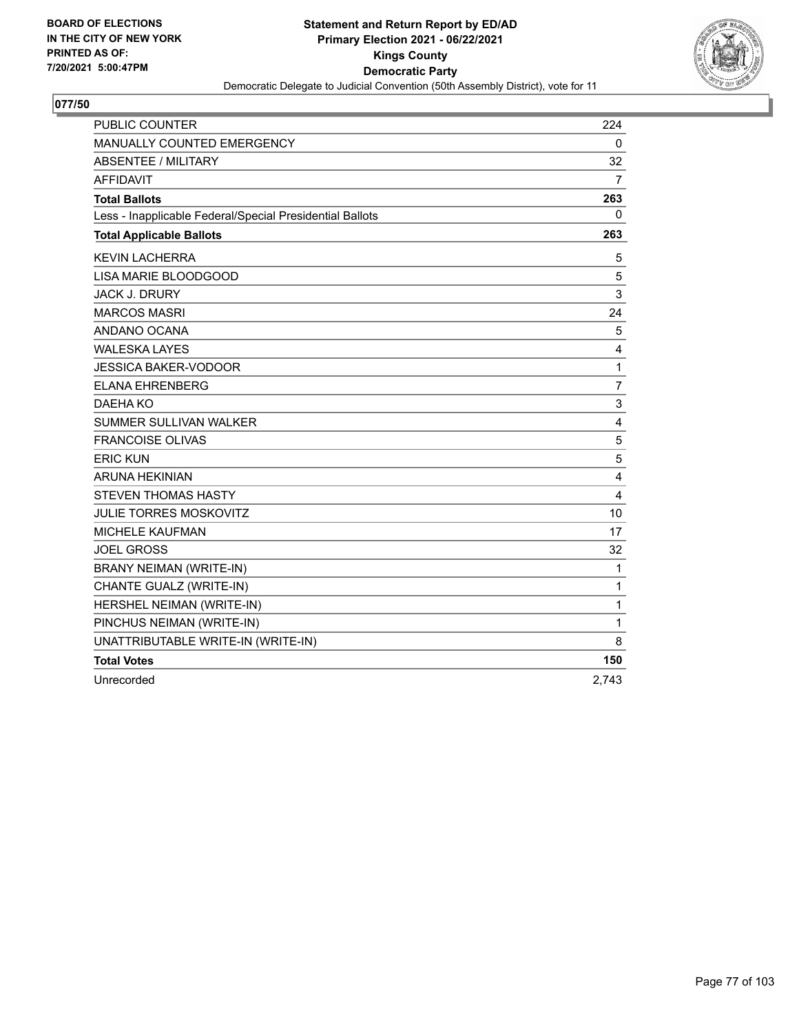BOARD OF ELECTIONS
IN THE CITY OF NEW YORK
PRINTED AS OF:
7/20/2021 5:00:47PM

**Statement and Return Report by ED/AD**
**Primary Election 2021 - 06/22/2021**
**Kings County**
**Democratic Party**
Democratic Delegate to Judicial Convention (50th Assembly District), vote for 11

## 077/50

| | |
|---|---|
| PUBLIC COUNTER | 224 |
| MANUALLY COUNTED EMERGENCY | 0 |
| ABSENTEE / MILITARY | 32 |
| AFFIDAVIT | 7 |
| **Total Ballots** | **263** |
| Less - Inapplicable Federal/Special Presidential Ballots | 0 |
| **Total Applicable Ballots** | **263** |
| KEVIN LACHERRA | 5 |
| LISA MARIE BLOODGOOD | 5 |
| JACK J. DRURY | 3 |
| MARCOS MASRI | 24 |
| ANDANO OCANA | 5 |
| WALESKA LAYES | 4 |
| JESSICA BAKER-VODOOR | 1 |
| ELANA EHRENBERG | 7 |
| DAEHA KO | 3 |
| SUMMER SULLIVAN WALKER | 4 |
| FRANCOISE OLIVAS | 5 |
| ERIC KUN | 5 |
| ARUNA HEKINIAN | 4 |
| STEVEN THOMAS HASTY | 4 |
| JULIE TORRES MOSKOVITZ | 10 |
| MICHELE KAUFMAN | 17 |
| JOEL GROSS | 32 |
| BRANY NEIMAN (WRITE-IN) | 1 |
| CHANTE GUALZ (WRITE-IN) | 1 |
| HERSHEL NEIMAN (WRITE-IN) | 1 |
| PINCHUS NEIMAN (WRITE-IN) | 1 |
| UNATTRIBUTABLE WRITE-IN (WRITE-IN) | 8 |
| **Total Votes** | **150** |
| Unrecorded | 2,743 |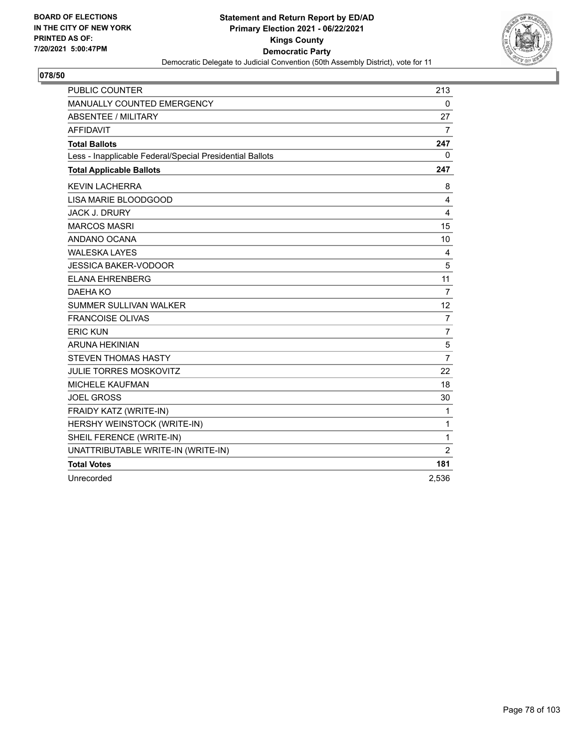BOARD OF ELECTIONS
IN THE CITY OF NEW YORK
PRINTED AS OF:
7/20/2021 5:00:47PM

**Statement and Return Report by ED/AD**
**Primary Election 2021 - 06/22/2021**
**Kings County**
**Democratic Party**
Democratic Delegate to Judicial Convention (50th Assembly District), vote for 11

## 078/50

| | |
|---|---|
| PUBLIC COUNTER | 213 |
| MANUALLY COUNTED EMERGENCY | 0 |
| ABSENTEE / MILITARY | 27 |
| AFFIDAVIT | 7 |
| **Total Ballots** | **247** |
| Less - Inapplicable Federal/Special Presidential Ballots | 0 |
| **Total Applicable Ballots** | **247** |
| KEVIN LACHERRA | 8 |
| LISA MARIE BLOODGOOD | 4 |
| JACK J. DRURY | 4 |
| MARCOS MASRI | 15 |
| ANDANO OCANA | 10 |
| WALESKA LAYES | 4 |
| JESSICA BAKER-VODOOR | 5 |
| ELANA EHRENBERG | 11 |
| DAEHA KO | 7 |
| SUMMER SULLIVAN WALKER | 12 |
| FRANCOISE OLIVAS | 7 |
| ERIC KUN | 7 |
| ARUNA HEKINIAN | 5 |
| STEVEN THOMAS HASTY | 7 |
| JULIE TORRES MOSKOVITZ | 22 |
| MICHELE KAUFMAN | 18 |
| JOEL GROSS | 30 |
| FRAIDY KATZ (WRITE-IN) | 1 |
| HERSHY WEINSTOCK (WRITE-IN) | 1 |
| SHEIL FERENCE (WRITE-IN) | 1 |
| UNATTRIBUTABLE WRITE-IN (WRITE-IN) | 2 |
| **Total Votes** | **181** |
| Unrecorded | 2,536 |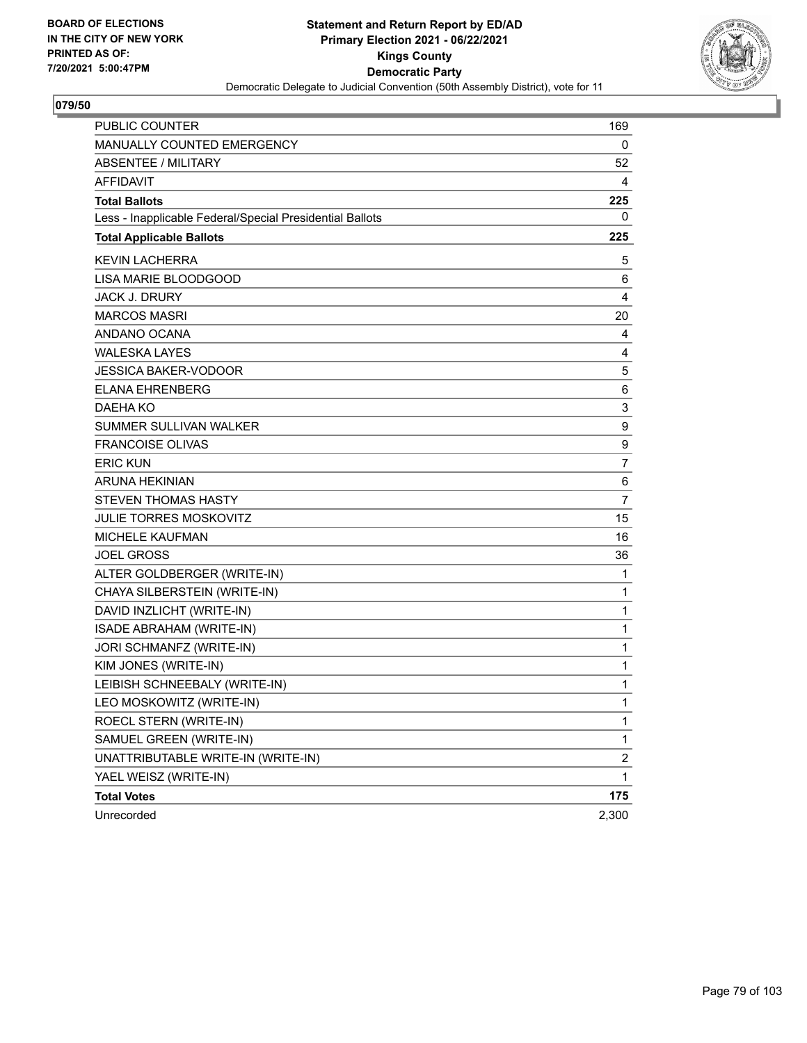BOARD OF ELECTIONS
IN THE CITY OF NEW YORK
PRINTED AS OF:
7/20/2021 5:00:47PM

**Statement and Return Report by ED/AD**
**Primary Election 2021 - 06/22/2021**
**Kings County**
**Democratic Party**
Democratic Delegate to Judicial Convention (50th Assembly District), vote for 11

**079/50**

| | |
|---|---|
| PUBLIC COUNTER | 169 |
| MANUALLY COUNTED EMERGENCY | 0 |
| ABSENTEE / MILITARY | 52 |
| AFFIDAVIT | 4 |
| **Total Ballots** | **225** |
| Less - Inapplicable Federal/Special Presidential Ballots | 0 |
| **Total Applicable Ballots** | **225** |
| KEVIN LACHERRA | 5 |
| LISA MARIE BLOODGOOD | 6 |
| JACK J. DRURY | 4 |
| MARCOS MASRI | 20 |
| ANDANO OCANA | 4 |
| WALESKA LAYES | 4 |
| JESSICA BAKER-VODOOR | 5 |
| ELANA EHRENBERG | 6 |
| DAEHA KO | 3 |
| SUMMER SULLIVAN WALKER | 9 |
| FRANCOISE OLIVAS | 9 |
| ERIC KUN | 7 |
| ARUNA HEKINIAN | 6 |
| STEVEN THOMAS HASTY | 7 |
| JULIE TORRES MOSKOVITZ | 15 |
| MICHELE KAUFMAN | 16 |
| JOEL GROSS | 36 |
| ALTER GOLDBERGER (WRITE-IN) | 1 |
| CHAYA SILBERSTEIN (WRITE-IN) | 1 |
| DAVID INZLICHT (WRITE-IN) | 1 |
| ISADE ABRAHAM (WRITE-IN) | 1 |
| JORI SCHMANFZ (WRITE-IN) | 1 |
| KIM JONES (WRITE-IN) | 1 |
| LEIBISH SCHNEEBALY (WRITE-IN) | 1 |
| LEO MOSKOWITZ (WRITE-IN) | 1 |
| ROECL STERN (WRITE-IN) | 1 |
| SAMUEL GREEN (WRITE-IN) | 1 |
| UNATTRIBUTABLE WRITE-IN (WRITE-IN) | 2 |
| YAEL WEISZ (WRITE-IN) | 1 |
| **Total Votes** | **175** |
| Unrecorded | 2,300 |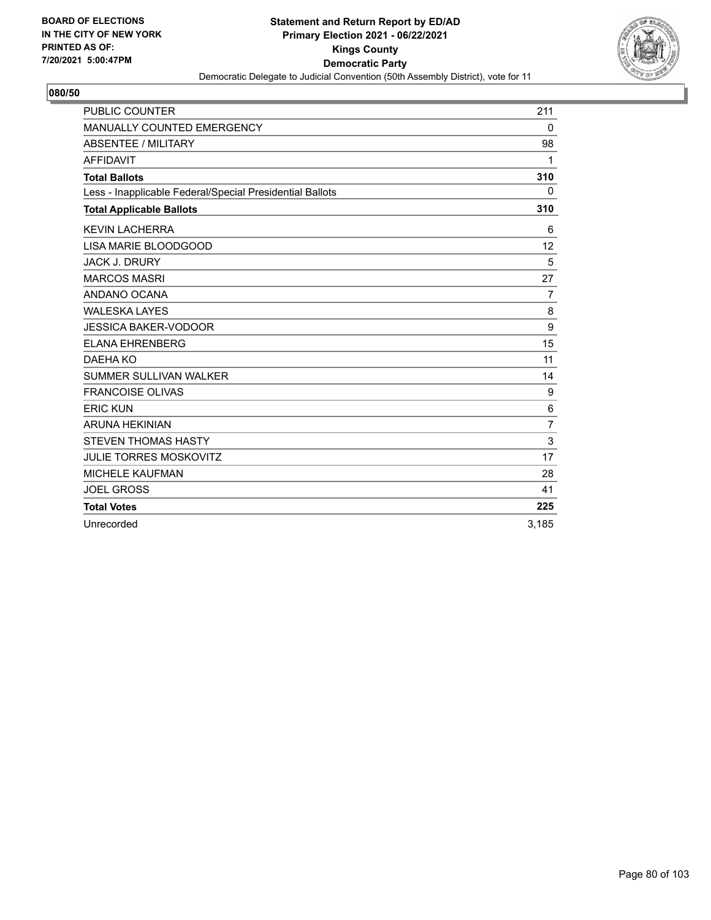BOARD OF ELECTIONS
IN THE CITY OF NEW YORK
PRINTED AS OF:
7/20/2021 5:00:47PM

**Statement and Return Report by ED/AD**
**Primary Election 2021 - 06/22/2021**
**Kings County**
**Democratic Party**
Democratic Delegate to Judicial Convention (50th Assembly District), vote for 11

## 080/50

| | |
|---|---|
| PUBLIC COUNTER | 211 |
| MANUALLY COUNTED EMERGENCY | 0 |
| ABSENTEE / MILITARY | 98 |
| AFFIDAVIT | 1 |
| **Total Ballots** | **310** |
| Less - Inapplicable Federal/Special Presidential Ballots | 0 |
| **Total Applicable Ballots** | **310** |
| KEVIN LACHERRA | 6 |
| LISA MARIE BLOODGOOD | 12 |
| JACK J. DRURY | 5 |
| MARCOS MASRI | 27 |
| ANDANO OCANA | 7 |
| WALESKA LAYES | 8 |
| JESSICA BAKER-VODOOR | 9 |
| ELANA EHRENBERG | 15 |
| DAEHA KO | 11 |
| SUMMER SULLIVAN WALKER | 14 |
| FRANCOISE OLIVAS | 9 |
| ERIC KUN | 6 |
| ARUNA HEKINIAN | 7 |
| STEVEN THOMAS HASTY | 3 |
| JULIE TORRES MOSKOVITZ | 17 |
| MICHELE KAUFMAN | 28 |
| JOEL GROSS | 41 |
| **Total Votes** | **225** |
| Unrecorded | 3,185 |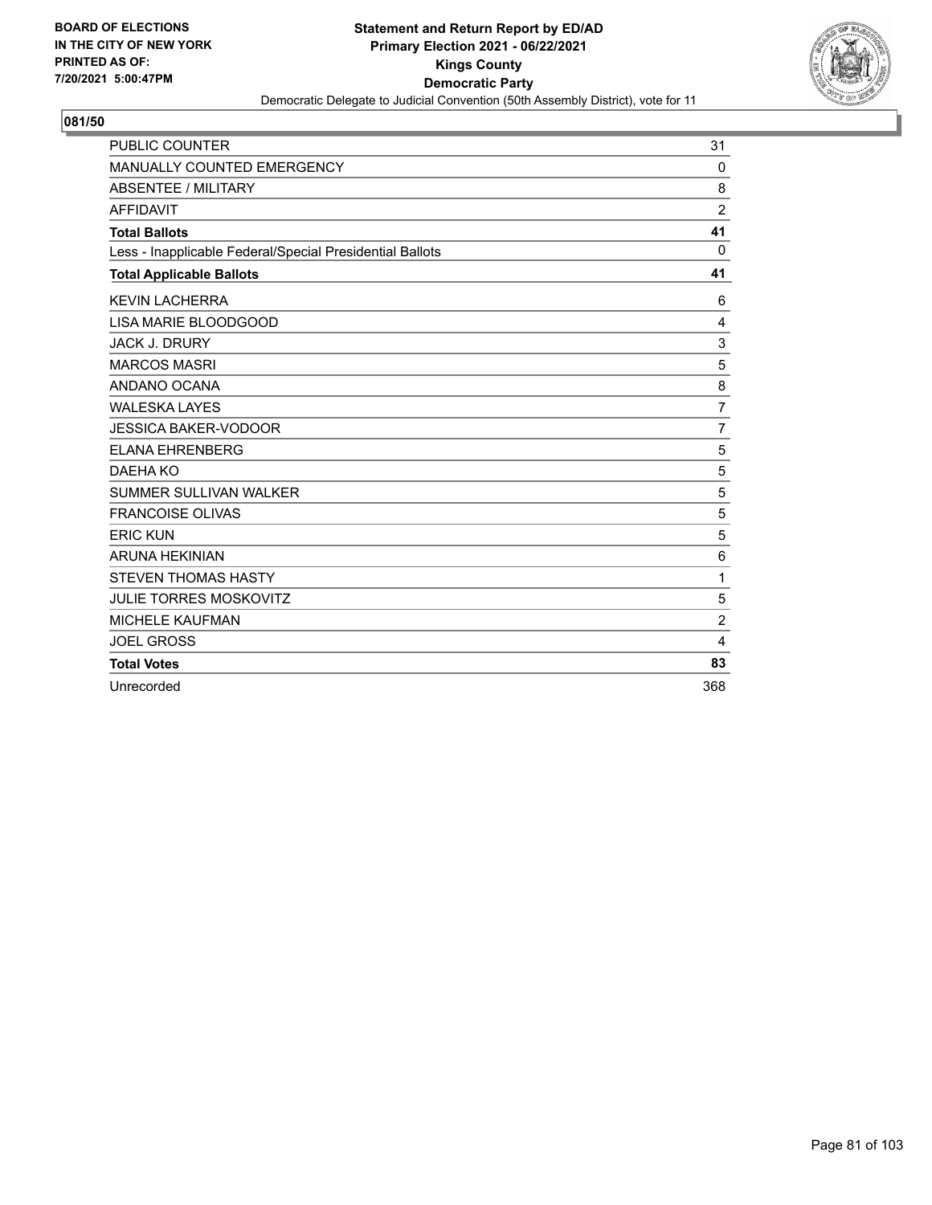**BOARD OF ELECTIONS IN THE CITY OF NEW YORK PRINTED AS OF: 7/20/2021 5:00:47PM**

**Statement and Return Report by ED/AD**
**Primary Election 2021 - 06/22/2021**
**Kings County**
**Democratic Party**
Democratic Delegate to Judicial Convention (50th Assembly District), vote for 11

## 081/50

| | |
|---|---|
| PUBLIC COUNTER | 31 |
| MANUALLY COUNTED EMERGENCY | 0 |
| ABSENTEE / MILITARY | 8 |
| AFFIDAVIT | 2 |
| **Total Ballots** | **41** |
| Less - Inapplicable Federal/Special Presidential Ballots | 0 |
| **Total Applicable Ballots** | **41** |
| KEVIN LACHERRA | 6 |
| LISA MARIE BLOODGOOD | 4 |
| JACK J. DRURY | 3 |
| MARCOS MASRI | 5 |
| ANDANO OCANA | 8 |
| WALESKA LAYES | 7 |
| JESSICA BAKER-VODOOR | 7 |
| ELANA EHRENBERG | 5 |
| DAEHA KO | 5 |
| SUMMER SULLIVAN WALKER | 5 |
| FRANCOISE OLIVAS | 5 |
| ERIC KUN | 5 |
| ARUNA HEKINIAN | 6 |
| STEVEN THOMAS HASTY | 1 |
| JULIE TORRES MOSKOVITZ | 5 |
| MICHELE KAUFMAN | 2 |
| JOEL GROSS | 4 |
| **Total Votes** | **83** |
| Unrecorded | 368 |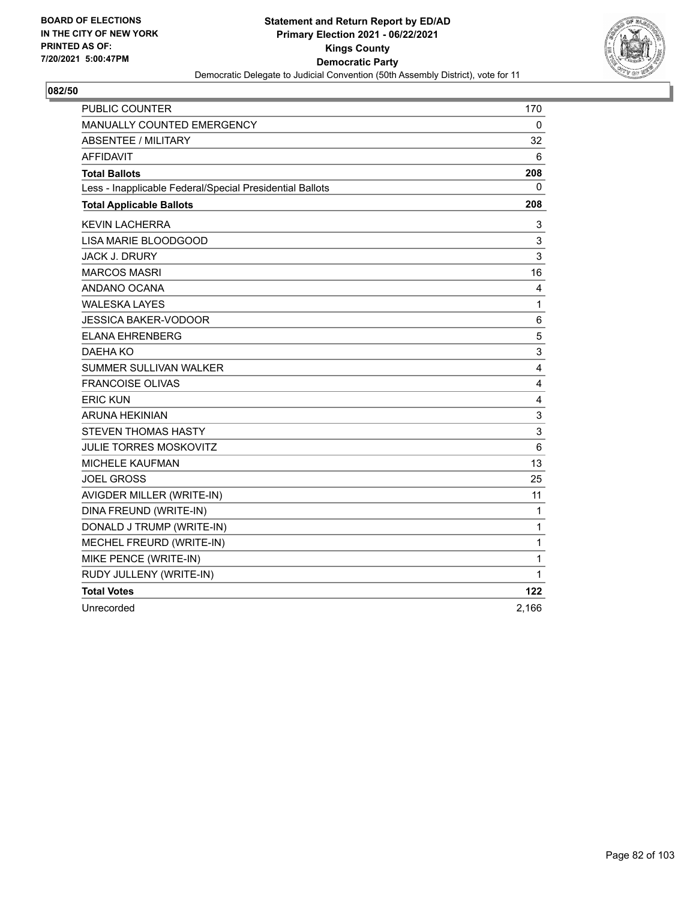BOARD OF ELECTIONS
IN THE CITY OF NEW YORK
PRINTED AS OF:
7/20/2021 5:00:47PM

**Statement and Return Report by ED/AD**
**Primary Election 2021 - 06/22/2021**
**Kings County**
**Democratic Party**
Democratic Delegate to Judicial Convention (50th Assembly District), vote for 11

## 082/50

| | |
|---|---|
| PUBLIC COUNTER | 170 |
| MANUALLY COUNTED EMERGENCY | 0 |
| ABSENTEE / MILITARY | 32 |
| AFFIDAVIT | 6 |
| **Total Ballots** | **208** |
| Less - Inapplicable Federal/Special Presidential Ballots | 0 |
| **Total Applicable Ballots** | **208** |
| KEVIN LACHERRA | 3 |
| LISA MARIE BLOODGOOD | 3 |
| JACK J. DRURY | 3 |
| MARCOS MASRI | 16 |
| ANDANO OCANA | 4 |
| WALESKA LAYES | 1 |
| JESSICA BAKER-VODOOR | 6 |
| ELANA EHRENBERG | 5 |
| DAEHA KO | 3 |
| SUMMER SULLIVAN WALKER | 4 |
| FRANCOISE OLIVAS | 4 |
| ERIC KUN | 4 |
| ARUNA HEKINIAN | 3 |
| STEVEN THOMAS HASTY | 3 |
| JULIE TORRES MOSKOVITZ | 6 |
| MICHELE KAUFMAN | 13 |
| JOEL GROSS | 25 |
| AVIGDER MILLER (WRITE-IN) | 11 |
| DINA FREUND (WRITE-IN) | 1 |
| DONALD J TRUMP (WRITE-IN) | 1 |
| MECHEL FREURD (WRITE-IN) | 1 |
| MIKE PENCE (WRITE-IN) | 1 |
| RUDY JULLENY (WRITE-IN) | 1 |
| **Total Votes** | **122** |
| Unrecorded | 2,166 |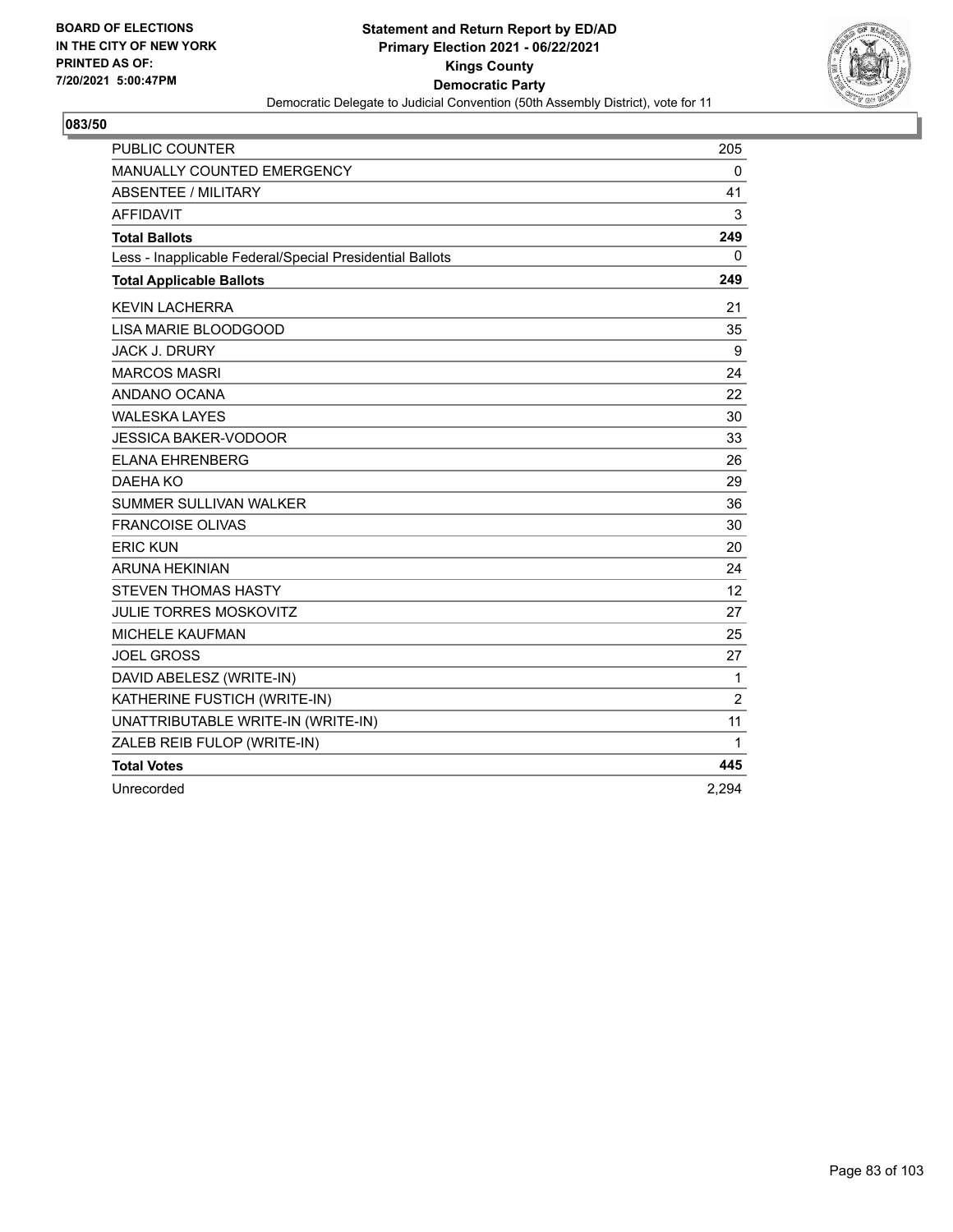BOARD OF ELECTIONS
IN THE CITY OF NEW YORK
PRINTED AS OF:
7/20/2021 5:00:47PM

**Statement and Return Report by ED/AD**
**Primary Election 2021 - 06/22/2021**
**Kings County**
**Democratic Party**
Democratic Delegate to Judicial Convention (50th Assembly District), vote for 11

**083/50**

| | |
|---|---|
| PUBLIC COUNTER | 205 |
| MANUALLY COUNTED EMERGENCY | 0 |
| ABSENTEE / MILITARY | 41 |
| AFFIDAVIT | 3 |
| **Total Ballots** | **249** |
| Less - Inapplicable Federal/Special Presidential Ballots | 0 |
| **Total Applicable Ballots** | **249** |
| KEVIN LACHERRA | 21 |
| LISA MARIE BLOODGOOD | 35 |
| JACK J. DRURY | 9 |
| MARCOS MASRI | 24 |
| ANDANO OCANA | 22 |
| WALESKA LAYES | 30 |
| JESSICA BAKER-VODOOR | 33 |
| ELANA EHRENBERG | 26 |
| DAEHA KO | 29 |
| SUMMER SULLIVAN WALKER | 36 |
| FRANCOISE OLIVAS | 30 |
| ERIC KUN | 20 |
| ARUNA HEKINIAN | 24 |
| STEVEN THOMAS HASTY | 12 |
| JULIE TORRES MOSKOVITZ | 27 |
| MICHELE KAUFMAN | 25 |
| JOEL GROSS | 27 |
| DAVID ABELESZ (WRITE-IN) | 1 |
| KATHERINE FUSTICH (WRITE-IN) | 2 |
| UNATTRIBUTABLE WRITE-IN (WRITE-IN) | 11 |
| ZALEB REIB FULOP (WRITE-IN) | 1 |
| **Total Votes** | **445** |
| Unrecorded | 2,294 |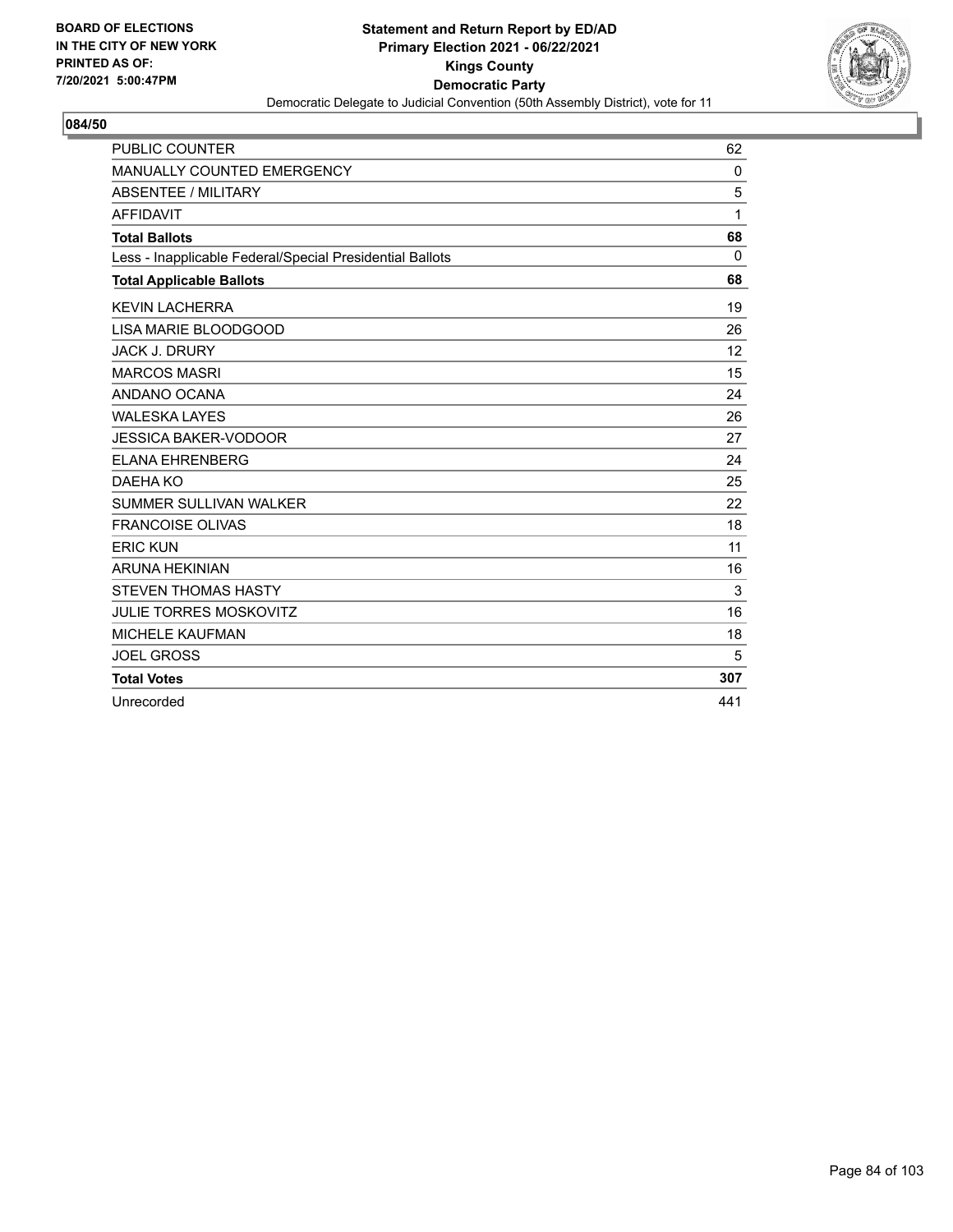BOARD OF ELECTIONS
IN THE CITY OF NEW YORK
PRINTED AS OF:
7/20/2021 5:00:47PM

**Statement and Return Report by ED/AD**
**Primary Election 2021 - 06/22/2021**
**Kings County**
**Democratic Party**
Democratic Delegate to Judicial Convention (50th Assembly District), vote for 11

## 084/50

| | |
|---|---|
| PUBLIC COUNTER | 62 |
| MANUALLY COUNTED EMERGENCY | 0 |
| ABSENTEE / MILITARY | 5 |
| AFFIDAVIT | 1 |
| **Total Ballots** | **68** |
| Less - Inapplicable Federal/Special Presidential Ballots | 0 |
| **Total Applicable Ballots** | **68** |
| KEVIN LACHERRA | 19 |
| LISA MARIE BLOODGOOD | 26 |
| JACK J. DRURY | 12 |
| MARCOS MASRI | 15 |
| ANDANO OCANA | 24 |
| WALESKA LAYES | 26 |
| JESSICA BAKER-VODOOR | 27 |
| ELANA EHRENBERG | 24 |
| DAEHA KO | 25 |
| SUMMER SULLIVAN WALKER | 22 |
| FRANCOISE OLIVAS | 18 |
| ERIC KUN | 11 |
| ARUNA HEKINIAN | 16 |
| STEVEN THOMAS HASTY | 3 |
| JULIE TORRES MOSKOVITZ | 16 |
| MICHELE KAUFMAN | 18 |
| JOEL GROSS | 5 |
| **Total Votes** | **307** |
| Unrecorded | 441 |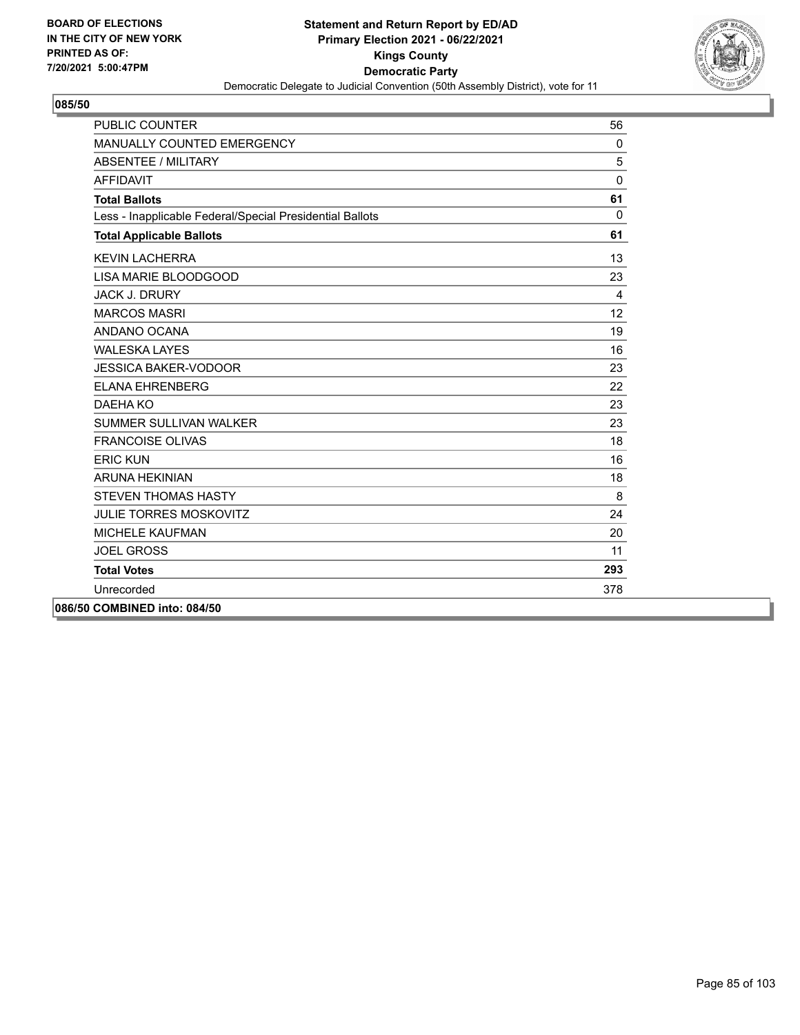**BOARD OF ELECTIONS IN THE CITY OF NEW YORK PRINTED AS OF: 7/20/2021 5:00:47PM**

**Statement and Return Report by ED/AD**
**Primary Election 2021 - 06/22/2021**
**Kings County**
**Democratic Party**
Democratic Delegate to Judicial Convention (50th Assembly District), vote for 11

**085/50**

| | |
|---|---|
| PUBLIC COUNTER | 56 |
| MANUALLY COUNTED EMERGENCY | 0 |
| ABSENTEE / MILITARY | 5 |
| AFFIDAVIT | 0 |
| **Total Ballots** | **61** |
| Less - Inapplicable Federal/Special Presidential Ballots | 0 |
| **Total Applicable Ballots** | **61** |
| KEVIN LACHERRA | 13 |
| LISA MARIE BLOODGOOD | 23 |
| JACK J. DRURY | 4 |
| MARCOS MASRI | 12 |
| ANDANO OCANA | 19 |
| WALESKA LAYES | 16 |
| JESSICA BAKER-VODOOR | 23 |
| ELANA EHRENBERG | 22 |
| DAEHA KO | 23 |
| SUMMER SULLIVAN WALKER | 23 |
| FRANCOISE OLIVAS | 18 |
| ERIC KUN | 16 |
| ARUNA HEKINIAN | 18 |
| STEVEN THOMAS HASTY | 8 |
| JULIE TORRES MOSKOVITZ | 24 |
| MICHELE KAUFMAN | 20 |
| JOEL GROSS | 11 |
| **Total Votes** | **293** |
| Unrecorded | 378 |

**086/50 COMBINED into: 084/50**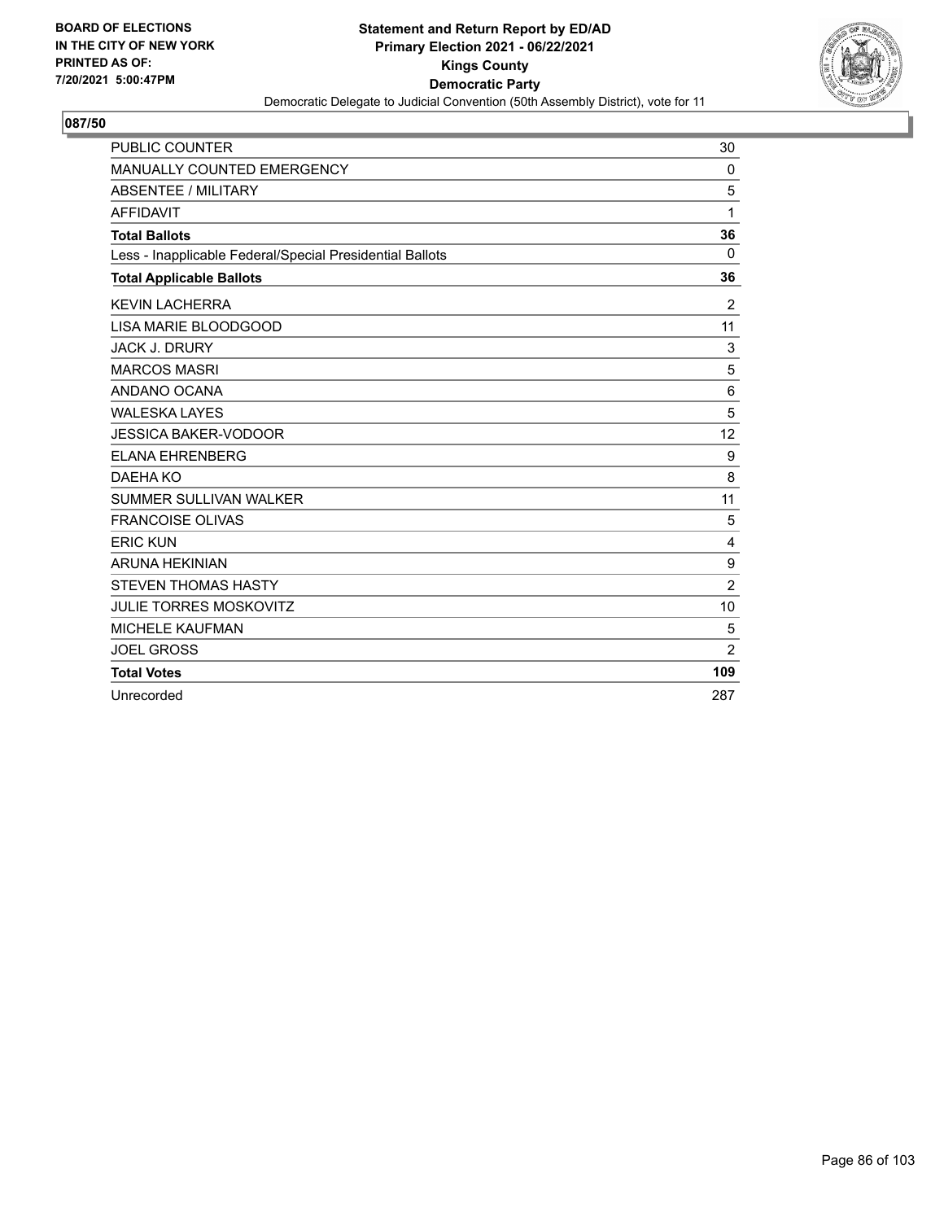BOARD OF ELECTIONS
IN THE CITY OF NEW YORK
PRINTED AS OF:
7/20/2021 5:00:47PM

**Statement and Return Report by ED/AD**
**Primary Election 2021 - 06/22/2021**
**Kings County**
**Democratic Party**
Democratic Delegate to Judicial Convention (50th Assembly District), vote for 11

## 087/50

| | |
|---|---|
| PUBLIC COUNTER | 30 |
| MANUALLY COUNTED EMERGENCY | 0 |
| ABSENTEE / MILITARY | 5 |
| AFFIDAVIT | 1 |
| **Total Ballots** | **36** |
| Less - Inapplicable Federal/Special Presidential Ballots | 0 |
| **Total Applicable Ballots** | **36** |
| KEVIN LACHERRA | 2 |
| LISA MARIE BLOODGOOD | 11 |
| JACK J. DRURY | 3 |
| MARCOS MASRI | 5 |
| ANDANO OCANA | 6 |
| WALESKA LAYES | 5 |
| JESSICA BAKER-VODOOR | 12 |
| ELANA EHRENBERG | 9 |
| DAEHA KO | 8 |
| SUMMER SULLIVAN WALKER | 11 |
| FRANCOISE OLIVAS | 5 |
| ERIC KUN | 4 |
| ARUNA HEKINIAN | 9 |
| STEVEN THOMAS HASTY | 2 |
| JULIE TORRES MOSKOVITZ | 10 |
| MICHELE KAUFMAN | 5 |
| JOEL GROSS | 2 |
| **Total Votes** | **109** |
| Unrecorded | 287 |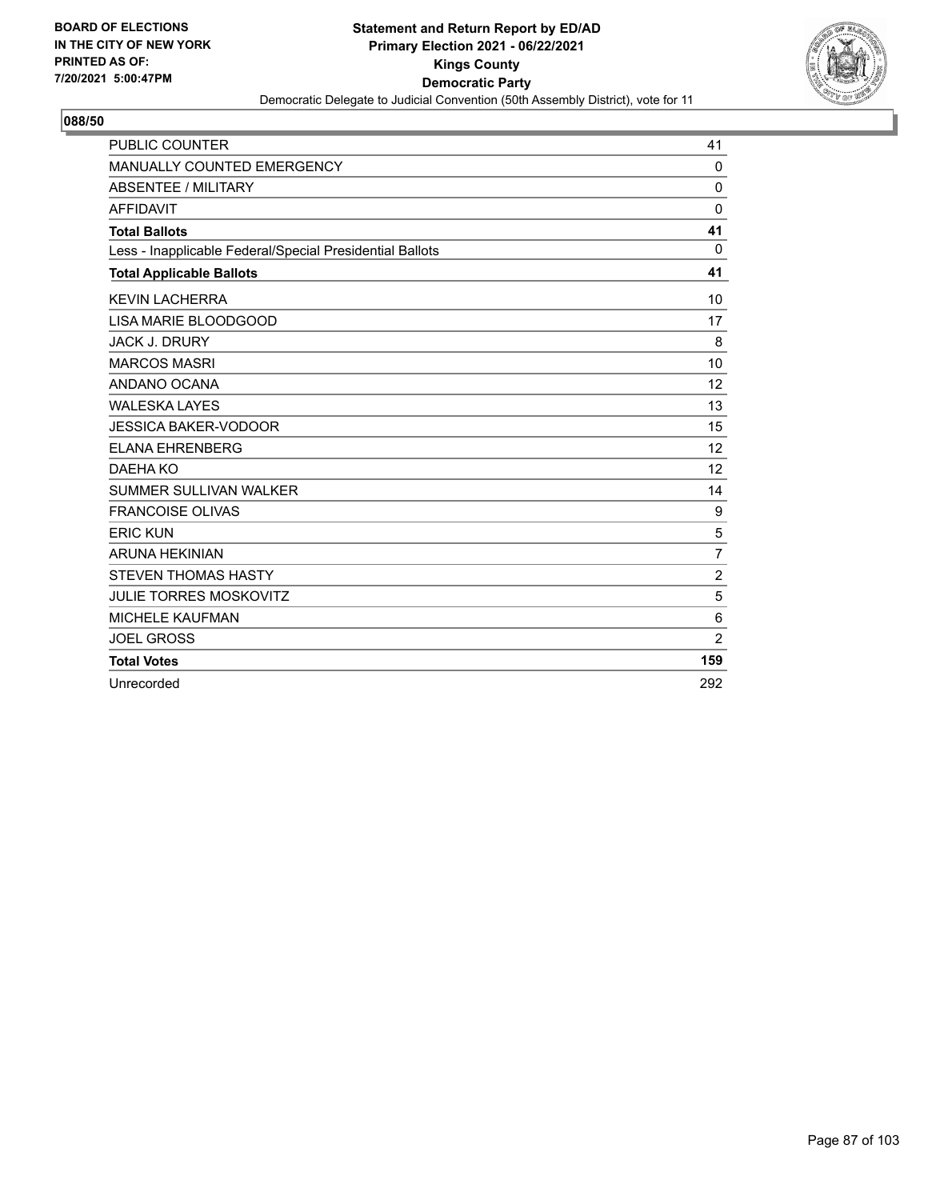BOARD OF ELECTIONS
IN THE CITY OF NEW YORK
PRINTED AS OF:
7/20/2021 5:00:47PM

**Statement and Return Report by ED/AD**
**Primary Election 2021 - 06/22/2021**
**Kings County**
**Democratic Party**
Democratic Delegate to Judicial Convention (50th Assembly District), vote for 11

**088/50**

| | |
|---|---|
| PUBLIC COUNTER | 41 |
| MANUALLY COUNTED EMERGENCY | 0 |
| ABSENTEE / MILITARY | 0 |
| AFFIDAVIT | 0 |
| **Total Ballots** | **41** |
| Less - Inapplicable Federal/Special Presidential Ballots | 0 |
| **Total Applicable Ballots** | **41** |
| KEVIN LACHERRA | 10 |
| LISA MARIE BLOODGOOD | 17 |
| JACK J. DRURY | 8 |
| MARCOS MASRI | 10 |
| ANDANO OCANA | 12 |
| WALESKA LAYES | 13 |
| JESSICA BAKER-VODOOR | 15 |
| ELANA EHRENBERG | 12 |
| DAEHA KO | 12 |
| SUMMER SULLIVAN WALKER | 14 |
| FRANCOISE OLIVAS | 9 |
| ERIC KUN | 5 |
| ARUNA HEKINIAN | 7 |
| STEVEN THOMAS HASTY | 2 |
| JULIE TORRES MOSKOVITZ | 5 |
| MICHELE KAUFMAN | 6 |
| JOEL GROSS | 2 |
| **Total Votes** | **159** |
| Unrecorded | 292 |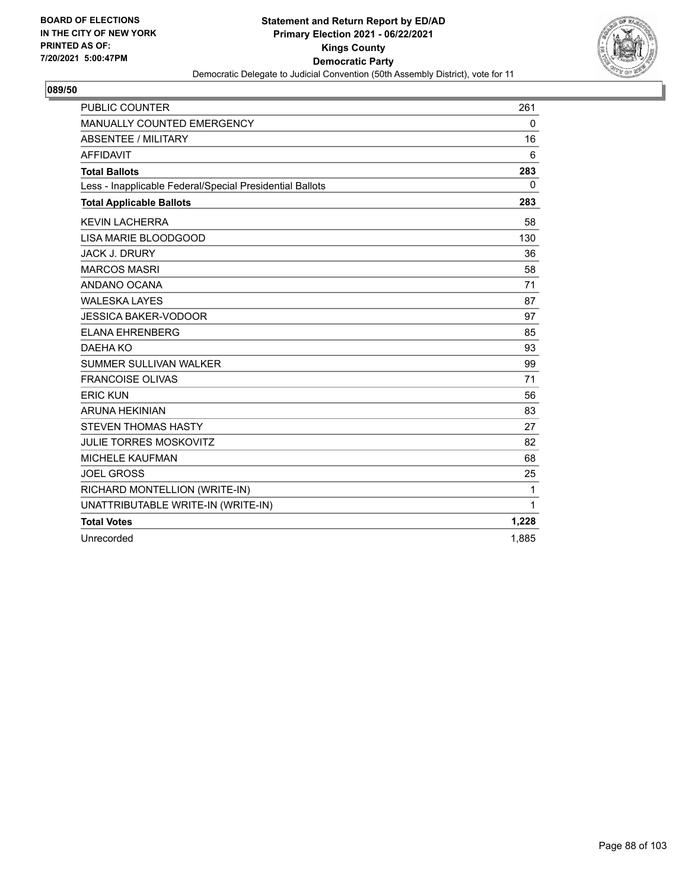**BOARD OF ELECTIONS IN THE CITY OF NEW YORK PRINTED AS OF: 7/20/2021 5:00:47PM**

**Statement and Return Report by ED/AD**
**Primary Election 2021 - 06/22/2021**
**Kings County**
**Democratic Party**
Democratic Delegate to Judicial Convention (50th Assembly District), vote for 11

## 089/50

| | |
|---|---|
| PUBLIC COUNTER | 261 |
| MANUALLY COUNTED EMERGENCY | 0 |
| ABSENTEE / MILITARY | 16 |
| AFFIDAVIT | 6 |
| **Total Ballots** | **283** |
| Less - Inapplicable Federal/Special Presidential Ballots | 0 |
| **Total Applicable Ballots** | **283** |
| KEVIN LACHERRA | 58 |
| LISA MARIE BLOODGOOD | 130 |
| JACK J. DRURY | 36 |
| MARCOS MASRI | 58 |
| ANDANO OCANA | 71 |
| WALESKA LAYES | 87 |
| JESSICA BAKER-VODOOR | 97 |
| ELANA EHRENBERG | 85 |
| DAEHA KO | 93 |
| SUMMER SULLIVAN WALKER | 99 |
| FRANCOISE OLIVAS | 71 |
| ERIC KUN | 56 |
| ARUNA HEKINIAN | 83 |
| STEVEN THOMAS HASTY | 27 |
| JULIE TORRES MOSKOVITZ | 82 |
| MICHELE KAUFMAN | 68 |
| JOEL GROSS | 25 |
| RICHARD MONTELLION (WRITE-IN) | 1 |
| UNATTRIBUTABLE WRITE-IN (WRITE-IN) | 1 |
| **Total Votes** | **1,228** |
| Unrecorded | 1,885 |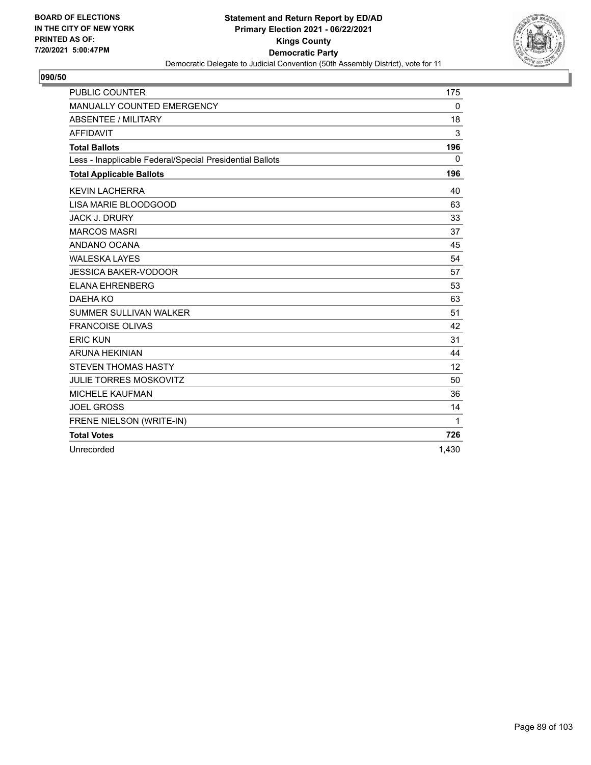BOARD OF ELECTIONS
IN THE CITY OF NEW YORK
PRINTED AS OF:
7/20/2021 5:00:47PM

**Statement and Return Report by ED/AD**
**Primary Election 2021 - 06/22/2021**
**Kings County**
**Democratic Party**
Democratic Delegate to Judicial Convention (50th Assembly District), vote for 11

**090/50**

| | |
|---|---|
| PUBLIC COUNTER | 175 |
| MANUALLY COUNTED EMERGENCY | 0 |
| ABSENTEE / MILITARY | 18 |
| AFFIDAVIT | 3 |
| **Total Ballots** | **196** |
| Less - Inapplicable Federal/Special Presidential Ballots | 0 |
| **Total Applicable Ballots** | **196** |
| KEVIN LACHERRA | 40 |
| LISA MARIE BLOODGOOD | 63 |
| JACK J. DRURY | 33 |
| MARCOS MASRI | 37 |
| ANDANO OCANA | 45 |
| WALESKA LAYES | 54 |
| JESSICA BAKER-VODOOR | 57 |
| ELANA EHRENBERG | 53 |
| DAEHA KO | 63 |
| SUMMER SULLIVAN WALKER | 51 |
| FRANCOISE OLIVAS | 42 |
| ERIC KUN | 31 |
| ARUNA HEKINIAN | 44 |
| STEVEN THOMAS HASTY | 12 |
| JULIE TORRES MOSKOVITZ | 50 |
| MICHELE KAUFMAN | 36 |
| JOEL GROSS | 14 |
| FRENE NIELSON (WRITE-IN) | 1 |
| **Total Votes** | **726** |
| Unrecorded | 1,430 |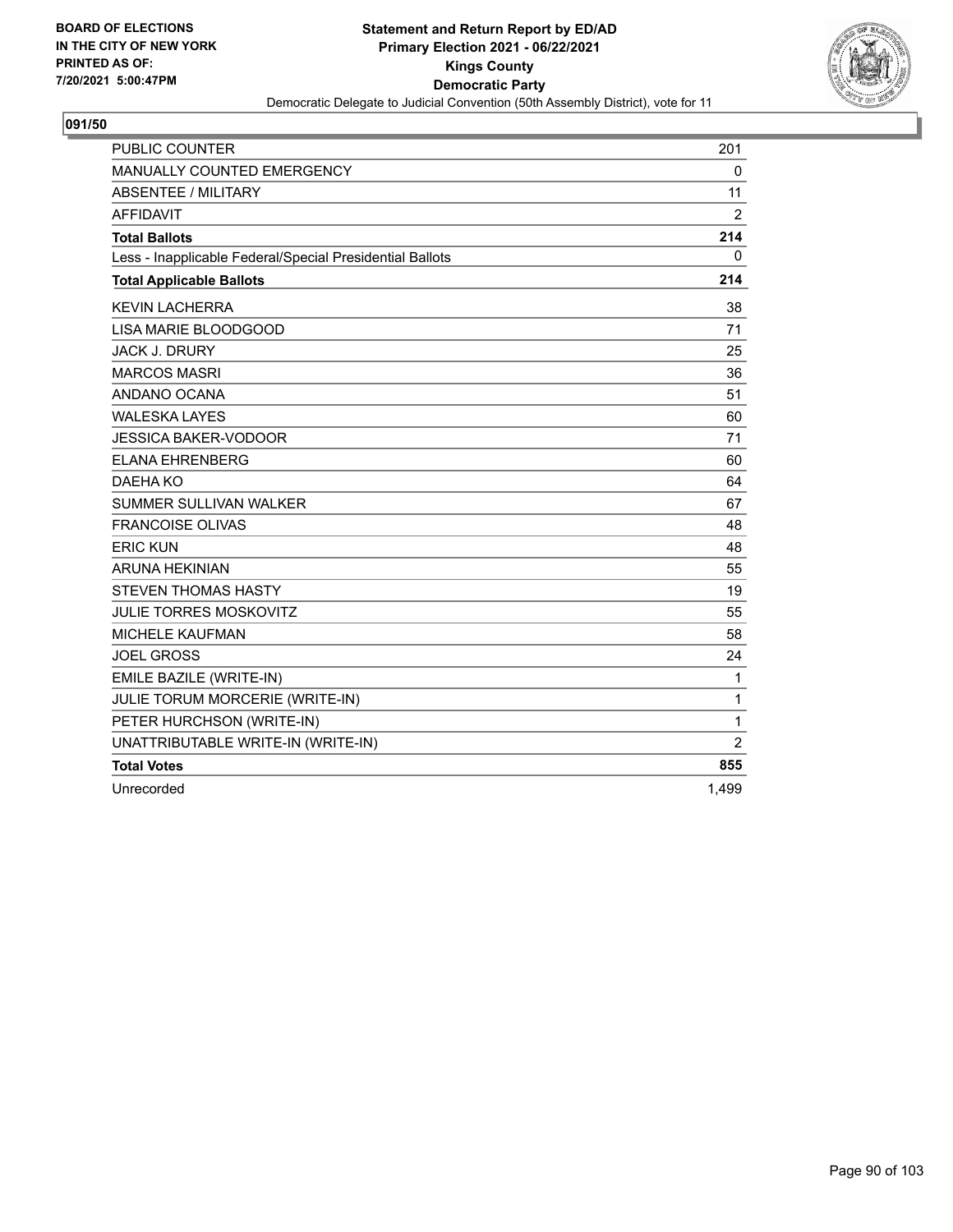**BOARD OF ELECTIONS IN THE CITY OF NEW YORK PRINTED AS OF: 7/20/2021 5:00:47PM**

**Statement and Return Report by ED/AD**
**Primary Election 2021 - 06/22/2021**
**Kings County**
**Democratic Party**
Democratic Delegate to Judicial Convention (50th Assembly District), vote for 11

**091/50**

| | |
|---|---|
| PUBLIC COUNTER | 201 |
| MANUALLY COUNTED EMERGENCY | 0 |
| ABSENTEE / MILITARY | 11 |
| AFFIDAVIT | 2 |
| **Total Ballots** | **214** |
| Less - Inapplicable Federal/Special Presidential Ballots | 0 |
| **Total Applicable Ballots** | **214** |
| KEVIN LACHERRA | 38 |
| LISA MARIE BLOODGOOD | 71 |
| JACK J. DRURY | 25 |
| MARCOS MASRI | 36 |
| ANDANO OCANA | 51 |
| WALESKA LAYES | 60 |
| JESSICA BAKER-VODOOR | 71 |
| ELANA EHRENBERG | 60 |
| DAEHA KO | 64 |
| SUMMER SULLIVAN WALKER | 67 |
| FRANCOISE OLIVAS | 48 |
| ERIC KUN | 48 |
| ARUNA HEKINIAN | 55 |
| STEVEN THOMAS HASTY | 19 |
| JULIE TORRES MOSKOVITZ | 55 |
| MICHELE KAUFMAN | 58 |
| JOEL GROSS | 24 |
| EMILE BAZILE (WRITE-IN) | 1 |
| JULIE TORUM MORCERIE (WRITE-IN) | 1 |
| PETER HURCHSON (WRITE-IN) | 1 |
| UNATTRIBUTABLE WRITE-IN (WRITE-IN) | 2 |
| **Total Votes** | **855** |
| Unrecorded | 1,499 |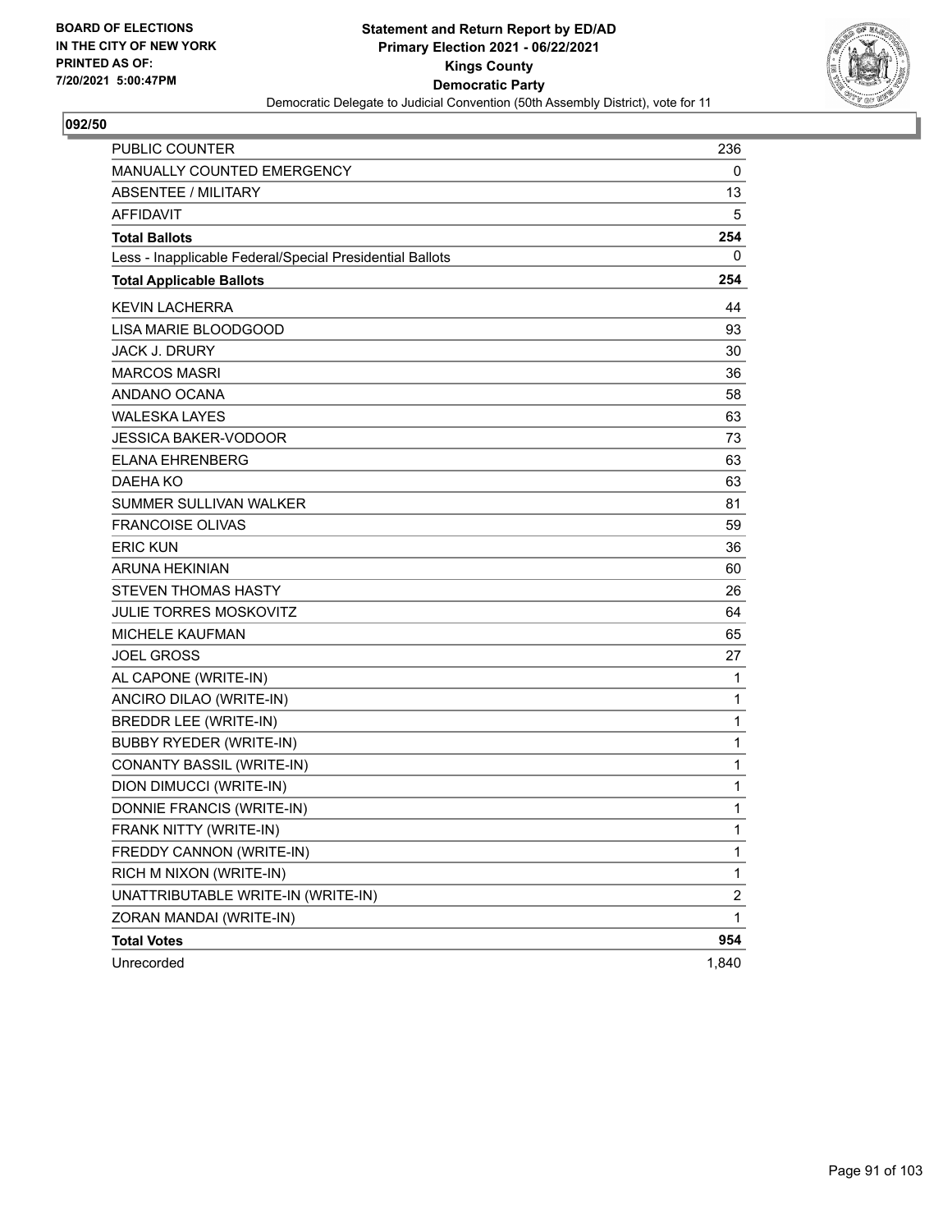BOARD OF ELECTIONS
IN THE CITY OF NEW YORK
PRINTED AS OF:
7/20/2021 5:00:47PM

**Statement and Return Report by ED/AD**
**Primary Election 2021 - 06/22/2021**
**Kings County**
**Democratic Party**
Democratic Delegate to Judicial Convention (50th Assembly District), vote for 11

## 092/50

| | |
|---|---|
| PUBLIC COUNTER | 236 |
| MANUALLY COUNTED EMERGENCY | 0 |
| ABSENTEE / MILITARY | 13 |
| AFFIDAVIT | 5 |
| **Total Ballots** | **254** |
| Less - Inapplicable Federal/Special Presidential Ballots | 0 |
| **Total Applicable Ballots** | **254** |
| KEVIN LACHERRA | 44 |
| LISA MARIE BLOODGOOD | 93 |
| JACK J. DRURY | 30 |
| MARCOS MASRI | 36 |
| ANDANO OCANA | 58 |
| WALESKA LAYES | 63 |
| JESSICA BAKER-VODOOR | 73 |
| ELANA EHRENBERG | 63 |
| DAEHA KO | 63 |
| SUMMER SULLIVAN WALKER | 81 |
| FRANCOISE OLIVAS | 59 |
| ERIC KUN | 36 |
| ARUNA HEKINIAN | 60 |
| STEVEN THOMAS HASTY | 26 |
| JULIE TORRES MOSKOVITZ | 64 |
| MICHELE KAUFMAN | 65 |
| JOEL GROSS | 27 |
| AL CAPONE (WRITE-IN) | 1 |
| ANCIRO DILAO (WRITE-IN) | 1 |
| BREDDR LEE (WRITE-IN) | 1 |
| BUBBY RYEDER (WRITE-IN) | 1 |
| CONANTY BASSIL (WRITE-IN) | 1 |
| DION DIMUCCI (WRITE-IN) | 1 |
| DONNIE FRANCIS (WRITE-IN) | 1 |
| FRANK NITTY (WRITE-IN) | 1 |
| FREDDY CANNON (WRITE-IN) | 1 |
| RICH M NIXON (WRITE-IN) | 1 |
| UNATTRIBUTABLE WRITE-IN (WRITE-IN) | 2 |
| ZORAN MANDAI (WRITE-IN) | 1 |
| **Total Votes** | **954** |
| Unrecorded | 1,840 |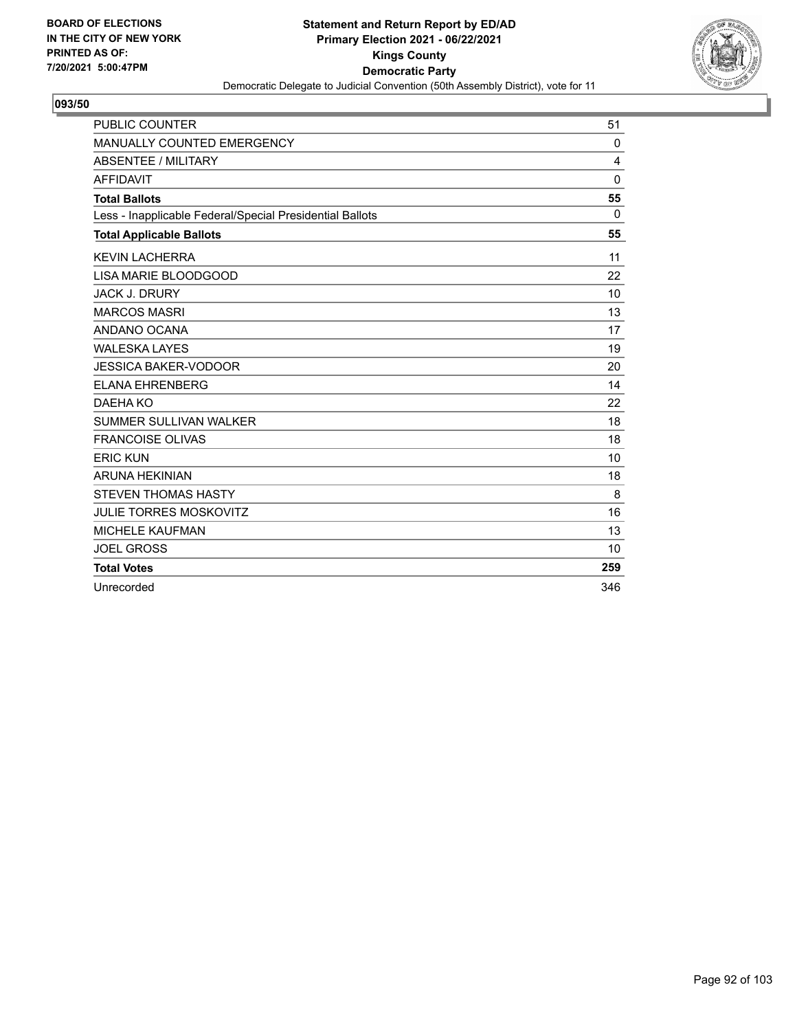BOARD OF ELECTIONS
IN THE CITY OF NEW YORK
PRINTED AS OF:
7/20/2021 5:00:47PM

**Statement and Return Report by ED/AD**
**Primary Election 2021 - 06/22/2021**
**Kings County**
**Democratic Party**
Democratic Delegate to Judicial Convention (50th Assembly District), vote for 11

**093/50**

| | |
|---|---|
| PUBLIC COUNTER | 51 |
| MANUALLY COUNTED EMERGENCY | 0 |
| ABSENTEE / MILITARY | 4 |
| AFFIDAVIT | 0 |
| **Total Ballots** | **55** |
| Less - Inapplicable Federal/Special Presidential Ballots | 0 |
| **Total Applicable Ballots** | **55** |
| KEVIN LACHERRA | 11 |
| LISA MARIE BLOODGOOD | 22 |
| JACK J. DRURY | 10 |
| MARCOS MASRI | 13 |
| ANDANO OCANA | 17 |
| WALESKA LAYES | 19 |
| JESSICA BAKER-VODOOR | 20 |
| ELANA EHRENBERG | 14 |
| DAEHA KO | 22 |
| SUMMER SULLIVAN WALKER | 18 |
| FRANCOISE OLIVAS | 18 |
| ERIC KUN | 10 |
| ARUNA HEKINIAN | 18 |
| STEVEN THOMAS HASTY | 8 |
| JULIE TORRES MOSKOVITZ | 16 |
| MICHELE KAUFMAN | 13 |
| JOEL GROSS | 10 |
| **Total Votes** | **259** |
| Unrecorded | 346 |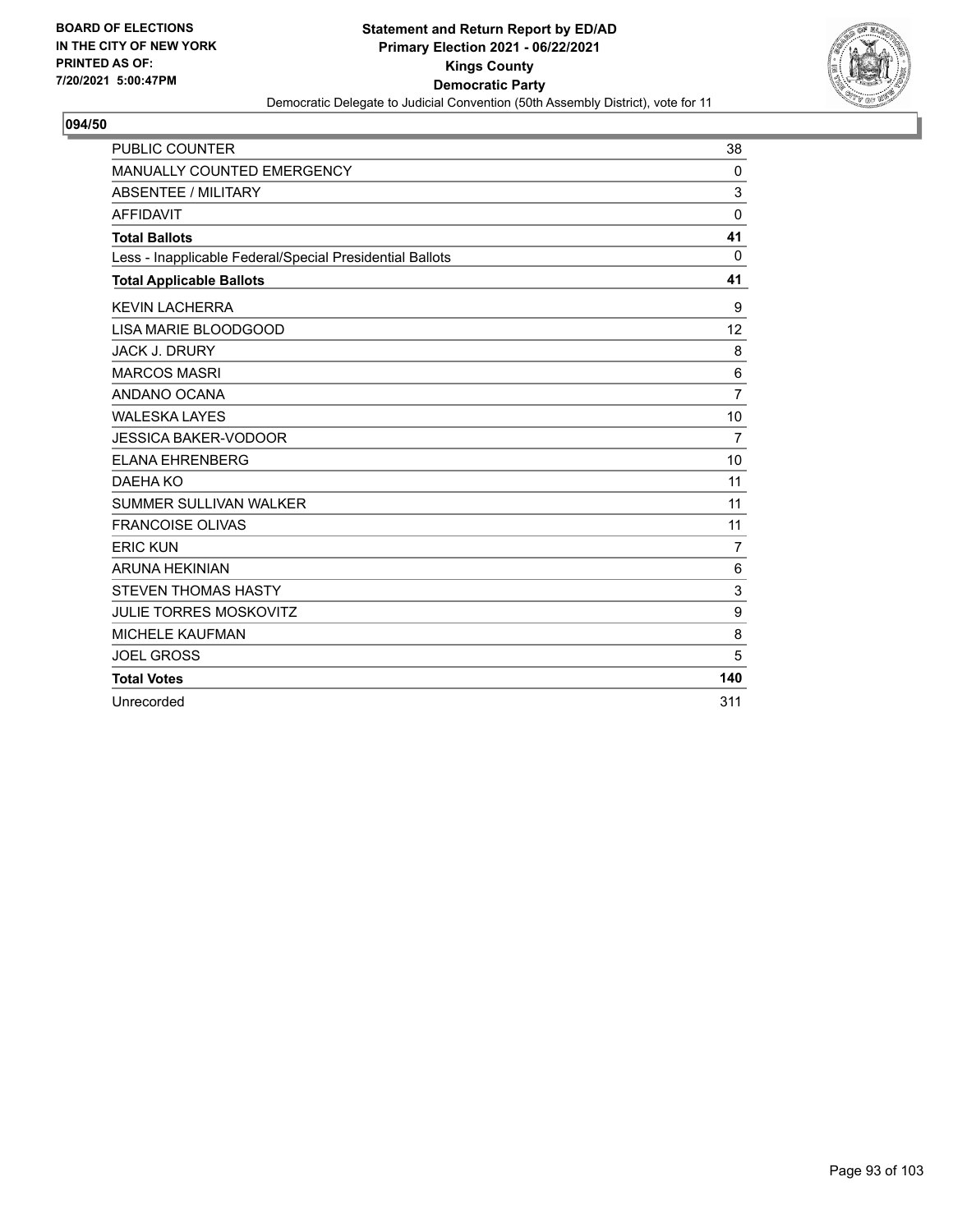BOARD OF ELECTIONS
IN THE CITY OF NEW YORK
PRINTED AS OF:
7/20/2021 5:00:47PM

**Statement and Return Report by ED/AD**
**Primary Election 2021 - 06/22/2021**
**Kings County**
**Democratic Party**
Democratic Delegate to Judicial Convention (50th Assembly District), vote for 11

## 094/50

| | |
|---|---|
| PUBLIC COUNTER | 38 |
| MANUALLY COUNTED EMERGENCY | 0 |
| ABSENTEE / MILITARY | 3 |
| AFFIDAVIT | 0 |
| **Total Ballots** | **41** |
| Less - Inapplicable Federal/Special Presidential Ballots | 0 |
| **Total Applicable Ballots** | **41** |
| KEVIN LACHERRA | 9 |
| LISA MARIE BLOODGOOD | 12 |
| JACK J. DRURY | 8 |
| MARCOS MASRI | 6 |
| ANDANO OCANA | 7 |
| WALESKA LAYES | 10 |
| JESSICA BAKER-VODOOR | 7 |
| ELANA EHRENBERG | 10 |
| DAEHA KO | 11 |
| SUMMER SULLIVAN WALKER | 11 |
| FRANCOISE OLIVAS | 11 |
| ERIC KUN | 7 |
| ARUNA HEKINIAN | 6 |
| STEVEN THOMAS HASTY | 3 |
| JULIE TORRES MOSKOVITZ | 9 |
| MICHELE KAUFMAN | 8 |
| JOEL GROSS | 5 |
| **Total Votes** | **140** |
| Unrecorded | 311 |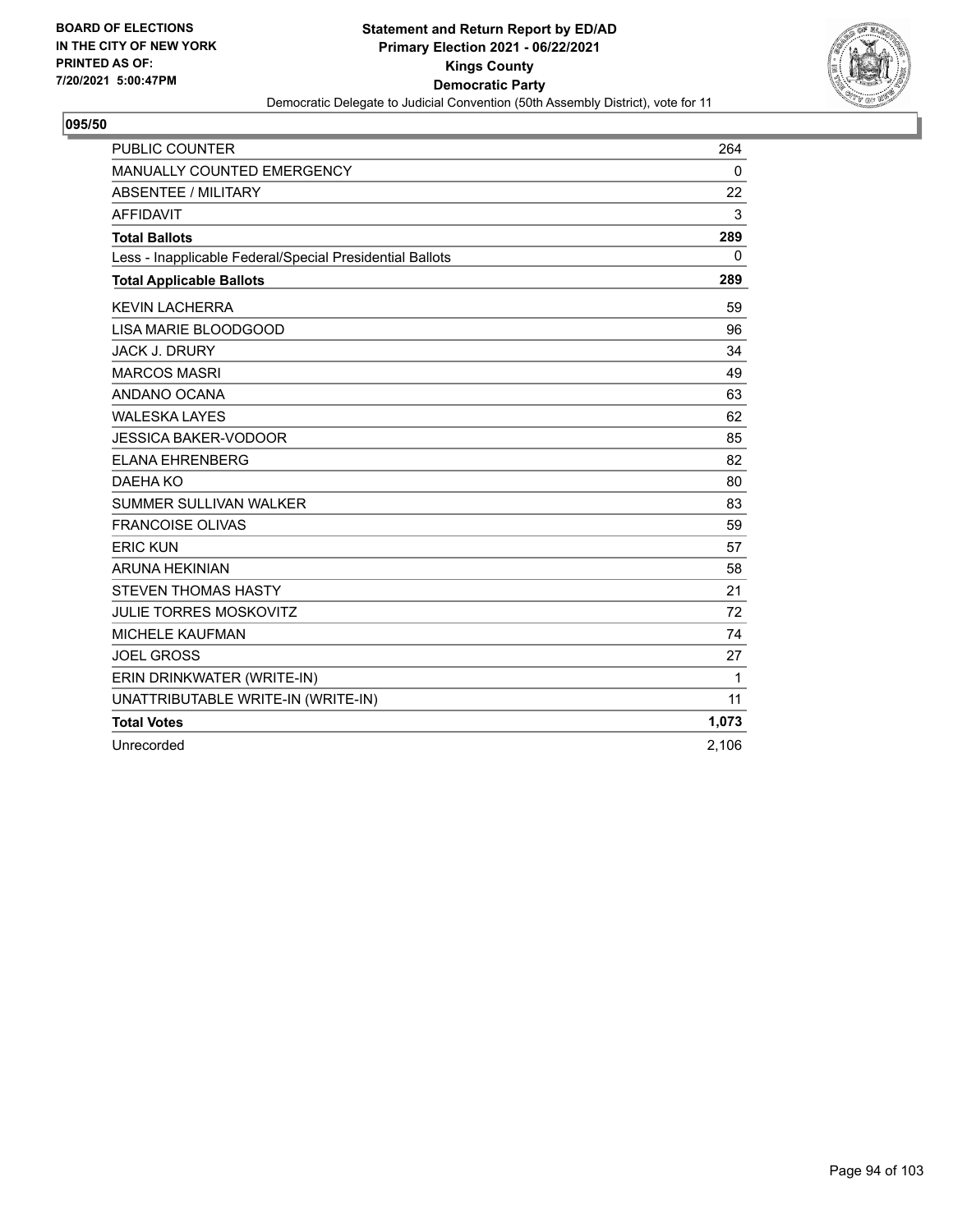BOARD OF ELECTIONS
IN THE CITY OF NEW YORK
PRINTED AS OF:
7/20/2021 5:00:47PM

**Statement and Return Report by ED/AD**
**Primary Election 2021 - 06/22/2021**
**Kings County**
**Democratic Party**
Democratic Delegate to Judicial Convention (50th Assembly District), vote for 11

## 095/50

| | |
|---|---|
| PUBLIC COUNTER | 264 |
| MANUALLY COUNTED EMERGENCY | 0 |
| ABSENTEE / MILITARY | 22 |
| AFFIDAVIT | 3 |
| **Total Ballots** | **289** |
| Less - Inapplicable Federal/Special Presidential Ballots | 0 |
| **Total Applicable Ballots** | **289** |
| KEVIN LACHERRA | 59 |
| LISA MARIE BLOODGOOD | 96 |
| JACK J. DRURY | 34 |
| MARCOS MASRI | 49 |
| ANDANO OCANA | 63 |
| WALESKA LAYES | 62 |
| JESSICA BAKER-VODOOR | 85 |
| ELANA EHRENBERG | 82 |
| DAEHA KO | 80 |
| SUMMER SULLIVAN WALKER | 83 |
| FRANCOISE OLIVAS | 59 |
| ERIC KUN | 57 |
| ARUNA HEKINIAN | 58 |
| STEVEN THOMAS HASTY | 21 |
| JULIE TORRES MOSKOVITZ | 72 |
| MICHELE KAUFMAN | 74 |
| JOEL GROSS | 27 |
| ERIN DRINKWATER (WRITE-IN) | 1 |
| UNATTRIBUTABLE WRITE-IN (WRITE-IN) | 11 |
| **Total Votes** | **1,073** |
| Unrecorded | 2,106 |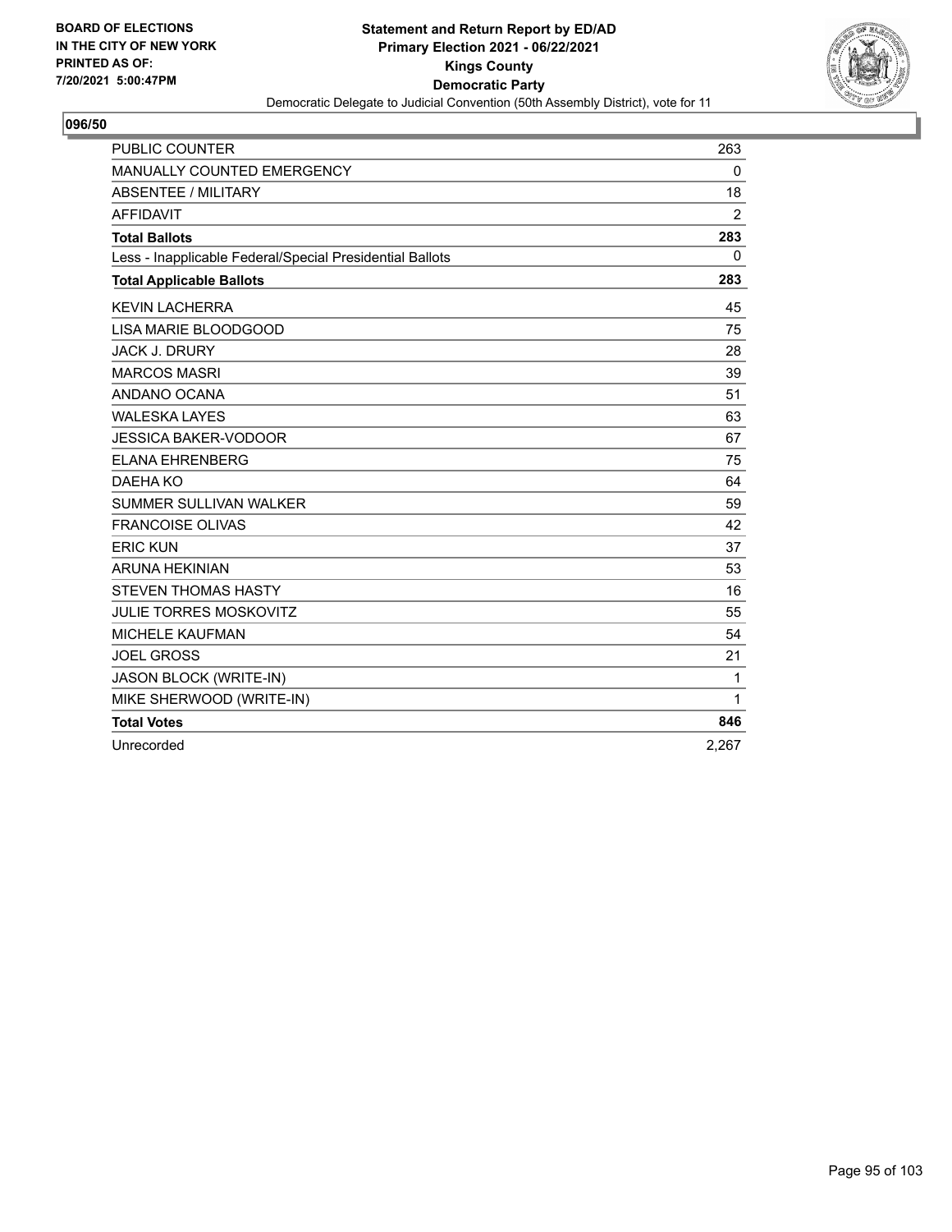**BOARD OF ELECTIONS**
**IN THE CITY OF NEW YORK**
**PRINTED AS OF:**
**7/20/2021 5:00:47PM**

**Statement and Return Report by ED/AD**
**Primary Election 2021 - 06/22/2021**
**Kings County**
**Democratic Party**
Democratic Delegate to Judicial Convention (50th Assembly District), vote for 11

**096/50**

| | |
|---|---|
| PUBLIC COUNTER | 263 |
| MANUALLY COUNTED EMERGENCY | 0 |
| ABSENTEE / MILITARY | 18 |
| AFFIDAVIT | 2 |
| **Total Ballots** | **283** |
| Less - Inapplicable Federal/Special Presidential Ballots | 0 |
| **Total Applicable Ballots** | **283** |
| KEVIN LACHERRA | 45 |
| LISA MARIE BLOODGOOD | 75 |
| JACK J. DRURY | 28 |
| MARCOS MASRI | 39 |
| ANDANO OCANA | 51 |
| WALESKA LAYES | 63 |
| JESSICA BAKER-VODOOR | 67 |
| ELANA EHRENBERG | 75 |
| DAEHA KO | 64 |
| SUMMER SULLIVAN WALKER | 59 |
| FRANCOISE OLIVAS | 42 |
| ERIC KUN | 37 |
| ARUNA HEKINIAN | 53 |
| STEVEN THOMAS HASTY | 16 |
| JULIE TORRES MOSKOVITZ | 55 |
| MICHELE KAUFMAN | 54 |
| JOEL GROSS | 21 |
| JASON BLOCK (WRITE-IN) | 1 |
| MIKE SHERWOOD (WRITE-IN) | 1 |
| **Total Votes** | **846** |
| Unrecorded | 2,267 |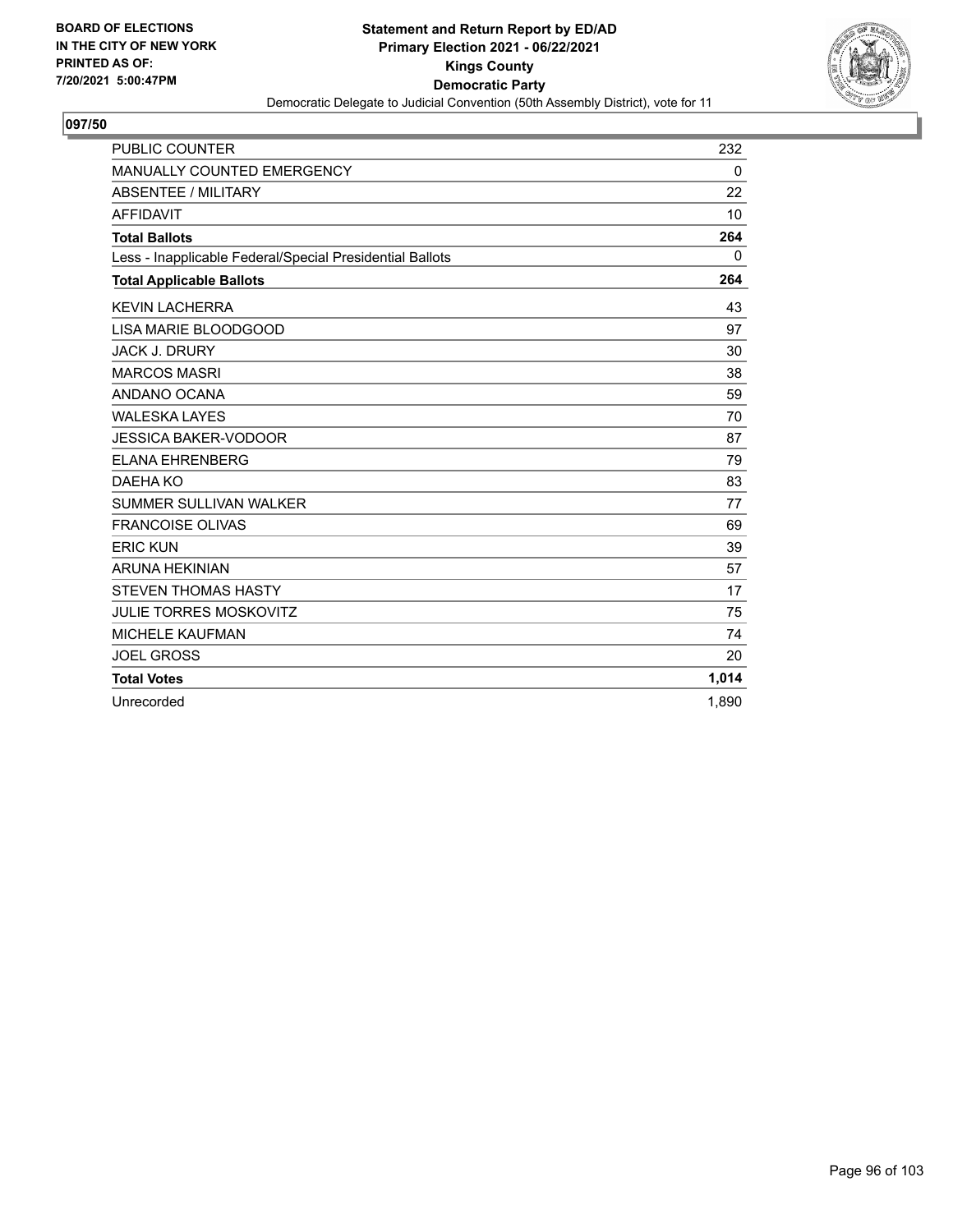BOARD OF ELECTIONS
IN THE CITY OF NEW YORK
PRINTED AS OF:
7/20/2021 5:00:47PM

**Statement and Return Report by ED/AD**
**Primary Election 2021 - 06/22/2021**
**Kings County**
**Democratic Party**
Democratic Delegate to Judicial Convention (50th Assembly District), vote for 11

## 097/50

| | |
|---|---|
| PUBLIC COUNTER | 232 |
| MANUALLY COUNTED EMERGENCY | 0 |
| ABSENTEE / MILITARY | 22 |
| AFFIDAVIT | 10 |
| **Total Ballots** | **264** |
| Less - Inapplicable Federal/Special Presidential Ballots | 0 |
| **Total Applicable Ballots** | **264** |
| KEVIN LACHERRA | 43 |
| LISA MARIE BLOODGOOD | 97 |
| JACK J. DRURY | 30 |
| MARCOS MASRI | 38 |
| ANDANO OCANA | 59 |
| WALESKA LAYES | 70 |
| JESSICA BAKER-VODOOR | 87 |
| ELANA EHRENBERG | 79 |
| DAEHA KO | 83 |
| SUMMER SULLIVAN WALKER | 77 |
| FRANCOISE OLIVAS | 69 |
| ERIC KUN | 39 |
| ARUNA HEKINIAN | 57 |
| STEVEN THOMAS HASTY | 17 |
| JULIE TORRES MOSKOVITZ | 75 |
| MICHELE KAUFMAN | 74 |
| JOEL GROSS | 20 |
| **Total Votes** | **1,014** |
| Unrecorded | 1,890 |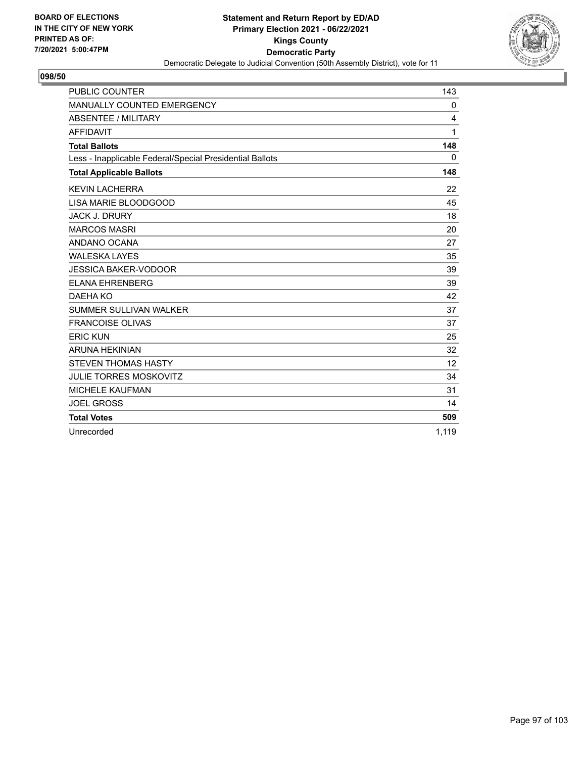BOARD OF ELECTIONS
IN THE CITY OF NEW YORK
PRINTED AS OF:
7/20/2021 5:00:47PM

**Statement and Return Report by ED/AD**
**Primary Election 2021 - 06/22/2021**
**Kings County**
**Democratic Party**
Democratic Delegate to Judicial Convention (50th Assembly District), vote for 11

## 098/50

| | |
|---|---|
| PUBLIC COUNTER | 143 |
| MANUALLY COUNTED EMERGENCY | 0 |
| ABSENTEE / MILITARY | 4 |
| AFFIDAVIT | 1 |
| **Total Ballots** | **148** |
| Less - Inapplicable Federal/Special Presidential Ballots | 0 |
| **Total Applicable Ballots** | **148** |
| KEVIN LACHERRA | 22 |
| LISA MARIE BLOODGOOD | 45 |
| JACK J. DRURY | 18 |
| MARCOS MASRI | 20 |
| ANDANO OCANA | 27 |
| WALESKA LAYES | 35 |
| JESSICA BAKER-VODOOR | 39 |
| ELANA EHRENBERG | 39 |
| DAEHA KO | 42 |
| SUMMER SULLIVAN WALKER | 37 |
| FRANCOISE OLIVAS | 37 |
| ERIC KUN | 25 |
| ARUNA HEKINIAN | 32 |
| STEVEN THOMAS HASTY | 12 |
| JULIE TORRES MOSKOVITZ | 34 |
| MICHELE KAUFMAN | 31 |
| JOEL GROSS | 14 |
| **Total Votes** | **509** |
| Unrecorded | 1,119 |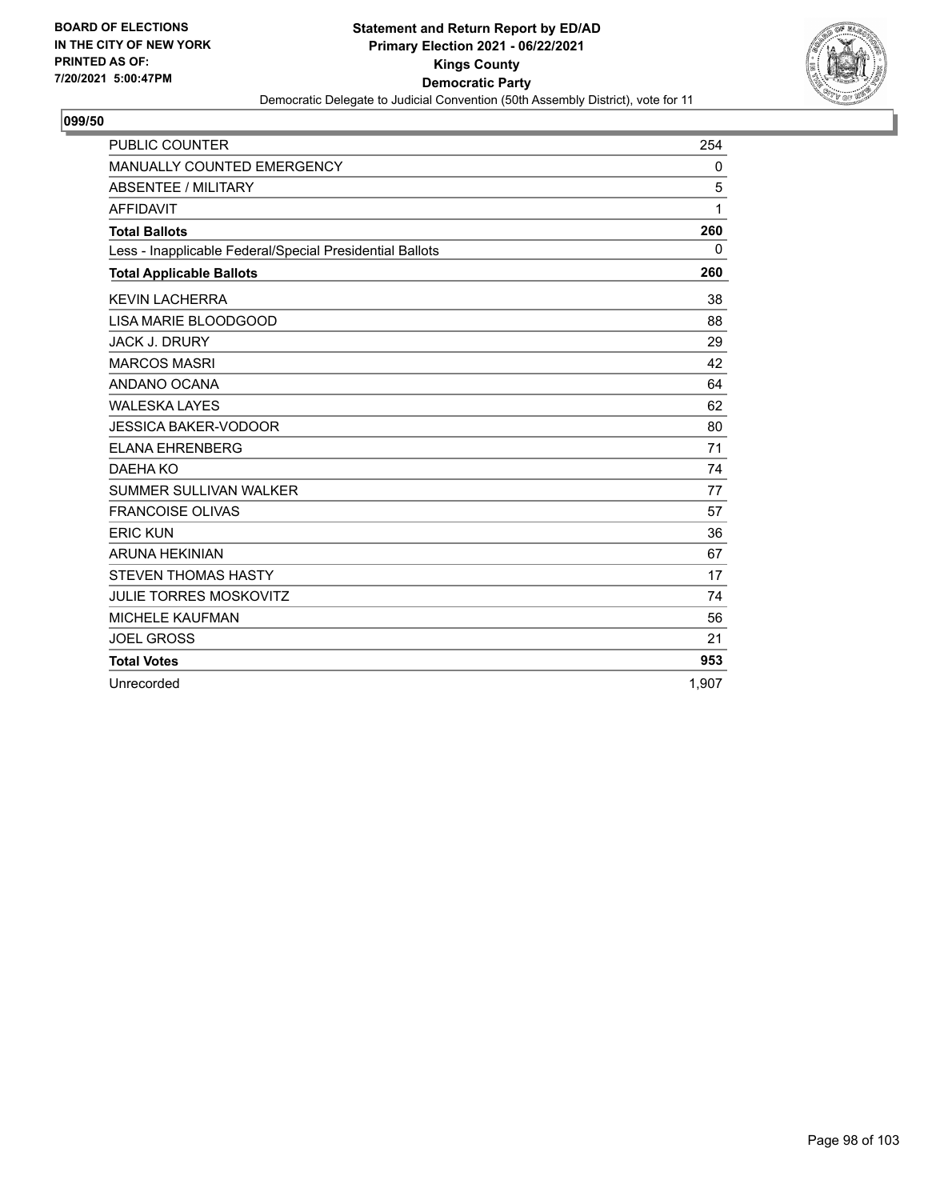BOARD OF ELECTIONS
IN THE CITY OF NEW YORK
PRINTED AS OF:
7/20/2021 5:00:47PM

**Statement and Return Report by ED/AD**
**Primary Election 2021 - 06/22/2021**
**Kings County**
**Democratic Party**
Democratic Delegate to Judicial Convention (50th Assembly District), vote for 11

## 099/50

| | |
|---|---|
| PUBLIC COUNTER | 254 |
| MANUALLY COUNTED EMERGENCY | 0 |
| ABSENTEE / MILITARY | 5 |
| AFFIDAVIT | 1 |
| **Total Ballots** | **260** |
| Less - Inapplicable Federal/Special Presidential Ballots | 0 |
| **Total Applicable Ballots** | **260** |
| KEVIN LACHERRA | 38 |
| LISA MARIE BLOODGOOD | 88 |
| JACK J. DRURY | 29 |
| MARCOS MASRI | 42 |
| ANDANO OCANA | 64 |
| WALESKA LAYES | 62 |
| JESSICA BAKER-VODOOR | 80 |
| ELANA EHRENBERG | 71 |
| DAEHA KO | 74 |
| SUMMER SULLIVAN WALKER | 77 |
| FRANCOISE OLIVAS | 57 |
| ERIC KUN | 36 |
| ARUNA HEKINIAN | 67 |
| STEVEN THOMAS HASTY | 17 |
| JULIE TORRES MOSKOVITZ | 74 |
| MICHELE KAUFMAN | 56 |
| JOEL GROSS | 21 |
| **Total Votes** | **953** |
| Unrecorded | 1,907 |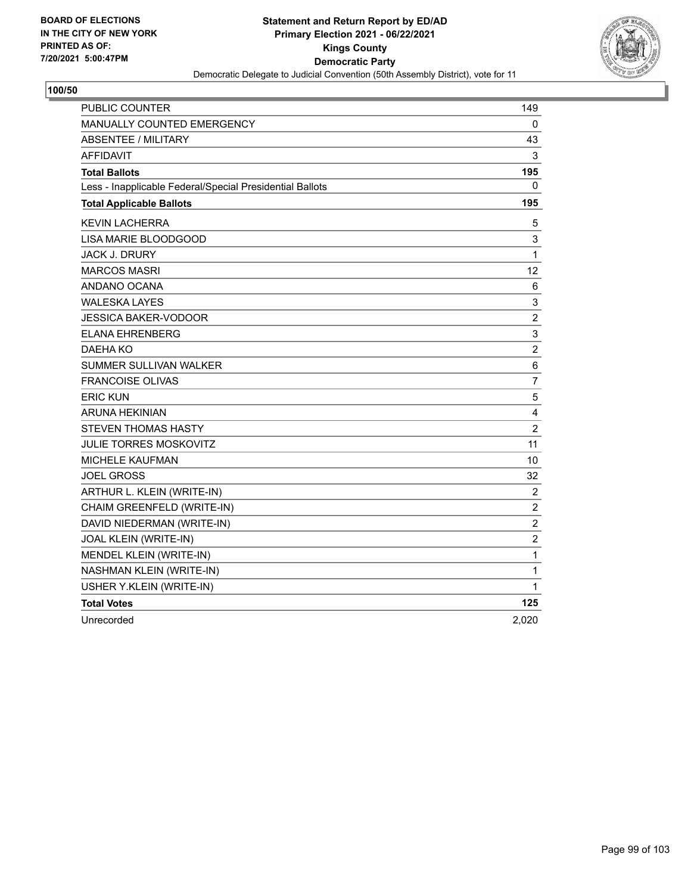BOARD OF ELECTIONS
IN THE CITY OF NEW YORK
PRINTED AS OF:
7/20/2021 5:00:47PM

**Statement and Return Report by ED/AD**
**Primary Election 2021 - 06/22/2021**
**Kings County**
**Democratic Party**
Democratic Delegate to Judicial Convention (50th Assembly District), vote for 11

**100/50**

| | |
|---|---|
| PUBLIC COUNTER | 149 |
| MANUALLY COUNTED EMERGENCY | 0 |
| ABSENTEE / MILITARY | 43 |
| AFFIDAVIT | 3 |
| **Total Ballots** | **195** |
| Less - Inapplicable Federal/Special Presidential Ballots | 0 |
| **Total Applicable Ballots** | **195** |
| KEVIN LACHERRA | 5 |
| LISA MARIE BLOODGOOD | 3 |
| JACK J. DRURY | 1 |
| MARCOS MASRI | 12 |
| ANDANO OCANA | 6 |
| WALESKA LAYES | 3 |
| JESSICA BAKER-VODOOR | 2 |
| ELANA EHRENBERG | 3 |
| DAEHA KO | 2 |
| SUMMER SULLIVAN WALKER | 6 |
| FRANCOISE OLIVAS | 7 |
| ERIC KUN | 5 |
| ARUNA HEKINIAN | 4 |
| STEVEN THOMAS HASTY | 2 |
| JULIE TORRES MOSKOVITZ | 11 |
| MICHELE KAUFMAN | 10 |
| JOEL GROSS | 32 |
| ARTHUR L. KLEIN (WRITE-IN) | 2 |
| CHAIM GREENFELD (WRITE-IN) | 2 |
| DAVID NIEDERMAN (WRITE-IN) | 2 |
| JOAL KLEIN (WRITE-IN) | 2 |
| MENDEL KLEIN (WRITE-IN) | 1 |
| NASHMAN KLEIN (WRITE-IN) | 1 |
| USHER Y.KLEIN (WRITE-IN) | 1 |
| **Total Votes** | **125** |
| Unrecorded | 2,020 |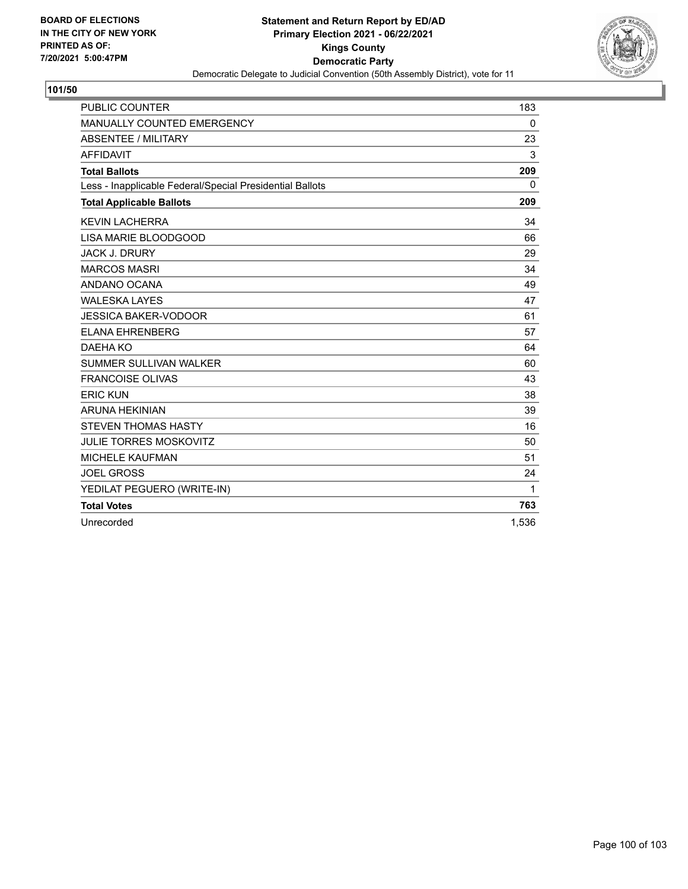BOARD OF ELECTIONS
IN THE CITY OF NEW YORK
PRINTED AS OF:
7/20/2021 5:00:47PM

**Statement and Return Report by ED/AD**
**Primary Election 2021 - 06/22/2021**
**Kings County**
**Democratic Party**
Democratic Delegate to Judicial Convention (50th Assembly District), vote for 11

**101/50**

| | |
|---|---|
| PUBLIC COUNTER | 183 |
| MANUALLY COUNTED EMERGENCY | 0 |
| ABSENTEE / MILITARY | 23 |
| AFFIDAVIT | 3 |
| **Total Ballots** | **209** |
| Less - Inapplicable Federal/Special Presidential Ballots | 0 |
| **Total Applicable Ballots** | **209** |
| KEVIN LACHERRA | 34 |
| LISA MARIE BLOODGOOD | 66 |
| JACK J. DRURY | 29 |
| MARCOS MASRI | 34 |
| ANDANO OCANA | 49 |
| WALESKA LAYES | 47 |
| JESSICA BAKER-VODOOR | 61 |
| ELANA EHRENBERG | 57 |
| DAEHA KO | 64 |
| SUMMER SULLIVAN WALKER | 60 |
| FRANCOISE OLIVAS | 43 |
| ERIC KUN | 38 |
| ARUNA HEKINIAN | 39 |
| STEVEN THOMAS HASTY | 16 |
| JULIE TORRES MOSKOVITZ | 50 |
| MICHELE KAUFMAN | 51 |
| JOEL GROSS | 24 |
| YEDILAT PEGUERO (WRITE-IN) | 1 |
| **Total Votes** | **763** |
| Unrecorded | 1,536 |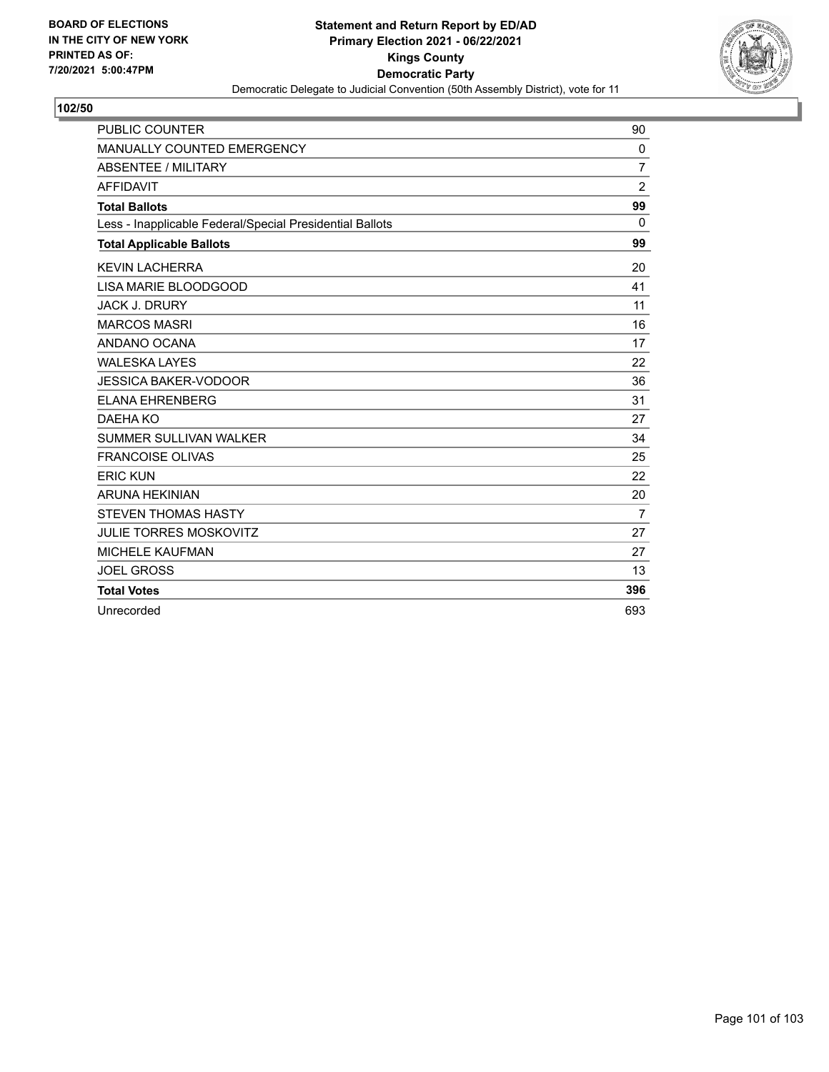**BOARD OF ELECTIONS IN THE CITY OF NEW YORK PRINTED AS OF: 7/20/2021 5:00:47PM**

**Statement and Return Report by ED/AD**
**Primary Election 2021 - 06/22/2021**
**Kings County**
**Democratic Party**
Democratic Delegate to Judicial Convention (50th Assembly District), vote for 11

## 102/50

| | |
|---|---|
| PUBLIC COUNTER | 90 |
| MANUALLY COUNTED EMERGENCY | 0 |
| ABSENTEE / MILITARY | 7 |
| AFFIDAVIT | 2 |
| **Total Ballots** | **99** |
| Less - Inapplicable Federal/Special Presidential Ballots | 0 |
| **Total Applicable Ballots** | **99** |
| KEVIN LACHERRA | 20 |
| LISA MARIE BLOODGOOD | 41 |
| JACK J. DRURY | 11 |
| MARCOS MASRI | 16 |
| ANDANO OCANA | 17 |
| WALESKA LAYES | 22 |
| JESSICA BAKER-VODOOR | 36 |
| ELANA EHRENBERG | 31 |
| DAEHA KO | 27 |
| SUMMER SULLIVAN WALKER | 34 |
| FRANCOISE OLIVAS | 25 |
| ERIC KUN | 22 |
| ARUNA HEKINIAN | 20 |
| STEVEN THOMAS HASTY | 7 |
| JULIE TORRES MOSKOVITZ | 27 |
| MICHELE KAUFMAN | 27 |
| JOEL GROSS | 13 |
| **Total Votes** | **396** |
| Unrecorded | 693 |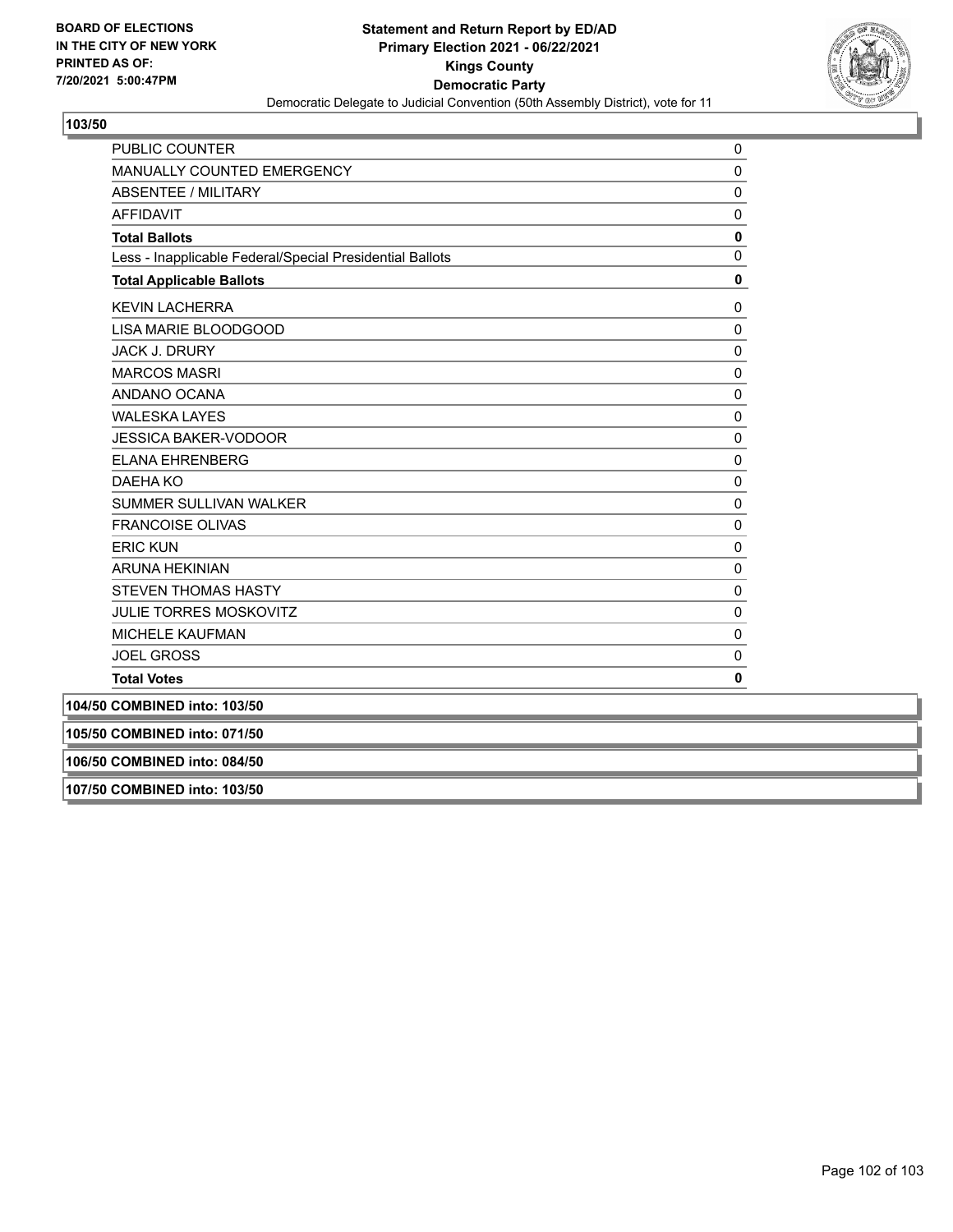## 103/50

| | |
|---|---|
| PUBLIC COUNTER | 0 |
| MANUALLY COUNTED EMERGENCY | 0 |
| ABSENTEE / MILITARY | 0 |
| AFFIDAVIT | 0 |
| **Total Ballots** | **0** |
| Less - Inapplicable Federal/Special Presidential Ballots | 0 |
| **Total Applicable Ballots** | **0** |
| KEVIN LACHERRA | 0 |
| LISA MARIE BLOODGOOD | 0 |
| JACK J. DRURY | 0 |
| MARCOS MASRI | 0 |
| ANDANO OCANA | 0 |
| WALESKA LAYES | 0 |
| JESSICA BAKER-VODOOR | 0 |
| ELANA EHRENBERG | 0 |
| DAEHA KO | 0 |
| SUMMER SULLIVAN WALKER | 0 |
| FRANCOISE OLIVAS | 0 |
| ERIC KUN | 0 |
| ARUNA HEKINIAN | 0 |
| STEVEN THOMAS HASTY | 0 |
| JULIE TORRES MOSKOVITZ | 0 |
| MICHELE KAUFMAN | 0 |
| JOEL GROSS | 0 |
| **Total Votes** | **0** |

**104/50 COMBINED into: 103/50**

**105/50 COMBINED into: 071/50**

**106/50 COMBINED into: 084/50**

**107/50 COMBINED into: 103/50**